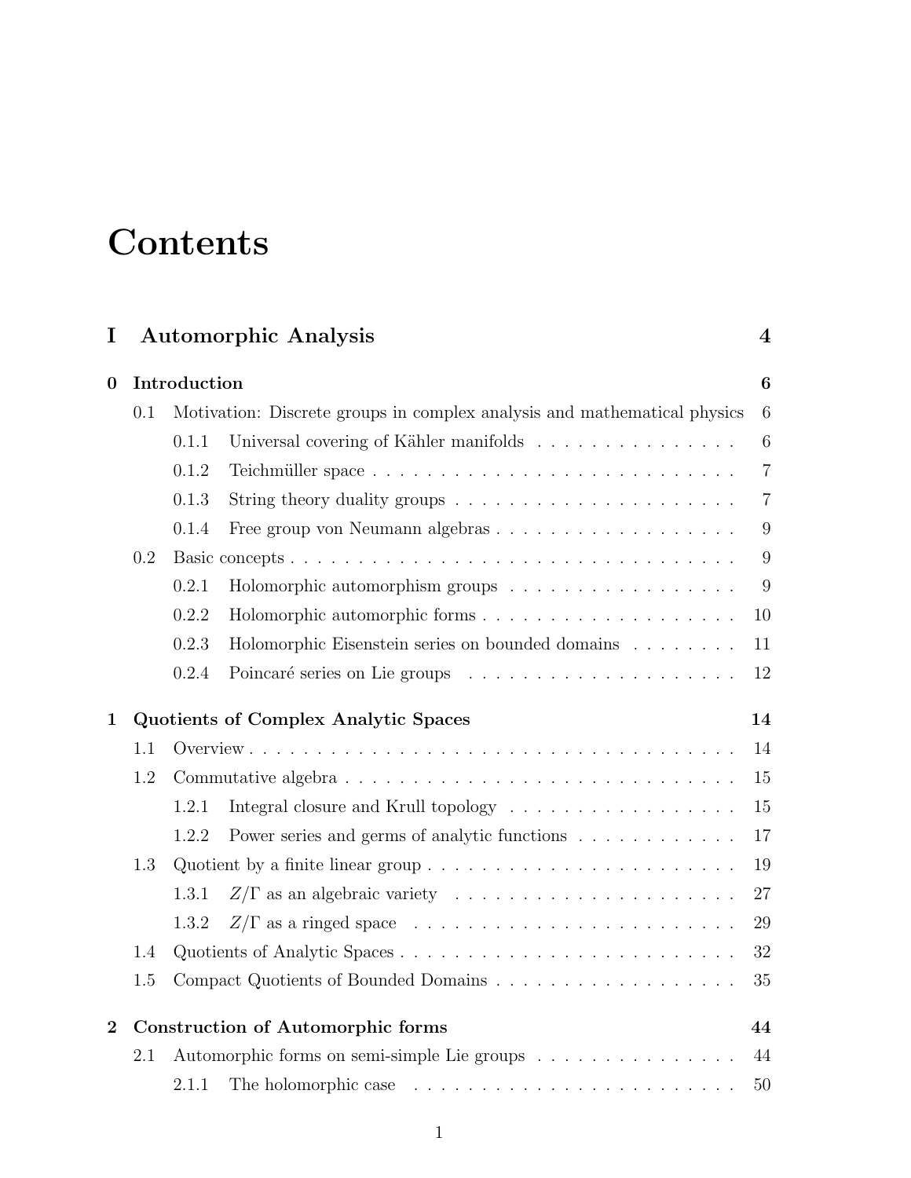# Contents

**I Automorphic Analysis** — **4**

**0 Introduction** — **6**

- 0.1 Motivation: Discrete groups in complex analysis and mathematical physics — 6
  - 0.1.1 Universal covering of Kähler manifolds — 6
  - 0.1.2 Teichmüller space — 7
  - 0.1.3 String theory duality groups — 7
  - 0.1.4 Free group von Neumann algebras — 9
- 0.2 Basic concepts — 9
  - 0.2.1 Holomorphic automorphism groups — 9
  - 0.2.2 Holomorphic automorphic forms — 10
  - 0.2.3 Holomorphic Eisenstein series on bounded domains — 11
  - 0.2.4 Poincaré series on Lie groups — 12

**1 Quotients of Complex Analytic Spaces** — **14**

- 1.1 Overview — 14
- 1.2 Commutative algebra — 15
  - 1.2.1 Integral closure and Krull topology — 15
  - 1.2.2 Power series and germs of analytic functions — 17
- 1.3 Quotient by a finite linear group — 19
  - 1.3.1 $Z/\Gamma$ as an algebraic variety — 27
  - 1.3.2 $Z/\Gamma$ as a ringed space — 29
- 1.4 Quotients of Analytic Spaces — 32
- 1.5 Compact Quotients of Bounded Domains — 35

**2 Construction of Automorphic forms** — **44**

- 2.1 Automorphic forms on semi-simple Lie groups — 44
  - 2.1.1 The holomorphic case — 50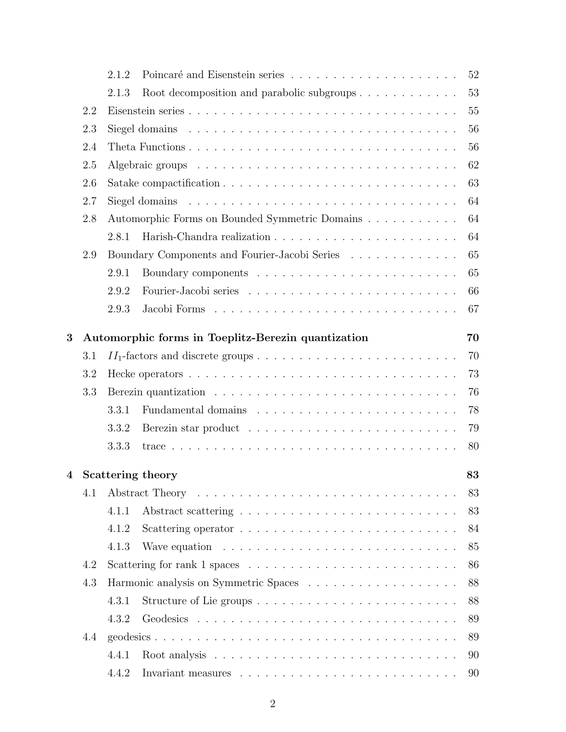- 2.1.2 Poincaré and Eisenstein series . . . . . . . . . . 52
- 2.1.3 Root decomposition and parabolic subgroups . . . . . . . . . . 53
- 2.2 Eisenstein series . . . . . . . . . . 55
- 2.3 Siegel domains . . . . . . . . . . 56
- 2.4 Theta Functions . . . . . . . . . . 56
- 2.5 Algebraic groups . . . . . . . . . . 62
- 2.6 Satake compactification . . . . . . . . . . 63
- 2.7 Siegel domains . . . . . . . . . . 64
- 2.8 Automorphic Forms on Bounded Symmetric Domains . . . . . . . . . . 64
  - 2.8.1 Harish-Chandra realization . . . . . . . . . . 64
- 2.9 Boundary Components and Fourier-Jacobi Series . . . . . . . . . . 65
  - 2.9.1 Boundary components . . . . . . . . . . 65
  - 2.9.2 Fourier-Jacobi series . . . . . . . . . . 66
  - 2.9.3 Jacobi Forms . . . . . . . . . . 67

**3 Automorphic forms in Toeplitz-Berezin quantization** **70**

- 3.1 $II_1$-factors and discrete groups . . . . . . . . . . 70
- 3.2 Hecke operators . . . . . . . . . . 73
- 3.3 Berezin quantization . . . . . . . . . . 76
  - 3.3.1 Fundamental domains . . . . . . . . . . 78
  - 3.3.2 Berezin star product . . . . . . . . . . 79
  - 3.3.3 trace . . . . . . . . . . 80

**4 Scattering theory** **83**

- 4.1 Abstract Theory . . . . . . . . . . 83
  - 4.1.1 Abstract scattering . . . . . . . . . . 83
  - 4.1.2 Scattering operator . . . . . . . . . . 84
  - 4.1.3 Wave equation . . . . . . . . . . 85
- 4.2 Scattering for rank 1 spaces . . . . . . . . . . 86
- 4.3 Harmonic analysis on Symmetric Spaces . . . . . . . . . . 88
  - 4.3.1 Structure of Lie groups . . . . . . . . . . 88
  - 4.3.2 Geodesics . . . . . . . . . . 89
- 4.4 geodesics . . . . . . . . . . 89
  - 4.4.1 Root analysis . . . . . . . . . . 90
  - 4.4.2 Invariant measures . . . . . . . . . . 90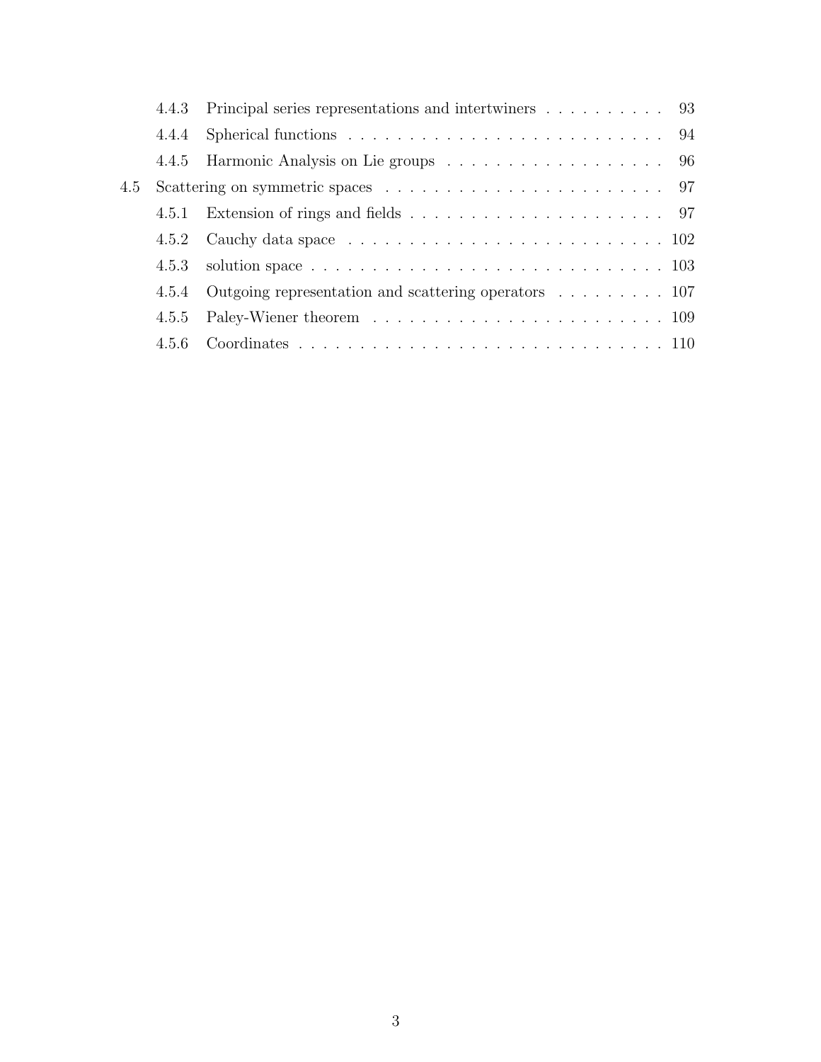- 4.4.3 Principal series representations and intertwiners . . . . . . . . . . 93
- 4.4.4 Spherical functions . . . . . . . . . . . . . . . . . . . . . . . . . . . 94
- 4.4.5 Harmonic Analysis on Lie groups . . . . . . . . . . . . . . . . . . 96

4.5 Scattering on symmetric spaces . . . . . . . . . . . . . . . . . . . . . . . 97

- 4.5.1 Extension of rings and fields . . . . . . . . . . . . . . . . . . . . . 97
- 4.5.2 Cauchy data space . . . . . . . . . . . . . . . . . . . . . . . . . . 102
- 4.5.3 solution space . . . . . . . . . . . . . . . . . . . . . . . . . . . . . 103
- 4.5.4 Outgoing representation and scattering operators . . . . . . . . . 107
- 4.5.5 Paley-Wiener theorem . . . . . . . . . . . . . . . . . . . . . . . . 109
- 4.5.6 Coordinates . . . . . . . . . . . . . . . . . . . . . . . . . . . . . . 110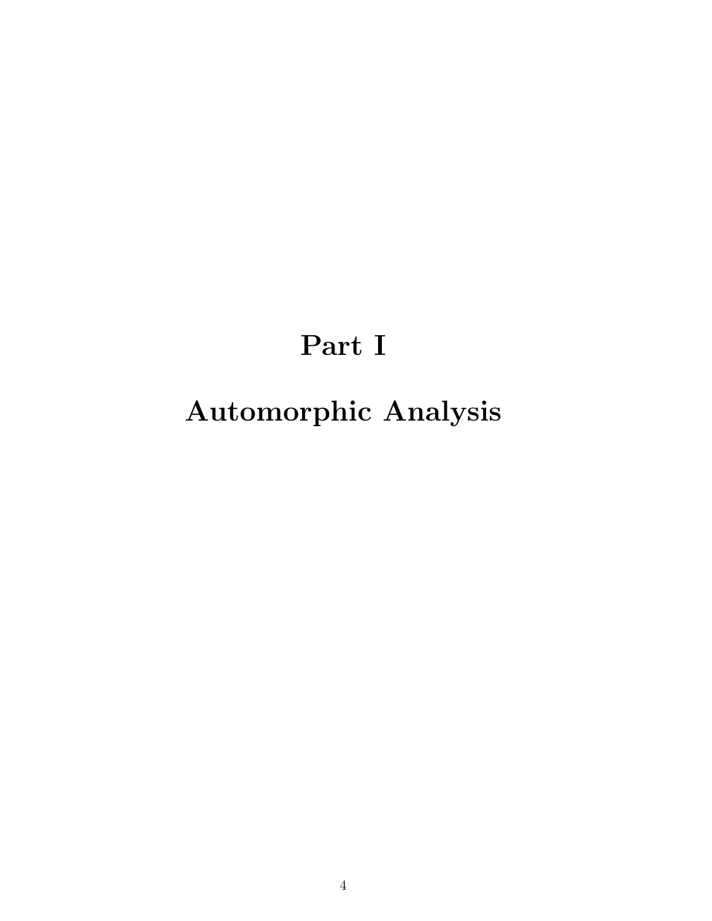# Part I

# Automorphic Analysis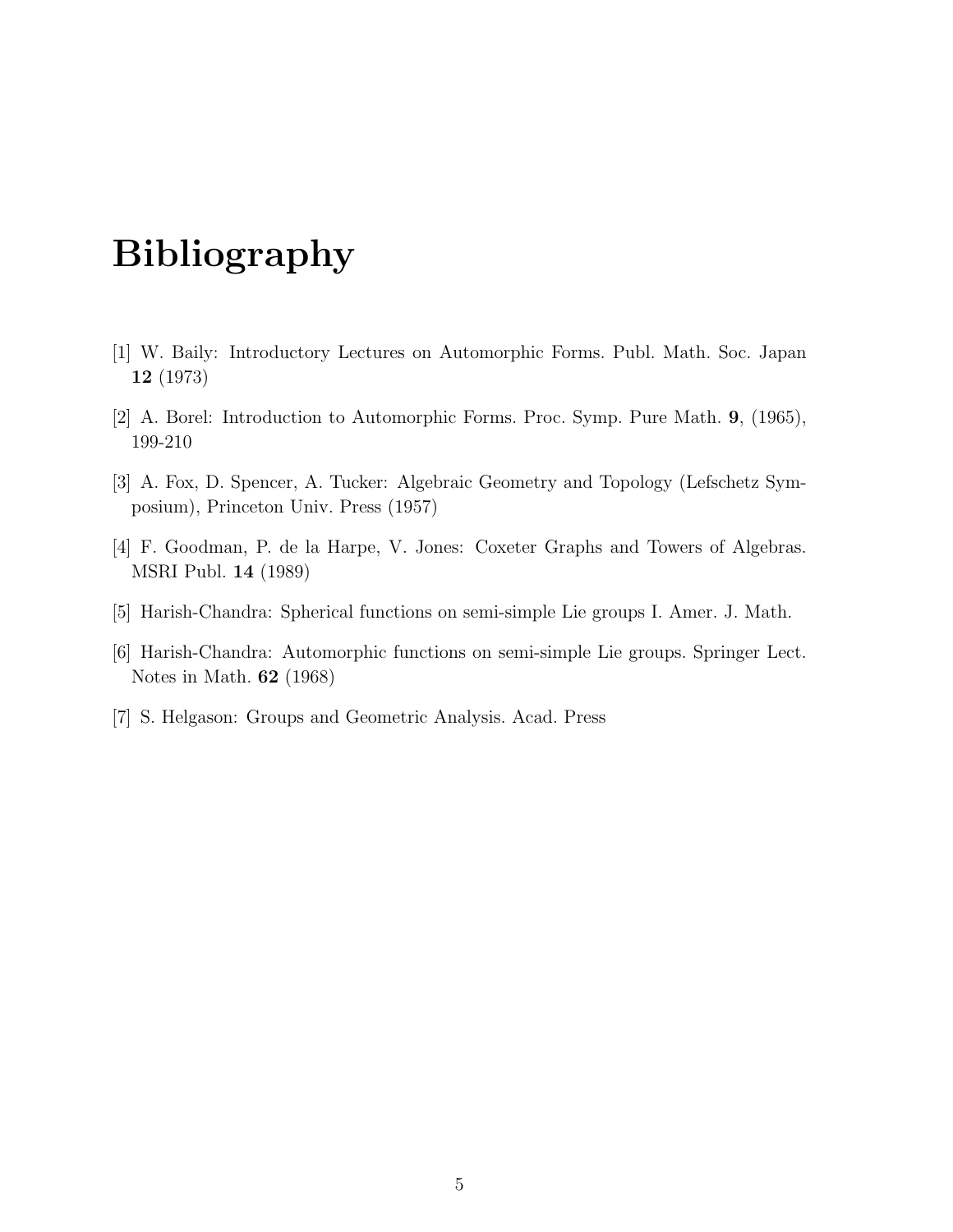# Bibliography

[1] W. Baily: Introductory Lectures on Automorphic Forms. Publ. Math. Soc. Japan **12** (1973)

[2] A. Borel: Introduction to Automorphic Forms. Proc. Symp. Pure Math. **9**, (1965), 199-210

[3] A. Fox, D. Spencer, A. Tucker: Algebraic Geometry and Topology (Lefschetz Symposium), Princeton Univ. Press (1957)

[4] F. Goodman, P. de la Harpe, V. Jones: Coxeter Graphs and Towers of Algebras. MSRI Publ. **14** (1989)

[5] Harish-Chandra: Spherical functions on semi-simple Lie groups I. Amer. J. Math.

[6] Harish-Chandra: Automorphic functions on semi-simple Lie groups. Springer Lect. Notes in Math. **62** (1968)

[7] S. Helgason: Groups and Geometric Analysis. Acad. Press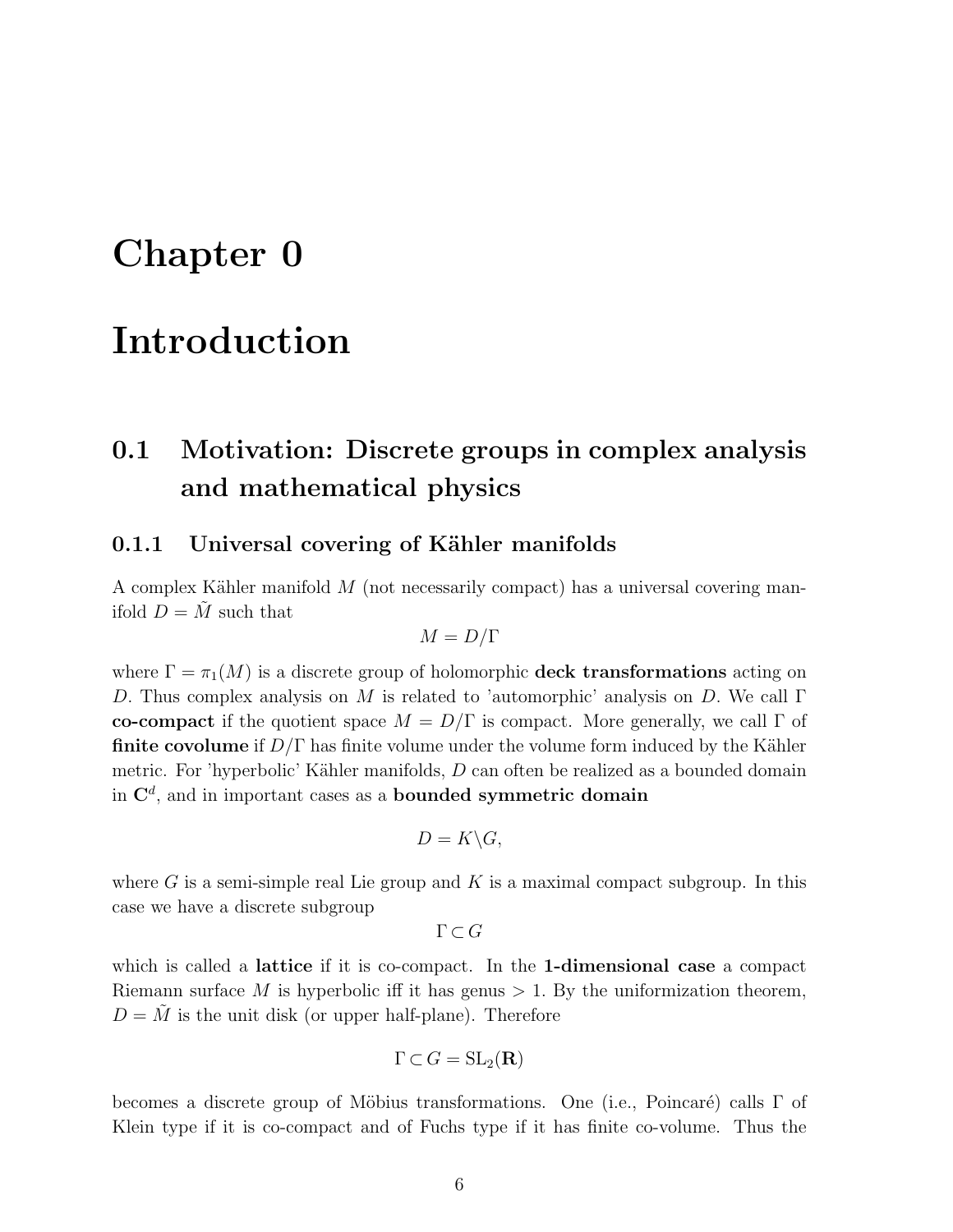# Chapter 0

# Introduction

## 0.1 Motivation: Discrete groups in complex analysis and mathematical physics

### 0.1.1 Universal covering of Kähler manifolds

A complex Kähler manifold $M$ (not necessarily compact) has a universal covering manifold $D = \tilde{M}$ such that

$$M = D/\Gamma$$

where $\Gamma = \pi_1(M)$ is a discrete group of holomorphic **deck transformations** acting on $D$. Thus complex analysis on $M$ is related to 'automorphic' analysis on $D$. We call $\Gamma$ **co-compact** if the quotient space $M = D/\Gamma$ is compact. More generally, we call $\Gamma$ of **finite covolume** if $D/\Gamma$ has finite volume under the volume form induced by the Kähler metric. For 'hyperbolic' Kähler manifolds, $D$ can often be realized as a bounded domain in $\mathbf{C}^d$, and in important cases as a **bounded symmetric domain**

$$D = K \backslash G,$$

where $G$ is a semi-simple real Lie group and $K$ is a maximal compact subgroup. In this case we have a discrete subgroup

$$\Gamma \subset G$$

which is called a **lattice** if it is co-compact. In the **1-dimensional case** a compact Riemann surface $M$ is hyperbolic iff it has genus $> 1$. By the uniformization theorem, $D = \tilde{M}$ is the unit disk (or upper half-plane). Therefore

$$\Gamma \subset G = \mathrm{SL}_2(\mathbf{R})$$

becomes a discrete group of Möbius transformations. One (i.e., Poincaré) calls $\Gamma$ of Klein type if it is co-compact and of Fuchs type if it has finite co-volume. Thus the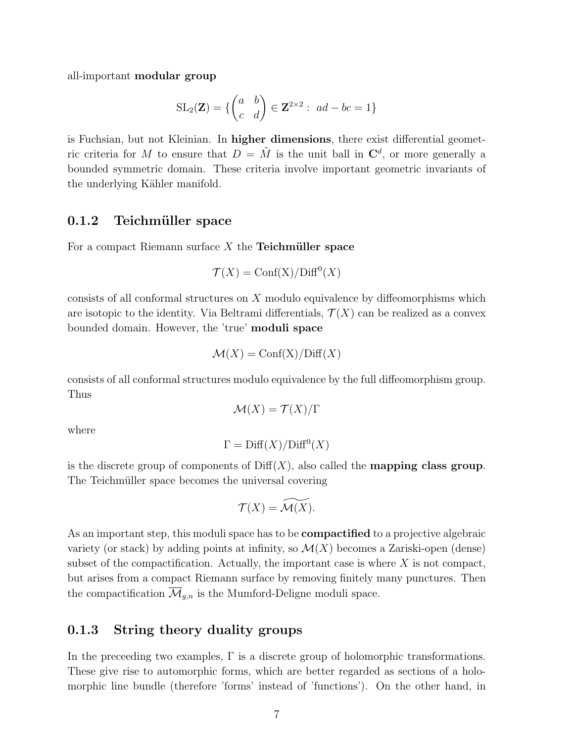all-important **modular group**

$$\mathrm{SL}_2(\mathbf{Z}) = \{\begin{pmatrix} a & b \\ c & d \end{pmatrix} \in \mathbf{Z}^{2\times 2} : \ ad - bc = 1\}$$

is Fuchsian, but not Kleinian. In **higher dimensions**, there exist differential geometric criteria for $M$ to ensure that $D = \tilde{M}$ is the unit ball in $\mathbf{C}^d$, or more generally a bounded symmetric domain. These criteria involve important geometric invariants of the underlying Kähler manifold.

### 0.1.2 Teichmüller space

For a compact Riemann surface $X$ the **Teichmüller space**

$$\mathcal{T}(X) = \mathrm{Conf(X)}/\mathrm{Diff}^0(X)$$

consists of all conformal structures on $X$ modulo equivalence by diffeomorphisms which are isotopic to the identity. Via Beltrami differentials, $\mathcal{T}(X)$ can be realized as a convex bounded domain. However, the 'true' **moduli space**

$$\mathcal{M}(X) = \mathrm{Conf(X)}/\mathrm{Diff}(X)$$

consists of all conformal structures modulo equivalence by the full diffeomorphism group. Thus

$$\mathcal{M}(X) = \mathcal{T}(X)/\Gamma$$

where

$$\Gamma = \mathrm{Diff}(X)/\mathrm{Diff}^0(X)$$

is the discrete group of components of $\mathrm{Diff}(X)$, also called the **mapping class group**. The Teichmüller space becomes the universal covering

$$\mathcal{T}(X) = \widetilde{\mathcal{M}(X)}.$$

As an important step, this moduli space has to be **compactified** to a projective algebraic variety (or stack) by adding points at infinity, so $\mathcal{M}(X)$ becomes a Zariski-open (dense) subset of the compactification. Actually, the important case is where $X$ is not compact, but arises from a compact Riemann surface by removing finitely many punctures. Then the compactification $\overline{\mathcal{M}}_{g,n}$ is the Mumford-Deligne moduli space.

### 0.1.3 String theory duality groups

In the preceeding two examples, $\Gamma$ is a discrete group of holomorphic transformations. These give rise to automorphic forms, which are better regarded as sections of a holomorphic line bundle (therefore 'forms' instead of 'functions'). On the other hand, in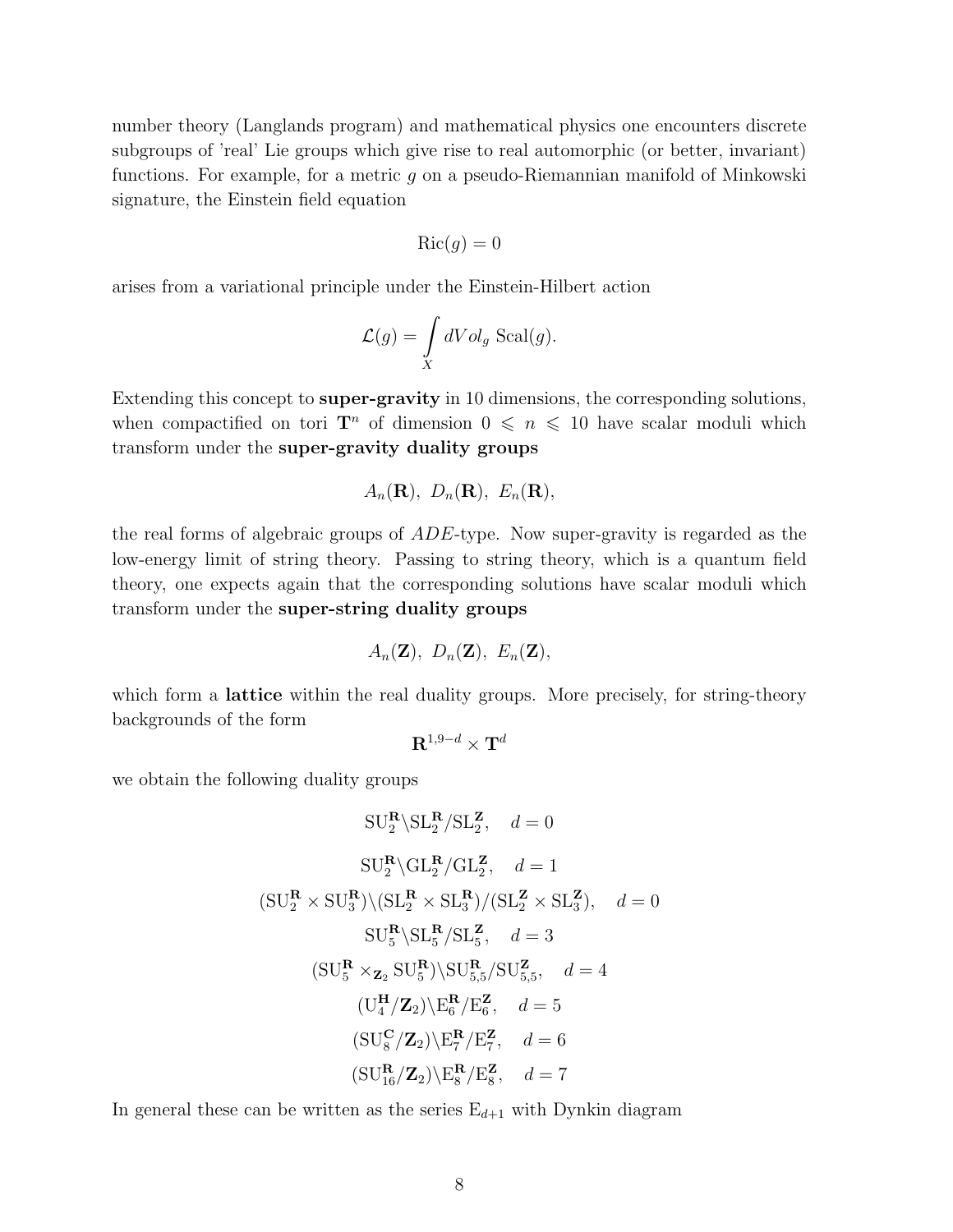number theory (Langlands program) and mathematical physics one encounters discrete subgroups of 'real' Lie groups which give rise to real automorphic (or better, invariant) functions. For example, for a metric $g$ on a pseudo-Riemannian manifold of Minkowski signature, the Einstein field equation

$$\mathrm{Ric}(g) = 0$$

arises from a variational principle under the Einstein-Hilbert action

$$\mathcal{L}(g) = \int_X dVol_g \ \mathrm{Scal}(g).$$

Extending this concept to **super-gravity** in 10 dimensions, the corresponding solutions, when compactified on tori $\mathbf{T}^n$ of dimension $0 \leqslant n \leqslant 10$ have scalar moduli which transform under the **super-gravity duality groups**

$$A_n(\mathbf{R}),\ D_n(\mathbf{R}),\ E_n(\mathbf{R}),$$

the real forms of algebraic groups of $ADE$-type. Now super-gravity is regarded as the low-energy limit of string theory. Passing to string theory, which is a quantum field theory, one expects again that the corresponding solutions have scalar moduli which transform under the **super-string duality groups**

$$A_n(\mathbf{Z}),\ D_n(\mathbf{Z}),\ E_n(\mathbf{Z}),$$

which form a **lattice** within the real duality groups. More precisely, for string-theory backgrounds of the form

$$\mathbf{R}^{1,9-d} \times \mathbf{T}^d$$

we obtain the following duality groups

$$\mathrm{SU}_2^{\mathbf{R}} \backslash \mathrm{SL}_2^{\mathbf{R}} / \mathrm{SL}_2^{\mathbf{Z}}, \quad d = 0$$

$$\mathrm{SU}_2^{\mathbf{R}} \backslash \mathrm{GL}_2^{\mathbf{R}} / \mathrm{GL}_2^{\mathbf{Z}}, \quad d = 1$$

$$(\mathrm{SU}_2^{\mathbf{R}} \times \mathrm{SU}_3^{\mathbf{R}}) \backslash (\mathrm{SL}_2^{\mathbf{R}} \times \mathrm{SL}_3^{\mathbf{R}}) / (\mathrm{SL}_2^{\mathbf{Z}} \times \mathrm{SL}_3^{\mathbf{Z}}), \quad d = 0$$

$$\mathrm{SU}_5^{\mathbf{R}} \backslash \mathrm{SL}_5^{\mathbf{R}} / \mathrm{SL}_5^{\mathbf{Z}}, \quad d = 3$$

$$(\mathrm{SU}_5^{\mathbf{R}} \times_{\mathbf{Z}_2} \mathrm{SU}_5^{\mathbf{R}}) \backslash \mathrm{SU}_{5,5}^{\mathbf{R}} / \mathrm{SU}_{5,5}^{\mathbf{Z}}, \quad d = 4$$

$$(\mathrm{U}_4^{\mathbf{H}} / \mathbf{Z}_2) \backslash \mathrm{E}_6^{\mathbf{R}} / \mathrm{E}_6^{\mathbf{Z}}, \quad d = 5$$

$$(\mathrm{SU}_8^{\mathbf{C}} / \mathbf{Z}_2) \backslash \mathrm{E}_7^{\mathbf{R}} / \mathrm{E}_7^{\mathbf{Z}}, \quad d = 6$$

$$(\mathrm{SU}_{16}^{\mathbf{R}} / \mathbf{Z}_2) \backslash \mathrm{E}_8^{\mathbf{R}} / \mathrm{E}_8^{\mathbf{Z}}, \quad d = 7$$

In general these can be written as the series $\mathrm{E}_{d+1}$ with Dynkin diagram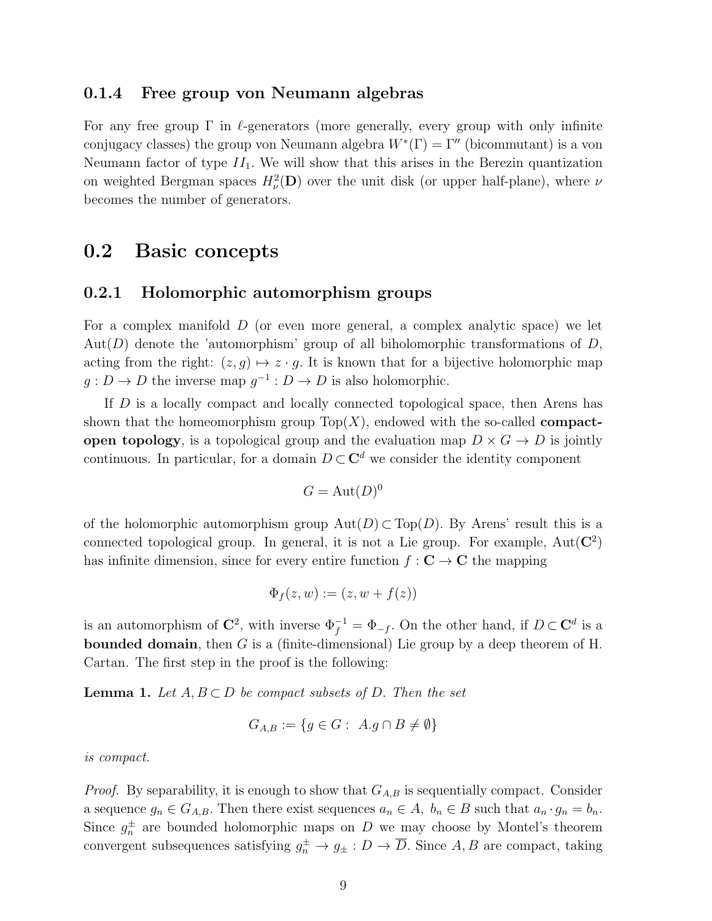### 0.1.4 Free group von Neumann algebras

For any free group $\Gamma$ in $\ell$-generators (more generally, every group with only infinite conjugacy classes) the group von Neumann algebra $W^*(\Gamma) = \Gamma''$ (bicommutant) is a von Neumann factor of type $II_1$. We will show that this arises in the Berezin quantization on weighted Bergman spaces $H^2_\nu(\mathbf{D})$ over the unit disk (or upper half-plane), where $\nu$ becomes the number of generators.

## 0.2 Basic concepts

### 0.2.1 Holomorphic automorphism groups

For a complex manifold $D$ (or even more general, a complex analytic space) we let $\mathrm{Aut}(D)$ denote the 'automorphism' group of all biholomorphic transformations of $D$, acting from the right: $(z, g) \mapsto z \cdot g$. It is known that for a bijective holomorphic map $g : D \to D$ the inverse map $g^{-1} : D \to D$ is also holomorphic.

If $D$ is a locally compact and locally connected topological space, then Arens has shown that the homeomorphism group $\mathrm{Top}(X)$, endowed with the so-called **compact-open topology**, is a topological group and the evaluation map $D \times G \to D$ is jointly continuous. In particular, for a domain $D \subset \mathbf{C}^d$ we consider the identity component

$$G = \mathrm{Aut}(D)^0$$

of the holomorphic automorphism group $\mathrm{Aut}(D) \subset \mathrm{Top}(D)$. By Arens' result this is a connected topological group. In general, it is not a Lie group. For example, $\mathrm{Aut}(\mathbf{C}^2)$ has infinite dimension, since for every entire function $f : \mathbf{C} \to \mathbf{C}$ the mapping

$$\Phi_f(z, w) := (z, w + f(z))$$

is an automorphism of $\mathbf{C}^2$, with inverse $\Phi_f^{-1} = \Phi_{-f}$. On the other hand, if $D \subset \mathbf{C}^d$ is a **bounded domain**, then $G$ is a (finite-dimensional) Lie group by a deep theorem of H. Cartan. The first step in the proof is the following:

**Lemma 1.** *Let $A, B \subset D$ be compact subsets of $D$. Then the set*

$$G_{A,B} := \{g \in G : \ A.g \cap B \neq \emptyset\}$$

*is compact.*

*Proof.* By separability, it is enough to show that $G_{A,B}$ is sequentially compact. Consider a sequence $g_n \in G_{A,B}$. Then there exist sequences $a_n \in A$, $b_n \in B$ such that $a_n \cdot g_n = b_n$. Since $g_n^\pm$ are bounded holomorphic maps on $D$ we may choose by Montel's theorem convergent subsequences satisfying $g_n^\pm \to g_\pm : D \to \overline{D}$. Since $A, B$ are compact, taking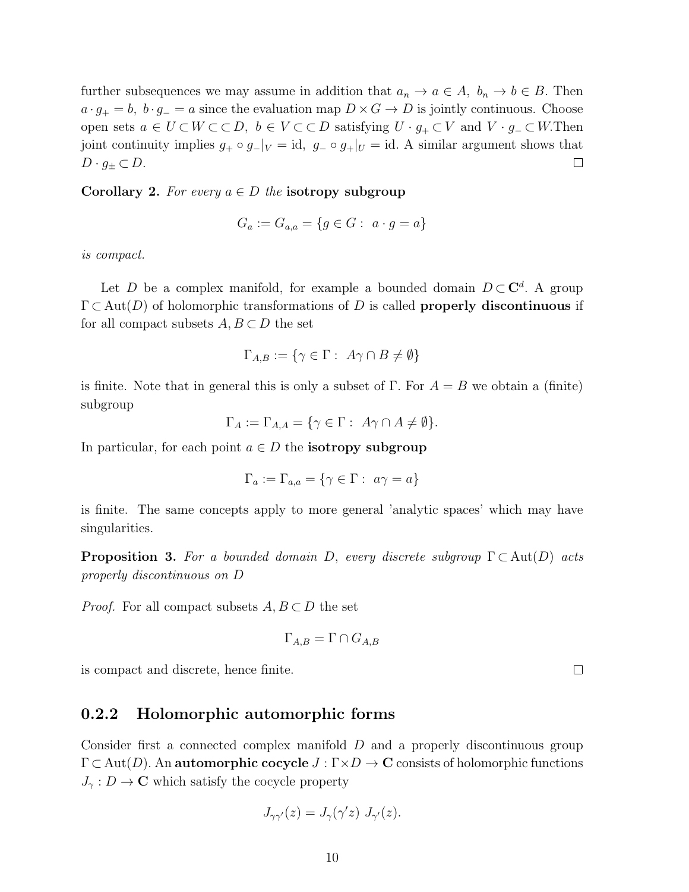further subsequences we may assume in addition that $a_n \to a \in A,\ b_n \to b \in B$. Then $a \cdot g_+ = b,\ b \cdot g_- = a$ since the evaluation map $D \times G \to D$ is jointly continuous. Choose open sets $a \in U \subset W \subset\subset D,\ b \in V \subset\subset D$ satisfying $U \cdot g_+ \subset V$ and $V \cdot g_- \subset W$. Then joint continuity implies $g_+ \circ g_-|_V = \mathrm{id},\ g_- \circ g_+|_U = \mathrm{id}$. A similar argument shows that $D \cdot g_\pm \subset D$. ☐

**Corollary 2.** *For every $a \in D$ the* **isotropy subgroup**

$$G_a := G_{a,a} = \{g \in G : \ a \cdot g = a\}$$

*is compact.*

Let $D$ be a complex manifold, for example a bounded domain $D \subset \mathbf{C}^d$. A group $\Gamma \subset \mathrm{Aut}(D)$ of holomorphic transformations of $D$ is called **properly discontinuous** if for all compact subsets $A, B \subset D$ the set

$$\Gamma_{A,B} := \{\gamma \in \Gamma : \ A\gamma \cap B \neq \emptyset\}$$

is finite. Note that in general this is only a subset of $\Gamma$. For $A = B$ we obtain a (finite) subgroup

$$\Gamma_A := \Gamma_{A,A} = \{\gamma \in \Gamma : \ A\gamma \cap A \neq \emptyset\}.$$

In particular, for each point $a \in D$ the **isotropy subgroup**

$$\Gamma_a := \Gamma_{a,a} = \{\gamma \in \Gamma : \ a\gamma = a\}$$

is finite. The same concepts apply to more general 'analytic spaces' which may have singularities.

**Proposition 3.** *For a bounded domain $D$, every discrete subgroup $\Gamma \subset \mathrm{Aut}(D)$ acts properly discontinuous on $D$*

*Proof.* For all compact subsets $A, B \subset D$ the set

$$\Gamma_{A,B} = \Gamma \cap G_{A,B}$$

is compact and discrete, hence finite. ☐

### 0.2.2 Holomorphic automorphic forms

Consider first a connected complex manifold $D$ and a properly discontinuous group $\Gamma \subset \mathrm{Aut}(D)$. An **automorphic cocycle** $J : \Gamma \times D \to \mathbf{C}$ consists of holomorphic functions $J_\gamma : D \to \mathbf{C}$ which satisfy the cocycle property

$$J_{\gamma\gamma'}(z) = J_\gamma(\gamma' z) \ J_{\gamma'}(z).$$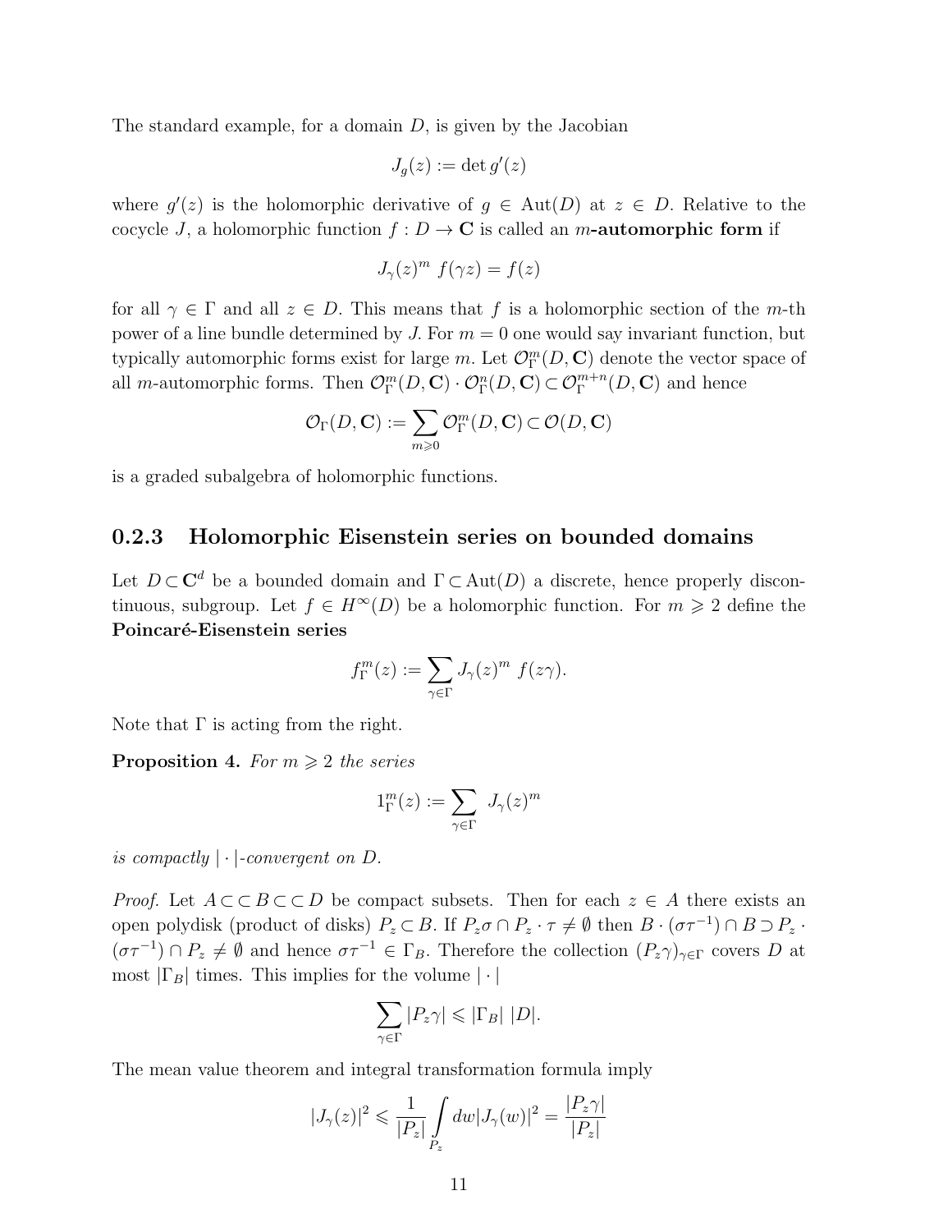The standard example, for a domain $D$, is given by the Jacobian

$$J_g(z) := \det g'(z)$$

where $g'(z)$ is the holomorphic derivative of $g \in \mathrm{Aut}(D)$ at $z \in D$. Relative to the cocycle $J$, a holomorphic function $f : D \to \mathbf{C}$ is called an **$m$-automorphic form** if

$$J_\gamma(z)^m \; f(\gamma z) = f(z)$$

for all $\gamma \in \Gamma$ and all $z \in D$. This means that $f$ is a holomorphic section of the $m$-th power of a line bundle determined by $J$. For $m = 0$ one would say invariant function, but typically automorphic forms exist for large $m$. Let $\mathcal{O}_\Gamma^m(D, \mathbf{C})$ denote the vector space of all $m$-automorphic forms. Then $\mathcal{O}_\Gamma^m(D, \mathbf{C}) \cdot \mathcal{O}_\Gamma^n(D, \mathbf{C}) \subset \mathcal{O}_\Gamma^{m+n}(D, \mathbf{C})$ and hence

$$\mathcal{O}_\Gamma(D, \mathbf{C}) := \sum_{m \geqslant 0} \mathcal{O}_\Gamma^m(D, \mathbf{C}) \subset \mathcal{O}(D, \mathbf{C})$$

is a graded subalgebra of holomorphic functions.

### 0.2.3 Holomorphic Eisenstein series on bounded domains

Let $D \subset \mathbf{C}^d$ be a bounded domain and $\Gamma \subset \mathrm{Aut}(D)$ a discrete, hence properly discontinuous, subgroup. Let $f \in H^\infty(D)$ be a holomorphic function. For $m \geqslant 2$ define the **Poincaré-Eisenstein series**

$$f_\Gamma^m(z) := \sum_{\gamma \in \Gamma} J_\gamma(z)^m \; f(z\gamma).$$

Note that $\Gamma$ is acting from the right.

**Proposition 4.** *For $m \geqslant 2$ the series*

$$1_\Gamma^m(z) := \sum_{\gamma \in \Gamma} \; J_\gamma(z)^m$$

*is compactly $|\cdot|$-convergent on $D$.*

*Proof.* Let $A \subset\subset B \subset\subset D$ be compact subsets. Then for each $z \in A$ there exists an open polydisk (product of disks) $P_z \subset B$. If $P_z\sigma \cap P_z \cdot \tau \neq \emptyset$ then $B \cdot (\sigma\tau^{-1}) \cap B \supset P_z \cdot (\sigma\tau^{-1}) \cap P_z \neq \emptyset$ and hence $\sigma\tau^{-1} \in \Gamma_B$. Therefore the collection $(P_z\gamma)_{\gamma \in \Gamma}$ covers $D$ at most $|\Gamma_B|$ times. This implies for the volume $|\cdot|$

$$\sum_{\gamma \in \Gamma} |P_z\gamma| \leqslant |\Gamma_B| \; |D|.$$

The mean value theorem and integral transformation formula imply

$$|J_\gamma(z)|^2 \leqslant \frac{1}{|P_z|} \int\limits_{P_z} dw |J_\gamma(w)|^2 = \frac{|P_z\gamma|}{|P_z|}$$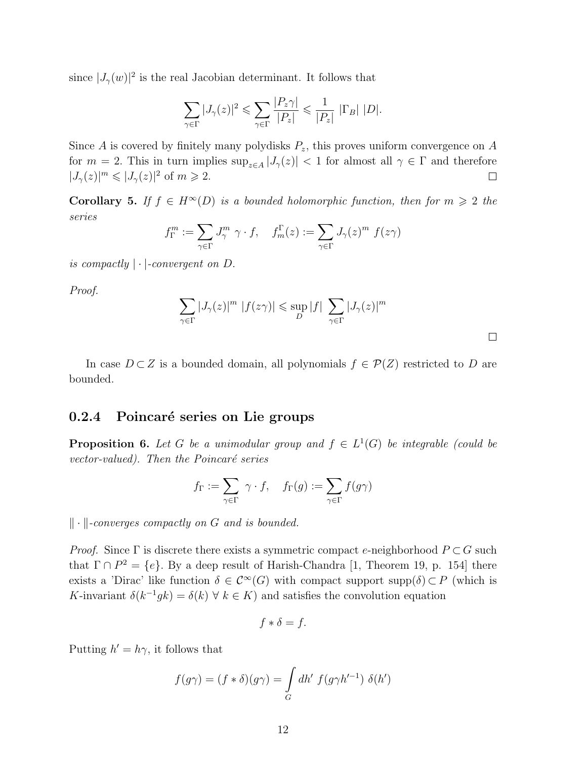since $|J_\gamma(w)|^2$ is the real Jacobian determinant. It follows that

$$\sum_{\gamma\in\Gamma} |J_\gamma(z)|^2 \leqslant \sum_{\gamma\in\Gamma} \frac{|P_z\gamma|}{|P_z|} \leqslant \frac{1}{|P_z|}\ |\Gamma_B|\ |D|.$$

Since $A$ is covered by finitely many polydisks $P_z$, this proves uniform convergence on $A$ for $m = 2$. This in turn implies $\sup_{z\in A} |J_\gamma(z)| < 1$ for almost all $\gamma \in \Gamma$ and therefore $|J_\gamma(z)|^m \leqslant |J_\gamma(z)|^2$ of $m \geqslant 2$. □

**Corollary 5.** *If $f \in H^\infty(D)$ is a bounded holomorphic function, then for $m \geqslant 2$ the series*

$$f_\Gamma^m := \sum_{\gamma\in\Gamma} J_\gamma^m\ \gamma \cdot f, \quad f_m^\Gamma(z) := \sum_{\gamma\in\Gamma} J_\gamma(z)^m\ f(z\gamma)$$

*is compactly $|\cdot|$-convergent on $D$.*

*Proof.*

$$\sum_{\gamma\in\Gamma} |J_\gamma(z)|^m\ |f(z\gamma)| \leqslant \sup_D |f|\ \sum_{\gamma\in\Gamma} |J_\gamma(z)|^m$$

□

In case $D \subset Z$ is a bounded domain, all polynomials $f \in \mathcal{P}(Z)$ restricted to $D$ are bounded.

### 0.2.4 Poincaré series on Lie groups

**Proposition 6.** *Let $G$ be a unimodular group and $f \in L^1(G)$ be integrable (could be vector-valued). Then the Poincaré series*

$$f_\Gamma := \sum_{\gamma\in\Gamma} \gamma \cdot f, \quad f_\Gamma(g) := \sum_{\gamma\in\Gamma} f(g\gamma)$$

*$\|\cdot\|$-converges compactly on $G$ and is bounded.*

*Proof.* Since $\Gamma$ is discrete there exists a symmetric compact $e$-neighborhood $P \subset G$ such that $\Gamma \cap P^2 = \{e\}$. By a deep result of Harish-Chandra [1, Theorem 19, p. 154] there exists a 'Dirac' like function $\delta \in \mathcal{C}^\infty(G)$ with compact support $\text{supp}(\delta) \subset P$ (which is $K$-invariant $\delta(k^{-1}gk) = \delta(k)\ \forall\ k \in K$) and satisfies the convolution equation

$$f * \delta = f.$$

Putting $h' = h\gamma$, it follows that

$$f(g\gamma) = (f * \delta)(g\gamma) = \int_G dh'\ f(g\gamma h'^{-1})\ \delta(h')$$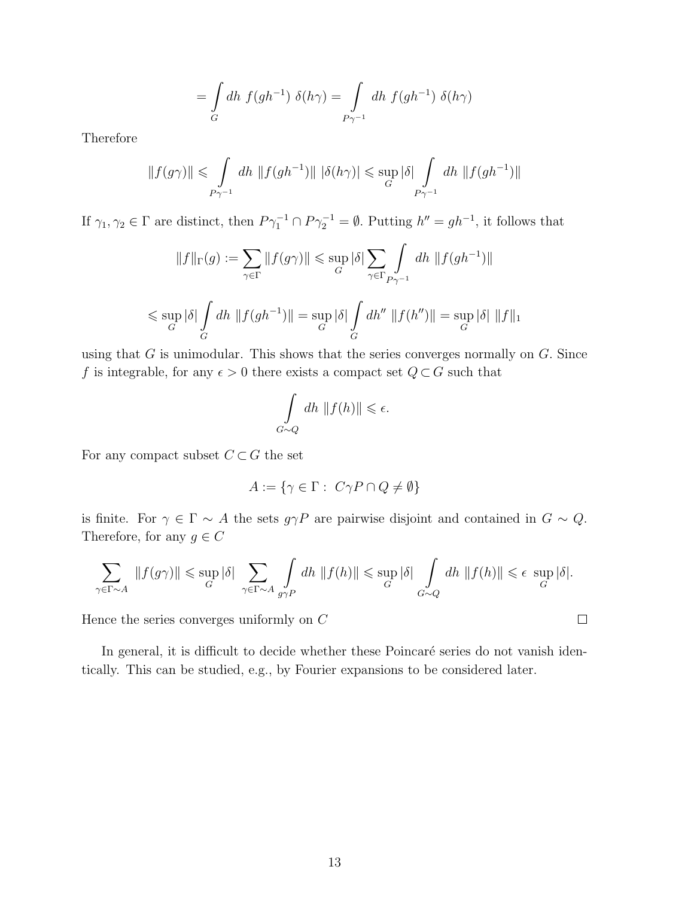$$= \int\limits_G dh\ f(gh^{-1})\ \delta(h\gamma) = \int\limits_{P\gamma^{-1}} dh\ f(gh^{-1})\ \delta(h\gamma)$$

Therefore

$$\|f(g\gamma)\| \leqslant \int\limits_{P\gamma^{-1}} dh\ \|f(gh^{-1})\|\ |\delta(h\gamma)| \leqslant \sup_G |\delta| \int\limits_{P\gamma^{-1}} dh\ \|f(gh^{-1})\|$$

If $\gamma_1, \gamma_2 \in \Gamma$ are distinct, then $P\gamma_1^{-1} \cap P\gamma_2^{-1} = \emptyset$. Putting $h'' = gh^{-1}$, it follows that

$$\|f\|_\Gamma(g) := \sum_{\gamma \in \Gamma} \|f(g\gamma)\| \leqslant \sup_G |\delta| \sum_{\gamma \in \Gamma} \int\limits_{P\gamma^{-1}} dh\ \|f(gh^{-1})\|$$

$$\leqslant \sup_G |\delta| \int\limits_G dh\ \|f(gh^{-1})\| = \sup_G |\delta| \int\limits_G dh''\ \|f(h'')\| = \sup_G |\delta|\ \|f\|_1$$

using that $G$ is unimodular. This shows that the series converges normally on $G$. Since $f$ is integrable, for any $\epsilon > 0$ there exists a compact set $Q \subset G$ such that

$$\int\limits_{G \sim Q} dh\ \|f(h)\| \leqslant \epsilon.$$

For any compact subset $C \subset G$ the set

$$A := \{\gamma \in \Gamma :\ C\gamma P \cap Q \neq \emptyset\}$$

is finite. For $\gamma \in \Gamma \sim A$ the sets $g\gamma P$ are pairwise disjoint and contained in $G \sim Q$. Therefore, for any $g \in C$

$$\sum_{\gamma \in \Gamma \sim A} \|f(g\gamma)\| \leqslant \sup_G |\delta| \sum_{\gamma \in \Gamma \sim A} \int\limits_{g\gamma P} dh\ \|f(h)\| \leqslant \sup_G |\delta| \int\limits_{G \sim Q} dh\ \|f(h)\| \leqslant \epsilon\ \sup_G |\delta|.$$

Hence the series converges uniformly on $C$ $\square$

In general, it is difficult to decide whether these Poincaré series do not vanish identically. This can be studied, e.g., by Fourier expansions to be considered later.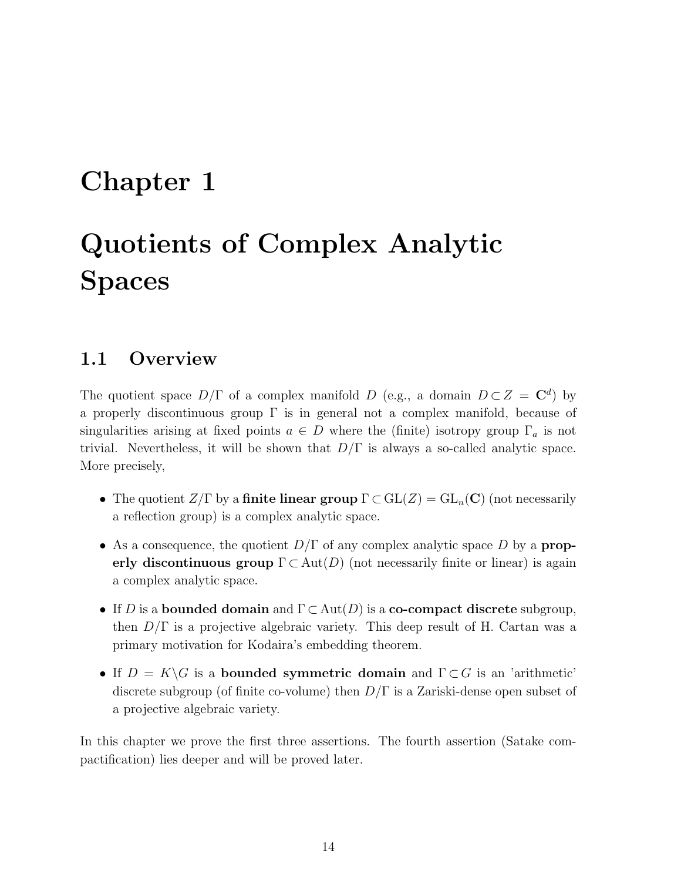# Chapter 1

# Quotients of Complex Analytic Spaces

## 1.1 Overview

The quotient space $D/\Gamma$ of a complex manifold $D$ (e.g., a domain $D \subset Z = \mathbf{C}^d$) by a properly discontinuous group $\Gamma$ is in general not a complex manifold, because of singularities arising at fixed points $a \in D$ where the (finite) isotropy group $\Gamma_a$ is not trivial. Nevertheless, it will be shown that $D/\Gamma$ is always a so-called analytic space. More precisely,

- The quotient $Z/\Gamma$ by a **finite linear group** $\Gamma \subset \mathrm{GL}(Z) = \mathrm{GL}_n(\mathbf{C})$ (not necessarily a reflection group) is a complex analytic space.
- As a consequence, the quotient $D/\Gamma$ of any complex analytic space $D$ by a **properly discontinuous group** $\Gamma \subset \mathrm{Aut}(D)$ (not necessarily finite or linear) is again a complex analytic space.
- If $D$ is a **bounded domain** and $\Gamma \subset \mathrm{Aut}(D)$ is a **co-compact discrete** subgroup, then $D/\Gamma$ is a projective algebraic variety. This deep result of H. Cartan was a primary motivation for Kodaira's embedding theorem.
- If $D = K\backslash G$ is a **bounded symmetric domain** and $\Gamma \subset G$ is an 'arithmetic' discrete subgroup (of finite co-volume) then $D/\Gamma$ is a Zariski-dense open subset of a projective algebraic variety.

In this chapter we prove the first three assertions. The fourth assertion (Satake compactification) lies deeper and will be proved later.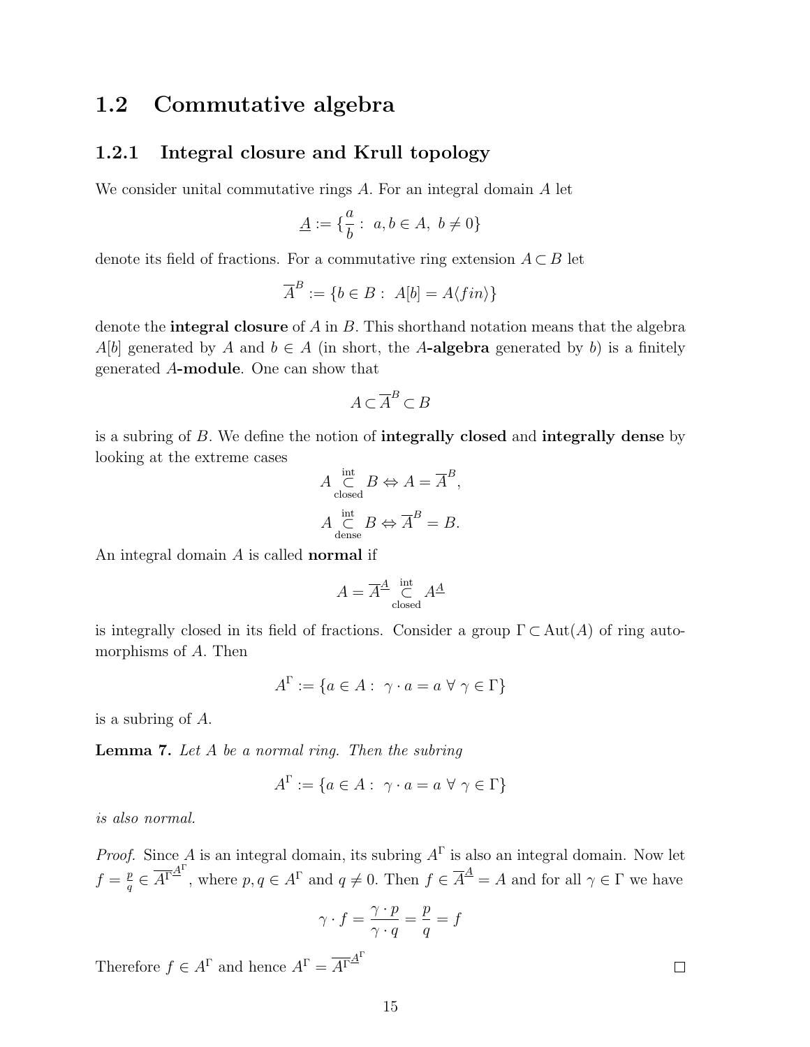## 1.2 Commutative algebra

### 1.2.1 Integral closure and Krull topology

We consider unital commutative rings $A$. For an integral domain $A$ let

$$\underline{A} := \{\frac{a}{b} : \ a, b \in A, \ b \neq 0\}$$

denote its field of fractions. For a commutative ring extension $A \subset B$ let

$$\overline{A}^B := \{b \in B : \ A[b] = A\langle fin \rangle\}$$

denote the **integral closure** of $A$ in $B$. This shorthand notation means that the algebra $A[b]$ generated by $A$ and $b \in A$ (in short, the $A$**-algebra** generated by $b$) is a finitely generated $A$**-module**. One can show that

$$A \subset \overline{A}^B \subset B$$

is a subring of $B$. We define the notion of **integrally closed** and **integrally dense** by looking at the extreme cases

$$A \underset{\text{closed}}{\overset{\text{int}}{\subset}} B \Leftrightarrow A = \overline{A}^B,$$

$$A \underset{\text{dense}}{\overset{\text{int}}{\subset}} B \Leftrightarrow \overline{A}^B = B.$$

An integral domain $A$ is called **normal** if

$$A = \overline{A}^{\underline{A}} \underset{\text{closed}}{\overset{\text{int}}{\subset}} A^{\underline{A}}$$

is integrally closed in its field of fractions. Consider a group $\Gamma \subset \text{Aut}(A)$ of ring automorphisms of $A$. Then

$$A^\Gamma := \{a \in A : \ \gamma \cdot a = a \ \forall \ \gamma \in \Gamma\}$$

is a subring of $A$.

**Lemma 7.** *Let $A$ be a normal ring. Then the subring*

$$A^\Gamma := \{a \in A : \ \gamma \cdot a = a \ \forall \ \gamma \in \Gamma\}$$

*is also normal.*

*Proof.* Since $A$ is an integral domain, its subring $A^\Gamma$ is also an integral domain. Now let $f = \frac{p}{q} \in \overline{A^\Gamma}^{\underline{A}^\Gamma}$, where $p, q \in A^\Gamma$ and $q \neq 0$. Then $f \in \overline{A}^{\underline{A}} = A$ and for all $\gamma \in \Gamma$ we have

$$\gamma \cdot f = \frac{\gamma \cdot p}{\gamma \cdot q} = \frac{p}{q} = f$$

Therefore $f \in A^\Gamma$ and hence $A^\Gamma = \overline{A^\Gamma}^{\underline{A}^\Gamma}$ ☐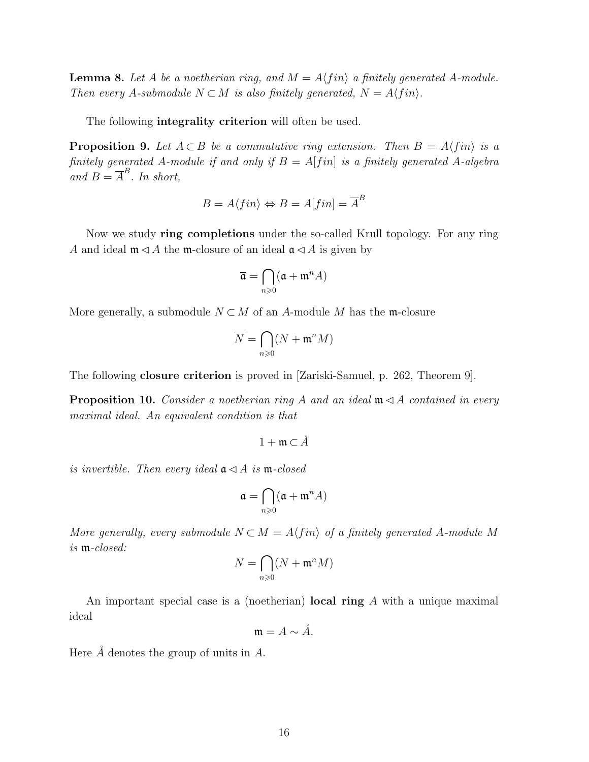**Lemma 8.** *Let $A$ be a noetherian ring, and $M = A\langle fin\rangle$ a finitely generated $A$-module. Then every $A$-submodule $N \subset M$ is also finitely generated, $N = A\langle fin\rangle$.*

The following **integrality criterion** will often be used.

**Proposition 9.** *Let $A \subset B$ be a commutative ring extension. Then $B = A\langle fin\rangle$ is a finitely generated $A$-module if and only if $B = A[fin]$ is a finitely generated $A$-algebra and $B = \overline{A}^B$. In short,*

$$B = A\langle fin\rangle \Leftrightarrow B = A[fin] = \overline{A}^B$$

Now we study **ring completions** under the so-called Krull topology. For any ring $A$ and ideal $\mathfrak{m} \lhd A$ the $\mathfrak{m}$-closure of an ideal $\mathfrak{a} \lhd A$ is given by

$$\overline{\mathfrak{a}} = \bigcap_{n \geqslant 0} (\mathfrak{a} + \mathfrak{m}^n A)$$

More generally, a submodule $N \subset M$ of an $A$-module $M$ has the $\mathfrak{m}$-closure

$$\overline{N} = \bigcap_{n \geqslant 0} (N + \mathfrak{m}^n M)$$

The following **closure criterion** is proved in [Zariski-Samuel, p. 262, Theorem 9].

**Proposition 10.** *Consider a noetherian ring $A$ and an ideal $\mathfrak{m} \lhd A$ contained in every maximal ideal. An equivalent condition is that*

$$1 + \mathfrak{m} \subset \mathring{A}$$

*is invertible. Then every ideal $\mathfrak{a} \lhd A$ is $\mathfrak{m}$-closed*

$$\mathfrak{a} = \bigcap_{n \geqslant 0} (\mathfrak{a} + \mathfrak{m}^n A)$$

*More generally, every submodule $N \subset M = A\langle fin\rangle$ of a finitely generated $A$-module $M$ is $\mathfrak{m}$-closed:*

$$N = \bigcap_{n \geqslant 0} (N + \mathfrak{m}^n M)$$

An important special case is a (noetherian) **local ring** $A$ with a unique maximal ideal

$$\mathfrak{m} = A \sim \mathring{A}.$$

Here $\mathring{A}$ denotes the group of units in $A$.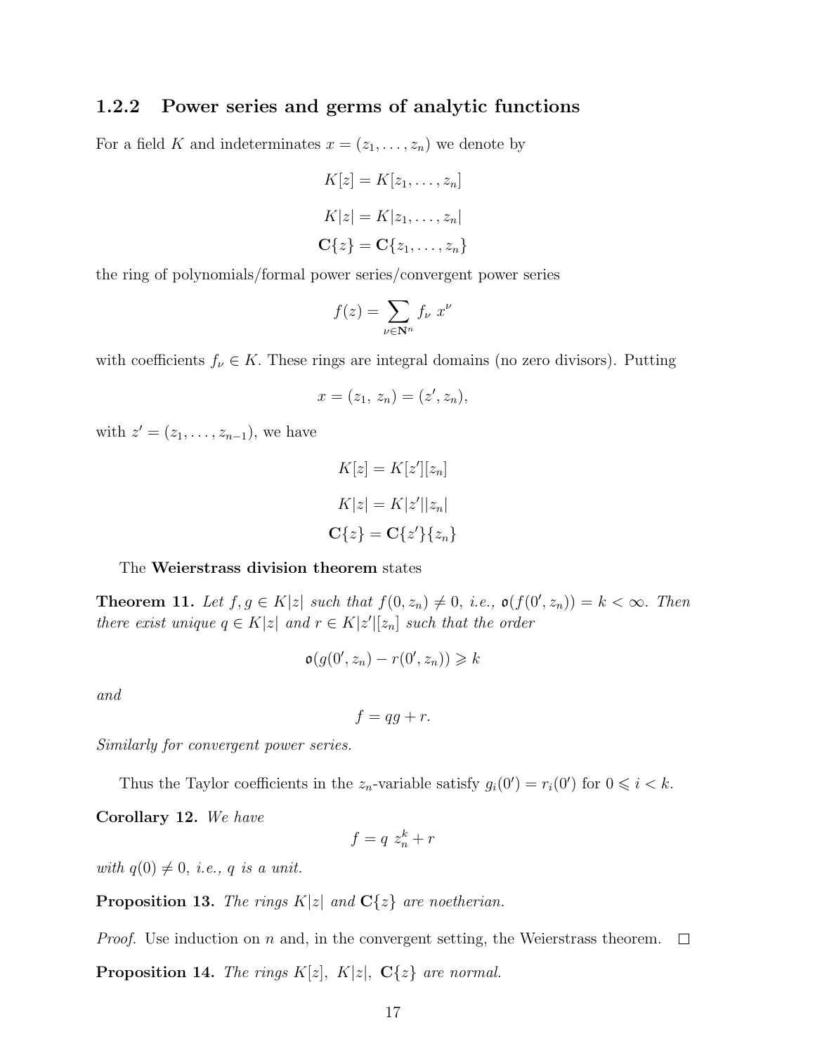### 1.2.2 Power series and germs of analytic functions

For a field $K$ and indeterminates $x = (z_1, \ldots, z_n)$ we denote by

$$K[z] = K[z_1, \ldots, z_n]$$

$$K|z| = K|z_1, \ldots, z_n|$$

$$\mathbf{C}\{z\} = \mathbf{C}\{z_1, \ldots, z_n\}$$

the ring of polynomials/formal power series/convergent power series

$$f(z) = \sum_{\nu \in \mathbf{N}^n} f_\nu \ x^\nu$$

with coefficients $f_\nu \in K$. These rings are integral domains (no zero divisors). Putting

$$x = (z_1, \ z_n) = (z', z_n),$$

with $z' = (z_1, \ldots, z_{n-1})$, we have

$$K[z] = K[z'][z_n]$$

$$K|z| = K|z'||z_n|$$

$$\mathbf{C}\{z\} = \mathbf{C}\{z'\}\{z_n\}$$

The **Weierstrass division theorem** states

**Theorem 11.** *Let $f, g \in K|z|$ such that $f(0, z_n) \neq 0$, i.e., $\mathfrak{o}(f(0', z_n)) = k < \infty$. Then there exist unique $q \in K|z|$ and $r \in K|z'|[z_n]$ such that the order*

$$\mathfrak{o}(g(0', z_n) - r(0', z_n)) \geqslant k$$

*and*

$$f = qg + r.$$

*Similarly for convergent power series.*

Thus the Taylor coefficients in the $z_n$-variable satisfy $g_i(0') = r_i(0')$ for $0 \leqslant i < k$.

**Corollary 12.** *We have*

$$f = q \ z_n^k + r$$

*with $q(0) \neq 0$, i.e., $q$ is a unit.*

**Proposition 13.** *The rings $K|z|$ and $\mathbf{C}\{z\}$ are noetherian.*

*Proof.* Use induction on $n$ and, in the convergent setting, the Weierstrass theorem. □

**Proposition 14.** *The rings $K[z]$, $K|z|$, $\mathbf{C}\{z\}$ are normal.*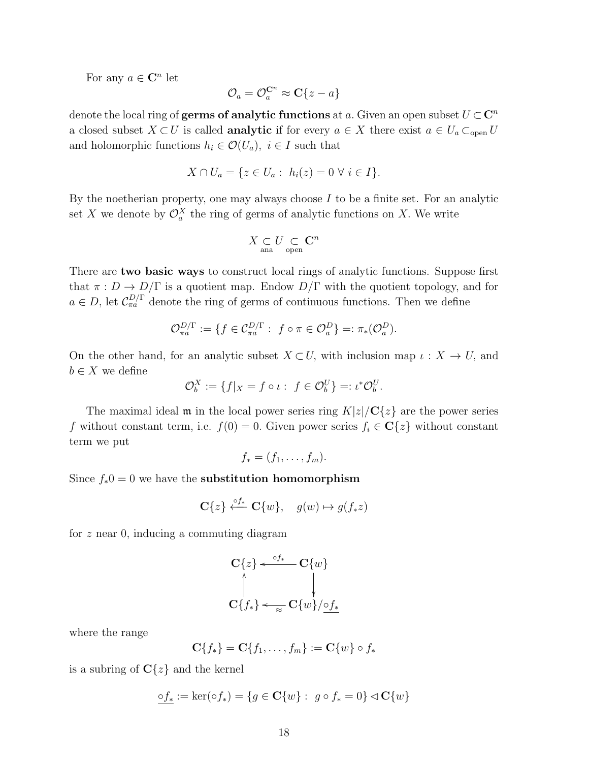For any $a \in \mathbf{C}^n$ let

$$\mathcal{O}_a = \mathcal{O}_a^{\mathbf{C}^n} \approx \mathbf{C}\{z - a\}$$

denote the local ring of **germs of analytic functions** at $a$. Given an open subset $U \subset \mathbf{C}^n$ a closed subset $X \subset U$ is called **analytic** if for every $a \in X$ there exist $a \in U_a \subset_{\text{open}} U$ and holomorphic functions $h_i \in \mathcal{O}(U_a),\ i \in I$ such that

$$X \cap U_a = \{z \in U_a :\ h_i(z) = 0\ \forall\ i \in I\}.$$

By the noetherian property, one may always choose $I$ to be a finite set. For an analytic set $X$ we denote by $\mathcal{O}_a^X$ the ring of germs of analytic functions on $X$. We write

$$X \underset{\text{ana}}{\subset} U \underset{\text{open}}{\subset} \mathbf{C}^n$$

There are **two basic ways** to construct local rings of analytic functions. Suppose first that $\pi : D \to D/\Gamma$ is a quotient map. Endow $D/\Gamma$ with the quotient topology, and for $a \in D$, let $\mathcal{C}_{\pi a}^{D/\Gamma}$ denote the ring of germs of continuous functions. Then we define

$$\mathcal{O}_{\pi a}^{D/\Gamma} := \{f \in \mathcal{C}_{\pi a}^{D/\Gamma} :\ f \circ \pi \in \mathcal{O}_a^D\} =: \pi_*(\mathcal{O}_a^D).$$

On the other hand, for an analytic subset $X \subset U$, with inclusion map $\iota : X \to U$, and $b \in X$ we define

$$\mathcal{O}_b^X := \{f|_X = f \circ \iota :\ f \in \mathcal{O}_b^U\} =: \iota^* \mathcal{O}_b^U.$$

The maximal ideal $\mathfrak{m}$ in the local power series ring $K|z|/\mathbf{C}\{z\}$ are the power series $f$ without constant term, i.e. $f(0) = 0$. Given power series $f_i \in \mathbf{C}\{z\}$ without constant term we put

$$f_* = (f_1, \ldots, f_m).$$

Since $f_* 0 = 0$ we have the **substitution homomorphism**

$$\mathbf{C}\{z\} \xleftarrow{\circ f_*} \mathbf{C}\{w\}, \quad g(w) \mapsto g(f_* z)$$

for $z$ near 0, inducing a commuting diagram

$$\begin{array}{ccc}
\mathbf{C}\{z\} & \xleftarrow{\ \circ f_*\ } & \mathbf{C}\{w\} \\
\uparrow & & \downarrow \\
\mathbf{C}\{f_*\} & \xleftarrow[\approx]{} & \mathbf{C}\{w\}/\underline{\circ f_*}
\end{array}$$

where the range

$$\mathbf{C}\{f_*\} = \mathbf{C}\{f_1, \ldots, f_m\} := \mathbf{C}\{w\} \circ f_*$$

is a subring of $\mathbf{C}\{z\}$ and the kernel

$$\underline{\circ f_*} := \ker(\circ f_*) = \{g \in \mathbf{C}\{w\} :\ g \circ f_* = 0\} \lhd \mathbf{C}\{w\}$$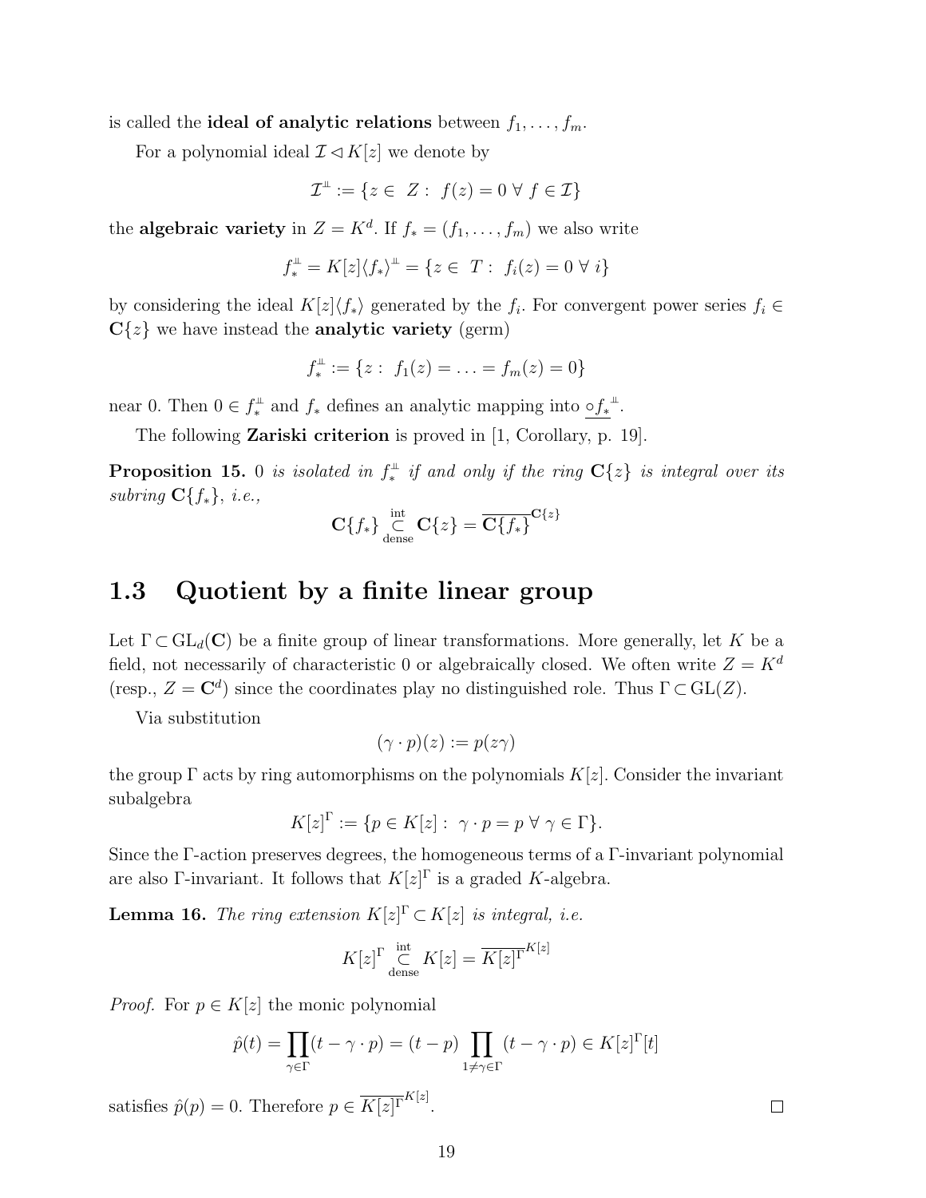is called the **ideal of analytic relations** between $f_1, \ldots, f_m$.

For a polynomial ideal $\mathcal{I} \lhd K[z]$ we denote by

$$\mathcal{I}^{\perp\!\!\!\perp} := \{z \in \ Z : \ f(z) = 0 \ \forall \ f \in \mathcal{I}\}$$

the **algebraic variety** in $Z = K^d$. If $f_* = (f_1, \ldots, f_m)$ we also write

$$f_*^{\perp\!\!\!\perp} = K[z]\langle f_* \rangle^{\perp\!\!\!\perp} = \{z \in \ T : \ f_i(z) = 0 \ \forall \ i\}$$

by considering the ideal $K[z]\langle f_* \rangle$ generated by the $f_i$. For convergent power series $f_i \in \mathbf{C}\{z\}$ we have instead the **analytic variety** (germ)

$$f_*^{\perp\!\!\!\perp} := \{z : \ f_1(z) = \ldots = f_m(z) = 0\}$$

near 0. Then $0 \in f_*^{\perp\!\!\!\perp}$ and $f_*$ defines an analytic mapping into $\underline{\circ f_*}^{\perp\!\!\!\perp}$.

The following **Zariski criterion** is proved in [1, Corollary, p. 19].

**Proposition 15.** *0 is isolated in $f_*^{\perp\!\!\!\perp}$ if and only if the ring $\mathbf{C}\{z\}$ is integral over its subring $\mathbf{C}\{f_*\}$, i.e.,*

$$\mathbf{C}\{f_*\} \underset{\text{dense}}{\overset{\text{int}}{\subset}} \mathbf{C}\{z\} = \overline{\mathbf{C}\{f_*\}}^{\mathbf{C}\{z\}}$$

## 1.3 Quotient by a finite linear group

Let $\Gamma \subset \mathrm{GL}_d(\mathbf{C})$ be a finite group of linear transformations. More generally, let $K$ be a field, not necessarily of characteristic 0 or algebraically closed. We often write $Z = K^d$ (resp., $Z = \mathbf{C}^d$) since the coordinates play no distinguished role. Thus $\Gamma \subset \mathrm{GL}(Z)$.

Via substitution

$$(\gamma \cdot p)(z) := p(z\gamma)$$

the group $\Gamma$ acts by ring automorphisms on the polynomials $K[z]$. Consider the invariant subalgebra

$$K[z]^\Gamma := \{p \in K[z] : \ \gamma \cdot p = p \ \forall \ \gamma \in \Gamma\}.$$

Since the $\Gamma$-action preserves degrees, the homogeneous terms of a $\Gamma$-invariant polynomial are also $\Gamma$-invariant. It follows that $K[z]^\Gamma$ is a graded $K$-algebra.

**Lemma 16.** *The ring extension $K[z]^\Gamma \subset K[z]$ is integral, i.e.*

$$K[z]^\Gamma \underset{\text{dense}}{\overset{\text{int}}{\subset}} K[z] = \overline{K[z]^\Gamma}^{K[z]}$$

*Proof.* For $p \in K[z]$ the monic polynomial

$$\hat{p}(t) = \prod_{\gamma \in \Gamma}(t - \gamma \cdot p) = (t - p) \prod_{1 \neq \gamma \in \Gamma}(t - \gamma \cdot p) \in K[z]^\Gamma[t]$$

satisfies $\hat{p}(p) = 0$. Therefore $p \in \overline{K[z]^\Gamma}^{K[z]}$. $\square$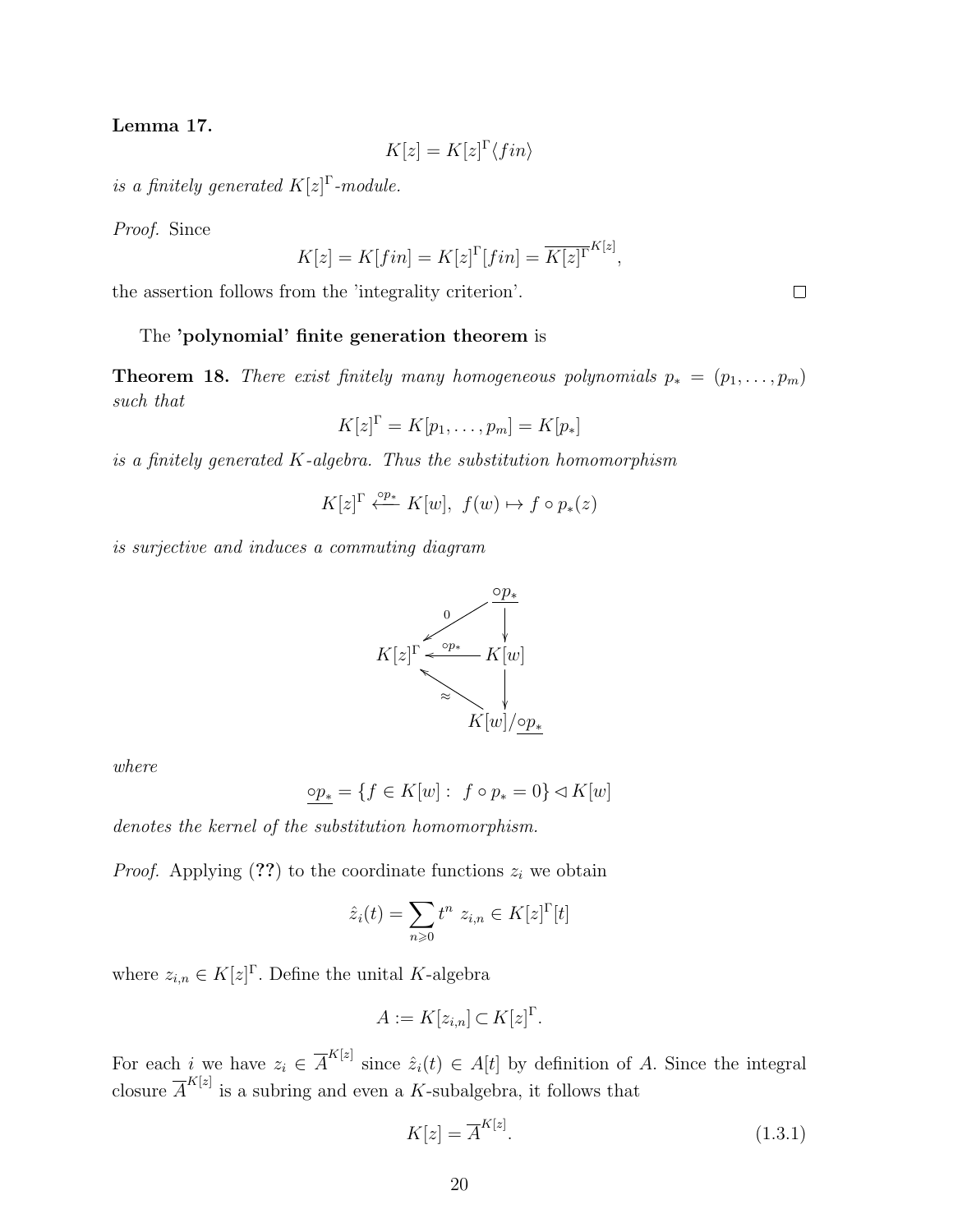**Lemma 17.**

$$K[z] = K[z]^\Gamma \langle fin \rangle$$

*is a finitely generated* $K[z]^\Gamma$*-module.*

*Proof.* Since

$$K[z] = K[fin] = K[z]^\Gamma[fin] = \overline{K[z]^\Gamma}^{K[z]},$$

the assertion follows from the 'integrality criterion'. $\square$

The **'polynomial' finite generation theorem** is

**Theorem 18.** *There exist finitely many homogeneous polynomials* $p_* = (p_1, \ldots, p_m)$ *such that*

$$K[z]^\Gamma = K[p_1, \ldots, p_m] = K[p_*]$$

*is a finitely generated* $K$*-algebra. Thus the substitution homomorphism*

$$K[z]^\Gamma \xleftarrow{\circ p_*} K[w], \ f(w) \mapsto f \circ p_*(z)$$

*is surjective and induces a commuting diagram*

$$\begin{array}{ccc} & & \underline{\circ p_*} \\ & \overset{0}{\swarrow} & \downarrow \\ K[z]^\Gamma & \xleftarrow{\circ p_*} & K[w] \\ & \underset{\approx}{\nwarrow} & \downarrow \\ & & K[w]/\underline{\circ p_*} \end{array}$$

*where*

$$\underline{\circ p_*} = \{f \in K[w] : \ f \circ p_* = 0\} \lhd K[w]$$

*denotes the kernel of the substitution homomorphism.*

*Proof.* Applying (**??**) to the coordinate functions $z_i$ we obtain

$$\hat{z}_i(t) = \sum_{n \geqslant 0} t^n \ z_{i,n} \in K[z]^\Gamma[t]$$

where $z_{i,n} \in K[z]^\Gamma$. Define the unital $K$-algebra

$$A := K[z_{i,n}] \subset K[z]^\Gamma.$$

For each $i$ we have $z_i \in \overline{A}^{K[z]}$ since $\hat{z}_i(t) \in A[t]$ by definition of $A$. Since the integral closure $\overline{A}^{K[z]}$ is a subring and even a $K$-subalgebra, it follows that

$$K[z] = \overline{A}^{K[z]}. \tag{1.3.1}$$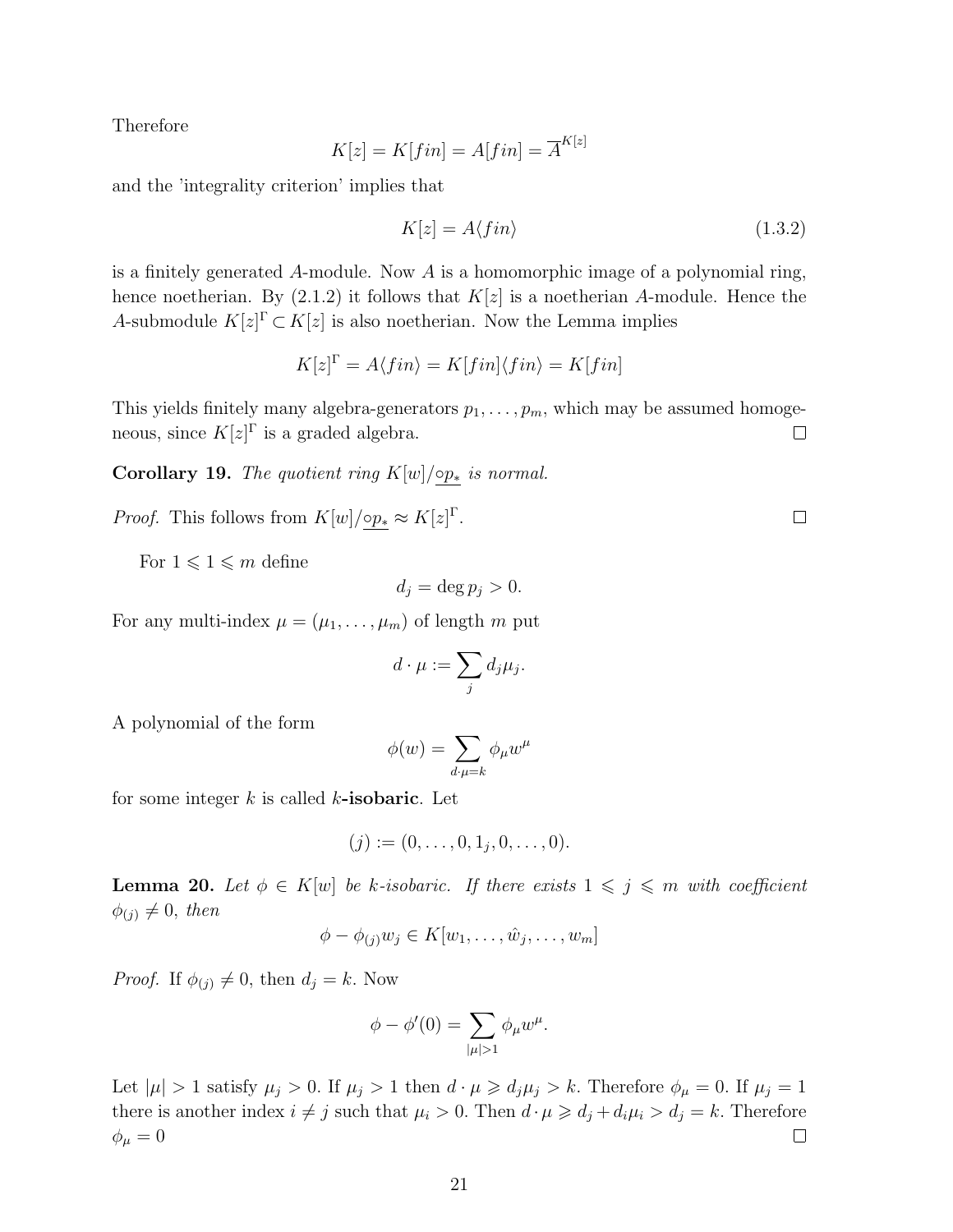Therefore

$$K[z] = K[fin] = A[fin] = \overline{A}^{K[z]}$$

and the 'integrality criterion' implies that

$$K[z] = A\langle fin\rangle \tag{1.3.2}$$

is a finitely generated $A$-module. Now $A$ is a homomorphic image of a polynomial ring, hence noetherian. By (2.1.2) it follows that $K[z]$ is a noetherian $A$-module. Hence the $A$-submodule $K[z]^\Gamma \subset K[z]$ is also noetherian. Now the Lemma implies

$$K[z]^\Gamma = A\langle fin\rangle = K[fin]\langle fin\rangle = K[fin]$$

This yields finitely many algebra-generators $p_1, \ldots, p_m$, which may be assumed homogeneous, since $K[z]^\Gamma$ is a graded algebra. □

**Corollary 19.** *The quotient ring $K[w]/\underline{\circ p_*}$ is normal.*

*Proof.* This follows from $K[w]/\underline{\circ p_*} \approx K[z]^\Gamma$. □

For $1 \leqslant 1 \leqslant m$ define

$$d_j = \deg p_j > 0.$$

For any multi-index $\mu = (\mu_1, \ldots, \mu_m)$ of length $m$ put

$$d \cdot \mu := \sum_j d_j \mu_j.$$

A polynomial of the form

$$\phi(w) = \sum_{d\cdot\mu = k} \phi_\mu w^\mu$$

for some integer $k$ is called $k$**-isobaric**. Let

$$(j) := (0, \ldots, 0, 1_j, 0, \ldots, 0).$$

**Lemma 20.** *Let $\phi \in K[w]$ be $k$-isobaric. If there exists $1 \leqslant j \leqslant m$ with coefficient $\phi_{(j)} \neq 0$, then*

$$\phi - \phi_{(j)} w_j \in K[w_1, \ldots, \hat{w}_j, \ldots, w_m]$$

*Proof.* If $\phi_{(j)} \neq 0$, then $d_j = k$. Now

$$\phi - \phi'(0) = \sum_{|\mu|>1} \phi_\mu w^\mu.$$

Let $|\mu| > 1$ satisfy $\mu_j > 0$. If $\mu_j > 1$ then $d \cdot \mu \geqslant d_j \mu_j > k$. Therefore $\phi_\mu = 0$. If $\mu_j = 1$ there is another index $i \neq j$ such that $\mu_i > 0$. Then $d \cdot \mu \geqslant d_j + d_i \mu_i > d_j = k$. Therefore $\phi_\mu = 0$ □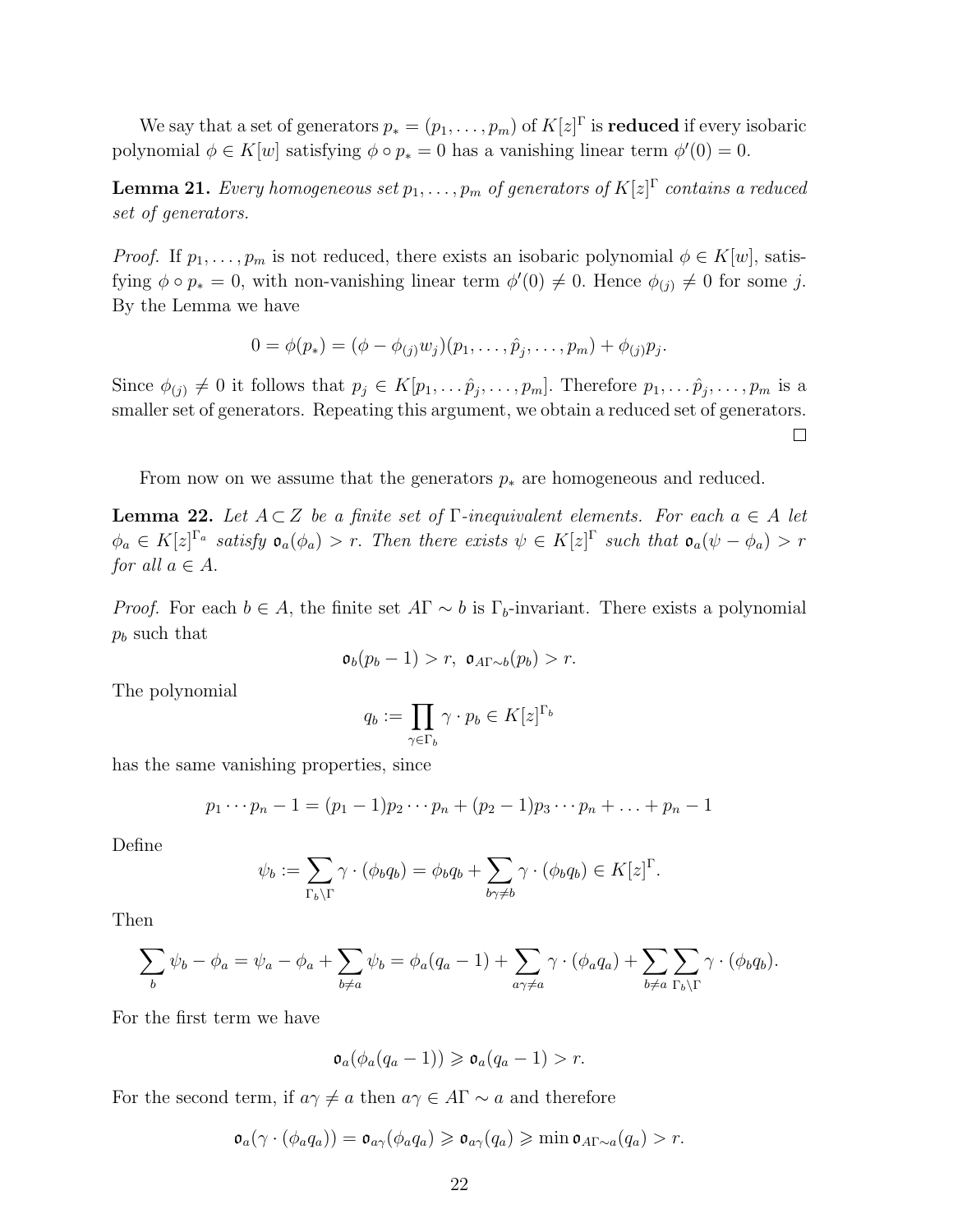We say that a set of generators $p_* = (p_1, \ldots, p_m)$ of $K[z]^\Gamma$ is **reduced** if every isobaric polynomial $\phi \in K[w]$ satisfying $\phi \circ p_* = 0$ has a vanishing linear term $\phi'(0) = 0$.

**Lemma 21.** *Every homogeneous set $p_1, \ldots, p_m$ of generators of $K[z]^\Gamma$ contains a reduced set of generators.*

*Proof.* If $p_1, \ldots, p_m$ is not reduced, there exists an isobaric polynomial $\phi \in K[w]$, satisfying $\phi \circ p_* = 0$, with non-vanishing linear term $\phi'(0) \neq 0$. Hence $\phi_{(j)} \neq 0$ for some $j$. By the Lemma we have

$$0 = \phi(p_*) = (\phi - \phi_{(j)} w_j)(p_1, \ldots, \hat{p}_j, \ldots, p_m) + \phi_{(j)} p_j.$$

Since $\phi_{(j)} \neq 0$ it follows that $p_j \in K[p_1, \ldots \hat{p}_j, \ldots, p_m]$. Therefore $p_1, \ldots \hat{p}_j, \ldots, p_m$ is a smaller set of generators. Repeating this argument, we obtain a reduced set of generators. $\square$

From now on we assume that the generators $p_*$ are homogeneous and reduced.

**Lemma 22.** *Let $A \subset Z$ be a finite set of $\Gamma$-inequivalent elements. For each $a \in A$ let $\phi_a \in K[z]^{\Gamma_a}$ satisfy $\mathfrak{o}_a(\phi_a) > r$. Then there exists $\psi \in K[z]^\Gamma$ such that $\mathfrak{o}_a(\psi - \phi_a) > r$ for all $a \in A$.*

*Proof.* For each $b \in A$, the finite set $A\Gamma \sim b$ is $\Gamma_b$-invariant. There exists a polynomial $p_b$ such that

$$\mathfrak{o}_b(p_b - 1) > r, \ \mathfrak{o}_{A\Gamma \sim b}(p_b) > r.$$

The polynomial

$$q_b := \prod_{\gamma \in \Gamma_b} \gamma \cdot p_b \in K[z]^{\Gamma_b}$$

has the same vanishing properties, since

$$p_1 \cdots p_n - 1 = (p_1 - 1) p_2 \cdots p_n + (p_2 - 1) p_3 \cdots p_n + \ldots + p_n - 1$$

Define

$$\psi_b := \sum_{\Gamma_b \backslash \Gamma} \gamma \cdot (\phi_b q_b) = \phi_b q_b + \sum_{b\gamma \neq b} \gamma \cdot (\phi_b q_b) \in K[z]^\Gamma.$$

Then

$$\sum_b \psi_b - \phi_a = \psi_a - \phi_a + \sum_{b \neq a} \psi_b = \phi_a(q_a - 1) + \sum_{a\gamma \neq a} \gamma \cdot (\phi_a q_a) + \sum_{b \neq a} \sum_{\Gamma_b \backslash \Gamma} \gamma \cdot (\phi_b q_b).$$

For the first term we have

$$\mathfrak{o}_a(\phi_a(q_a - 1)) \geqslant \mathfrak{o}_a(q_a - 1) > r.$$

For the second term, if $a\gamma \neq a$ then $a\gamma \in A\Gamma \sim a$ and therefore

$$\mathfrak{o}_a(\gamma \cdot (\phi_a q_a)) = \mathfrak{o}_{a\gamma}(\phi_a q_a) \geqslant \mathfrak{o}_{a\gamma}(q_a) \geqslant \min \mathfrak{o}_{A\Gamma \sim a}(q_a) > r.$$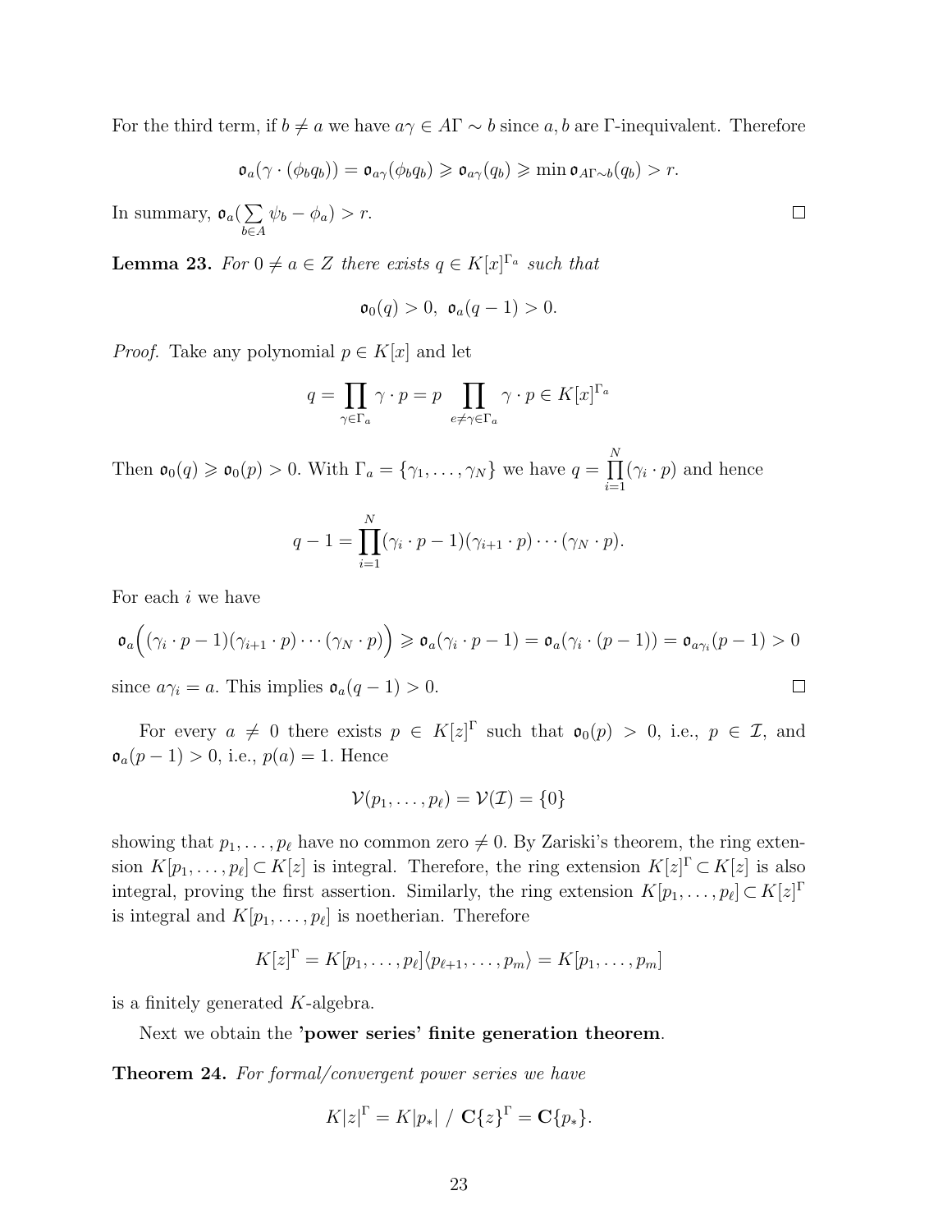For the third term, if $b \neq a$ we have $a\gamma \in A\Gamma \sim b$ since $a, b$ are $\Gamma$-inequivalent. Therefore

$$\mathfrak{o}_a(\gamma \cdot (\phi_b q_b)) = \mathfrak{o}_{a\gamma}(\phi_b q_b) \geqslant \mathfrak{o}_{a\gamma}(q_b) \geqslant \min \mathfrak{o}_{A\Gamma \sim b}(q_b) > r.$$

In summary, $\mathfrak{o}_a(\sum_{b \in A} \psi_b - \phi_a) > r$. $\square$

**Lemma 23.** *For $0 \neq a \in Z$ there exists $q \in K[x]^{\Gamma_a}$ such that*

$$\mathfrak{o}_0(q) > 0, \ \ \mathfrak{o}_a(q-1) > 0.$$

*Proof.* Take any polynomial $p \in K[x]$ and let

$$q = \prod_{\gamma \in \Gamma_a} \gamma \cdot p = p \prod_{e \neq \gamma \in \Gamma_a} \gamma \cdot p \in K[x]^{\Gamma_a}$$

Then $\mathfrak{o}_0(q) \geqslant \mathfrak{o}_0(p) > 0$. With $\Gamma_a = \{\gamma_1, \ldots, \gamma_N\}$ we have $q = \prod_{i=1}^N (\gamma_i \cdot p)$ and hence

$$q - 1 = \prod_{i=1}^N (\gamma_i \cdot p - 1)(\gamma_{i+1} \cdot p) \cdots (\gamma_N \cdot p).$$

For each $i$ we have

$$\mathfrak{o}_a\Big((\gamma_i \cdot p - 1)(\gamma_{i+1} \cdot p) \cdots (\gamma_N \cdot p)\Big) \geqslant \mathfrak{o}_a(\gamma_i \cdot p - 1) = \mathfrak{o}_a(\gamma_i \cdot (p-1)) = \mathfrak{o}_{a\gamma_i}(p-1) > 0$$

since $a\gamma_i = a$. This implies $\mathfrak{o}_a(q-1) > 0$. $\square$

For every $a \neq 0$ there exists $p \in K[z]^\Gamma$ such that $\mathfrak{o}_0(p) > 0$, i.e., $p \in \mathcal{I}$, and $\mathfrak{o}_a(p-1) > 0$, i.e., $p(a) = 1$. Hence

$$\mathcal{V}(p_1, \ldots, p_\ell) = \mathcal{V}(\mathcal{I}) = \{0\}$$

showing that $p_1, \ldots, p_\ell$ have no common zero $\neq 0$. By Zariski's theorem, the ring extension $K[p_1, \ldots, p_\ell] \subset K[z]$ is integral. Therefore, the ring extension $K[z]^\Gamma \subset K[z]$ is also integral, proving the first assertion. Similarly, the ring extension $K[p_1, \ldots, p_\ell] \subset K[z]^\Gamma$ is integral and $K[p_1, \ldots, p_\ell]$ is noetherian. Therefore

$$K[z]^\Gamma = K[p_1, \ldots, p_\ell]\langle p_{\ell+1}, \ldots, p_m\rangle = K[p_1, \ldots, p_m]$$

is a finitely generated $K$-algebra.

Next we obtain the **'power series' finite generation theorem**.

**Theorem 24.** *For formal/convergent power series we have*

$$K|z|^\Gamma = K|p_*| \ / \ \mathbf{C}\{z\}^\Gamma = \mathbf{C}\{p_*\}.$$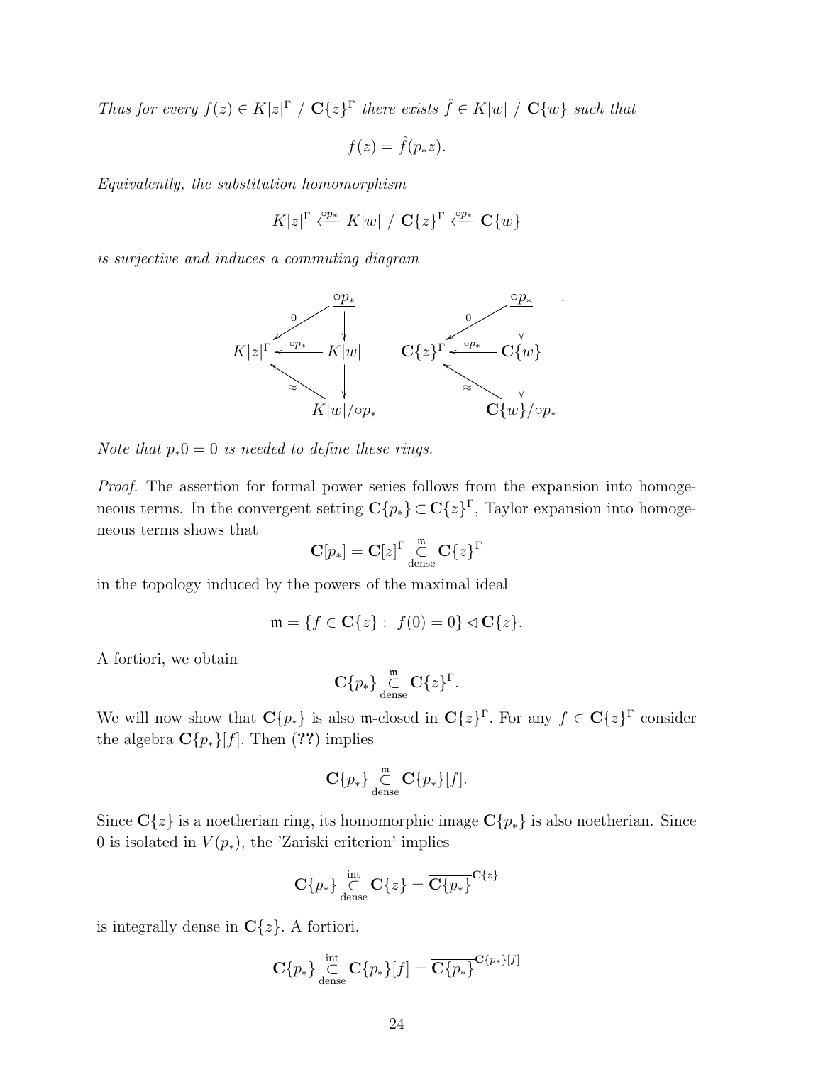*Thus for every* $f(z) \in K|z|^\Gamma$ / $\mathbf{C}\{z\}^\Gamma$ *there exists* $\hat{f} \in K|w|$ / $\mathbf{C}\{w\}$ *such that*

$$f(z) = \hat{f}(p_* z).$$

*Equivalently, the substitution homomorphism*

$$K|z|^\Gamma \overset{\circ p_*}{\twoheadleftarrow} K|w| \;/\; \mathbf{C}\{z\}^\Gamma \overset{\circ p_*}{\twoheadleftarrow} \mathbf{C}\{w\}$$

*is surjective and induces a commuting diagram*

$$\begin{array}{ccc} & & \underline{\circ p_*} \\ & \overset{0}{\swarrow} & \downarrow \\ K|z|^\Gamma & \overset{\circ p_*}{\longleftarrow} & K|w| \\ & \underset{\approx}{\nwarrow} & \downarrow \\ & & K|w|/\underline{\circ p_*} \end{array} \qquad \begin{array}{ccc} & & \underline{\circ p_*} \\ & \overset{0}{\swarrow} & \downarrow \\ \mathbf{C}\{z\}^\Gamma & \overset{\circ p_*}{\longleftarrow} & \mathbf{C}\{w\} \\ & \underset{\approx}{\nwarrow} & \downarrow \\ & & \mathbf{C}\{w\}/\underline{\circ p_*} \end{array}.$$

*Note that* $p_* 0 = 0$ *is needed to define these rings.*

*Proof.* The assertion for formal power series follows from the expansion into homogeneous terms. In the convergent setting $\mathbf{C}\{p_*\} \subset \mathbf{C}\{z\}^\Gamma$, Taylor expansion into homogeneous terms shows that

$$\mathbf{C}[p_*] = \mathbf{C}[z]^\Gamma \underset{\text{dense}}{\overset{\mathfrak{m}}{\subset}} \mathbf{C}\{z\}^\Gamma$$

in the topology induced by the powers of the maximal ideal

$$\mathfrak{m} = \{f \in \mathbf{C}\{z\} : \; f(0) = 0\} \triangleleft \mathbf{C}\{z\}.$$

A fortiori, we obtain

$$\mathbf{C}\{p_*\} \underset{\text{dense}}{\overset{\mathfrak{m}}{\subset}} \mathbf{C}\{z\}^\Gamma.$$

We will now show that $\mathbf{C}\{p_*\}$ is also $\mathfrak{m}$-closed in $\mathbf{C}\{z\}^\Gamma$. For any $f \in \mathbf{C}\{z\}^\Gamma$ consider the algebra $\mathbf{C}\{p_*\}[f]$. Then (**??**) implies

$$\mathbf{C}\{p_*\} \underset{\text{dense}}{\overset{\mathfrak{m}}{\subset}} \mathbf{C}\{p_*\}[f].$$

Since $\mathbf{C}\{z\}$ is a noetherian ring, its homomorphic image $\mathbf{C}\{p_*\}$ is also noetherian. Since 0 is isolated in $V(p_*)$, the 'Zariski criterion' implies

$$\mathbf{C}\{p_*\} \underset{\text{dense}}{\overset{\text{int}}{\subset}} \mathbf{C}\{z\} = \overline{\mathbf{C}\{p_*\}}^{\mathbf{C}\{z\}}$$

is integrally dense in $\mathbf{C}\{z\}$. A fortiori,

$$\mathbf{C}\{p_*\} \underset{\text{dense}}{\overset{\text{int}}{\subset}} \mathbf{C}\{p_*\}[f] = \overline{\mathbf{C}\{p_*\}}^{\mathbf{C}\{p_*\}[f]}$$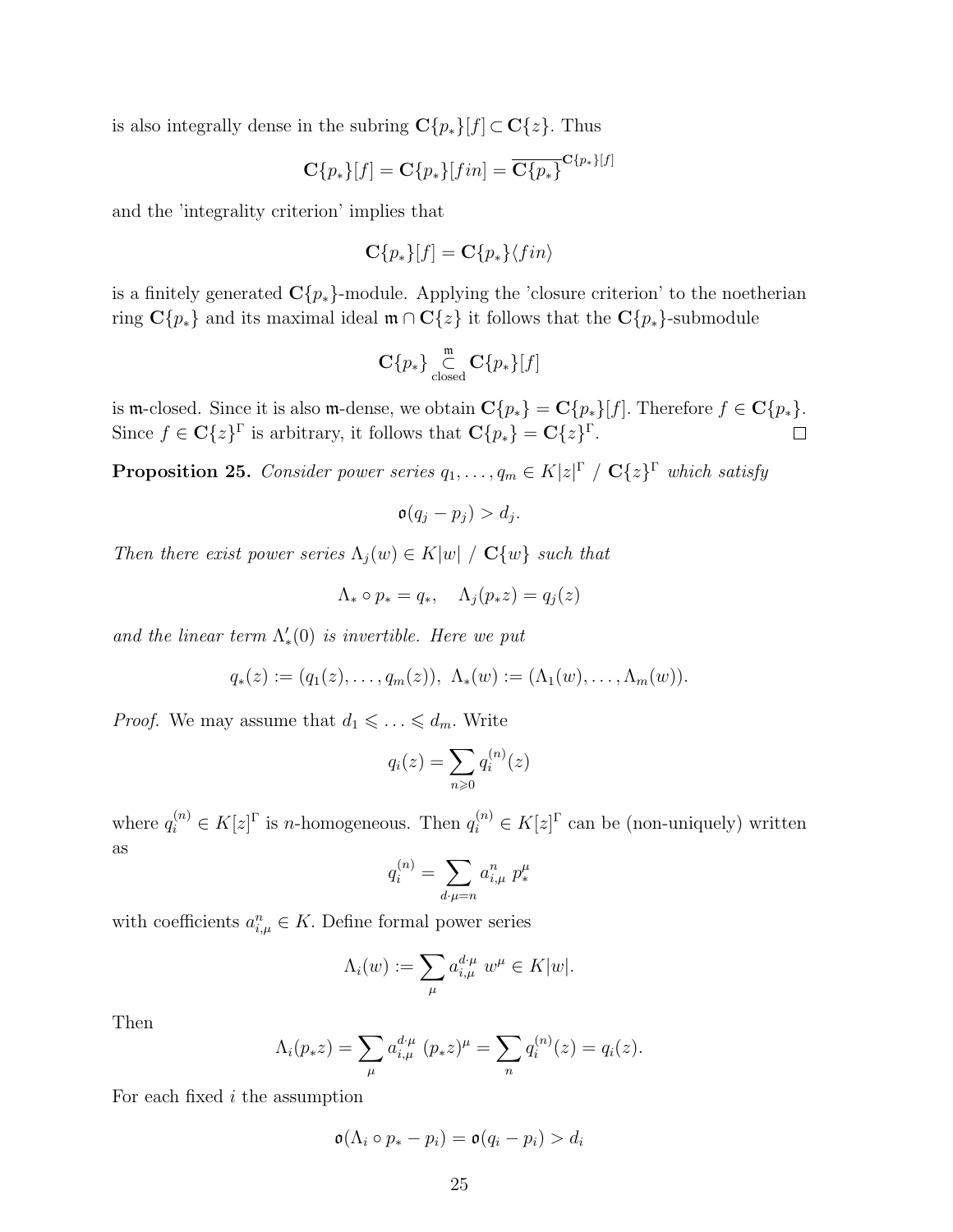is also integrally dense in the subring $\mathbf{C}\{p_*\}[f] \subset \mathbf{C}\{z\}$. Thus

$$\mathbf{C}\{p_*\}[f] = \mathbf{C}\{p_*\}[fin] = \overline{\mathbf{C}\{p_*\}}^{\mathbf{C}\{p_*\}[f]}$$

and the 'integrality criterion' implies that

$$\mathbf{C}\{p_*\}[f] = \mathbf{C}\{p_*\}\langle fin\rangle$$

is a finitely generated $\mathbf{C}\{p_*\}$-module. Applying the 'closure criterion' to the noetherian ring $\mathbf{C}\{p_*\}$ and its maximal ideal $\mathfrak{m} \cap \mathbf{C}\{z\}$ it follows that the $\mathbf{C}\{p_*\}$-submodule

$$\mathbf{C}\{p_*\} \underset{\text{closed}}{\overset{\mathfrak{m}}{\subset}} \mathbf{C}\{p_*\}[f]$$

is $\mathfrak{m}$-closed. Since it is also $\mathfrak{m}$-dense, we obtain $\mathbf{C}\{p_*\} = \mathbf{C}\{p_*\}[f]$. Therefore $f \in \mathbf{C}\{p_*\}$. Since $f \in \mathbf{C}\{z\}^\Gamma$ is arbitrary, it follows that $\mathbf{C}\{p_*\} = \mathbf{C}\{z\}^\Gamma$. □

**Proposition 25.** *Consider power series $q_1, \ldots, q_m \in K|z|^\Gamma \;/\; \mathbf{C}\{z\}^\Gamma$ which satisfy*

$$\mathfrak{o}(q_j - p_j) > d_j.$$

*Then there exist power series $\Lambda_j(w) \in K|w| \;/\; \mathbf{C}\{w\}$ such that*

$$\Lambda_* \circ p_* = q_*, \quad \Lambda_j(p_* z) = q_j(z)$$

*and the linear term $\Lambda_*'(0)$ is invertible. Here we put*

$$q_*(z) := (q_1(z), \ldots, q_m(z)),\ \Lambda_*(w) := (\Lambda_1(w), \ldots, \Lambda_m(w)).$$

*Proof.* We may assume that $d_1 \leqslant \ldots \leqslant d_m$. Write

$$q_i(z) = \sum_{n \geqslant 0} q_i^{(n)}(z)$$

where $q_i^{(n)} \in K[z]^\Gamma$ is $n$-homogeneous. Then $q_i^{(n)} \in K[z]^\Gamma$ can be (non-uniquely) written as

$$q_i^{(n)} = \sum_{d \cdot \mu = n} a_{i,\mu}^n \; p_*^\mu$$

with coefficients $a_{i,\mu}^n \in K$. Define formal power series

$$\Lambda_i(w) := \sum_\mu a_{i,\mu}^{d\cdot\mu} \; w^\mu \in K|w|.$$

Then

$$\Lambda_i(p_* z) = \sum_\mu a_{i,\mu}^{d\cdot\mu} \; (p_* z)^\mu = \sum_n q_i^{(n)}(z) = q_i(z).$$

For each fixed $i$ the assumption

$$\mathfrak{o}(\Lambda_i \circ p_* - p_i) = \mathfrak{o}(q_i - p_i) > d_i$$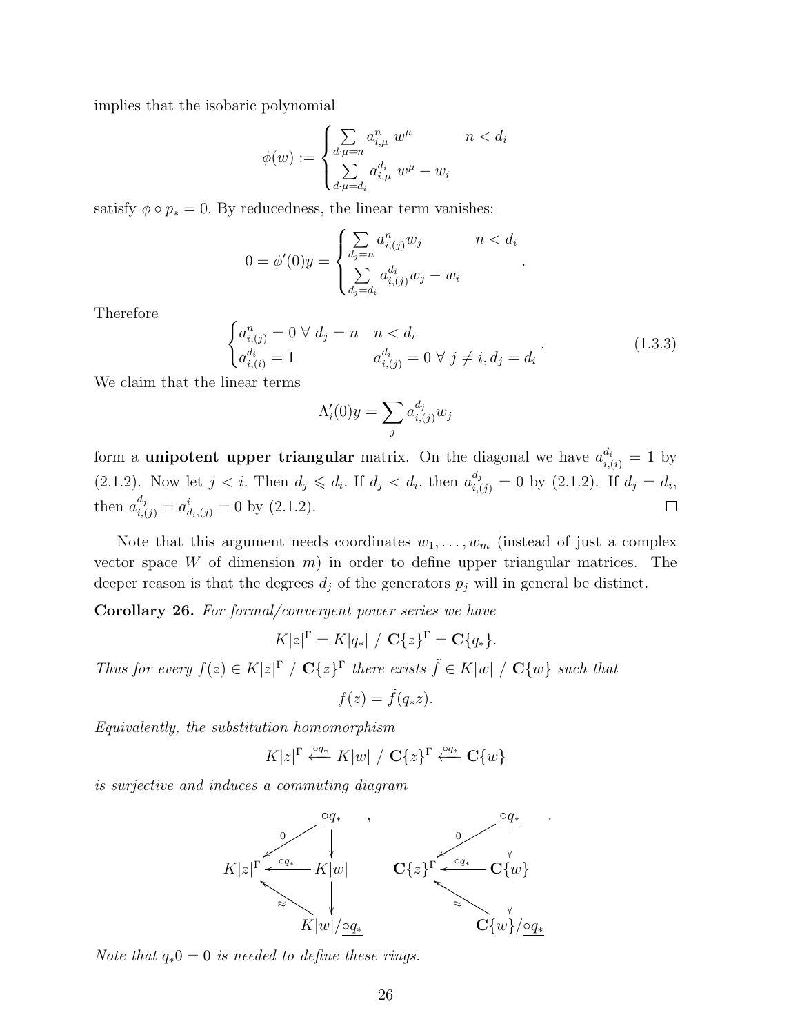implies that the isobaric polynomial

$$\phi(w) := \begin{cases} \sum\limits_{d\cdot\mu=n} a^n_{i,\mu}\ w^\mu & n < d_i \\ \sum\limits_{d\cdot\mu=d_i} a^{d_i}_{i,\mu}\ w^\mu - w_i \end{cases}$$

satisfy $\phi \circ p_* = 0$. By reducedness, the linear term vanishes:

$$0 = \phi'(0)y = \begin{cases} \sum\limits_{d_j=n} a^n_{i,(j)} w_j & n < d_i \\ \sum\limits_{d_j=d_i} a^{d_i}_{i,(j)} w_j - w_i \end{cases}.$$

Therefore

$$\begin{cases} a^n_{i,(j)} = 0\ \forall\ d_j = n \quad n < d_i \\ a^{d_i}_{i,(i)} = 1 \qquad\qquad a^{d_i}_{i,(j)} = 0\ \forall\ j \neq i, d_j = d_i \end{cases}. \tag{1.3.3}$$

We claim that the linear terms

$$\Lambda_i'(0)y = \sum_j a^{d_j}_{i,(j)} w_j$$

form a **unipotent upper triangular** matrix. On the diagonal we have $a^{d_i}_{i,(i)} = 1$ by (2.1.2). Now let $j < i$. Then $d_j \leqslant d_i$. If $d_j < d_i$, then $a^{d_j}_{i,(j)} = 0$ by (2.1.2). If $d_j = d_i$, then $a^{d_j}_{i,(j)} = a^i_{d_i,(j)} = 0$ by (2.1.2). □

Note that this argument needs coordinates $w_1, \ldots, w_m$ (instead of just a complex vector space $W$ of dimension $m$) in order to define upper triangular matrices. The deeper reason is that the degrees $d_j$ of the generators $p_j$ will in general be distinct.

**Corollary 26.** *For formal/convergent power series we have*

$$K|z|^\Gamma = K|q_*|\ /\ \mathbf{C}\{z\}^\Gamma = \mathbf{C}\{q_*\}.$$

*Thus for every $f(z) \in K|z|^\Gamma$ / $\mathbf{C}\{z\}^\Gamma$ there exists $\tilde{f} \in K|w|$ / $\mathbf{C}\{w\}$ such that*

$$f(z) = \tilde{f}(q_* z).$$

*Equivalently, the substitution homomorphism*

$$K|z|^\Gamma \xleftarrow{\circ q_*} K|w|\ /\ \mathbf{C}\{z\}^\Gamma \xleftarrow{\circ q_*} \mathbf{C}\{w\}$$

*is surjective and induces a commuting diagram*

$$\begin{array}{ccc} & & \underline{\circ q_*} \\ & \overset{0}{\swarrow} & \downarrow \\ K|z|^\Gamma & \xleftarrow{\circ q_*} & K|w| \\ & \underset{\approx}{\nwarrow} & \downarrow \\ & & K|w|/\underline{\circ q_*} \end{array}, \qquad \begin{array}{ccc} & & \underline{\circ q_*} \\ & \overset{0}{\swarrow} & \downarrow \\ \mathbf{C}\{z\}^\Gamma & \xleftarrow{\circ q_*} & \mathbf{C}\{w\} \\ & \underset{\approx}{\nwarrow} & \downarrow \\ & & \mathbf{C}\{w\}/\underline{\circ q_*} \end{array}.$$

*Note that $q_* 0 = 0$ is needed to define these rings.*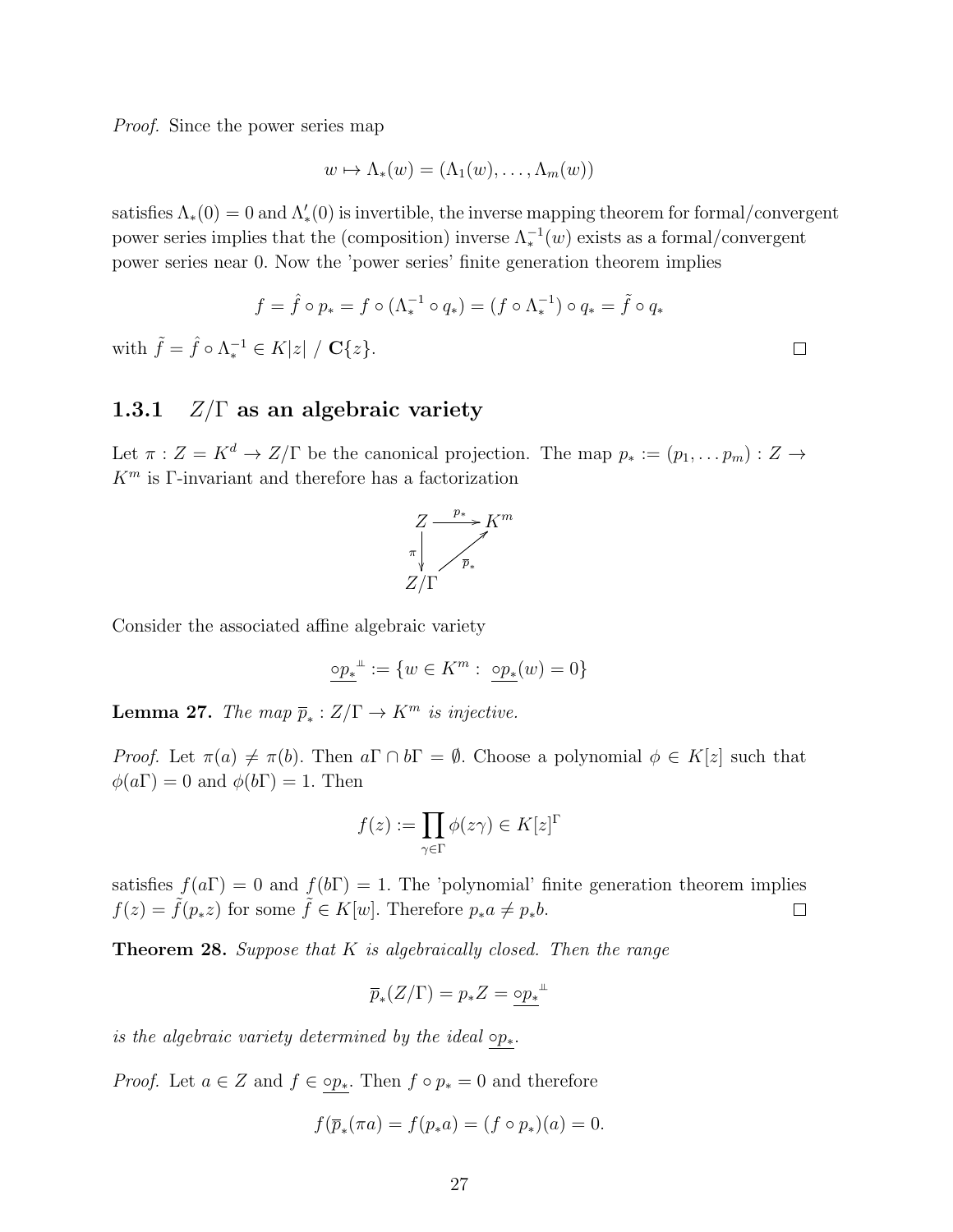*Proof.* Since the power series map

$$w \mapsto \Lambda_*(w) = (\Lambda_1(w), \ldots, \Lambda_m(w))$$

satisfies $\Lambda_*(0) = 0$ and $\Lambda_*'(0)$ is invertible, the inverse mapping theorem for formal/convergent power series implies that the (composition) inverse $\Lambda_*^{-1}(w)$ exists as a formal/convergent power series near 0. Now the 'power series' finite generation theorem implies

$$f = \hat{f} \circ p_* = f \circ (\Lambda_*^{-1} \circ q_*) = (f \circ \Lambda_*^{-1}) \circ q_* = \tilde{f} \circ q_*$$

with $\tilde{f} = \hat{f} \circ \Lambda_*^{-1} \in K|z| \;/\; \mathbf{C}\{z\}$. □

### 1.3.1 $Z/\Gamma$ as an algebraic variety

Let $\pi : Z = K^d \to Z/\Gamma$ be the canonical projection. The map $p_* := (p_1, \ldots p_m) : Z \to K^m$ is $\Gamma$-invariant and therefore has a factorization

$$\begin{array}{ccc} Z & \xrightarrow{p_*} & K^m \\ {\scriptstyle\pi}\downarrow & \nearrow_{\overline{p}_*} & \\ Z/\Gamma & & \end{array}$$

Consider the associated affine algebraic variety

$$\underline{\circ p_*}^{\perp\!\!\!\perp} := \{w \in K^m : \; \underline{\circ p_*}(w) = 0\}$$

**Lemma 27.** *The map $\overline{p}_* : Z/\Gamma \to K^m$ is injective.*

*Proof.* Let $\pi(a) \neq \pi(b)$. Then $a\Gamma \cap b\Gamma = \emptyset$. Choose a polynomial $\phi \in K[z]$ such that $\phi(a\Gamma) = 0$ and $\phi(b\Gamma) = 1$. Then

$$f(z) := \prod_{\gamma \in \Gamma} \phi(z\gamma) \in K[z]^\Gamma$$

satisfies $f(a\Gamma) = 0$ and $f(b\Gamma) = 1$. The 'polynomial' finite generation theorem implies $f(z) = \tilde{f}(p_* z)$ for some $\tilde{f} \in K[w]$. Therefore $p_* a \neq p_* b$. □

**Theorem 28.** *Suppose that $K$ is algebraically closed. Then the range*

$$\overline{p}_*(Z/\Gamma) = p_* Z = \underline{\circ p_*}^{\perp\!\!\!\perp}$$

*is the algebraic variety determined by the ideal $\underline{\circ p_*}$.*

*Proof.* Let $a \in Z$ and $f \in \underline{\circ p_*}$. Then $f \circ p_* = 0$ and therefore

$$f(\overline{p}_*(\pi a) = f(p_* a) = (f \circ p_*)(a) = 0.$$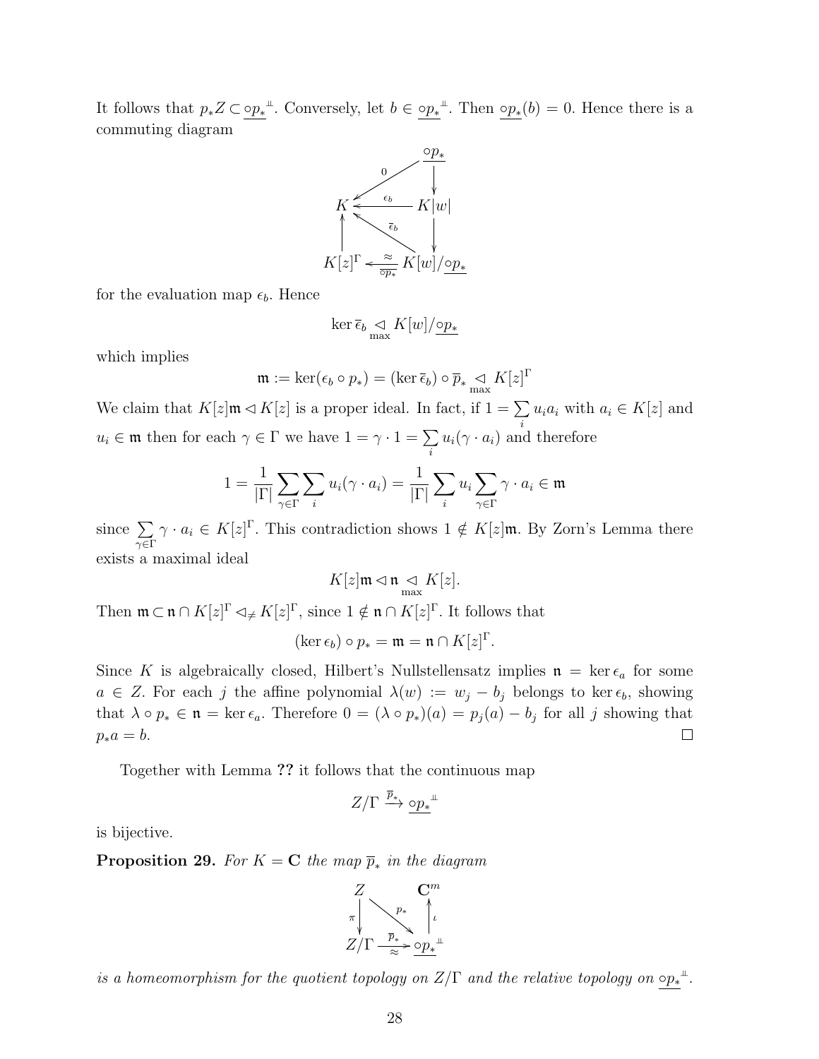It follows that $p_*Z \subset \underline{\circ p_*}^{\perp\!\!\perp}$. Conversely, let $b \in \underline{\circ p_*}^{\perp\!\!\perp}$. Then $\underline{\circ p_*}(b) = 0$. Hence there is a commuting diagram

$$\begin{array}{ccc} & & \underline{\circ p_*} \\ & \overset{0}{\swarrow} & \downarrow \\ K & \overset{\epsilon_b}{\longleftarrow} & K|w| \\ \uparrow & \overset{\overline{\epsilon}_b}{\nwarrow} & \downarrow \\ K[z]^\Gamma & \underset{\overline{\circ p_*}}{\overset{\approx}{\longleftarrow}} & K[w]/\underline{\circ p_*} \end{array}$$

for the evaluation map $\epsilon_b$. Hence

$$\ker \overline{\epsilon}_b \underset{\max}{\lhd} K[w]/\underline{\circ p_*}$$

which implies

$$\mathfrak{m} := \ker(\epsilon_b \circ p_*) = (\ker \overline{\epsilon}_b) \circ \overline{p}_* \underset{\max}{\lhd} K[z]^\Gamma$$

We claim that $K[z]\mathfrak{m} \lhd K[z]$ is a proper ideal. In fact, if $1 = \sum_i u_i a_i$ with $a_i \in K[z]$ and $u_i \in \mathfrak{m}$ then for each $\gamma \in \Gamma$ we have $1 = \gamma \cdot 1 = \sum_i u_i(\gamma \cdot a_i)$ and therefore

$$1 = \frac{1}{|\Gamma|} \sum_{\gamma \in \Gamma} \sum_i u_i(\gamma \cdot a_i) = \frac{1}{|\Gamma|} \sum_i u_i \sum_{\gamma \in \Gamma} \gamma \cdot a_i \in \mathfrak{m}$$

since $\sum_{\gamma \in \Gamma} \gamma \cdot a_i \in K[z]^\Gamma$. This contradiction shows $1 \notin K[z]\mathfrak{m}$. By Zorn's Lemma there exists a maximal ideal

$$K[z]\mathfrak{m} \lhd \mathfrak{n} \underset{\max}{\lhd} K[z].$$

Then $\mathfrak{m} \subset \mathfrak{n} \cap K[z]^\Gamma \lhd_{\neq} K[z]^\Gamma$, since $1 \notin \mathfrak{n} \cap K[z]^\Gamma$. It follows that

$$(\ker \epsilon_b) \circ p_* = \mathfrak{m} = \mathfrak{n} \cap K[z]^\Gamma.$$

Since $K$ is algebraically closed, Hilbert's Nullstellensatz implies $\mathfrak{n} = \ker \epsilon_a$ for some $a \in Z$. For each $j$ the affine polynomial $\lambda(w) := w_j - b_j$ belongs to $\ker \epsilon_b$, showing that $\lambda \circ p_* \in \mathfrak{n} = \ker \epsilon_a$. Therefore $0 = (\lambda \circ p_*)(a) = p_j(a) - b_j$ for all $j$ showing that $p_* a = b$. □

Together with Lemma **??** it follows that the continuous map

$$Z/\Gamma \xrightarrow{\overline{p}_*} \underline{\circ p_*}^{\perp\!\!\perp}$$

is bijective.

**Proposition 29.** *For $K = \mathbf{C}$ the map $\overline{p}_*$ in the diagram*

$$\begin{array}{ccc} Z & & \mathbf{C}^m \\ \pi \downarrow & \overset{p_*}{\searrow} & \uparrow \iota \\ Z/\Gamma & \underset{\approx}{\overset{\overline{p}_*}{\longrightarrow}} & \underline{\circ p_*}^{\perp\!\!\perp} \end{array}$$

*is a homeomorphism for the quotient topology on $Z/\Gamma$ and the relative topology on $\underline{\circ p_*}^{\perp\!\!\perp}$.*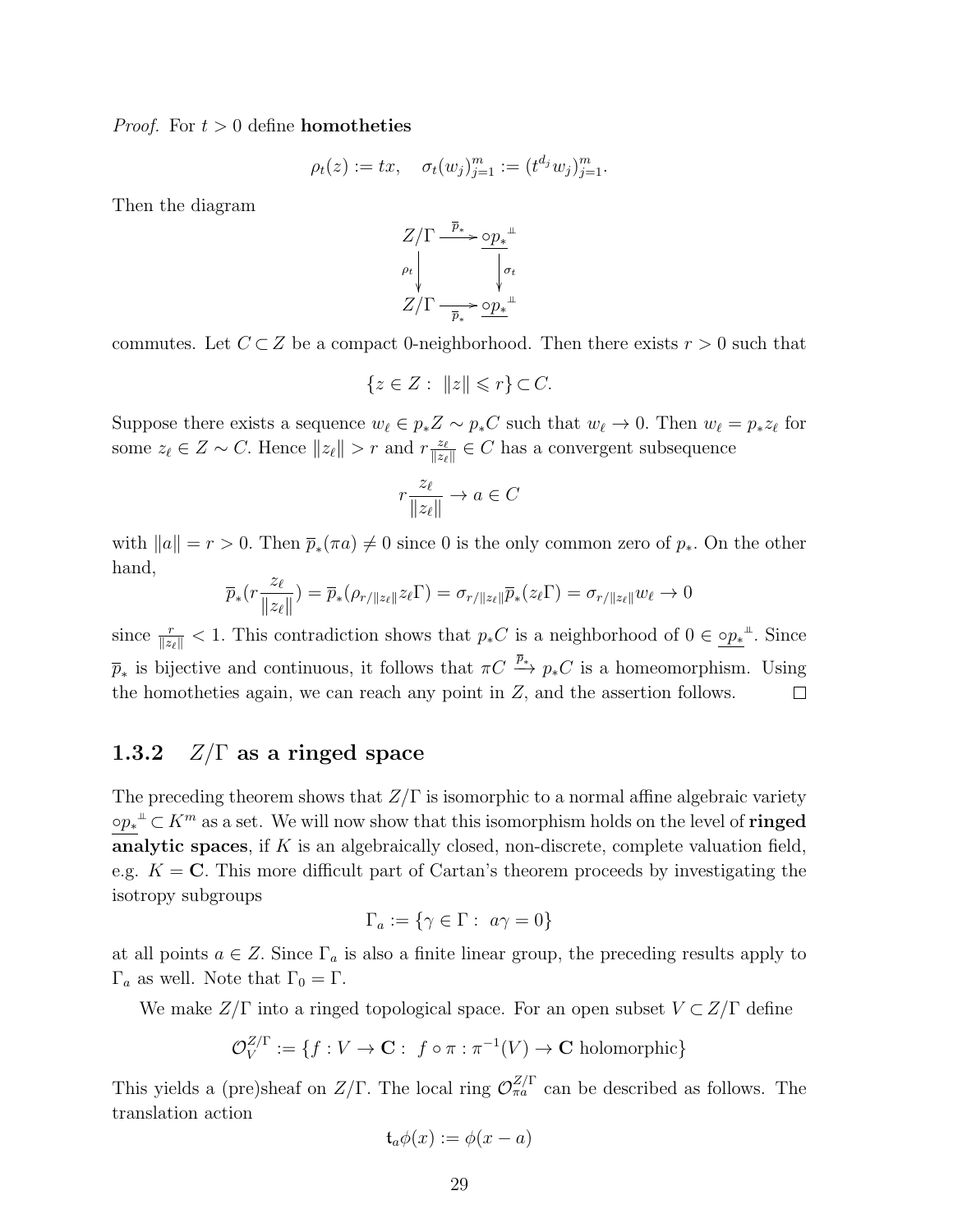*Proof.* For $t > 0$ define **homotheties**

$$\rho_t(z) := tx, \quad \sigma_t(w_j)_{j=1}^m := (t^{d_j} w_j)_{j=1}^m.$$

Then the diagram

$$\begin{array}{ccc} Z/\Gamma & \xrightarrow{\overline{p}_*} & \underline{\circ p_*}^{\perp\!\!\perp} \\ \rho_t \downarrow & & \downarrow \sigma_t \\ Z/\Gamma & \xrightarrow[\overline{p}_*]{} & \underline{\circ p_*}^{\perp\!\!\perp} \end{array}$$

commutes. Let $C \subset Z$ be a compact 0-neighborhood. Then there exists $r > 0$ such that

$$\{z \in Z : \ \|z\| \leqslant r\} \subset C.$$

Suppose there exists a sequence $w_\ell \in p_*Z \sim p_*C$ such that $w_\ell \to 0$. Then $w_\ell = p_*z_\ell$ for some $z_\ell \in Z \sim C$. Hence $\|z_\ell\| > r$ and $r\frac{z_\ell}{\|z_\ell\|} \in C$ has a convergent subsequence

$$r\frac{z_\ell}{\|z_\ell\|} \to a \in C$$

with $\|a\| = r > 0$. Then $\overline{p}_*(\pi a) \neq 0$ since 0 is the only common zero of $p_*$. On the other hand,

$$\overline{p}_*(r\frac{z_\ell}{\|z_\ell\|}) = \overline{p}_*(\rho_{r/\|z_\ell\|} z_\ell \Gamma) = \sigma_{r/\|z_\ell\|} \overline{p}_*(z_\ell \Gamma) = \sigma_{r/\|z_\ell\|} w_\ell \to 0$$

since $\frac{r}{\|z_\ell\|} < 1$. This contradiction shows that $p_*C$ is a neighborhood of $0 \in \underline{\circ p_*}^{\perp\!\!\perp}$. Since $\overline{p}_*$ is bijective and continuous, it follows that $\pi C \xrightarrow{\overline{p}_*} p_*C$ is a homeomorphism. Using the homotheties again, we can reach any point in $Z$, and the assertion follows. □

### 1.3.2 $Z/\Gamma$ as a ringed space

The preceding theorem shows that $Z/\Gamma$ is isomorphic to a normal affine algebraic variety $\underline{\circ p_*}^{\perp\!\!\perp} \subset K^m$ as a set. We will now show that this isomorphism holds on the level of **ringed analytic spaces**, if $K$ is an algebraically closed, non-discrete, complete valuation field, e.g. $K = \mathbf{C}$. This more difficult part of Cartan's theorem proceeds by investigating the isotropy subgroups

$$\Gamma_a := \{\gamma \in \Gamma : \ a\gamma = 0\}$$

at all points $a \in Z$. Since $\Gamma_a$ is also a finite linear group, the preceding results apply to $\Gamma_a$ as well. Note that $\Gamma_0 = \Gamma$.

We make $Z/\Gamma$ into a ringed topological space. For an open subset $V \subset Z/\Gamma$ define

$$\mathcal{O}_V^{Z/\Gamma} := \{f : V \to \mathbf{C} : \ f \circ \pi : \pi^{-1}(V) \to \mathbf{C} \text{ holomorphic}\}$$

This yields a (pre)sheaf on $Z/\Gamma$. The local ring $\mathcal{O}_{\pi a}^{Z/\Gamma}$ can be described as follows. The translation action

$$\mathfrak{t}_a \phi(x) := \phi(x - a)$$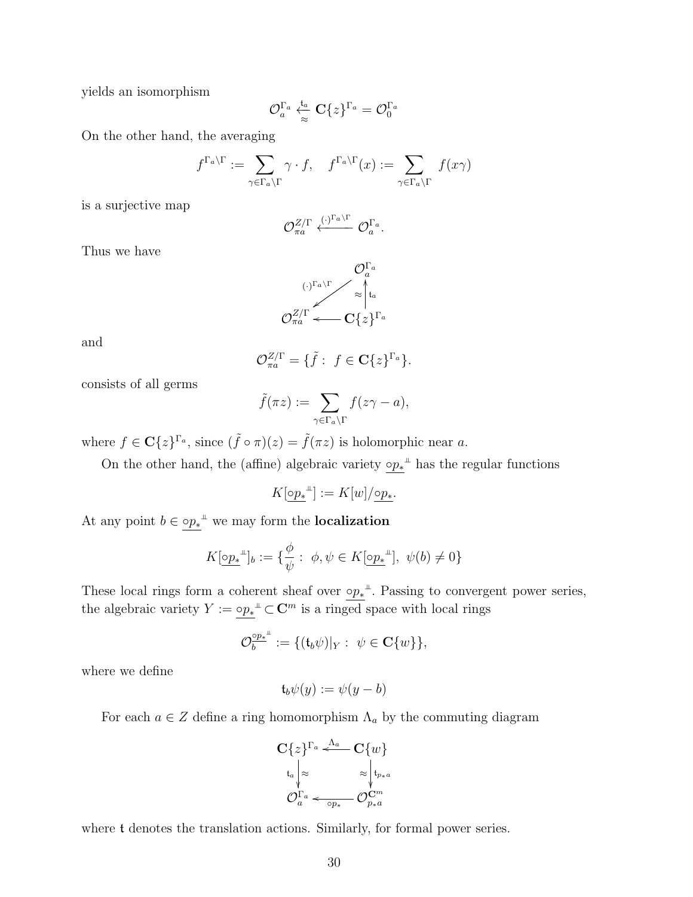yields an isomorphism

$$\mathcal{O}_a^{\Gamma_a} \overset{\mathfrak{t}_a}{\underset{\approx}{\longleftarrow}} \mathbf{C}\{z\}^{\Gamma_a} = \mathcal{O}_0^{\Gamma_a}$$

On the other hand, the averaging

$$f^{\Gamma_a\backslash\Gamma} := \sum_{\gamma\in\Gamma_a\backslash\Gamma} \gamma\cdot f, \quad f^{\Gamma_a\backslash\Gamma}(x) := \sum_{\gamma\in\Gamma_a\backslash\Gamma} f(x\gamma)$$

is a surjective map

$$\mathcal{O}_{\pi a}^{Z/\Gamma} \overset{(\cdot)^{\Gamma_a\backslash\Gamma}}{\longleftarrow} \mathcal{O}_a^{\Gamma_a}.$$

Thus we have

$$\begin{array}{ccc} & & \mathcal{O}_a^{\Gamma_a} \\ & \swarrow^{(\cdot)^{\Gamma_a\backslash\Gamma}} & \uparrow{\scriptstyle \approx\ \mathfrak{t}_a} \\ \mathcal{O}_{\pi a}^{Z/\Gamma} & \longleftarrow & \mathbf{C}\{z\}^{\Gamma_a} \end{array}$$

and

$$\mathcal{O}_{\pi a}^{Z/\Gamma} = \{\tilde{f}:\ f\in\mathbf{C}\{z\}^{\Gamma_a}\}.$$

consists of all germs

$$\tilde{f}(\pi z) := \sum_{\gamma\in\Gamma_a\backslash\Gamma} f(z\gamma - a),$$

where $f\in\mathbf{C}\{z\}^{\Gamma_a}$, since $(\tilde{f}\circ\pi)(z) = \tilde{f}(\pi z)$ is holomorphic near $a$.

On the other hand, the (affine) algebraic variety $\underline{\circ p_*}^{\perp\!\!\perp}$ has the regular functions

$$K[\underline{\circ p_*}^{\perp\!\!\perp}] := K[w]/\underline{\circ p_*}.$$

At any point $b\in\underline{\circ p_*}^{\perp\!\!\perp}$ we may form the **localization**

$$K[\underline{\circ p_*}^{\perp\!\!\perp}]_b := \{\frac{\phi}{\psi}:\ \phi,\psi\in K[\underline{\circ p_*}^{\perp\!\!\perp}],\ \psi(b)\neq 0\}$$

These local rings form a coherent sheaf over $\underline{\circ p_*}^{\perp\!\!\perp}$. Passing to convergent power series, the algebraic variety $Y := \underline{\circ p_*}^{\perp\!\!\perp}\subset\mathbf{C}^m$ is a ringed space with local rings

$$\mathcal{O}_b^{\underline{\circ p_*}^{\perp\!\!\perp}} := \{(\mathfrak{t}_b\psi)|_Y:\ \psi\in\mathbf{C}\{w\}\},$$

where we define

$$\mathfrak{t}_b\psi(y) := \psi(y-b)$$

For each $a\in Z$ define a ring homomorphism $\Lambda_a$ by the commuting diagram

$$\begin{array}{ccc} \mathbf{C}\{z\}^{\Gamma_a} & \overset{\Lambda_a}{\longleftarrow} & \mathbf{C}\{w\} \\ {\scriptstyle \mathfrak{t}_a}\downarrow{\scriptstyle\approx} & & {\scriptstyle\approx}\downarrow{\scriptstyle \mathfrak{t}_{p_* a}} \\ \mathcal{O}_a^{\Gamma_a} & \underset{\circ p_*}{\longleftarrow} & \mathcal{O}_{p_* a}^{\mathbf{C}^m} \end{array}$$

where $\mathfrak{t}$ denotes the translation actions. Similarly, for formal power series.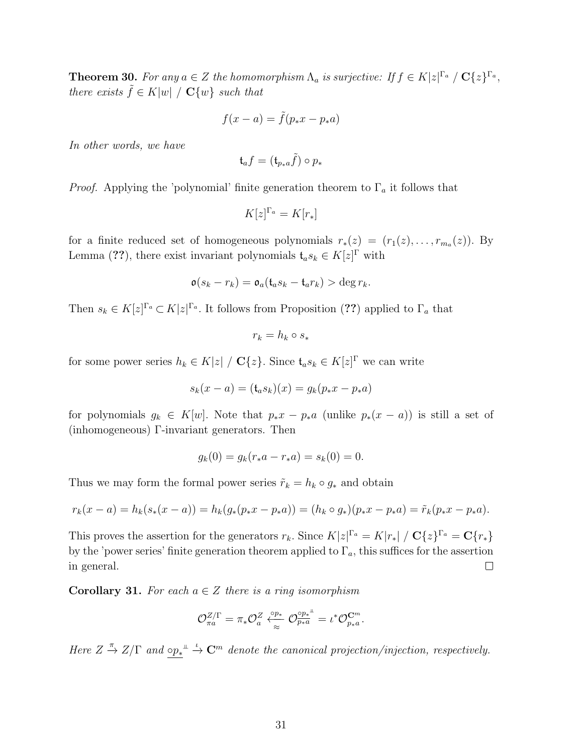**Theorem 30.** *For any $a \in Z$ the homomorphism $\Lambda_a$ is surjective: If $f \in K|z|^{\Gamma_a}$ / $\mathbf{C}\{z\}^{\Gamma_a}$, there exists $\tilde{f} \in K|w|$ / $\mathbf{C}\{w\}$ such that*

$$f(x - a) = \tilde{f}(p_* x - p_* a)$$

*In other words, we have*

$$\mathfrak{t}_a f = (\mathfrak{t}_{p_* a} \tilde{f}) \circ p_*$$

*Proof.* Applying the 'polynomial' finite generation theorem to $\Gamma_a$ it follows that

$$K[z]^{\Gamma_a} = K[r_*]$$

for a finite reduced set of homogeneous polynomials $r_*(z) = (r_1(z), \ldots, r_{m_a}(z))$. By Lemma (**??**), there exist invariant polynomials $\mathfrak{t}_a s_k \in K[z]^\Gamma$ with

$$\mathfrak{o}(s_k - r_k) = \mathfrak{o}_a(\mathfrak{t}_a s_k - \mathfrak{t}_a r_k) > \deg r_k.$$

Then $s_k \in K[z]^{\Gamma_a} \subset K|z|^{\Gamma_a}$. It follows from Proposition (**??**) applied to $\Gamma_a$ that

$$r_k = h_k \circ s_*$$

for some power series $h_k \in K|z|$ / $\mathbf{C}\{z\}$. Since $\mathfrak{t}_a s_k \in K[z]^\Gamma$ we can write

$$s_k(x - a) = (\mathfrak{t}_a s_k)(x) = g_k(p_* x - p_* a)$$

for polynomials $g_k \in K[w]$. Note that $p_* x - p_* a$ (unlike $p_*(x - a)$) is still a set of (inhomogeneous) $\Gamma$-invariant generators. Then

$$g_k(0) = g_k(r_* a - r_* a) = s_k(0) = 0.$$

Thus we may form the formal power series $\tilde{r}_k = h_k \circ g_*$ and obtain

$$r_k(x - a) = h_k(s_*(x - a)) = h_k(g_*(p_* x - p_* a)) = (h_k \circ g_*)(p_* x - p_* a) = \tilde{r}_k(p_* x - p_* a).$$

This proves the assertion for the generators $r_k$. Since $K|z|^{\Gamma_a} = K|r_*|$ / $\mathbf{C}\{z\}^{\Gamma_a} = \mathbf{C}\{r_*\}$ by the 'power series' finite generation theorem applied to $\Gamma_a$, this suffices for the assertion in general. $\square$

**Corollary 31.** *For each $a \in Z$ there is a ring isomorphism*

$$\mathcal{O}^{Z/\Gamma}_{\pi a} = \pi_* \mathcal{O}^Z_a \overset{\circ p_*}{\underset{\approx}{\longleftarrow}} \mathcal{O}^{\underline{\circ p_*}^{\perp\!\!\perp}}_{p_* a} = \iota^* \mathcal{O}^{\mathbf{C}^m}_{p_* a}.$$

*Here $Z \xrightarrow{\pi} Z/\Gamma$ and $\underline{\circ p_*}^{\perp\!\!\perp} \xrightarrow{\iota} \mathbf{C}^m$ denote the canonical projection/injection, respectively.*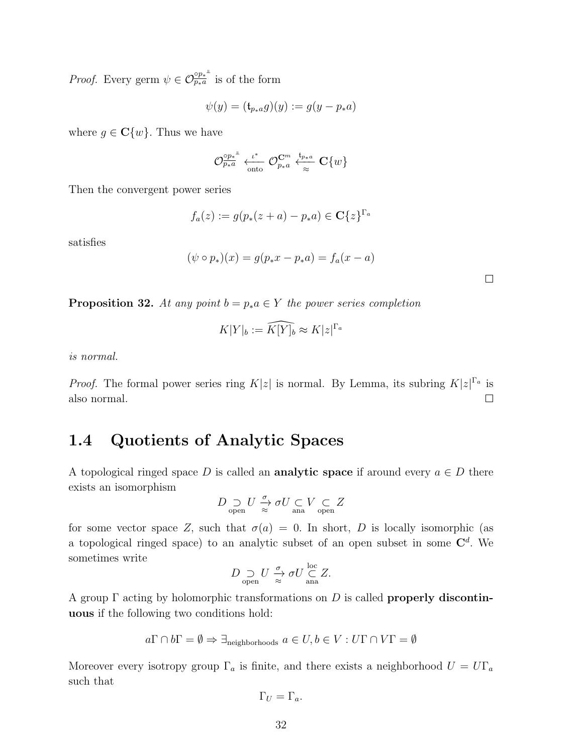*Proof.* Every germ $\psi \in \mathcal{O}_{p_*a}^{\circ p_*^{\perp\!\!\perp}}$ is of the form

$$\psi(y) = (\mathfrak{t}_{p_*a} g)(y) := g(y - p_*a)$$

where $g \in \mathbf{C}\{w\}$. Thus we have

$$\mathcal{O}_{p_*a}^{\circ p_*^{\perp\!\!\perp}} \xleftarrow[\text{onto}]{\iota^*} \mathcal{O}_{p_*a}^{\mathbf{C}^m} \xleftarrow[\approx]{\mathfrak{t}_{p_*a}} \mathbf{C}\{w\}$$

Then the convergent power series

$$f_a(z) := g(p_*(z+a) - p_*a) \in \mathbf{C}\{z\}^{\Gamma_a}$$

satisfies

$$(\psi \circ p_*)(x) = g(p_*x - p_*a) = f_a(x - a)$$

□

**Proposition 32.** *At any point $b = p_*a \in Y$ the power series completion*

$$K|Y|_b := \widehat{K[Y]_b} \approx K|z|^{\Gamma_a}$$

*is normal.*

*Proof.* The formal power series ring $K|z|$ is normal. By Lemma, its subring $K|z|^{\Gamma_a}$ is also normal. □

## 1.4 Quotients of Analytic Spaces

A topological ringed space $D$ is called an **analytic space** if around every $a \in D$ there exists an isomorphism

$$D \underset{\text{open}}{\supset} U \xrightarrow[\approx]{\sigma} \sigma U \underset{\text{ana}}{\subset} V \underset{\text{open}}{\subset} Z$$

for some vector space $Z$, such that $\sigma(a) = 0$. In short, $D$ is locally isomorphic (as a topological ringed space) to an analytic subset of an open subset in some $\mathbf{C}^d$. We sometimes write

$$D \underset{\text{open}}{\supset} U \xrightarrow[\approx]{\sigma} \sigma U \overset{\text{loc}}{\underset{\text{ana}}{\subset}} Z.$$

A group $\Gamma$ acting by holomorphic transformations on $D$ is called **properly discontinuous** if the following two conditions hold:

$$a\Gamma \cap b\Gamma = \emptyset \Rightarrow \exists_{\text{neighborhoods}}\ a \in U, b \in V : U\Gamma \cap V\Gamma = \emptyset$$

Moreover every isotropy group $\Gamma_a$ is finite, and there exists a neighborhood $U = U\Gamma_a$ such that

$$\Gamma_U = \Gamma_a.$$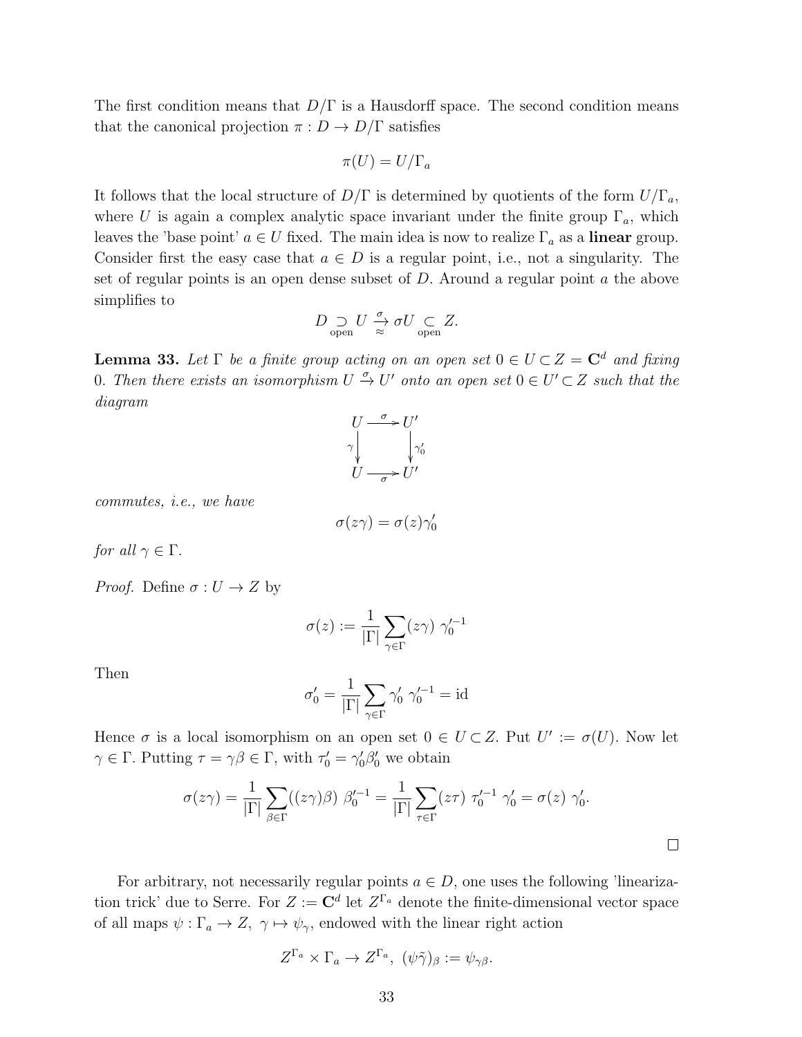The first condition means that $D/\Gamma$ is a Hausdorff space. The second condition means that the canonical projection $\pi : D \to D/\Gamma$ satisfies

$$\pi(U) = U/\Gamma_a$$

It follows that the local structure of $D/\Gamma$ is determined by quotients of the form $U/\Gamma_a$, where $U$ is again a complex analytic space invariant under the finite group $\Gamma_a$, which leaves the 'base point' $a \in U$ fixed. The main idea is now to realize $\Gamma_a$ as a **linear** group. Consider first the easy case that $a \in D$ is a regular point, i.e., not a singularity. The set of regular points is an open dense subset of $D$. Around a regular point $a$ the above simplifies to

$$D \underset{\text{open}}{\supset} U \underset{\approx}{\overset{\sigma}{\to}} \sigma U \underset{\text{open}}{\subset} Z.$$

**Lemma 33.** *Let $\Gamma$ be a finite group acting on an open set $0 \in U \subset Z = \mathbf{C}^d$ and fixing 0. Then there exists an isomorphism $U \overset{\sigma}{\to} U'$ onto an open set $0 \in U' \subset Z$ such that the diagram*

$$\begin{array}{ccc} U & \xrightarrow{\sigma} & U' \\ {\scriptstyle\gamma}\downarrow & & \downarrow{\scriptstyle\gamma_0'} \\ U & \xrightarrow[\sigma]{} & U' \end{array}$$

*commutes, i.e., we have*

$$\sigma(z\gamma) = \sigma(z)\gamma_0'$$

*for all $\gamma \in \Gamma$.*

*Proof.* Define $\sigma : U \to Z$ by

$$\sigma(z) := \frac{1}{|\Gamma|} \sum_{\gamma \in \Gamma} (z\gamma)\ \gamma_0'^{-1}$$

Then

$$\sigma_0' = \frac{1}{|\Gamma|} \sum_{\gamma \in \Gamma} \gamma_0'\ \gamma_0'^{-1} = \text{id}$$

Hence $\sigma$ is a local isomorphism on an open set $0 \in U \subset Z$. Put $U' := \sigma(U)$. Now let $\gamma \in \Gamma$. Putting $\tau = \gamma\beta \in \Gamma$, with $\tau_0' = \gamma_0'\beta_0'$ we obtain

$$\sigma(z\gamma) = \frac{1}{|\Gamma|} \sum_{\beta \in \Gamma} ((z\gamma)\beta)\ \beta_0'^{-1} = \frac{1}{|\Gamma|} \sum_{\tau \in \Gamma} (z\tau)\ \tau_0'^{-1}\ \gamma_0' = \sigma(z)\ \gamma_0'.$$

$\square$

For arbitrary, not necessarily regular points $a \in D$, one uses the following 'linearization trick' due to Serre. For $Z := \mathbf{C}^d$ let $Z^{\Gamma_a}$ denote the finite-dimensional vector space of all maps $\psi : \Gamma_a \to Z,\ \gamma \mapsto \psi_\gamma$, endowed with the linear right action

$$Z^{\Gamma_a} \times \Gamma_a \to Z^{\Gamma_a},\ (\psi\tilde{\gamma})_\beta := \psi_{\gamma\beta}.$$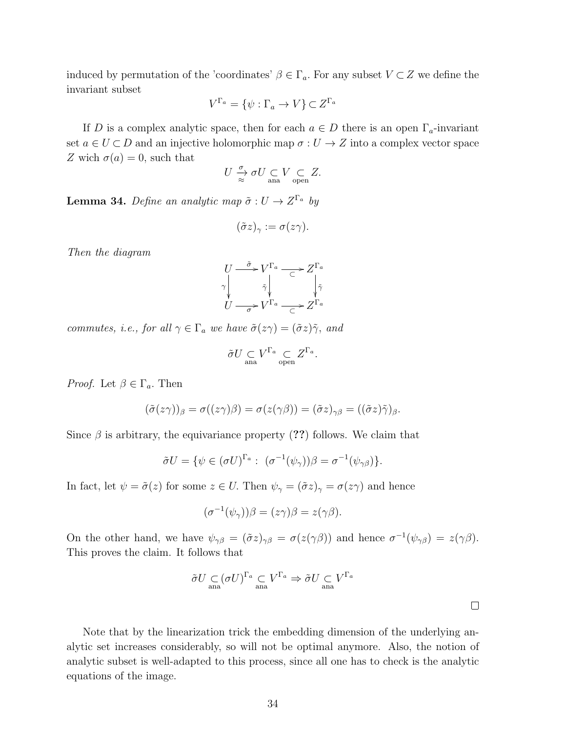induced by permutation of the 'coordinates' $\beta \in \Gamma_a$. For any subset $V \subset Z$ we define the invariant subset

$$V^{\Gamma_a} = \{\psi : \Gamma_a \to V\} \subset Z^{\Gamma_a}$$

If $D$ is a complex analytic space, then for each $a \in D$ there is an open $\Gamma_a$-invariant set $a \in U \subset D$ and an injective holomorphic map $\sigma : U \to Z$ into a complex vector space $Z$ wich $\sigma(a) = 0$, such that

$$U \underset{\approx}{\xrightarrow{\sigma}} \sigma U \underset{\text{ana}}{\subset} V \underset{\text{open}}{\subset} Z.$$

**Lemma 34.** *Define an analytic map $\tilde{\sigma} : U \to Z^{\Gamma_a}$ by*

$$(\tilde{\sigma} z)_\gamma := \sigma(z\gamma).$$

*Then the diagram*

$$\begin{array}{ccccc} U & \xrightarrow{\tilde{\sigma}} & V^{\Gamma_a} & \xrightarrow[\subset]{} & Z^{\Gamma_a} \\ \Big\downarrow{\scriptstyle\gamma} & & \Big\downarrow{\scriptstyle\tilde{\gamma}} & & \Big\downarrow{\scriptstyle\tilde{\gamma}} \\ U & \xrightarrow[\sigma]{} & V^{\Gamma_a} & \xrightarrow[\subset]{} & Z^{\Gamma_a} \end{array}$$

*commutes, i.e., for all $\gamma \in \Gamma_a$ we have $\tilde{\sigma}(z\gamma) = (\tilde{\sigma} z)\tilde{\gamma}$, and*

$$\tilde{\sigma} U \underset{\text{ana}}{\subset} V^{\Gamma_a} \underset{\text{open}}{\subset} Z^{\Gamma_a}.$$

*Proof.* Let $\beta \in \Gamma_a$. Then

$$(\tilde{\sigma}(z\gamma))_\beta = \sigma((z\gamma)\beta) = \sigma(z(\gamma\beta)) = (\tilde{\sigma} z)_{\gamma\beta} = ((\tilde{\sigma} z)\tilde{\gamma})_\beta.$$

Since $\beta$ is arbitrary, the equivariance property (**??**) follows. We claim that

$$\tilde{\sigma} U = \{\psi \in (\sigma U)^{\Gamma_a} : \ (\sigma^{-1}(\psi_\gamma))\beta = \sigma^{-1}(\psi_{\gamma\beta})\}.$$

In fact, let $\psi = \tilde{\sigma}(z)$ for some $z \in U$. Then $\psi_\gamma = (\tilde{\sigma} z)_\gamma = \sigma(z\gamma)$ and hence

$$(\sigma^{-1}(\psi_\gamma))\beta = (z\gamma)\beta = z(\gamma\beta).$$

On the other hand, we have $\psi_{\gamma\beta} = (\tilde{\sigma} z)_{\gamma\beta} = \sigma(z(\gamma\beta))$ and hence $\sigma^{-1}(\psi_{\gamma\beta}) = z(\gamma\beta)$. This proves the claim. It follows that

$$\tilde{\sigma} U \underset{\text{ana}}{\subset} (\sigma U)^{\Gamma_a} \underset{\text{ana}}{\subset} V^{\Gamma_a} \Rightarrow \tilde{\sigma} U \underset{\text{ana}}{\subset} V^{\Gamma_a}$$

$\square$

Note that by the linearization trick the embedding dimension of the underlying analytic set increases considerably, so will not be optimal anymore. Also, the notion of analytic subset is well-adapted to this process, since all one has to check is the analytic equations of the image.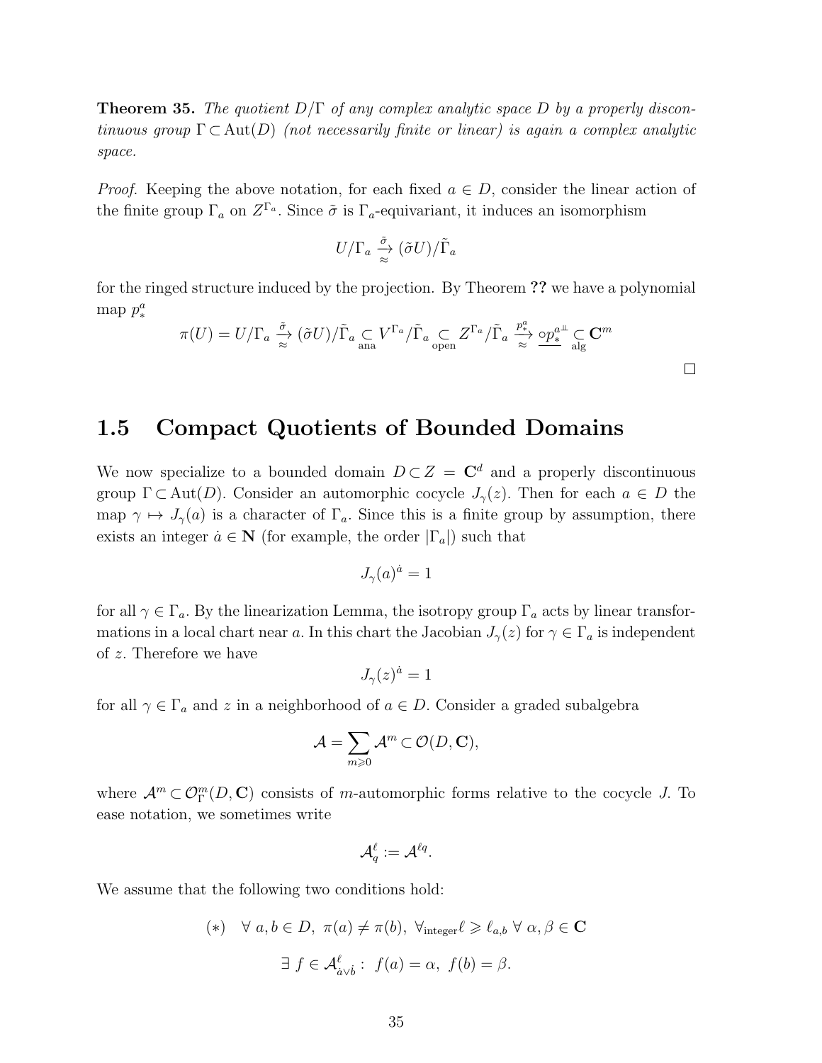**Theorem 35.** *The quotient $D/\Gamma$ of any complex analytic space $D$ by a properly discontinuous group $\Gamma \subset \mathrm{Aut}(D)$ (not necessarily finite or linear) is again a complex analytic space.*

*Proof.* Keeping the above notation, for each fixed $a \in D$, consider the linear action of the finite group $\Gamma_a$ on $Z^{\Gamma_a}$. Since $\tilde{\sigma}$ is $\Gamma_a$-equivariant, it induces an isomorphism

$$U/\Gamma_a \underset{\approx}{\overset{\tilde{\sigma}}{\to}} (\tilde{\sigma}U)/\tilde{\Gamma}_a$$

for the ringed structure induced by the projection. By Theorem **??** we have a polynomial map $p_*^a$

$$\pi(U) = U/\Gamma_a \underset{\approx}{\overset{\tilde{\sigma}}{\to}} (\tilde{\sigma}U)/\tilde{\Gamma}_a \underset{\text{ana}}{\subset} V^{\Gamma_a}/\tilde{\Gamma}_a \underset{\text{open}}{\subset} Z^{\Gamma_a}/\tilde{\Gamma}_a \underset{\approx}{\overset{p_*^a}{\to}} \underline{\circ p_*^{a^{\perp\!\!\perp}}} \underset{\text{alg}}{\subset} \mathbf{C}^m$$

□

## 1.5 Compact Quotients of Bounded Domains

We now specialize to a bounded domain $D \subset Z = \mathbf{C}^d$ and a properly discontinuous group $\Gamma \subset \mathrm{Aut}(D)$. Consider an automorphic cocycle $J_\gamma(z)$. Then for each $a \in D$ the map $\gamma \mapsto J_\gamma(a)$ is a character of $\Gamma_a$. Since this is a finite group by assumption, there exists an integer $\dot{a} \in \mathbf{N}$ (for example, the order $|\Gamma_a|$) such that

$$J_\gamma(a)^{\dot{a}} = 1$$

for all $\gamma \in \Gamma_a$. By the linearization Lemma, the isotropy group $\Gamma_a$ acts by linear transformations in a local chart near $a$. In this chart the Jacobian $J_\gamma(z)$ for $\gamma \in \Gamma_a$ is independent of $z$. Therefore we have

$$J_\gamma(z)^{\dot{a}} = 1$$

for all $\gamma \in \Gamma_a$ and $z$ in a neighborhood of $a \in D$. Consider a graded subalgebra

$$\mathcal{A} = \sum_{m \geqslant 0} \mathcal{A}^m \subset \mathcal{O}(D, \mathbf{C}),$$

where $\mathcal{A}^m \subset \mathcal{O}_\Gamma^m(D, \mathbf{C})$ consists of $m$-automorphic forms relative to the cocycle $J$. To ease notation, we sometimes write

$$\mathcal{A}_q^\ell := \mathcal{A}^{\ell q}.$$

We assume that the following two conditions hold:

$$(*) \quad \forall\, a, b \in D,\ \pi(a) \neq \pi(b),\ \forall_{\text{integer}} \ell \geqslant \ell_{a,b}\ \forall\, \alpha, \beta \in \mathbf{C}$$

$$\exists\, f \in \mathcal{A}_{\dot{a} \vee \dot{b}}^\ell :\ f(a) = \alpha,\ f(b) = \beta.$$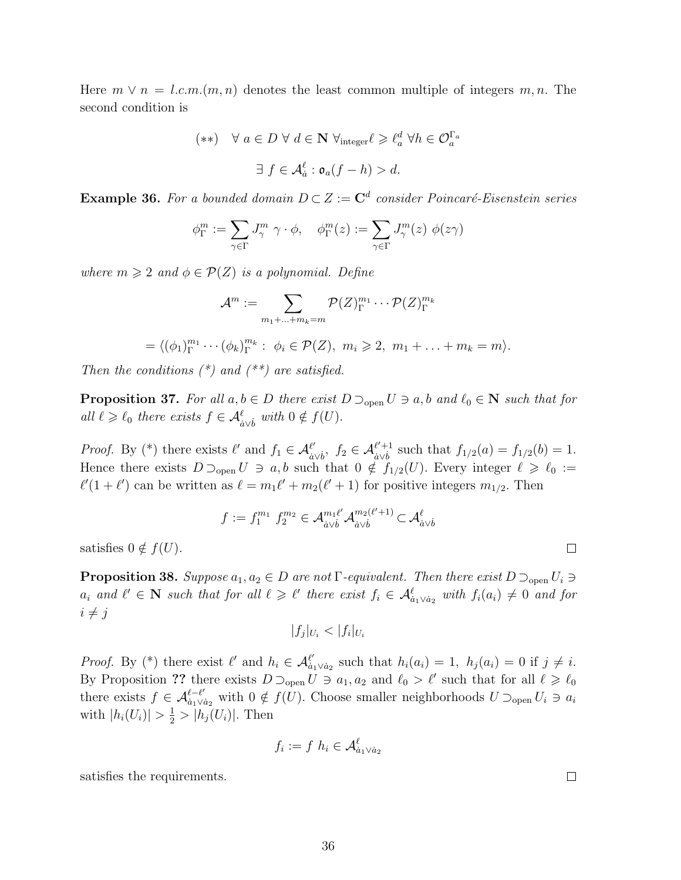Here $m \vee n = l.c.m.(m,n)$ denotes the least common multiple of integers $m, n$. The second condition is

$$(**) \quad \forall\ a \in D\ \forall\ d \in \mathbf{N}\ \forall_{\text{integer}} \ell \geqslant \ell_a^d\ \forall h \in \mathcal{O}_a^{\Gamma_a}$$

$$\exists\ f \in \mathcal{A}_{\dot{a}}^{\ell} : \mathfrak{o}_a(f - h) > d.$$

**Example 36.** *For a bounded domain $D \subset Z := \mathbf{C}^d$ consider Poincaré-Eisenstein series*

$$\phi_\Gamma^m := \sum_{\gamma \in \Gamma} J_\gamma^m\ \gamma \cdot \phi, \quad \phi_\Gamma^m(z) := \sum_{\gamma \in \Gamma} J_\gamma^m(z)\ \phi(z\gamma)$$

*where $m \geqslant 2$ and $\phi \in \mathcal{P}(Z)$ is a polynomial. Define*

$$\mathcal{A}^m := \sum_{m_1 + \ldots + m_k = m} \mathcal{P}(Z)_\Gamma^{m_1} \cdots \mathcal{P}(Z)_\Gamma^{m_k}$$

$$= \langle (\phi_1)_\Gamma^{m_1} \cdots (\phi_k)_\Gamma^{m_k} :\ \phi_i \in \mathcal{P}(Z),\ m_i \geqslant 2,\ m_1 + \ldots + m_k = m \rangle.$$

*Then the conditions (\*) and (\*\*) are satisfied.*

**Proposition 37.** *For all $a, b \in D$ there exist $D \supset_{\text{open}} U \ni a, b$ and $\ell_0 \in \mathbf{N}$ such that for all $\ell \geqslant \ell_0$ there exists $f \in \mathcal{A}_{\dot{a} \vee \dot{b}}^{\ell}$ with $0 \notin f(U)$.*

*Proof.* By (\*) there exists $\ell'$ and $f_1 \in \mathcal{A}_{\dot{a} \vee \dot{b}}^{\ell'},\ f_2 \in \mathcal{A}_{\dot{a} \vee \dot{b}}^{\ell'+1}$ such that $f_{1/2}(a) = f_{1/2}(b) = 1$. Hence there exists $D \supset_{\text{open}} U \ni a, b$ such that $0 \notin f_{1/2}(U)$. Every integer $\ell \geqslant \ell_0 := \ell'(1 + \ell')$ can be written as $\ell = m_1 \ell' + m_2(\ell' + 1)$ for positive integers $m_{1/2}$. Then

$$f := f_1^{m_1}\ f_2^{m_2} \in \mathcal{A}_{\dot{a} \vee \dot{b}}^{m_1 \ell'} \mathcal{A}_{\dot{a} \vee \dot{b}}^{m_2(\ell'+1)} \subset \mathcal{A}_{\dot{a} \vee \dot{b}}^{\ell}$$

satisfies $0 \notin f(U)$. ∎

**Proposition 38.** *Suppose $a_1, a_2 \in D$ are not $\Gamma$-equivalent. Then there exist $D \supset_{\text{open}} U_i \ni a_i$ and $\ell' \in \mathbf{N}$ such that for all $\ell \geqslant \ell'$ there exist $f_i \in \mathcal{A}_{\dot{a}_1 \vee \dot{a}_2}^{\ell}$ with $f_i(a_i) \neq 0$ and for $i \neq j$*

$$|f_j|_{U_i} < |f_i|_{U_i}$$

*Proof.* By (\*) there exist $\ell'$ and $h_i \in \mathcal{A}_{\dot{a}_1 \vee \dot{a}_2}^{\ell'}$ such that $h_i(a_i) = 1,\ h_j(a_i) = 0$ if $j \neq i$. By Proposition **??** there exists $D \supset_{\text{open}} U \ni a_1, a_2$ and $\ell_0 > \ell'$ such that for all $\ell \geqslant \ell_0$ there exists $f \in \mathcal{A}_{\dot{a}_1 \vee \dot{a}_2}^{\ell - \ell'}$ with $0 \notin f(U)$. Choose smaller neighborhoods $U \supset_{\text{open}} U_i \ni a_i$ with $|h_i(U_i)| > \frac{1}{2} > |h_j(U_i)|$. Then

$$f_i := f\ h_i \in \mathcal{A}_{\dot{a}_1 \vee \dot{a}_2}^{\ell}$$

satisfies the requirements. ∎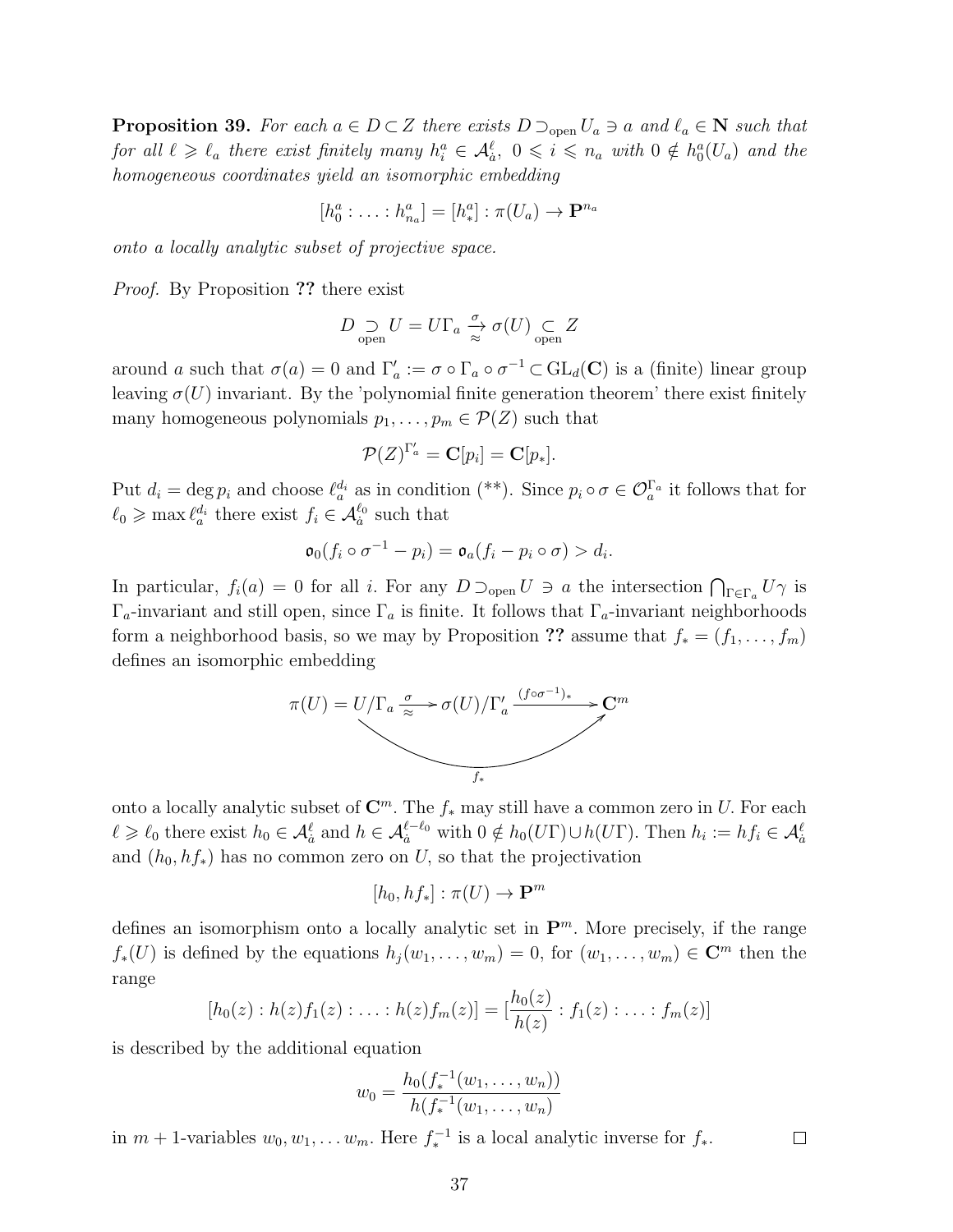**Proposition 39.** *For each $a \in D \subset Z$ there exists $D \supset_{\text{open}} U_a \ni a$ and $\ell_a \in \mathbf{N}$ such that for all $\ell \geqslant \ell_a$ there exist finitely many $h_i^a \in \mathcal{A}_{\dot{a}}^{\ell}$, $0 \leqslant i \leqslant n_a$ with $0 \notin h_0^a(U_a)$ and the homogeneous coordinates yield an isomorphic embedding*

$$[h_0^a : \ldots : h_{n_a}^a] = [h_*^a] : \pi(U_a) \to \mathbf{P}^{n_a}$$

*onto a locally analytic subset of projective space.*

*Proof.* By Proposition **??** there exist

$$D \underset{\text{open}}{\supset} U = U\Gamma_a \underset{\approx}{\xrightarrow{\sigma}} \sigma(U) \underset{\text{open}}{\subset} Z$$

around $a$ such that $\sigma(a) = 0$ and $\Gamma_a' := \sigma \circ \Gamma_a \circ \sigma^{-1} \subset \mathrm{GL}_d(\mathbf{C})$ is a (finite) linear group leaving $\sigma(U)$ invariant. By the 'polynomial finite generation theorem' there exist finitely many homogeneous polynomials $p_1, \ldots, p_m \in \mathcal{P}(Z)$ such that

$$\mathcal{P}(Z)^{\Gamma_a'} = \mathbf{C}[p_i] = \mathbf{C}[p_*].$$

Put $d_i = \deg p_i$ and choose $\ell_a^{d_i}$ as in condition (\*\*). Since $p_i \circ \sigma \in \mathcal{O}_a^{\Gamma_a}$ it follows that for $\ell_0 \geqslant \max \ell_a^{d_i}$ there exist $f_i \in \mathcal{A}_{\dot{a}}^{\ell_0}$ such that

$$\mathfrak{o}_0(f_i \circ \sigma^{-1} - p_i) = \mathfrak{o}_a(f_i - p_i \circ \sigma) > d_i.$$

In particular, $f_i(a) = 0$ for all $i$. For any $D \supset_{\text{open}} U \ni a$ the intersection $\bigcap_{\Gamma \in \Gamma_a} U\gamma$ is $\Gamma_a$-invariant and still open, since $\Gamma_a$ is finite. It follows that $\Gamma_a$-invariant neighborhoods form a neighborhood basis, so we may by Proposition **??** assume that $f_* = (f_1, \ldots, f_m)$ defines an isomorphic embedding

$$\pi(U) = U/\Gamma_a \underset{\approx}{\xrightarrow{\sigma}} \sigma(U)/\Gamma_a' \xrightarrow{(f \circ \sigma^{-1})_*} \mathbf{C}^m, \qquad f_* : \pi(U) \to \mathbf{C}^m$$

onto a locally analytic subset of $\mathbf{C}^m$. The $f_*$ may still have a common zero in $U$. For each $\ell \geqslant \ell_0$ there exist $h_0 \in \mathcal{A}_{\dot{a}}^{\ell}$ and $h \in \mathcal{A}_{\dot{a}}^{\ell - \ell_0}$ with $0 \notin h_0(U\Gamma) \cup h(U\Gamma)$. Then $h_i := hf_i \in \mathcal{A}_{\dot{a}}^{\ell}$ and $(h_0, hf_*)$ has no common zero on $U$, so that the projectivation

$$[h_0, hf_*] : \pi(U) \to \mathbf{P}^m$$

defines an isomorphism onto a locally analytic set in $\mathbf{P}^m$. More precisely, if the range $f_*(U)$ is defined by the equations $h_j(w_1, \ldots, w_m) = 0$, for $(w_1, \ldots, w_m) \in \mathbf{C}^m$ then the range

$$[h_0(z) : h(z)f_1(z) : \ldots : h(z)f_m(z)] = [\frac{h_0(z)}{h(z)} : f_1(z) : \ldots : f_m(z)]$$

is described by the additional equation

$$w_0 = \frac{h_0(f_*^{-1}(w_1, \ldots, w_n))}{h(f_*^{-1}(w_1, \ldots, w_n)}$$

in $m+1$-variables $w_0, w_1, \ldots w_m$. Here $f_*^{-1}$ is a local analytic inverse for $f_*$. $\square$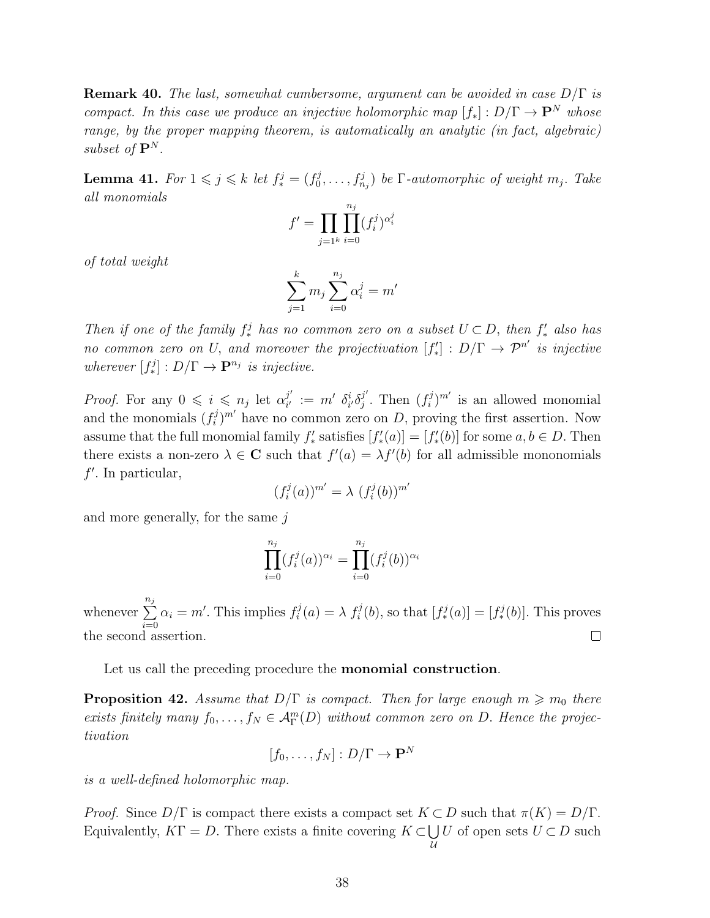**Remark 40.** *The last, somewhat cumbersome, argument can be avoided in case $D/\Gamma$ is compact. In this case we produce an injective holomorphic map $[f_*] : D/\Gamma \to \mathbf{P}^N$ whose range, by the proper mapping theorem, is automatically an analytic (in fact, algebraic) subset of $\mathbf{P}^N$.*

**Lemma 41.** *For $1 \leqslant j \leqslant k$ let $f^j_* = (f^j_0, \ldots, f^j_{n_j})$ be $\Gamma$-automorphic of weight $m_j$. Take all monomials*

$$f' = \prod_{j=1^k} \prod_{i=0}^{n_j} (f^j_i)^{\alpha^j_i}$$

*of total weight*

$$\sum_{j=1}^k m_j \sum_{i=0}^{n_j} \alpha^j_i = m'$$

*Then if one of the family $f^j_*$ has no common zero on a subset $U \subset D$, then $f'_*$ also has no common zero on $U$, and moreover the projectivation $[f'_*] : D/\Gamma \to \mathcal{P}^{n'}$ is injective wherever $[f^j_*] : D/\Gamma \to \mathbf{P}^{n_j}$ is injective.*

*Proof.* For any $0 \leqslant i \leqslant n_j$ let $\alpha^{j'}_{i'} := m' \ \delta^i_{i'} \delta^{j'}_j$. Then $(f^j_i)^{m'}$ is an allowed monomial and the monomials $(f^j_i)^{m'}$ have no common zero on $D$, proving the first assertion. Now assume that the full monomial family $f'_*$ satisfies $[f'_*(a)] = [f'_*(b)]$ for some $a, b \in D$. Then there exists a non-zero $\lambda \in \mathbf{C}$ such that $f'(a) = \lambda f'(b)$ for all admissible mononomials $f'$. In particular,

$$(f^j_i(a))^{m'} = \lambda \ (f^j_i(b))^{m'}$$

and more generally, for the same $j$

$$\prod_{i=0}^{n_j} (f^j_i(a))^{\alpha_i} = \prod_{i=0}^{n_j} (f^j_i(b))^{\alpha_i}$$

whenever $\sum_{i=0}^{n_j} \alpha_i = m'$. This implies $f^j_i(a) = \lambda \ f^j_i(b)$, so that $[f^j_*(a)] = [f^j_*(b)]$. This proves the second assertion. $\square$

Let us call the preceding procedure the **monomial construction**.

**Proposition 42.** *Assume that $D/\Gamma$ is compact. Then for large enough $m \geqslant m_0$ there exists finitely many $f_0, \ldots, f_N \in \mathcal{A}^m_\Gamma(D)$ without common zero on $D$. Hence the projectivation*

$$[f_0, \ldots, f_N] : D/\Gamma \to \mathbf{P}^N$$

*is a well-defined holomorphic map.*

*Proof.* Since $D/\Gamma$ is compact there exists a compact set $K \subset D$ such that $\pi(K) = D/\Gamma$. Equivalently, $K\Gamma = D$. There exists a finite covering $K \subset \bigcup_{\mathcal{U}} U$ of open sets $U \subset D$ such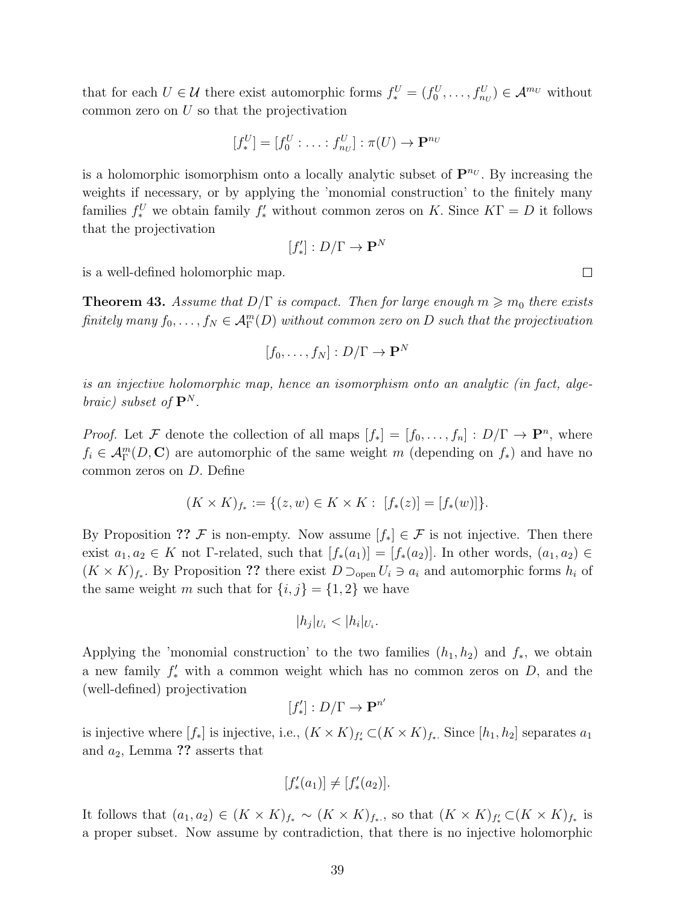that for each $U \in \mathcal{U}$ there exist automorphic forms $f_*^U = (f_0^U, \dots, f_{n_U}^U) \in \mathcal{A}^{m_U}$ without common zero on $U$ so that the projectivation

$$[f_*^U] = [f_0^U : \dots : f_{n_U}^U] : \pi(U) \to \mathbf{P}^{n_U}$$

is a holomorphic isomorphism onto a locally analytic subset of $\mathbf{P}^{n_U}$. By increasing the weights if necessary, or by applying the 'monomial construction' to the finitely many families $f_*^U$ we obtain family $f'_*$ without common zeros on $K$. Since $K\Gamma = D$ it follows that the projectivation

$$[f'_*] : D/\Gamma \to \mathbf{P}^N$$

is a well-defined holomorphic map. □

**Theorem 43.** *Assume that $D/\Gamma$ is compact. Then for large enough $m \geqslant m_0$ there exists finitely many $f_0, \dots, f_N \in \mathcal{A}_\Gamma^m(D)$ without common zero on $D$ such that the projectivation*

$$[f_0, \dots, f_N] : D/\Gamma \to \mathbf{P}^N$$

*is an injective holomorphic map, hence an isomorphism onto an analytic (in fact, algebraic) subset of $\mathbf{P}^N$.*

*Proof.* Let $\mathcal{F}$ denote the collection of all maps $[f_*] = [f_0, \dots, f_n] : D/\Gamma \to \mathbf{P}^n$, where $f_i \in \mathcal{A}_\Gamma^m(D, \mathbf{C})$ are automorphic of the same weight $m$ (depending on $f_*$) and have no common zeros on $D$. Define

$$(K \times K)_{f_*} := \{(z, w) \in K \times K : \ [f_*(z)] = [f_*(w)]\}.$$

By Proposition **??** $\mathcal{F}$ is non-empty. Now assume $[f_*] \in \mathcal{F}$ is not injective. Then there exist $a_1, a_2 \in K$ not $\Gamma$-related, such that $[f_*(a_1)] = [f_*(a_2)]$. In other words, $(a_1, a_2) \in (K \times K)_{f_*}$. By Proposition **??** there exist $D \supset_{\text{open}} U_i \ni a_i$ and automorphic forms $h_i$ of the same weight $m$ such that for $\{i, j\} = \{1, 2\}$ we have

$$|h_j|_{U_i} < |h_i|_{U_i}.$$

Applying the 'monomial construction' to the two families $(h_1, h_2)$ and $f_*$, we obtain a new family $f'_*$ with a common weight which has no common zeros on $D$, and the (well-defined) projectivation

$$[f'_*] : D/\Gamma \to \mathbf{P}^{n'}$$

is injective where $[f_*]$ is injective, i.e., $(K \times K)_{f'_*} \subset (K \times K)_{f_*}$. Since $[h_1, h_2]$ separates $a_1$ and $a_2$, Lemma **??** asserts that

$$[f'_*(a_1)] \neq [f'_*(a_2)].$$

It follows that $(a_1, a_2) \in (K \times K)_{f_*} \sim (K \times K)_{f_*}$., so that $(K \times K)_{f'_*} \subset (K \times K)_{f_*}$ is a proper subset. Now assume by contradiction, that there is no injective holomorphic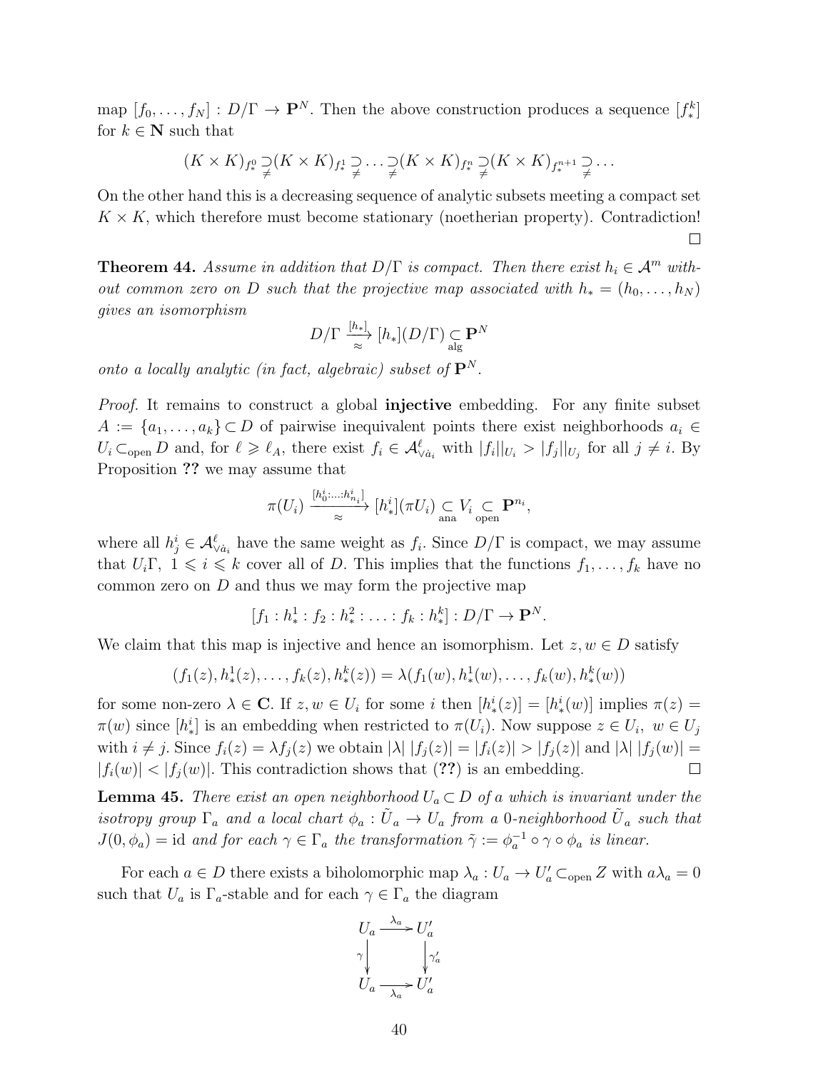map $[f_0, \ldots, f_N] : D/\Gamma \to \mathbf{P}^N$. Then the above construction produces a sequence $[f_*^k]$ for $k \in \mathbf{N}$ such that

$$(K \times K)_{f_*^0} \underset{\neq}{\supset} (K \times K)_{f_*^1} \underset{\neq}{\supset} \ldots \underset{\neq}{\supset} (K \times K)_{f_*^n} \underset{\neq}{\supset} (K \times K)_{f_*^{n+1}} \underset{\neq}{\supset} \ldots$$

On the other hand this is a decreasing sequence of analytic subsets meeting a compact set $K \times K$, which therefore must become stationary (noetherian property). Contradiction! □

**Theorem 44.** *Assume in addition that $D/\Gamma$ is compact. Then there exist $h_i \in \mathcal{A}^m$ without common zero on $D$ such that the projective map associated with $h_* = (h_0, \ldots, h_N)$ gives an isomorphism*

$$D/\Gamma \xrightarrow[\approx]{[h_*]} [h_*](D/\Gamma) \underset{\text{alg}}{\subset} \mathbf{P}^N$$

*onto a locally analytic (in fact, algebraic) subset of $\mathbf{P}^N$.*

*Proof.* It remains to construct a global **injective** embedding. For any finite subset $A := \{a_1, \ldots, a_k\} \subset D$ of pairwise inequivalent points there exist neighborhoods $a_i \in U_i \subset_{\text{open}} D$ and, for $\ell \geqslant \ell_A$, there exist $f_i \in \mathcal{A}^\ell_{\vee \dot{a}_i}$ with $|f_i||_{U_i} > |f_j||_{U_j}$ for all $j \neq i$. By Proposition **??** we may assume that

$$\pi(U_i) \xrightarrow[\approx]{[h_0^i:\ldots:h_{n_i}^i]} [h_*^i](\pi U_i) \underset{\text{ana}}{\subset} V_i \underset{\text{open}}{\subset} \mathbf{P}^{n_i},$$

where all $h_j^i \in \mathcal{A}^\ell_{\vee \dot{a}_i}$ have the same weight as $f_i$. Since $D/\Gamma$ is compact, we may assume that $U_i\Gamma,\ 1 \leqslant i \leqslant k$ cover all of $D$. This implies that the functions $f_1, \ldots, f_k$ have no common zero on $D$ and thus we may form the projective map

$$[f_1 : h_*^1 : f_2 : h_*^2 : \ldots : f_k : h_*^k] : D/\Gamma \to \mathbf{P}^N.$$

We claim that this map is injective and hence an isomorphism. Let $z, w \in D$ satisfy

$$(f_1(z), h_*^1(z), \ldots, f_k(z), h_*^k(z)) = \lambda(f_1(w), h_*^1(w), \ldots, f_k(w), h_*^k(w))$$

for some non-zero $\lambda \in \mathbf{C}$. If $z, w \in U_i$ for some $i$ then $[h_*^i(z)] = [h_*^i(w)]$ implies $\pi(z) = \pi(w)$ since $[h_*^i]$ is an embedding when restricted to $\pi(U_i)$. Now suppose $z \in U_i,\ w \in U_j$ with $i \neq j$. Since $f_i(z) = \lambda f_j(z)$ we obtain $|\lambda|\ |f_j(z)| = |f_i(z)| > |f_j(z)|$ and $|\lambda|\ |f_j(w)| = |f_i(w)| < |f_j(w)|$. This contradiction shows that (**??**) is an embedding. □

**Lemma 45.** *There exist an open neighborhood $U_a \subset D$ of $a$ which is invariant under the isotropy group $\Gamma_a$ and a local chart $\phi_a : \tilde{U}_a \to U_a$ from a 0-neighborhood $\tilde{U}_a$ such that $J(0, \phi_a) = \text{id}$ and for each $\gamma \in \Gamma_a$ the transformation $\tilde{\gamma} := \phi_a^{-1} \circ \gamma \circ \phi_a$ is linear.*

For each $a \in D$ there exists a biholomorphic map $\lambda_a : U_a \to U'_a \subset_{\text{open}} Z$ with $a\lambda_a = 0$ such that $U_a$ is $\Gamma_a$-stable and for each $\gamma \in \Gamma_a$ the diagram

$$\begin{array}{ccc} U_a & \xrightarrow{\lambda_a} & U'_a \\ \gamma \downarrow & & \downarrow \gamma'_a \\ U_a & \xrightarrow[\lambda_a]{} & U'_a \end{array}$$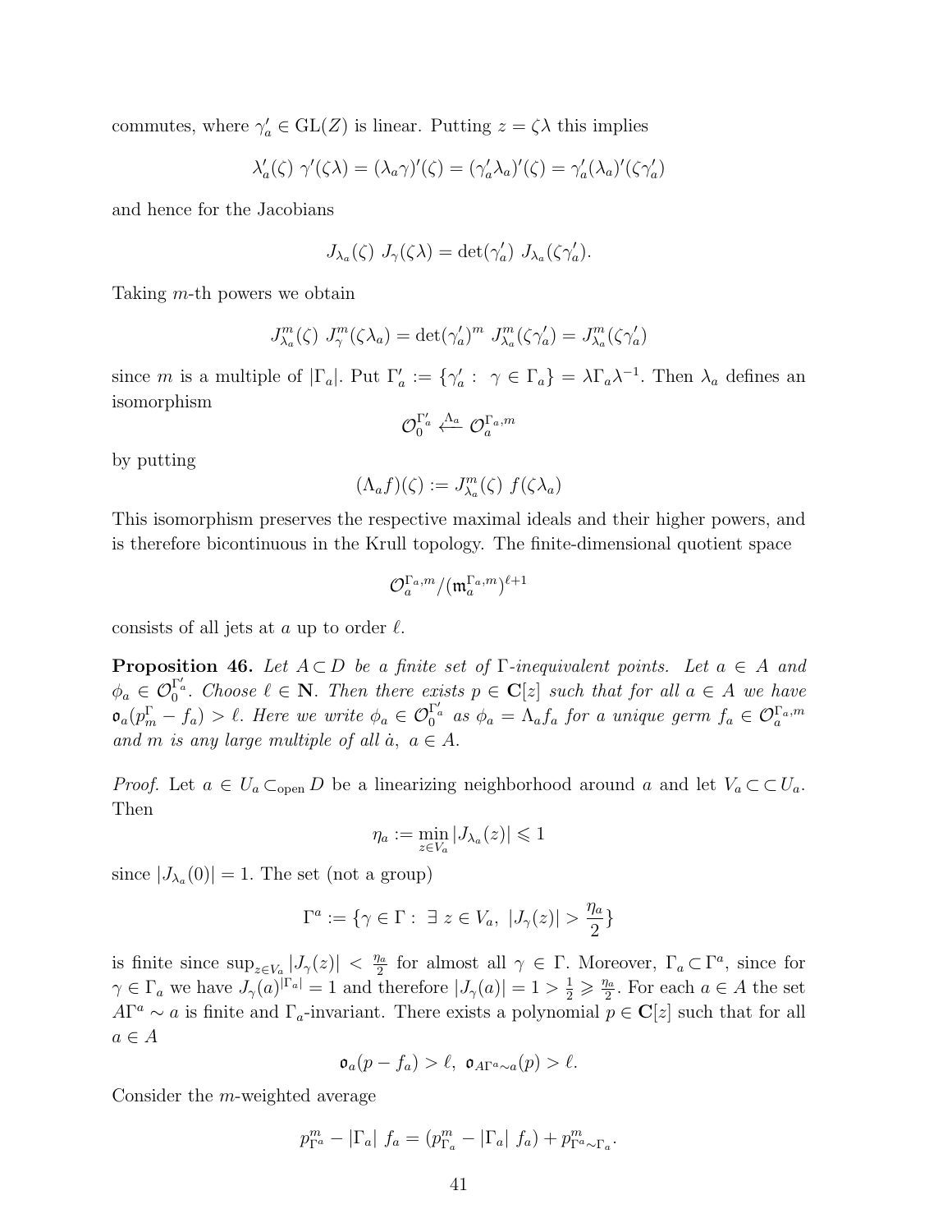commutes, where $\gamma'_a \in \mathrm{GL}(Z)$ is linear. Putting $z = \zeta\lambda$ this implies

$$\lambda'_a(\zeta)\ \gamma'(\zeta\lambda) = (\lambda_a\gamma)'(\zeta) = (\gamma'_a\lambda_a)'(\zeta) = \gamma'_a(\lambda_a)'(\zeta\gamma'_a)$$

and hence for the Jacobians

$$J_{\lambda_a}(\zeta)\ J_\gamma(\zeta\lambda) = \det(\gamma'_a)\ J_{\lambda_a}(\zeta\gamma'_a).$$

Taking $m$-th powers we obtain

$$J^m_{\lambda_a}(\zeta)\ J^m_\gamma(\zeta\lambda_a) = \det(\gamma'_a)^m\ J^m_{\lambda_a}(\zeta\gamma'_a) = J^m_{\lambda_a}(\zeta\gamma'_a)$$

since $m$ is a multiple of $|\Gamma_a|$. Put $\Gamma'_a := \{\gamma'_a :\ \gamma \in \Gamma_a\} = \lambda\Gamma_a\lambda^{-1}$. Then $\lambda_a$ defines an isomorphism

$$\mathcal{O}_0^{\Gamma'_a} \xleftarrow{\Lambda_a} \mathcal{O}_a^{\Gamma_a,m}$$

by putting

$$(\Lambda_a f)(\zeta) := J^m_{\lambda_a}(\zeta)\ f(\zeta\lambda_a)$$

This isomorphism preserves the respective maximal ideals and their higher powers, and is therefore bicontinuous in the Krull topology. The finite-dimensional quotient space

$$\mathcal{O}_a^{\Gamma_a,m}/(\mathfrak{m}_a^{\Gamma_a,m})^{\ell+1}$$

consists of all jets at $a$ up to order $\ell$.

**Proposition 46.** *Let $A \subset D$ be a finite set of $\Gamma$-inequivalent points. Let $a \in A$ and $\phi_a \in \mathcal{O}_0^{\Gamma'_a}$. Choose $\ell \in \mathbf{N}$. Then there exists $p \in \mathbf{C}[z]$ such that for all $a \in A$ we have $\mathfrak{o}_a(p^\Gamma_m - f_a) > \ell$. Here we write $\phi_a \in \mathcal{O}_0^{\Gamma'_a}$ as $\phi_a = \Lambda_a f_a$ for a unique germ $f_a \in \mathcal{O}_a^{\Gamma_a,m}$ and $m$ is any large multiple of all $\dot{a},\ a \in A$.*

*Proof.* Let $a \in U_a \subset_{\text{open}} D$ be a linearizing neighborhood around $a$ and let $V_a \subset\subset U_a$. Then

$$\eta_a := \min_{z \in V_a} |J_{\lambda_a}(z)| \leqslant 1$$

since $|J_{\lambda_a}(0)| = 1$. The set (not a group)

$$\Gamma^a := \{\gamma \in \Gamma :\ \exists\ z \in V_a,\ |J_\gamma(z)| > \frac{\eta_a}{2}\}$$

is finite since $\sup_{z \in V_a} |J_\gamma(z)| < \frac{\eta_a}{2}$ for almost all $\gamma \in \Gamma$. Moreover, $\Gamma_a \subset \Gamma^a$, since for $\gamma \in \Gamma_a$ we have $J_\gamma(a)^{|\Gamma_a|} = 1$ and therefore $|J_\gamma(a)| = 1 > \frac{1}{2} \geqslant \frac{\eta_a}{2}$. For each $a \in A$ the set $A\Gamma^a \sim a$ is finite and $\Gamma_a$-invariant. There exists a polynomial $p \in \mathbf{C}[z]$ such that for all $a \in A$

$$\mathfrak{o}_a(p - f_a) > \ell,\ \ \mathfrak{o}_{A\Gamma^a \sim a}(p) > \ell.$$

Consider the $m$-weighted average

$$p^m_{\Gamma^a} - |\Gamma_a|\ f_a = (p^m_{\Gamma_a} - |\Gamma_a|\ f_a) + p^m_{\Gamma^a \sim \Gamma_a}.$$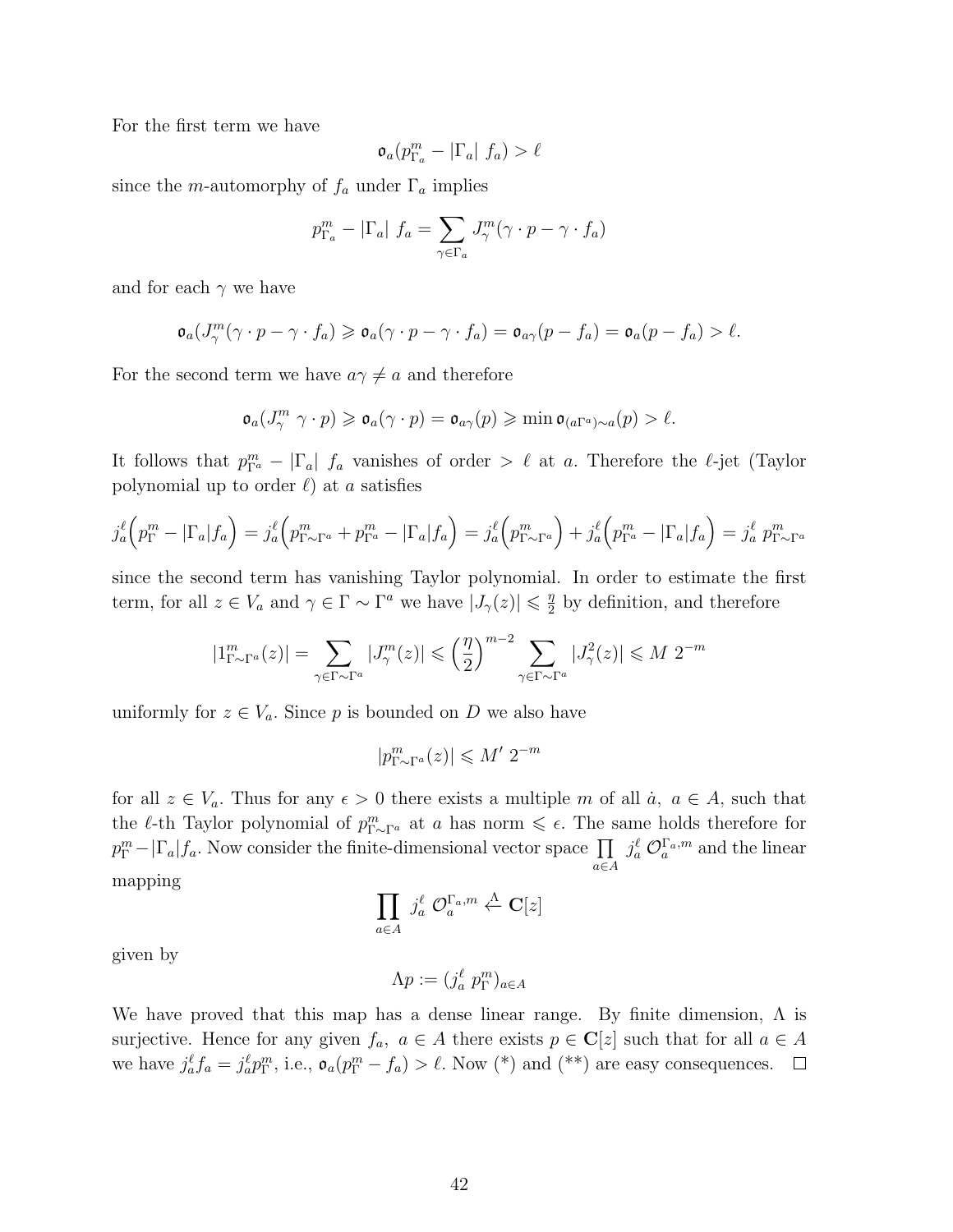For the first term we have

$$\mathfrak{o}_a(p^m_{\Gamma_a} - |\Gamma_a|\ f_a) > \ell$$

since the $m$-automorphy of $f_a$ under $\Gamma_a$ implies

$$p^m_{\Gamma_a} - |\Gamma_a|\ f_a = \sum_{\gamma \in \Gamma_a} J^m_\gamma(\gamma \cdot p - \gamma \cdot f_a)$$

and for each $\gamma$ we have

$$\mathfrak{o}_a(J^m_\gamma(\gamma \cdot p - \gamma \cdot f_a) \geqslant \mathfrak{o}_a(\gamma \cdot p - \gamma \cdot f_a) = \mathfrak{o}_{a\gamma}(p - f_a) = \mathfrak{o}_a(p - f_a) > \ell.$$

For the second term we have $a\gamma \neq a$ and therefore

$$\mathfrak{o}_a(J^m_\gamma\ \gamma \cdot p) \geqslant \mathfrak{o}_a(\gamma \cdot p) = \mathfrak{o}_{a\gamma}(p) \geqslant \min \mathfrak{o}_{(a\Gamma^a)\sim a}(p) > \ell.$$

It follows that $p^m_{\Gamma^a} - |\Gamma_a|\ f_a$ vanishes of order $> \ell$ at $a$. Therefore the $\ell$-jet (Taylor polynomial up to order $\ell$) at $a$ satisfies

$$j^\ell_a\Big(p^m_\Gamma - |\Gamma_a| f_a\Big) = j^\ell_a\Big(p^m_{\Gamma\sim\Gamma^a} + p^m_{\Gamma^a} - |\Gamma_a| f_a\Big) = j^\ell_a\Big(p^m_{\Gamma\sim\Gamma^a}\Big) + j^\ell_a\Big(p^m_{\Gamma^a} - |\Gamma_a| f_a\Big) = j^\ell_a\ p^m_{\Gamma\sim\Gamma^a}$$

since the second term has vanishing Taylor polynomial. In order to estimate the first term, for all $z \in V_a$ and $\gamma \in \Gamma \sim \Gamma^a$ we have $|J_\gamma(z)| \leqslant \frac{\eta}{2}$ by definition, and therefore

$$|1^m_{\Gamma\sim\Gamma^a}(z)| = \sum_{\gamma\in\Gamma\sim\Gamma^a} |J^m_\gamma(z)| \leqslant \Big(\frac{\eta}{2}\Big)^{m-2} \sum_{\gamma\in\Gamma\sim\Gamma^a} |J^2_\gamma(z)| \leqslant M\ 2^{-m}$$

uniformly for $z \in V_a$. Since $p$ is bounded on $D$ we also have

$$|p^m_{\Gamma\sim\Gamma^a}(z)| \leqslant M'\ 2^{-m}$$

for all $z \in V_a$. Thus for any $\epsilon > 0$ there exists a multiple $m$ of all $\dot{a},\ a \in A$, such that the $\ell$-th Taylor polynomial of $p^m_{\Gamma\sim\Gamma^a}$ at $a$ has norm $\leqslant \epsilon$. The same holds therefore for $p^m_\Gamma - |\Gamma_a| f_a$. Now consider the finite-dimensional vector space $\prod_{a\in A} j^\ell_a\ \mathcal{O}^{\Gamma_a,m}_a$ and the linear mapping

$$\prod_{a\in A} j^\ell_a\ \mathcal{O}^{\Gamma_a,m}_a \xleftarrow{\Lambda} \mathbf{C}[z]$$

given by

$$\Lambda p := (j^\ell_a\ p^m_\Gamma)_{a\in A}$$

We have proved that this map has a dense linear range. By finite dimension, $\Lambda$ is surjective. Hence for any given $f_a,\ a \in A$ there exists $p \in \mathbf{C}[z]$ such that for all $a \in A$ we have $j^\ell_a f_a = j^\ell_a p^m_\Gamma$, i.e., $\mathfrak{o}_a(p^m_\Gamma - f_a) > \ell$. Now (*) and (**) are easy consequences. $\square$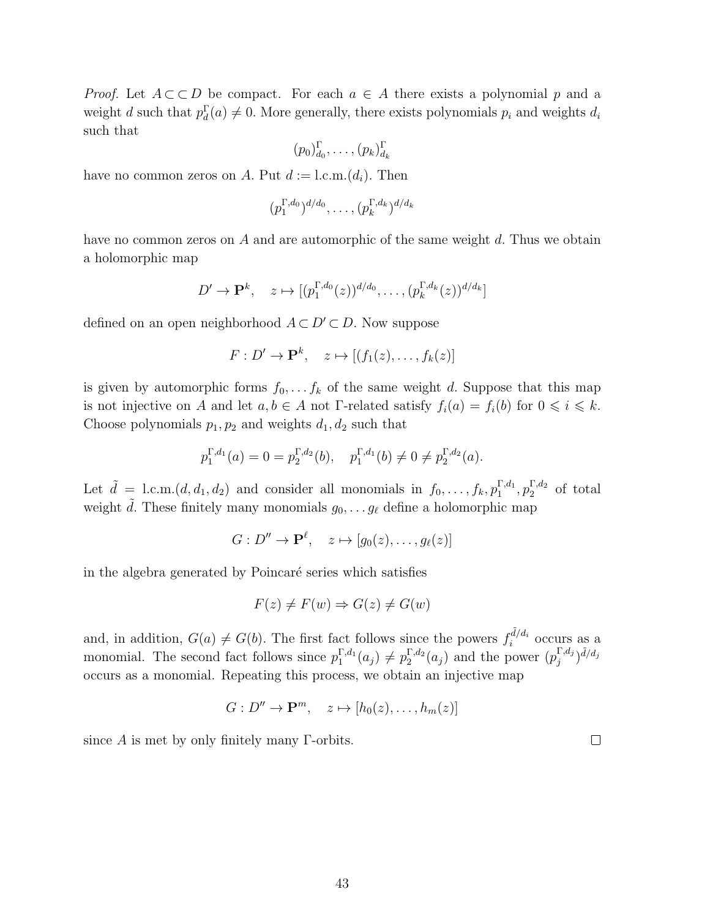*Proof.* Let $A \subset\subset D$ be compact. For each $a \in A$ there exists a polynomial $p$ and a weight $d$ such that $p_d^\Gamma(a) \neq 0$. More generally, there exists polynomials $p_i$ and weights $d_i$ such that

$$(p_0)_{d_0}^\Gamma, \ldots, (p_k)_{d_k}^\Gamma$$

have no common zeros on $A$. Put $d := \text{l.c.m.}(d_i)$. Then

$$(p_1^{\Gamma,d_0})^{d/d_0}, \ldots, (p_k^{\Gamma,d_k})^{d/d_k}$$

have no common zeros on $A$ and are automorphic of the same weight $d$. Thus we obtain a holomorphic map

$$D' \to \mathbf{P}^k, \quad z \mapsto [(p_1^{\Gamma,d_0}(z))^{d/d_0}, \ldots, (p_k^{\Gamma,d_k}(z))^{d/d_k}]$$

defined on an open neighborhood $A \subset D' \subset D$. Now suppose

$$F : D' \to \mathbf{P}^k, \quad z \mapsto [(f_1(z), \ldots, f_k(z)]$$

is given by automorphic forms $f_0, \ldots f_k$ of the same weight $d$. Suppose that this map is not injective on $A$ and let $a, b \in A$ not $\Gamma$-related satisfy $f_i(a) = f_i(b)$ for $0 \leqslant i \leqslant k$. Choose polynomials $p_1, p_2$ and weights $d_1, d_2$ such that

$$p_1^{\Gamma,d_1}(a) = 0 = p_2^{\Gamma,d_2}(b), \quad p_1^{\Gamma,d_1}(b) \neq 0 \neq p_2^{\Gamma,d_2}(a).$$

Let $\tilde{d} = \text{l.c.m.}(d, d_1, d_2)$ and consider all monomials in $f_0, \ldots, f_k, p_1^{\Gamma,d_1}, p_2^{\Gamma,d_2}$ of total weight $\tilde{d}$. These finitely many monomials $g_0, \ldots g_\ell$ define a holomorphic map

$$G : D'' \to \mathbf{P}^\ell, \quad z \mapsto [g_0(z), \ldots, g_\ell(z)]$$

in the algebra generated by Poincaré series which satisfies

$$F(z) \neq F(w) \Rightarrow G(z) \neq G(w)$$

and, in addition, $G(a) \neq G(b)$. The first fact follows since the powers $f_i^{\tilde{d}/d_i}$ occurs as a monomial. The second fact follows since $p_1^{\Gamma,d_1}(a_j) \neq p_2^{\Gamma,d_2}(a_j)$ and the power $(p_j^{\Gamma,d_j})^{\tilde{d}/d_j}$ occurs as a monomial. Repeating this process, we obtain an injective map

$$G : D'' \to \mathbf{P}^m, \quad z \mapsto [h_0(z), \ldots, h_m(z)]$$

since $A$ is met by only finitely many $\Gamma$-orbits. $\square$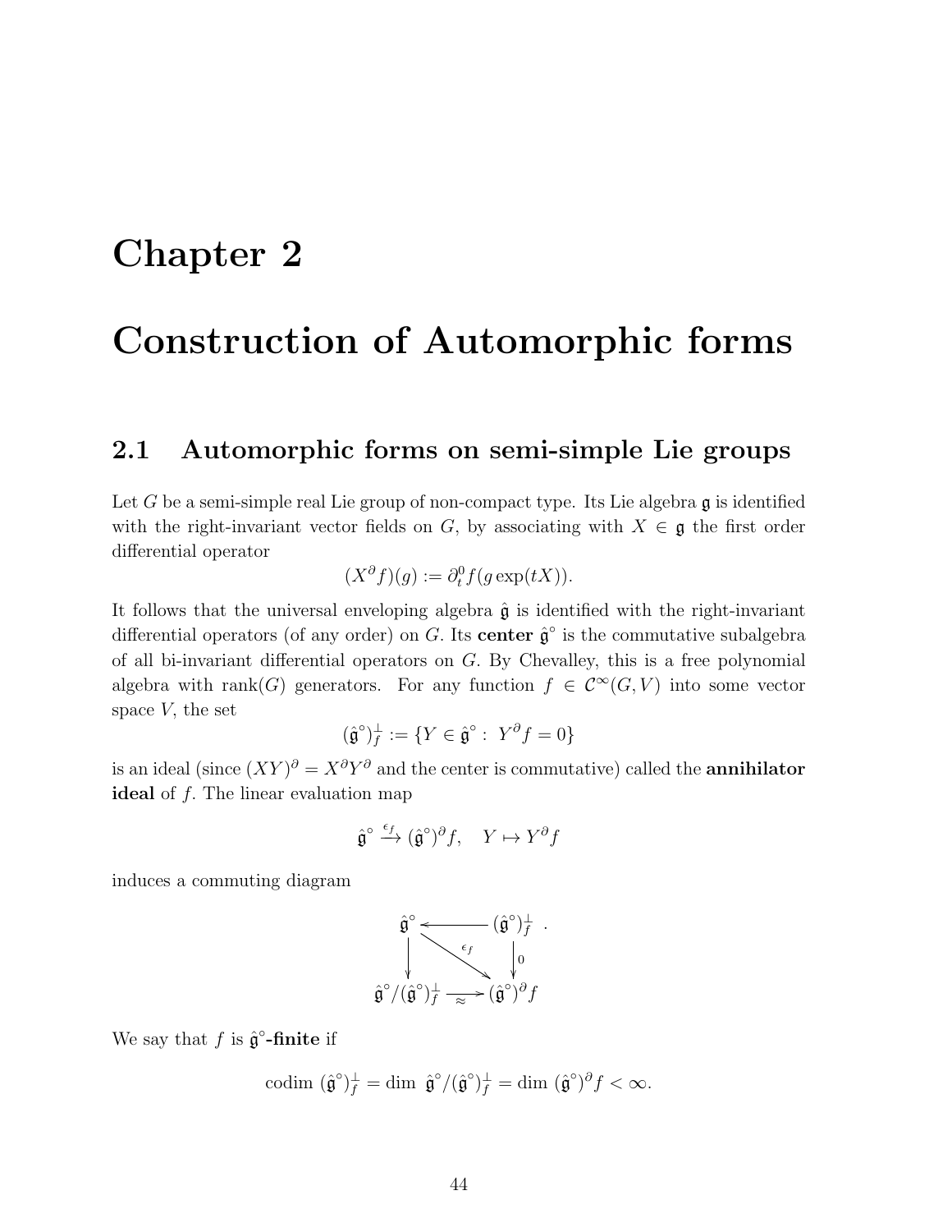# Chapter 2

# Construction of Automorphic forms

## 2.1 Automorphic forms on semi-simple Lie groups

Let $G$ be a semi-simple real Lie group of non-compact type. Its Lie algebra $\mathfrak{g}$ is identified with the right-invariant vector fields on $G$, by associating with $X \in \mathfrak{g}$ the first order differential operator

$$(X^\partial f)(g) := \partial_t^0 f(g \exp(tX)).$$

It follows that the universal enveloping algebra $\hat{\mathfrak{g}}$ is identified with the right-invariant differential operators (of any order) on $G$. Its **center** $\hat{\mathfrak{g}}^\circ$ is the commutative subalgebra of all bi-invariant differential operators on $G$. By Chevalley, this is a free polynomial algebra with rank$(G)$ generators. For any function $f \in \mathcal{C}^\infty(G, V)$ into some vector space $V$, the set

$$(\hat{\mathfrak{g}}^\circ)_f^\perp := \{Y \in \hat{\mathfrak{g}}^\circ : \ Y^\partial f = 0\}$$

is an ideal (since $(XY)^\partial = X^\partial Y^\partial$ and the center is commutative) called the **annihilator ideal** of $f$. The linear evaluation map

$$\hat{\mathfrak{g}}^\circ \xrightarrow{\epsilon_f} (\hat{\mathfrak{g}}^\circ)^\partial f, \quad Y \mapsto Y^\partial f$$

induces a commuting diagram

$$\begin{array}{ccc} \hat{\mathfrak{g}}^\circ & \longleftarrow & (\hat{\mathfrak{g}}^\circ)_f^\perp \\ \downarrow & \searrow^{\epsilon_f} & \downarrow 0 \\ \hat{\mathfrak{g}}^\circ/(\hat{\mathfrak{g}}^\circ)_f^\perp & \xrightarrow{\approx} & (\hat{\mathfrak{g}}^\circ)^\partial f \end{array}.$$

We say that $f$ is **$\hat{\mathfrak{g}}^\circ$-finite** if

$$\text{codim } (\hat{\mathfrak{g}}^\circ)_f^\perp = \dim \ \hat{\mathfrak{g}}^\circ/(\hat{\mathfrak{g}}^\circ)_f^\perp = \dim \ (\hat{\mathfrak{g}}^\circ)^\partial f < \infty.$$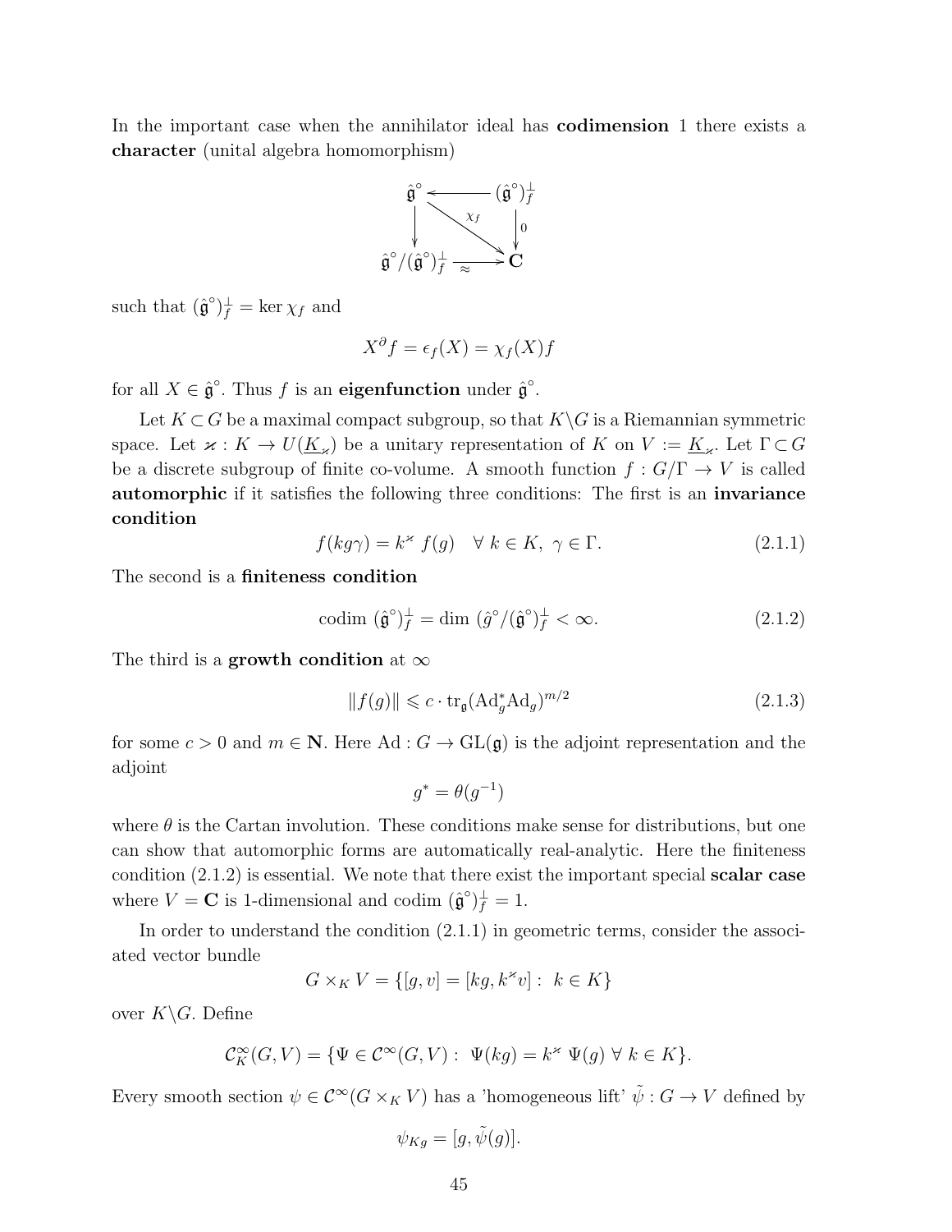In the important case when the annihilator ideal has **codimension** 1 there exists a **character** (unital algebra homomorphism)

$$
\begin{array}{ccc}
\hat{\mathfrak{g}}^\circ & \longleftarrow & (\hat{\mathfrak{g}}^\circ)^\perp_f \\
\downarrow & \searrow^{\chi_f} & \downarrow 0 \\
\hat{\mathfrak{g}}^\circ/(\hat{\mathfrak{g}}^\circ)^\perp_f & \xrightarrow[\approx]{} & \mathbf{C}
\end{array}
$$

such that $(\hat{\mathfrak{g}}^\circ)^\perp_f = \ker \chi_f$ and

$$X^\partial f = \epsilon_f(X) = \chi_f(X) f$$

for all $X \in \hat{\mathfrak{g}}^\circ$. Thus $f$ is an **eigenfunction** under $\hat{\mathfrak{g}}^\circ$.

Let $K \subset G$ be a maximal compact subgroup, so that $K\backslash G$ is a Riemannian symmetric space. Let $\varkappa : K \to U(\underline{K}_\varkappa)$ be a unitary representation of $K$ on $V := \underline{K}_\varkappa$. Let $\Gamma \subset G$ be a discrete subgroup of finite co-volume. A smooth function $f : G/\Gamma \to V$ is called **automorphic** if it satisfies the following three conditions: The first is an **invariance condition**

$$f(kg\gamma) = k^\varkappa\ f(g) \quad \forall\ k \in K,\ \gamma \in \Gamma. \tag{2.1.1}$$

The second is a **finiteness condition**

$$\text{codim}\ (\hat{\mathfrak{g}}^\circ)^\perp_f = \dim\ (\hat{g}^\circ/(\hat{\mathfrak{g}}^\circ)^\perp_f < \infty. \tag{2.1.2}$$

The third is a **growth condition** at $\infty$

$$\|f(g)\| \leqslant c \cdot \text{tr}_\mathfrak{g}(\text{Ad}^*_g \text{Ad}_g)^{m/2} \tag{2.1.3}$$

for some $c > 0$ and $m \in \mathbf{N}$. Here $\text{Ad} : G \to \text{GL}(\mathfrak{g})$ is the adjoint representation and the adjoint

$$g^* = \theta(g^{-1})$$

where $\theta$ is the Cartan involution. These conditions make sense for distributions, but one can show that automorphic forms are automatically real-analytic. Here the finiteness condition (2.1.2) is essential. We note that there exist the important special **scalar case** where $V = \mathbf{C}$ is 1-dimensional and codim $(\hat{\mathfrak{g}}^\circ)^\perp_f = 1$.

In order to understand the condition (2.1.1) in geometric terms, consider the associated vector bundle

$$G \times_K V = \{[g, v] = [kg, k^\varkappa v] :\ k \in K\}$$

over $K\backslash G$. Define

$$\mathcal{C}^\infty_K(G, V) = \{\Psi \in \mathcal{C}^\infty(G, V) :\ \Psi(kg) = k^\varkappa\ \Psi(g)\ \forall\ k \in K\}.$$

Every smooth section $\psi \in \mathcal{C}^\infty(G \times_K V)$ has a 'homogeneous lift' $\tilde{\psi} : G \to V$ defined by

$$\psi_{Kg} = [g, \tilde{\psi}(g)].$$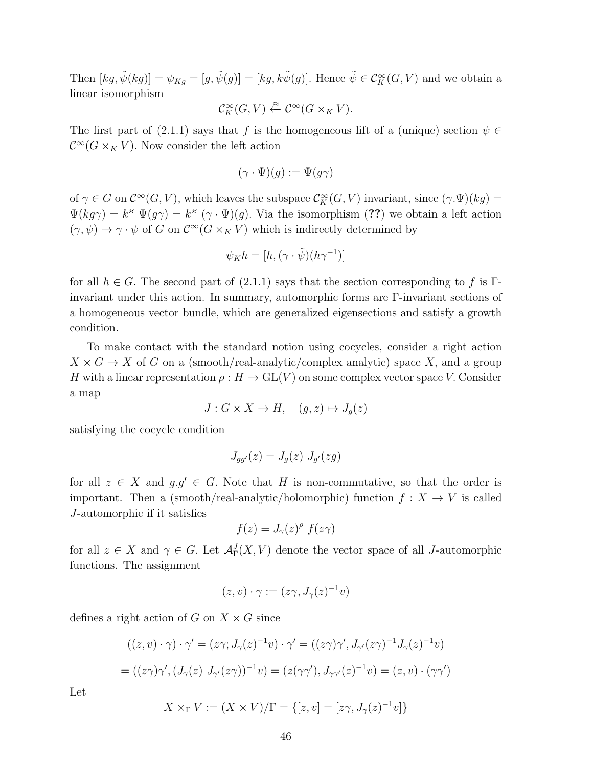Then $[kg, \tilde{\psi}(kg)] = \psi_{Kg} = [g, \tilde{\psi}(g)] = [kg, k\tilde{\psi}(g)]$. Hence $\tilde{\psi} \in \mathcal{C}^\infty_K(G, V)$ and we obtain a linear isomorphism

$$\mathcal{C}^\infty_K(G, V) \stackrel{\approx}{\leftarrow} \mathcal{C}^\infty(G \times_K V).$$

The first part of (2.1.1) says that $f$ is the homogeneous lift of a (unique) section $\psi \in \mathcal{C}^\infty(G \times_K V)$. Now consider the left action

$$(\gamma \cdot \Psi)(g) := \Psi(g\gamma)$$

of $\gamma \in G$ on $\mathcal{C}^\infty(G, V)$, which leaves the subspace $\mathcal{C}^\infty_K(G, V)$ invariant, since $(\gamma.\Psi)(kg) = \Psi(kg\gamma) = k^\varkappa\ \Psi(g\gamma) = k^\varkappa\ (\gamma \cdot \Psi)(g)$. Via the isomorphism (**??**) we obtain a left action $(\gamma, \psi) \mapsto \gamma \cdot \psi$ of $G$ on $\mathcal{C}^\infty(G \times_K V)$ which is indirectly determined by

$$\psi_K h = [h, (\gamma \cdot \tilde{\psi})(h\gamma^{-1})]$$

for all $h \in G$. The second part of (2.1.1) says that the section corresponding to $f$ is $\Gamma$-invariant under this action. In summary, automorphic forms are $\Gamma$-invariant sections of a homogeneous vector bundle, which are generalized eigensections and satisfy a growth condition.

To make contact with the standard notion using cocycles, consider a right action $X \times G \to X$ of $G$ on a (smooth/real-analytic/complex analytic) space $X$, and a group $H$ with a linear representation $\rho : H \to \mathrm{GL}(V)$ on some complex vector space $V$. Consider a map

$$J : G \times X \to H, \quad (g, z) \mapsto J_g(z)$$

satisfying the cocycle condition

$$J_{gg'}(z) = J_g(z)\ J_{g'}(zg)$$

for all $z \in X$ and $g.g' \in G$. Note that $H$ is non-commutative, so that the order is important. Then a (smooth/real-analytic/holomorphic) function $f : X \to V$ is called $J$-automorphic if it satisfies

$$f(z) = J_\gamma(z)^\rho\ f(z\gamma)$$

for all $z \in X$ and $\gamma \in G$. Let $\mathcal{A}^J_\Gamma(X, V)$ denote the vector space of all $J$-automorphic functions. The assignment

$$(z, v) \cdot \gamma := (z\gamma, J_\gamma(z)^{-1}v)$$

defines a right action of $G$ on $X \times G$ since

$$((z, v) \cdot \gamma) \cdot \gamma' = (z\gamma; J_\gamma(z)^{-1}v) \cdot \gamma' = ((z\gamma)\gamma', J_{\gamma'}(z\gamma)^{-1}J_\gamma(z)^{-1}v)$$

$$= ((z\gamma)\gamma', (J_\gamma(z)\ J_{\gamma'}(z\gamma))^{-1}v) = (z(\gamma\gamma'), J_{\gamma\gamma'}(z)^{-1}v) = (z, v) \cdot (\gamma\gamma')$$

Let

$$X \times_\Gamma V := (X \times V)/\Gamma = \{[z, v] = [z\gamma, J_\gamma(z)^{-1}v]\}$$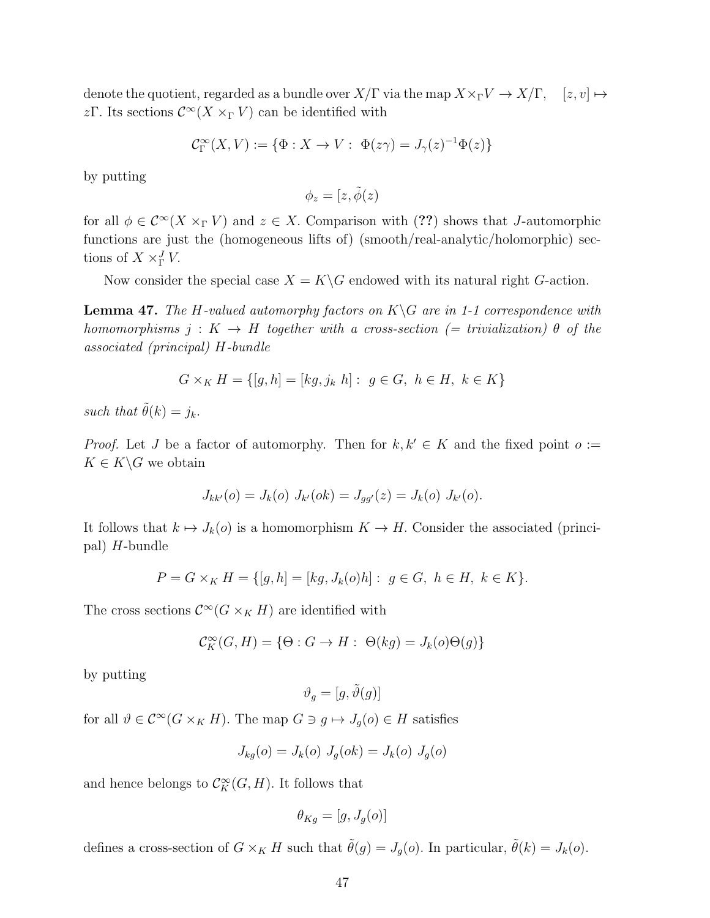denote the quotient, regarded as a bundle over $X/\Gamma$ via the map $X\times_\Gamma V \to X/\Gamma, \quad [z,v]\mapsto z\Gamma$. Its sections $\mathcal{C}^\infty(X\times_\Gamma V)$ can be identified with

$$\mathcal{C}^\infty_\Gamma(X,V) := \{\Phi : X \to V : \ \Phi(z\gamma) = J_\gamma(z)^{-1}\Phi(z)\}$$

by putting

$$\phi_z = [z, \tilde{\phi}(z)$$

for all $\phi \in \mathcal{C}^\infty(X\times_\Gamma V)$ and $z \in X$. Comparison with (**??**) shows that $J$-automorphic functions are just the (homogeneous lifts of) (smooth/real-analytic/holomorphic) sections of $X \times^J_\Gamma V$.

Now consider the special case $X = K\backslash G$ endowed with its natural right $G$-action.

**Lemma 47.** *The $H$-valued automorphy factors on $K\backslash G$ are in 1-1 correspondence with homomorphisms $j : K \to H$ together with a cross-section (= trivialization) $\theta$ of the associated (principal) $H$-bundle*

$$G\times_K H = \{[g,h] = [kg, j_k\ h] : \ g\in G, \ h \in H, \ k \in K\}$$

*such that $\tilde{\theta}(k) = j_k$.*

*Proof.* Let $J$ be a factor of automorphy. Then for $k, k' \in K$ and the fixed point $o := K \in K\backslash G$ we obtain

$$J_{kk'}(o) = J_k(o)\ J_{k'}(ok) = J_{gg'}(z) = J_k(o)\ J_{k'}(o).$$

It follows that $k \mapsto J_k(o)$ is a homomorphism $K \to H$. Consider the associated (principal) $H$-bundle

$$P = G\times_K H = \{[g,h] = [kg, J_k(o)h] : \ g\in G, \ h\in H, \ k\in K\}.$$

The cross sections $\mathcal{C}^\infty(G\times_K H)$ are identified with

$$\mathcal{C}^\infty_K(G,H) = \{\Theta : G \to H : \ \Theta(kg) = J_k(o)\Theta(g)\}$$

by putting

$$\vartheta_g = [g, \tilde{\vartheta}(g)]$$

for all $\vartheta \in \mathcal{C}^\infty(G\times_K H)$. The map $G \ni g \mapsto J_g(o) \in H$ satisfies

$$J_{kg}(o) = J_k(o)\ J_g(ok) = J_k(o)\ J_g(o)$$

and hence belongs to $\mathcal{C}^\infty_K(G,H)$. It follows that

$$\theta_{Kg} = [g, J_g(o)]$$

defines a cross-section of $G\times_K H$ such that $\tilde{\theta}(g) = J_g(o)$. In particular, $\tilde{\theta}(k) = J_k(o)$.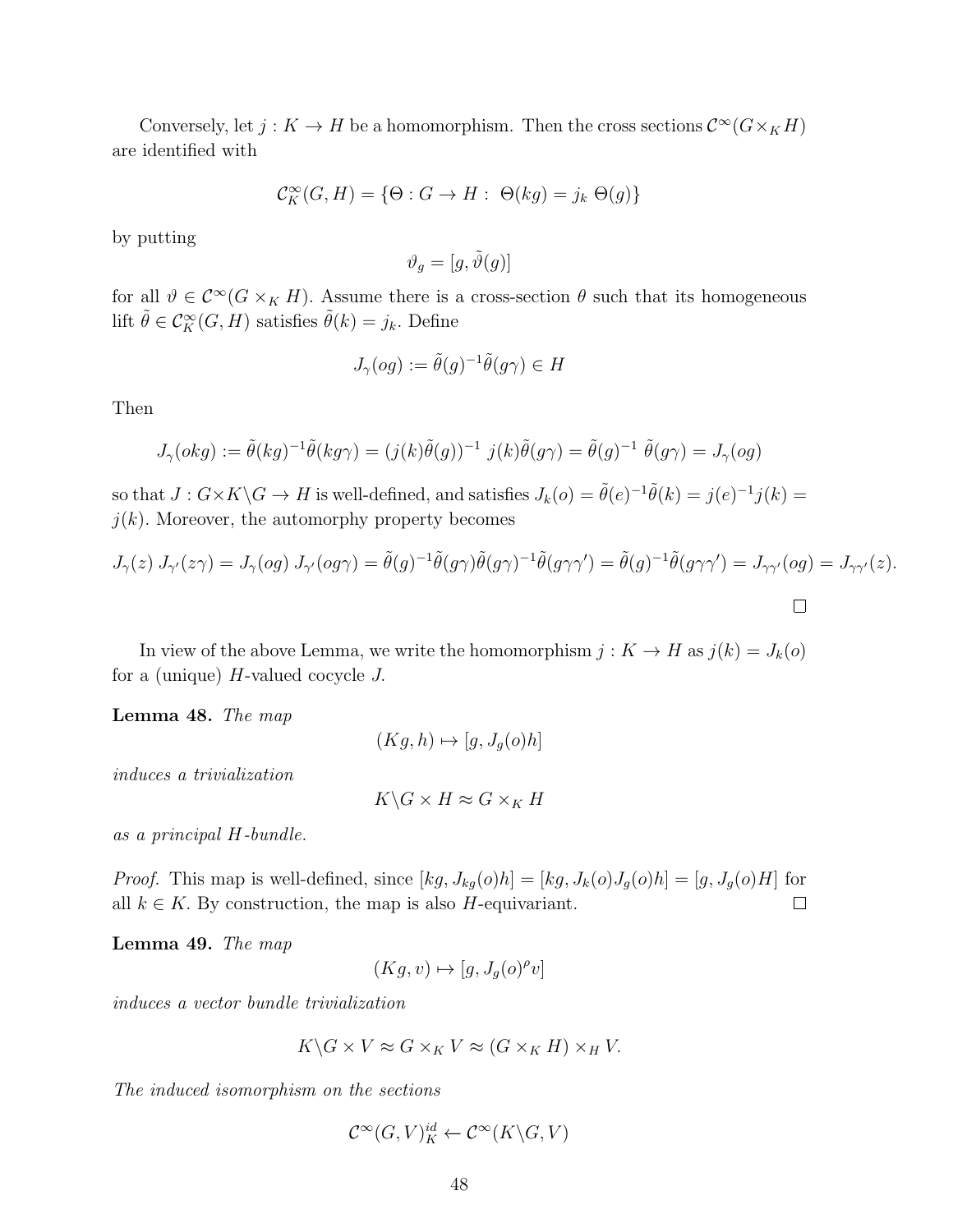Conversely, let $j : K \to H$ be a homomorphism. Then the cross sections $\mathcal{C}^\infty(G \times_K H)$ are identified with

$$\mathcal{C}^\infty_K(G, H) = \{\Theta : G \to H : \ \Theta(kg) = j_k \ \Theta(g)\}$$

by putting

$$\vartheta_g = [g, \tilde{\vartheta}(g)]$$

for all $\vartheta \in \mathcal{C}^\infty(G \times_K H)$. Assume there is a cross-section $\theta$ such that its homogeneous lift $\tilde{\theta} \in \mathcal{C}^\infty_K(G, H)$ satisfies $\tilde{\theta}(k) = j_k$. Define

$$J_\gamma(og) := \tilde{\theta}(g)^{-1}\tilde{\theta}(g\gamma) \in H$$

Then

$$J_\gamma(okg) := \tilde{\theta}(kg)^{-1}\tilde{\theta}(kg\gamma) = (j(k)\tilde{\theta}(g))^{-1} \ j(k)\tilde{\theta}(g\gamma) = \tilde{\theta}(g)^{-1} \ \tilde{\theta}(g\gamma) = J_\gamma(og)$$

so that $J : G \times K\backslash G \to H$ is well-defined, and satisfies $J_k(o) = \tilde{\theta}(e)^{-1}\tilde{\theta}(k) = j(e)^{-1}j(k) = j(k)$. Moreover, the automorphy property becomes

$$J_\gamma(z) \ J_{\gamma'}(z\gamma) = J_\gamma(og) \ J_{\gamma'}(og\gamma) = \tilde{\theta}(g)^{-1}\tilde{\theta}(g\gamma)\tilde{\theta}(g\gamma)^{-1}\tilde{\theta}(g\gamma\gamma') = \tilde{\theta}(g)^{-1}\tilde{\theta}(g\gamma\gamma') = J_{\gamma\gamma'}(og) = J_{\gamma\gamma'}(z).$$

□

In view of the above Lemma, we write the homomorphism $j : K \to H$ as $j(k) = J_k(o)$ for a (unique) $H$-valued cocycle $J$.

**Lemma 48.** *The map*

$$(Kg, h) \mapsto [g, J_g(o)h]$$

*induces a trivialization*

$$K\backslash G \times H \approx G \times_K H$$

*as a principal $H$-bundle.*

*Proof.* This map is well-defined, since $[kg, J_{kg}(o)h] = [kg, J_k(o)J_g(o)h] = [g, J_g(o)H]$ for all $k \in K$. By construction, the map is also $H$-equivariant. □

**Lemma 49.** *The map*

$$(Kg, v) \mapsto [g, J_g(o)^\rho v]$$

*induces a vector bundle trivialization*

$$K\backslash G \times V \approx G \times_K V \approx (G \times_K H) \times_H V.$$

*The induced isomorphism on the sections*

$$\mathcal{C}^\infty(G, V)^{id}_K \leftarrow \mathcal{C}^\infty(K\backslash G, V)$$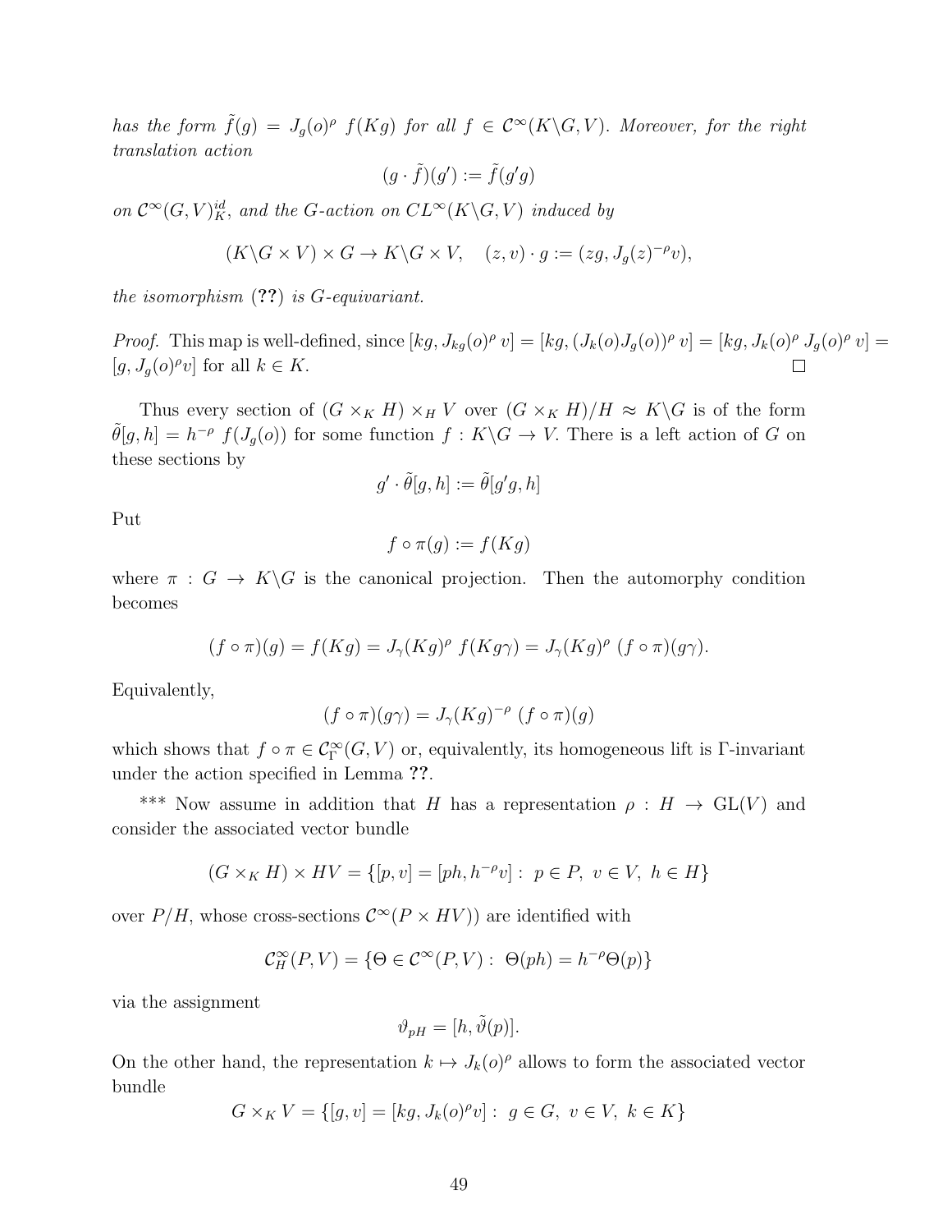*has the form* $\tilde{f}(g) = J_g(o)^\rho\ f(Kg)$ *for all* $f \in \mathcal{C}^\infty(K\backslash G, V)$. *Moreover, for the right translation action*

$$(g \cdot \tilde{f})(g') := \tilde{f}(g'g)$$

*on* $\mathcal{C}^\infty(G,V)^{id}_K$, *and the* $G$*-action on* $CL^\infty(K\backslash G, V)$ *induced by*

$$(K\backslash G \times V) \times G \to K\backslash G \times V, \quad (z,v)\cdot g := (zg, J_g(z)^{-\rho} v),$$

*the isomorphism* (**??**) *is* $G$*-equivariant.*

*Proof.* This map is well-defined, since $[kg, J_{kg}(o)^\rho\, v] = [kg, (J_k(o)J_g(o))^\rho\, v] = [kg, J_k(o)^\rho\, J_g(o)^\rho\, v] = [g, J_g(o)^\rho v]$ for all $k \in K$. □

Thus every section of $(G \times_K H) \times_H V$ over $(G \times_K H)/H \approx K\backslash G$ is of the form $\tilde{\theta}[g,h] = h^{-\rho}\ f(J_g(o))$ for some function $f : K\backslash G \to V$. There is a left action of $G$ on these sections by

$$g' \cdot \tilde{\theta}[g,h] := \tilde{\theta}[g'g, h]$$

Put

$$f \circ \pi(g) := f(Kg)$$

where $\pi : G \to K\backslash G$ is the canonical projection. Then the automorphy condition becomes

$$(f \circ \pi)(g) = f(Kg) = J_\gamma(Kg)^\rho\ f(Kg\gamma) = J_\gamma(Kg)^\rho\ (f\circ\pi)(g\gamma).$$

Equivalently,

$$(f\circ\pi)(g\gamma) = J_\gamma(Kg)^{-\rho}\ (f\circ\pi)(g)$$

which shows that $f \circ \pi \in \mathcal{C}^\infty_\Gamma(G,V)$ or, equivalently, its homogeneous lift is $\Gamma$-invariant under the action specified in Lemma **??**.

*** Now assume in addition that $H$ has a representation $\rho : H \to \mathrm{GL}(V)$ and consider the associated vector bundle

$$(G \times_K H) \times HV = \{[p,v] = [ph, h^{-\rho}v] :\ p \in P,\ v \in V,\ h \in H\}$$

over $P/H$, whose cross-sections $\mathcal{C}^\infty(P \times HV))$ are identified with

$$\mathcal{C}^\infty_H(P,V) = \{\Theta \in \mathcal{C}^\infty(P,V) :\ \Theta(ph) = h^{-\rho}\Theta(p)\}$$

via the assignment

$$\vartheta_{pH} = [h, \tilde{\vartheta}(p)].$$

On the other hand, the representation $k \mapsto J_k(o)^\rho$ allows to form the associated vector bundle

$$G \times_K V = \{[g,v] = [kg, J_k(o)^\rho v] :\ g \in G,\ v \in V,\ k \in K\}$$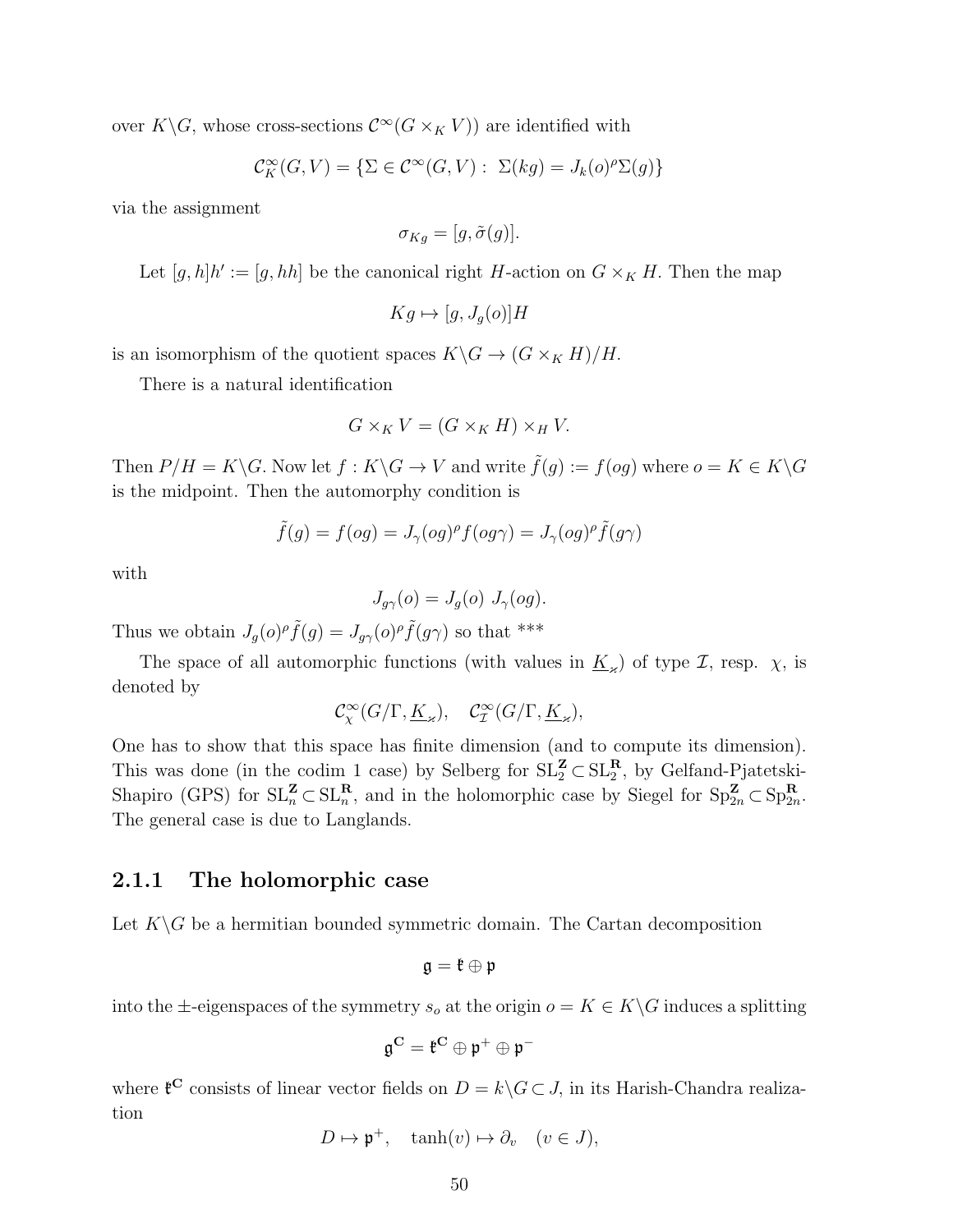over $K\backslash G$, whose cross-sections $\mathcal{C}^\infty(G\times_K V))$ are identified with

$$\mathcal{C}^\infty_K(G,V)=\{\Sigma\in\mathcal{C}^\infty(G,V):\ \Sigma(kg)=J_k(o)^\rho\Sigma(g)\}$$

via the assignment

$$\sigma_{Kg}=[g,\tilde\sigma(g)].$$

Let $[g,h]h':=[g,hh]$ be the canonical right $H$-action on $G\times_K H$. Then the map

$$Kg\mapsto[g,J_g(o)]H$$

is an isomorphism of the quotient spaces $K\backslash G\to(G\times_K H)/H$.

There is a natural identification

$$G\times_K V=(G\times_K H)\times_H V.$$

Then $P/H=K\backslash G$. Now let $f:K\backslash G\to V$ and write $\tilde f(g):=f(og)$ where $o=K\in K\backslash G$ is the midpoint. Then the automorphy condition is

$$\tilde f(g)=f(og)=J_\gamma(og)^\rho f(og\gamma)=J_\gamma(og)^\rho\tilde f(g\gamma)$$

with

$$J_{g\gamma}(o)=J_g(o)\ J_\gamma(og).$$

Thus we obtain $J_g(o)^\rho\tilde f(g)=J_{g\gamma}(o)^\rho\tilde f(g\gamma)$ so that ***

The space of all automorphic functions (with values in $\underline{K}_\varkappa$) of type $\mathcal{I}$, resp. $\chi$, is denoted by

$$\mathcal{C}^\infty_\chi(G/\Gamma,\underline{K}_\varkappa),\quad\mathcal{C}^\infty_{\mathcal{I}}(G/\Gamma,\underline{K}_\varkappa),$$

One has to show that this space has finite dimension (and to compute its dimension). This was done (in the codim 1 case) by Selberg for $\mathrm{SL}_2^{\mathbf{Z}}\subset\mathrm{SL}_2^{\mathbf{R}}$, by Gelfand-Pjatetski-Shapiro (GPS) for $\mathrm{SL}_n^{\mathbf{Z}}\subset\mathrm{SL}_n^{\mathbf{R}}$, and in the holomorphic case by Siegel for $\mathrm{Sp}_{2n}^{\mathbf{Z}}\subset\mathrm{Sp}_{2n}^{\mathbf{R}}$. The general case is due to Langlands.

### 2.1.1 The holomorphic case

Let $K\backslash G$ be a hermitian bounded symmetric domain. The Cartan decomposition

$$\mathfrak{g}=\mathfrak{k}\oplus\mathfrak{p}$$

into the $\pm$-eigenspaces of the symmetry $s_o$ at the origin $o=K\in K\backslash G$ induces a splitting

$$\mathfrak{g}^{\mathbf{C}}=\mathfrak{k}^{\mathbf{C}}\oplus\mathfrak{p}^+\oplus\mathfrak{p}^-$$

where $\mathfrak{k}^{\mathbf{C}}$ consists of linear vector fields on $D=k\backslash G\subset J$, in its Harish-Chandra realization

$$D\mapsto\mathfrak{p}^+,\quad\tanh(v)\mapsto\partial_v\quad(v\in J),$$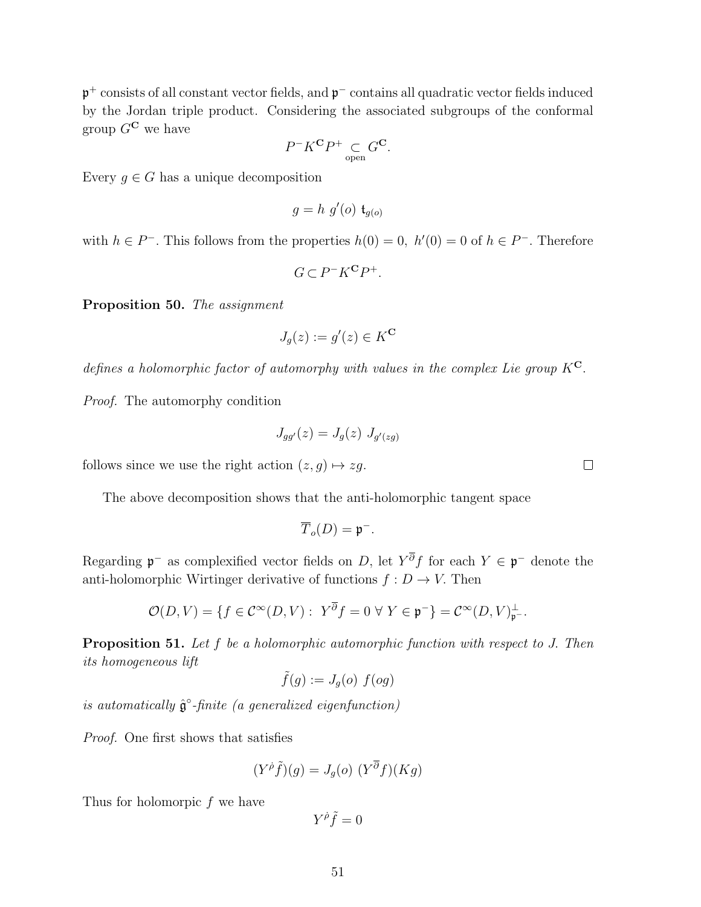$\mathfrak{p}^+$ consists of all constant vector fields, and $\mathfrak{p}^-$ contains all quadratic vector fields induced by the Jordan triple product. Considering the associated subgroups of the conformal group $G^{\mathbf{C}}$ we have

$$P^- K^{\mathbf{C}} P^+ \underset{\text{open}}{\subset} G^{\mathbf{C}}.$$

Every $g \in G$ has a unique decomposition

$$g = h \; g'(o) \; \mathfrak{t}_{g(o)}$$

with $h \in P^-$. This follows from the properties $h(0) = 0, \; h'(0) = 0$ of $h \in P^-$. Therefore

$$G \subset P^- K^{\mathbf{C}} P^+.$$

**Proposition 50.** *The assignment*

$$J_g(z) := g'(z) \in K^{\mathbf{C}}$$

*defines a holomorphic factor of automorphy with values in the complex Lie group $K^{\mathbf{C}}$.*

*Proof.* The automorphy condition

$$J_{gg'}(z) = J_g(z) \; J_{g'(zg)}$$

follows since we use the right action $(z, g) \mapsto zg$. $\square$

The above decomposition shows that the anti-holomorphic tangent space

$$\overline{T}_o(D) = \mathfrak{p}^-.$$

Regarding $\mathfrak{p}^-$ as complexified vector fields on $D$, let $Y^{\overline{\partial}} f$ for each $Y \in \mathfrak{p}^-$ denote the anti-holomorphic Wirtinger derivative of functions $f : D \to V$. Then

$$\mathcal{O}(D, V) = \{ f \in \mathcal{C}^\infty(D, V) : \; Y^{\overline{\partial}} f = 0 \; \forall \; Y \in \mathfrak{p}^- \} = \mathcal{C}^\infty(D, V)^\perp_{\mathfrak{p}^-}.$$

**Proposition 51.** *Let $f$ be a holomorphic automorphic function with respect to $J$. Then its homogeneous lift*

$$\tilde{f}(g) := J_g(o) \; f(og)$$

*is automatically $\hat{\mathfrak{g}}^\circ$-finite (a generalized eigenfunction)*

*Proof.* One first shows that satisfies

$$(Y^{\dot{\rho}} \tilde{f})(g) = J_g(o) \; (Y^{\overline{\partial}} f)(Kg)$$

Thus for holomorpic $f$ we have

$$Y^{\dot{\rho}} \tilde{f} = 0$$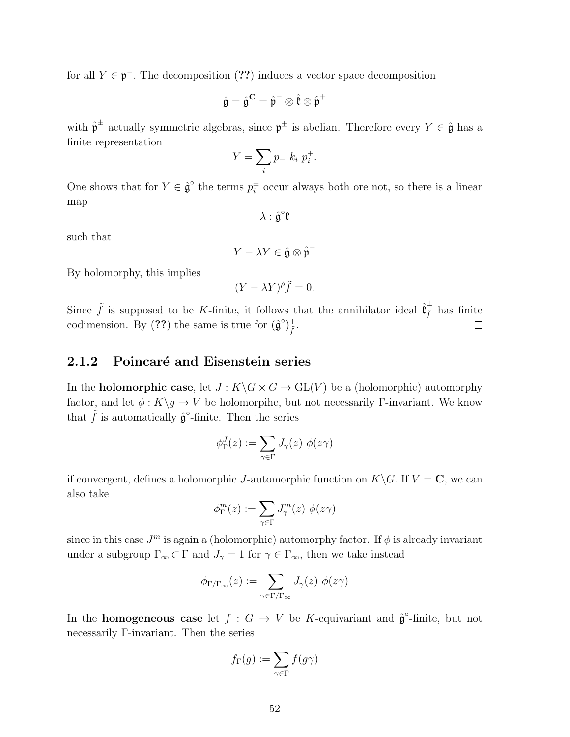for all $Y \in \mathfrak{p}^-$. The decomposition (**??**) induces a vector space decomposition

$$\hat{\mathfrak{g}} = \hat{\mathfrak{g}}^{\mathbf{C}} = \hat{\mathfrak{p}}^- \otimes \hat{\mathfrak{k}} \otimes \hat{\mathfrak{p}}^+$$

with $\hat{\mathfrak{p}}^\pm$ actually symmetric algebras, since $\mathfrak{p}^\pm$ is abelian. Therefore every $Y \in \hat{\mathfrak{g}}$ has a finite representation

$$Y = \sum_i p_- \; k_i \; p_i^+.$$

One shows that for $Y \in \hat{\mathfrak{g}}^\circ$ the terms $p_i^\pm$ occur always both ore not, so there is a linear map

$$\lambda : \hat{\mathfrak{g}}^\circ \hat{\mathfrak{k}}$$

such that

$$Y - \lambda Y \in \hat{\mathfrak{g}} \otimes \hat{\mathfrak{p}}^-$$

By holomorphy, this implies

$$(Y - \lambda Y)^{\hat{\rho}} \tilde{f} = 0.$$

Since $\tilde{f}$ is supposed to be $K$-finite, it follows that the annihilator ideal $\hat{\mathfrak{k}}_{\tilde{f}}^\perp$ has finite codimension. By (**??**) the same is true for $(\hat{\mathfrak{g}}^\circ)_{\tilde{f}}^\perp$. $\square$

### 2.1.2 Poincaré and Eisenstein series

In the **holomorphic case**, let $J : K\backslash G \times G \to \mathrm{GL}(V)$ be a (holomorphic) automorphy factor, and let $\phi : K\backslash g \to V$ be holomorpihc, but not necessarily $\Gamma$-invariant. We know that $\tilde{f}$ is automatically $\hat{\mathfrak{g}}^\circ$-finite. Then the series

$$\phi_\Gamma^J(z) := \sum_{\gamma \in \Gamma} J_\gamma(z) \; \phi(z\gamma)$$

if convergent, defines a holomorphic $J$-automorphic function on $K\backslash G$. If $V = \mathbf{C}$, we can also take

$$\phi_\Gamma^m(z) := \sum_{\gamma \in \Gamma} J_\gamma^m(z) \; \phi(z\gamma)$$

since in this case $J^m$ is again a (holomorphic) automorphy factor. If $\phi$ is already invariant under a subgroup $\Gamma_\infty \subset \Gamma$ and $J_\gamma = 1$ for $\gamma \in \Gamma_\infty$, then we take instead

$$\phi_{\Gamma/\Gamma_\infty}(z) := \sum_{\gamma \in \Gamma/\Gamma_\infty} J_\gamma(z) \; \phi(z\gamma)$$

In the **homogeneous case** let $f : G \to V$ be $K$-equivariant and $\hat{\mathfrak{g}}^\circ$-finite, but not necessarily $\Gamma$-invariant. Then the series

$$f_\Gamma(g) := \sum_{\gamma \in \Gamma} f(g\gamma)$$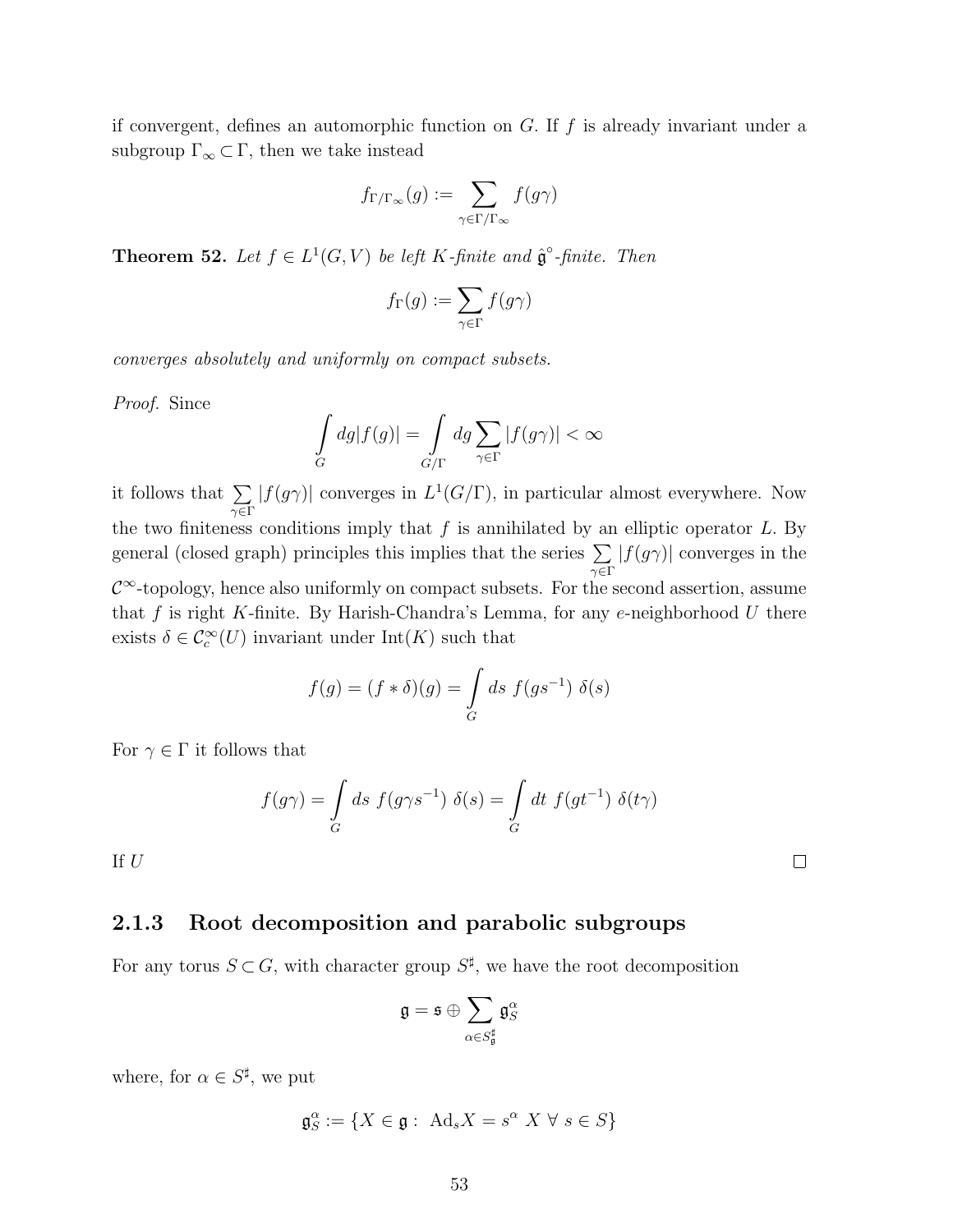if convergent, defines an automorphic function on $G$. If $f$ is already invariant under a subgroup $\Gamma_\infty \subset \Gamma$, then we take instead

$$f_{\Gamma/\Gamma_\infty}(g) := \sum_{\gamma \in \Gamma/\Gamma_\infty} f(g\gamma)$$

**Theorem 52.** *Let $f \in L^1(G, V)$ be left $K$-finite and $\hat{\mathfrak{g}}^\circ$-finite. Then*

$$f_\Gamma(g) := \sum_{\gamma \in \Gamma} f(g\gamma)$$

*converges absolutely and uniformly on compact subsets.*

*Proof.* Since

$$\int\limits_G dg |f(g)| = \int\limits_{G/\Gamma} dg \sum_{\gamma \in \Gamma} |f(g\gamma)| < \infty$$

it follows that $\sum\limits_{\gamma \in \Gamma} |f(g\gamma)|$ converges in $L^1(G/\Gamma)$, in particular almost everywhere. Now the two finiteness conditions imply that $f$ is annihilated by an elliptic operator $L$. By general (closed graph) principles this implies that the series $\sum\limits_{\gamma \in \Gamma} |f(g\gamma)|$ converges in the $\mathcal{C}^\infty$-topology, hence also uniformly on compact subsets. For the second assertion, assume that $f$ is right $K$-finite. By Harish-Chandra's Lemma, for any $e$-neighborhood $U$ there exists $\delta \in \mathcal{C}_c^\infty(U)$ invariant under $\mathrm{Int}(K)$ such that

$$f(g) = (f * \delta)(g) = \int\limits_G ds\ f(gs^{-1})\ \delta(s)$$

For $\gamma \in \Gamma$ it follows that

$$f(g\gamma) = \int\limits_G ds\ f(g\gamma s^{-1})\ \delta(s) = \int\limits_G dt\ f(gt^{-1})\ \delta(t\gamma)$$

If $U$ ∎

### 2.1.3 Root decomposition and parabolic subgroups

For any torus $S \subset G$, with character group $S^\sharp$, we have the root decomposition

$$\mathfrak{g} = \mathfrak{s} \oplus \sum_{\alpha \in S^\sharp_{\mathfrak{g}}} \mathfrak{g}_S^\alpha$$

where, for $\alpha \in S^\sharp$, we put

$$\mathfrak{g}_S^\alpha := \{X \in \mathfrak{g} :\ \mathrm{Ad}_s X = s^\alpha\ X\ \forall\ s \in S\}$$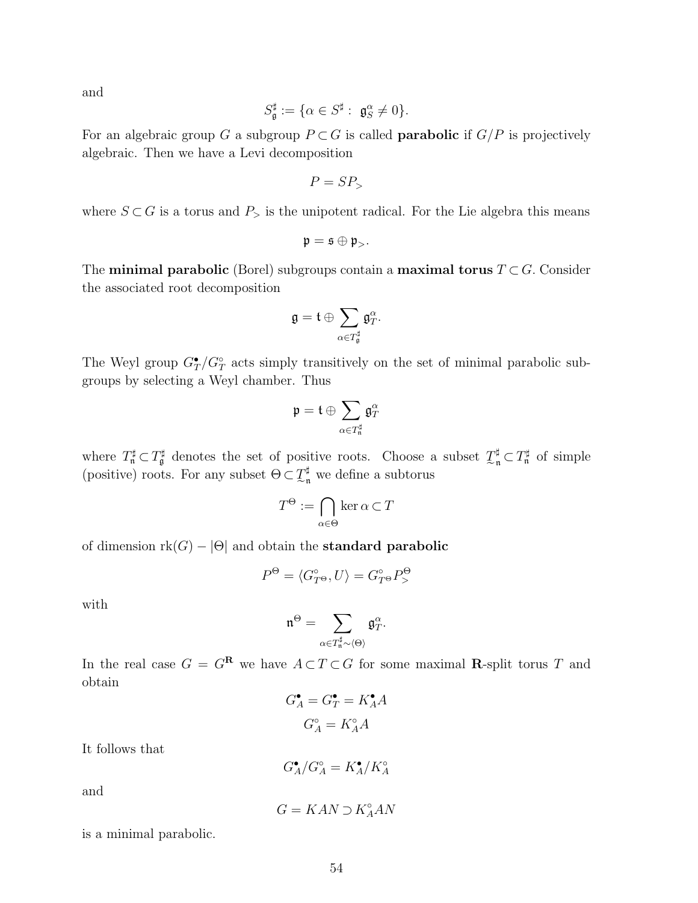and

$$S^\sharp_\mathfrak{g} := \{\alpha \in S^\sharp : \ \mathfrak{g}^\alpha_S \neq 0\}.$$

For an algebraic group $G$ a subgroup $P \subset G$ is called **parabolic** if $G/P$ is projectively algebraic. Then we have a Levi decomposition

$$P = SP_>$$

where $S \subset G$ is a torus and $P_>$ is the unipotent radical. For the Lie algebra this means

$$\mathfrak{p} = \mathfrak{s} \oplus \mathfrak{p}_>.$$

The **minimal parabolic** (Borel) subgroups contain a **maximal torus** $T \subset G$. Consider the associated root decomposition

$$\mathfrak{g} = \mathfrak{t} \oplus \sum_{\alpha \in T^\sharp_\mathfrak{g}} \mathfrak{g}^\alpha_T.$$

The Weyl group $G^\bullet_T / G^\circ_T$ acts simply transitively on the set of minimal parabolic subgroups by selecting a Weyl chamber. Thus

$$\mathfrak{p} = \mathfrak{t} \oplus \sum_{\alpha \in T^\sharp_\mathfrak{n}} \mathfrak{g}^\alpha_T$$

where $T^\sharp_\mathfrak{n} \subset T^\sharp_\mathfrak{g}$ denotes the set of positive roots. Choose a subset $\underset{\sim}{T}^\sharp_\mathfrak{n} \subset T^\sharp_\mathfrak{n}$ of simple (positive) roots. For any subset $\Theta \subset \underset{\sim}{T}^\sharp_\mathfrak{n}$ we define a subtorus

$$T^\Theta := \bigcap_{\alpha \in \Theta} \ker \alpha \subset T$$

of dimension $\mathrm{rk}(G) - |\Theta|$ and obtain the **standard parabolic**

$$P^\Theta = \langle G^\circ_{T^\Theta}, U \rangle = G^\circ_{T^\Theta} P^\Theta_>$$

with

$$\mathfrak{n}^\Theta = \sum_{\alpha \in T^\sharp_\mathfrak{n} \sim \langle \Theta \rangle} \mathfrak{g}^\alpha_T.$$

In the real case $G = G^\mathbf{R}$ we have $A \subset T \subset G$ for some maximal $\mathbf{R}$-split torus $T$ and obtain

$$G^\bullet_A = G^\bullet_T = K^\bullet_A A$$

$$G^\circ_A = K^\circ_A A$$

It follows that

$$G^\bullet_A / G^\circ_A = K^\bullet_A / K^\circ_A$$

and

$$G = KAN \supset K^\circ_A AN$$

is a minimal parabolic.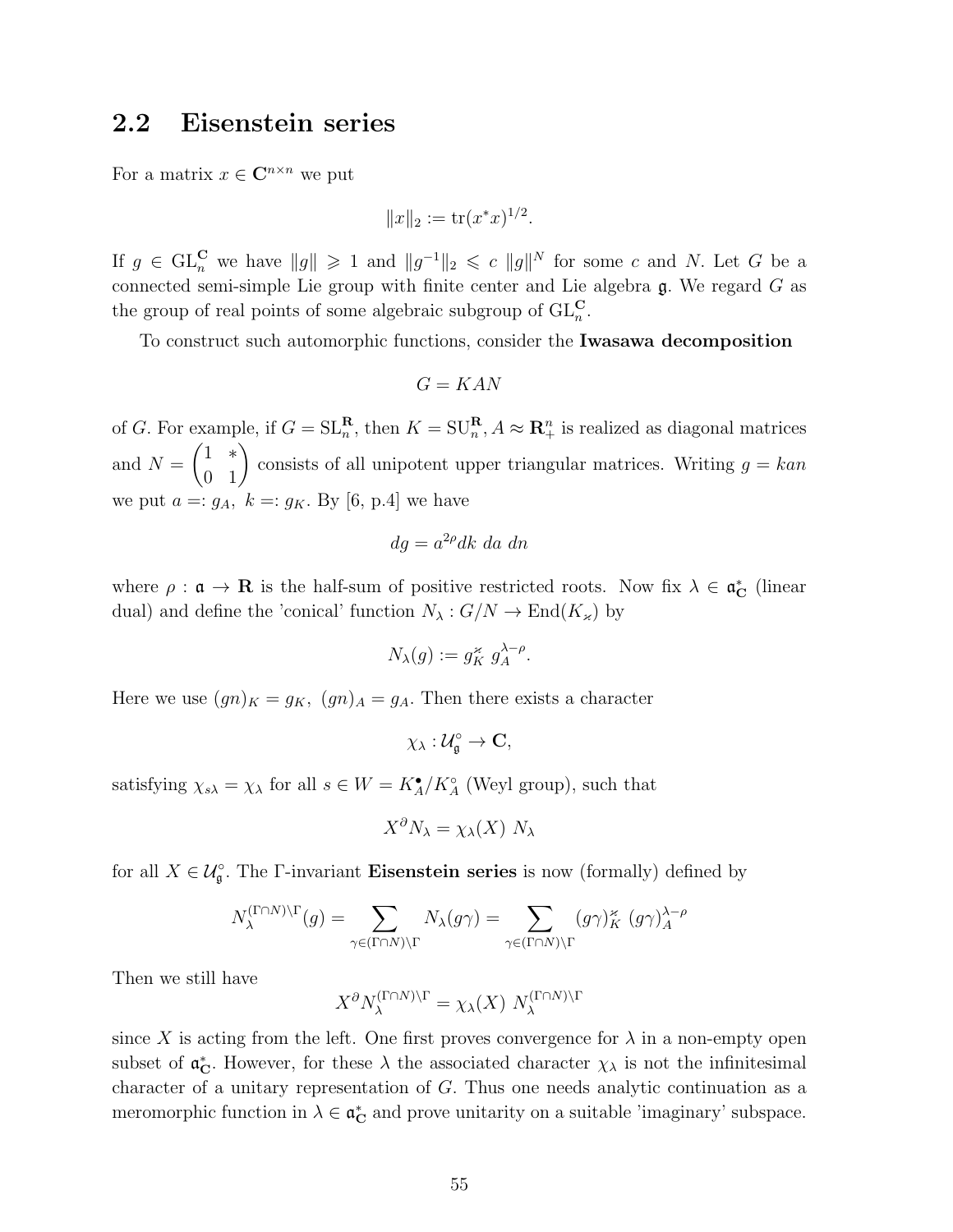## 2.2 Eisenstein series

For a matrix $x \in \mathbf{C}^{n\times n}$ we put

$$\|x\|_2 := \mathrm{tr}(x^* x)^{1/2}.$$

If $g \in \mathrm{GL}_n^{\mathbf{C}}$ we have $\|g\| \geqslant 1$ and $\|g^{-1}\|_2 \leqslant c\ \|g\|^N$ for some $c$ and $N$. Let $G$ be a connected semi-simple Lie group with finite center and Lie algebra $\mathfrak{g}$. We regard $G$ as the group of real points of some algebraic subgroup of $\mathrm{GL}_n^{\mathbf{C}}$.

To construct such automorphic functions, consider the **Iwasawa decomposition**

$$G = KAN$$

of $G$. For example, if $G = \mathrm{SL}_n^{\mathbf{R}}$, then $K = \mathrm{SU}_n^{\mathbf{R}}$, $A \approx \mathbf{R}_+^n$ is realized as diagonal matrices and $N = \begin{pmatrix} 1 & * \\ 0 & 1 \end{pmatrix}$ consists of all unipotent upper triangular matrices. Writing $g = kan$ we put $a =: g_A,\ k =: g_K$. By [6, p.4] we have

$$dg = a^{2\rho} dk\ da\ dn$$

where $\rho : \mathfrak{a} \to \mathbf{R}$ is the half-sum of positive restricted roots. Now fix $\lambda \in \mathfrak{a}_{\mathbf{C}}^*$ (linear dual) and define the 'conical' function $N_\lambda : G/N \to \mathrm{End}(K_\varkappa)$ by

$$N_\lambda(g) := g_K^\varkappa\ g_A^{\lambda-\rho}.$$

Here we use $(gn)_K = g_K,\ (gn)_A = g_A$. Then there exists a character

$$\chi_\lambda : \mathcal{U}_{\mathfrak{g}}^\circ \to \mathbf{C},$$

satisfying $\chi_{s\lambda} = \chi_\lambda$ for all $s \in W = K_A^\bullet / K_A^\circ$ (Weyl group), such that

$$X^\partial N_\lambda = \chi_\lambda(X)\ N_\lambda$$

for all $X \in \mathcal{U}_{\mathfrak{g}}^\circ$. The $\Gamma$-invariant **Eisenstein series** is now (formally) defined by

$$N_\lambda^{(\Gamma\cap N)\backslash\Gamma}(g) = \sum_{\gamma\in(\Gamma\cap N)\backslash\Gamma} N_\lambda(g\gamma) = \sum_{\gamma\in(\Gamma\cap N)\backslash\Gamma} (g\gamma)_K^\varkappa\ (g\gamma)_A^{\lambda-\rho}$$

Then we still have

$$X^\partial N_\lambda^{(\Gamma\cap N)\backslash\Gamma} = \chi_\lambda(X)\ N_\lambda^{(\Gamma\cap N)\backslash\Gamma}$$

since $X$ is acting from the left. One first proves convergence for $\lambda$ in a non-empty open subset of $\mathfrak{a}_{\mathbf{C}}^*$. However, for these $\lambda$ the associated character $\chi_\lambda$ is not the infinitesimal character of a unitary representation of $G$. Thus one needs analytic continuation as a meromorphic function in $\lambda \in \mathfrak{a}_{\mathbf{C}}^*$ and prove unitarity on a suitable 'imaginary' subspace.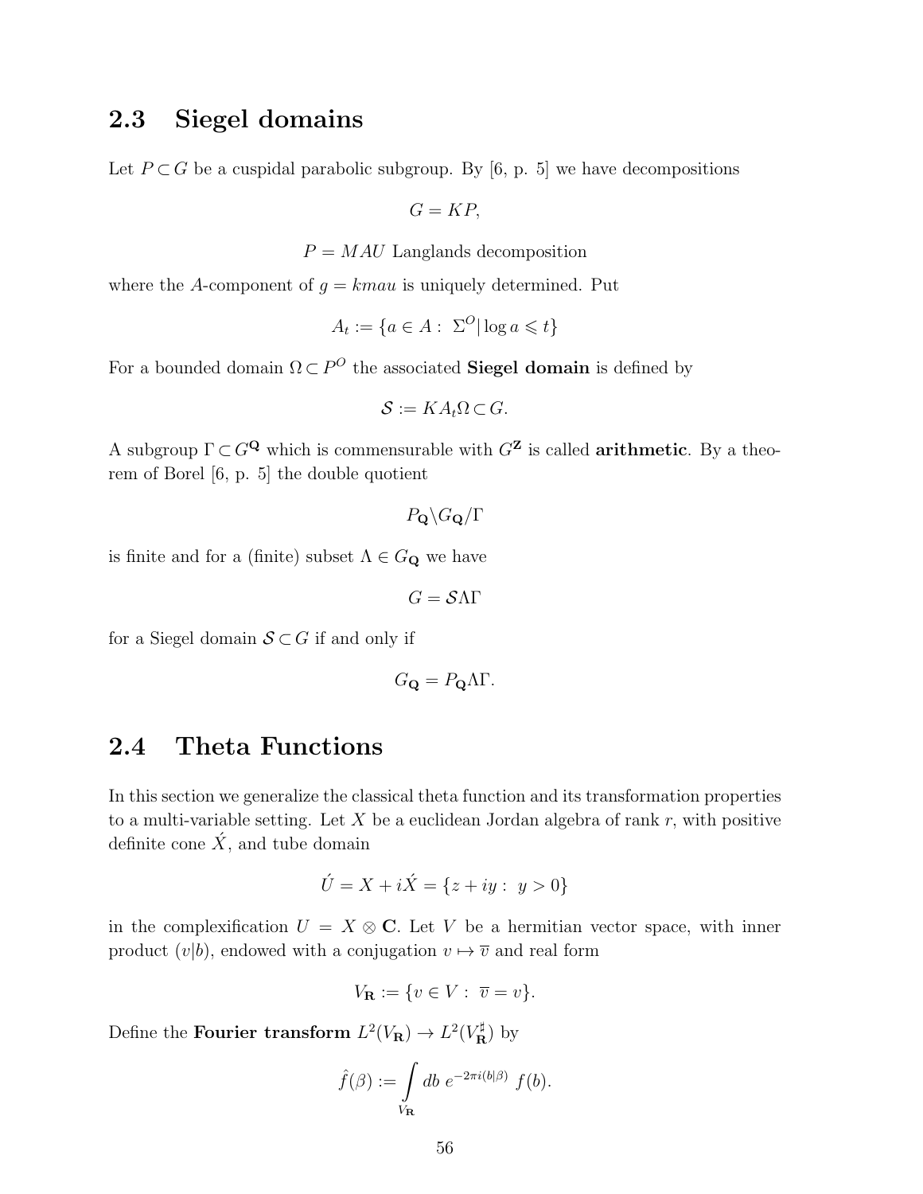## 2.3 Siegel domains

Let $P \subset G$ be a cuspidal parabolic subgroup. By [6, p. 5] we have decompositions

$$G = KP,$$

$$P = MAU \text{ Langlands decomposition}$$

where the $A$-component of $g = kmau$ is uniquely determined. Put

$$A_t := \{a \in A : \ \Sigma^O | \log a \leqslant t\}$$

For a bounded domain $\Omega \subset P^O$ the associated **Siegel domain** is defined by

$$\mathcal{S} := KA_t\Omega \subset G.$$

A subgroup $\Gamma \subset G^{\mathbf{Q}}$ which is commensurable with $G^{\mathbf{Z}}$ is called **arithmetic**. By a theorem of Borel [6, p. 5] the double quotient

$$P_{\mathbf{Q}} \backslash G_{\mathbf{Q}} / \Gamma$$

is finite and for a (finite) subset $\Lambda \in G_{\mathbf{Q}}$ we have

$$G = \mathcal{S}\Lambda\Gamma$$

for a Siegel domain $\mathcal{S} \subset G$ if and only if

$$G_{\mathbf{Q}} = P_{\mathbf{Q}}\Lambda\Gamma.$$

## 2.4 Theta Functions

In this section we generalize the classical theta function and its transformation properties to a multi-variable setting. Let $X$ be a euclidean Jordan algebra of rank $r$, with positive definite cone $\acute{X}$, and tube domain

$$\acute{U} = X + i\acute{X} = \{z + iy : \ y > 0\}$$

in the complexification $U = X \otimes \mathbf{C}$. Let $V$ be a hermitian vector space, with inner product $(v|b)$, endowed with a conjugation $v \mapsto \overline{v}$ and real form

$$V_{\mathbf{R}} := \{v \in V : \ \overline{v} = v\}.$$

Define the **Fourier transform** $L^2(V_{\mathbf{R}}) \to L^2(V_{\mathbf{R}}^\sharp)$ by

$$\hat{f}(\beta) := \int\limits_{V_{\mathbf{R}}} db \ e^{-2\pi i(b|\beta)} \ f(b).$$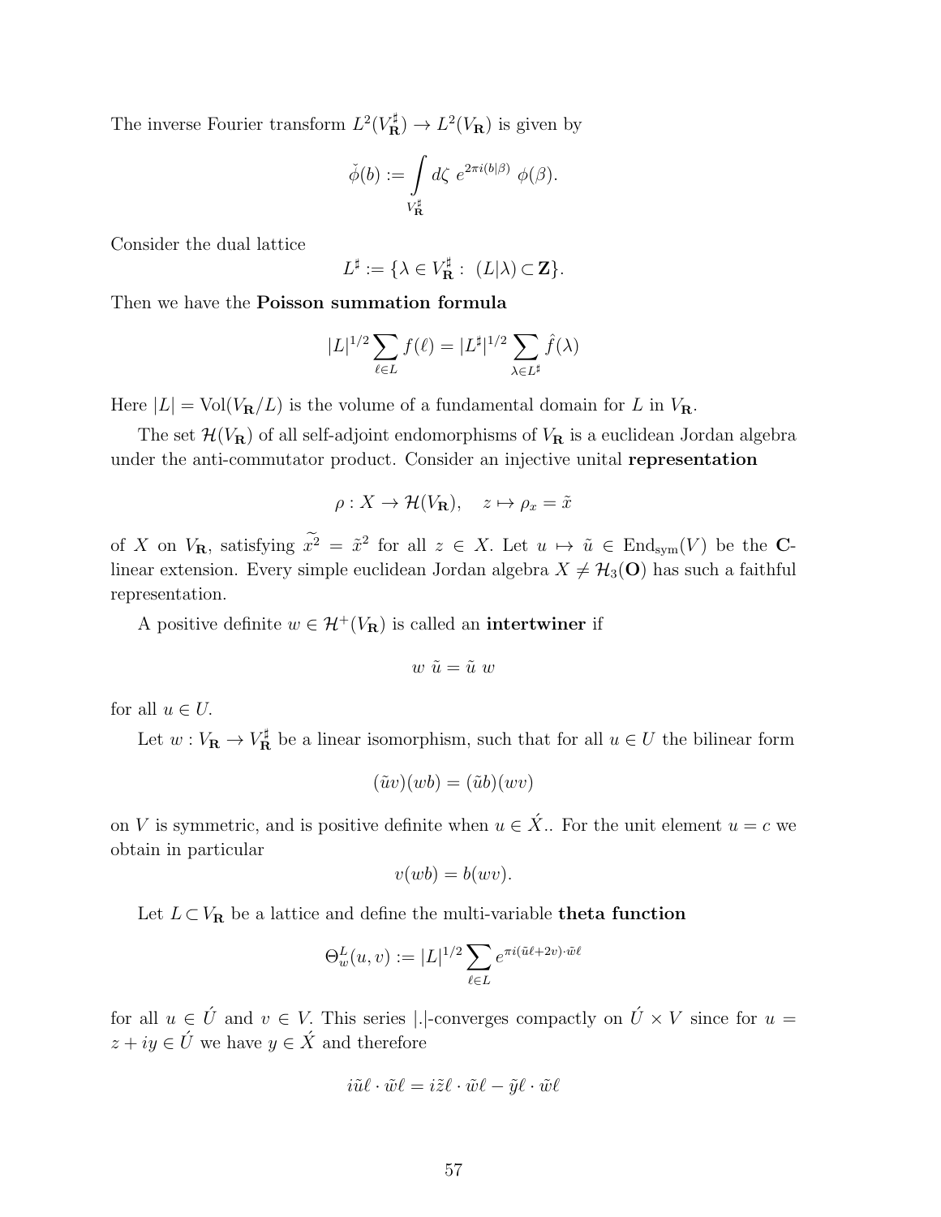The inverse Fourier transform $L^2(V_{\mathbf{R}}^\sharp) \to L^2(V_{\mathbf{R}})$ is given by

$$\check{\phi}(b) := \int\limits_{V_{\mathbf{R}}^\sharp} d\zeta \; e^{2\pi i (b|\beta)} \; \phi(\beta).$$

Consider the dual lattice

$$L^\sharp := \{\lambda \in V_{\mathbf{R}}^\sharp : \; (L|\lambda) \subset \mathbf{Z}\}.$$

Then we have the **Poisson summation formula**

$$|L|^{1/2} \sum_{\ell \in L} f(\ell) = |L^\sharp|^{1/2} \sum_{\lambda \in L^\sharp} \hat{f}(\lambda)$$

Here $|L| = \mathrm{Vol}(V_{\mathbf{R}}/L)$ is the volume of a fundamental domain for $L$ in $V_{\mathbf{R}}$.

The set $\mathcal{H}(V_{\mathbf{R}})$ of all self-adjoint endomorphisms of $V_{\mathbf{R}}$ is a euclidean Jordan algebra under the anti-commutator product. Consider an injective unital **representation**

$$\rho : X \to \mathcal{H}(V_{\mathbf{R}}), \quad z \mapsto \rho_x = \tilde{x}$$

of $X$ on $V_{\mathbf{R}}$, satisfying $\widetilde{x^2} = \tilde{x}^2$ for all $z \in X$. Let $u \mapsto \tilde{u} \in \mathrm{End}_{\mathrm{sym}}(V)$ be the $\mathbf{C}$-linear extension. Every simple euclidean Jordan algebra $X \neq \mathcal{H}_3(\mathbf{O})$ has such a faithful representation.

A positive definite $w \in \mathcal{H}^+(V_{\mathbf{R}})$ is called an **intertwiner** if

$$w \; \tilde{u} = \tilde{u} \; w$$

for all $u \in U$.

Let $w : V_{\mathbf{R}} \to V_{\mathbf{R}}^\sharp$ be a linear isomorphism, such that for all $u \in U$ the bilinear form

$$(\tilde{u}v)(wb) = (\tilde{u}b)(wv)$$

on $V$ is symmetric, and is positive definite when $u \in \acute{X}$.. For the unit element $u = c$ we obtain in particular

$$v(wb) = b(wv).$$

Let $L \subset V_{\mathbf{R}}$ be a lattice and define the multi-variable **theta function**

$$\Theta_w^L(u, v) := |L|^{1/2} \sum_{\ell \in L} e^{\pi i (\tilde{u}\ell + 2v) \cdot \tilde{w}\ell}$$

for all $u \in \acute{U}$ and $v \in V$. This series $|.|$-converges compactly on $\acute{U} \times V$ since for $u = z + iy \in \acute{U}$ we have $y \in \acute{X}$ and therefore

$$i\tilde{u}\ell \cdot \tilde{w}\ell = i\tilde{z}\ell \cdot \tilde{w}\ell - \tilde{y}\ell \cdot \tilde{w}\ell$$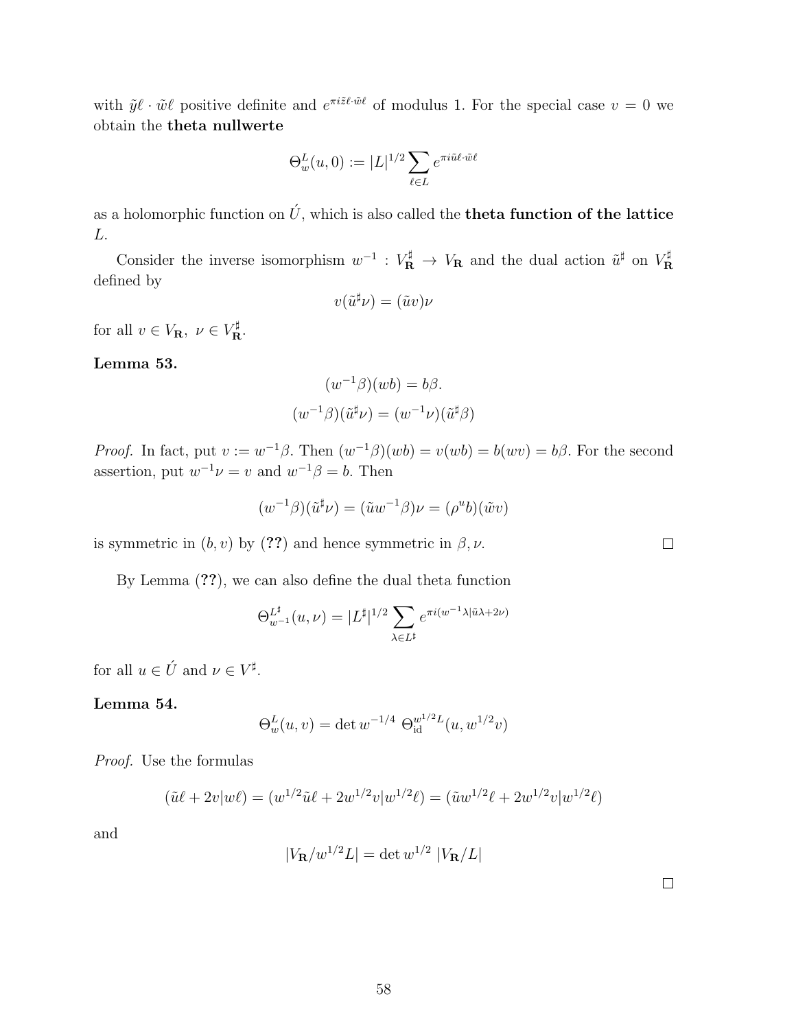with $\tilde{y}\ell \cdot \tilde{w}\ell$ positive definite and $e^{\pi i \tilde{z}\ell \cdot \tilde{w}\ell}$ of modulus 1. For the special case $v = 0$ we obtain the **theta nullwerte**

$$\Theta_w^L(u, 0) := |L|^{1/2} \sum_{\ell \in L} e^{\pi i \tilde{u}\ell \cdot \tilde{w}\ell}$$

as a holomorphic function on $\acute{U}$, which is also called the **theta function of the lattice** $L$.

Consider the inverse isomorphism $w^{-1} : V_{\mathbf{R}}^\sharp \to V_{\mathbf{R}}$ and the dual action $\tilde{u}^\sharp$ on $V_{\mathbf{R}}^\sharp$ defined by

$$v(\tilde{u}^\sharp \nu) = (\tilde{u}v)\nu$$

for all $v \in V_{\mathbf{R}},\ \nu \in V_{\mathbf{R}}^\sharp$.

**Lemma 53.**

$$(w^{-1}\beta)(wb) = b\beta.$$

$$(w^{-1}\beta)(\tilde{u}^\sharp \nu) = (w^{-1}\nu)(\tilde{u}^\sharp \beta)$$

*Proof.* In fact, put $v := w^{-1}\beta$. Then $(w^{-1}\beta)(wb) = v(wb) = b(wv) = b\beta$. For the second assertion, put $w^{-1}\nu = v$ and $w^{-1}\beta = b$. Then

$$(w^{-1}\beta)(\tilde{u}^\sharp \nu) = (\tilde{u}w^{-1}\beta)\nu = (\rho^u b)(\tilde{w}v)$$

is symmetric in $(b, v)$ by (**??**) and hence symmetric in $\beta, \nu$. □

By Lemma (**??**), we can also define the dual theta function

$$\Theta_{w^{-1}}^{L^\sharp}(u, \nu) = |L^\sharp|^{1/2} \sum_{\lambda \in L^\sharp} e^{\pi i (w^{-1}\lambda | \tilde{u}\lambda + 2\nu)}$$

for all $u \in \acute{U}$ and $\nu \in V^\sharp$.

**Lemma 54.**

$$\Theta_w^L(u, v) = \det w^{-1/4}\ \Theta_{\mathrm{id}}^{w^{1/2}L}(u, w^{1/2}v)$$

*Proof.* Use the formulas

$$(\tilde{u}\ell + 2v | w\ell) = (w^{1/2}\tilde{u}\ell + 2w^{1/2}v | w^{1/2}\ell) = (\tilde{u}w^{1/2}\ell + 2w^{1/2}v | w^{1/2}\ell)$$

and

$$|V_{\mathbf{R}}/w^{1/2}L| = \det w^{1/2}\ |V_{\mathbf{R}}/L|$$

□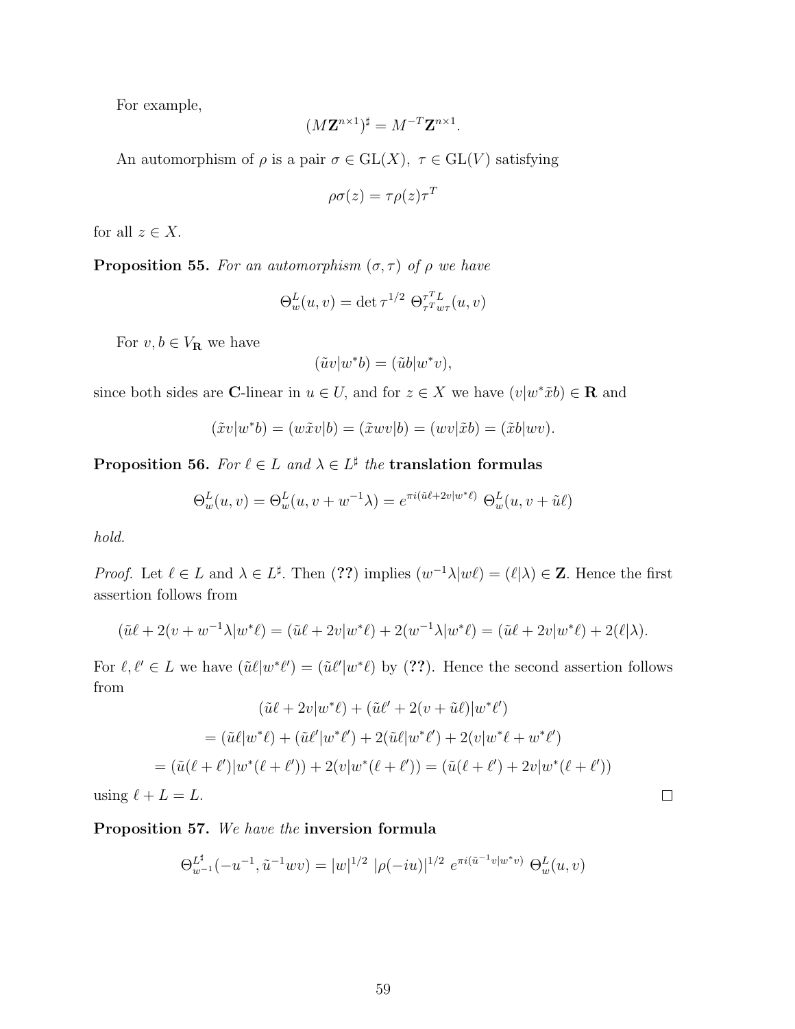For example,

$$(M\mathbf{Z}^{n\times 1})^\sharp = M^{-T}\mathbf{Z}^{n\times 1}.$$

An automorphism of $\rho$ is a pair $\sigma \in \mathrm{GL}(X),\ \tau \in \mathrm{GL}(V)$ satisfying

$$\rho\sigma(z) = \tau\rho(z)\tau^T$$

for all $z \in X$.

**Proposition 55.** *For an automorphism $(\sigma, \tau)$ of $\rho$ we have*

$$\Theta_w^L(u,v) = \det\tau^{1/2}\ \Theta_{\tau^T w\tau}^{\tau^T L}(u,v)$$

For $v, b \in V_{\mathbf{R}}$ we have

$$(\tilde{u}v|w^*b) = (\tilde{u}b|w^*v),$$

since both sides are $\mathbf{C}$-linear in $u \in U$, and for $z \in X$ we have $(v|w^*\tilde{x}b) \in \mathbf{R}$ and

$$(\tilde{x}v|w^*b) = (w\tilde{x}v|b) = (\tilde{x}wv|b) = (wv|\tilde{x}b) = (\tilde{x}b|wv).$$

**Proposition 56.** *For $\ell \in L$ and $\lambda \in L^\sharp$ the* **translation formulas**

$$\Theta_w^L(u,v) = \Theta_w^L(u, v + w^{-1}\lambda) = e^{\pi i(\tilde{u}\ell + 2v|w^*\ell)}\ \Theta_w^L(u, v + \tilde{u}\ell)$$

*hold.*

*Proof.* Let $\ell \in L$ and $\lambda \in L^\sharp$. Then (**??**) implies $(w^{-1}\lambda|w\ell) = (\ell|\lambda) \in \mathbf{Z}$. Hence the first assertion follows from

$$(\tilde{u}\ell + 2(v + w^{-1}\lambda|w^*\ell) = (\tilde{u}\ell + 2v|w^*\ell) + 2(w^{-1}\lambda|w^*\ell) = (\tilde{u}\ell + 2v|w^*\ell) + 2(\ell|\lambda).$$

For $\ell, \ell' \in L$ we have $(\tilde{u}\ell|w^*\ell') = (\tilde{u}\ell'|w^*\ell)$ by (**??**). Hence the second assertion follows from

$$\begin{gathered}
(\tilde{u}\ell + 2v|w^*\ell) + (\tilde{u}\ell' + 2(v + \tilde{u}\ell)|w^*\ell') \\
= (\tilde{u}\ell|w^*\ell) + (\tilde{u}\ell'|w^*\ell') + 2(\tilde{u}\ell|w^*\ell') + 2(v|w^*\ell + w^*\ell') \\
= (\tilde{u}(\ell+\ell')|w^*(\ell+\ell')) + 2(v|w^*(\ell+\ell')) = (\tilde{u}(\ell+\ell') + 2v|w^*(\ell+\ell'))
\end{gathered}$$

using $\ell + L = L$. □

**Proposition 57.** *We have the* **inversion formula**

$$\Theta_{w^{-1}}^{L^\sharp}(-u^{-1}, \tilde{u}^{-1}wv) = |w|^{1/2}\ |\rho(-iu)|^{1/2}\ e^{\pi i(\tilde{u}^{-1}v|w^*v)}\ \Theta_w^L(u,v)$$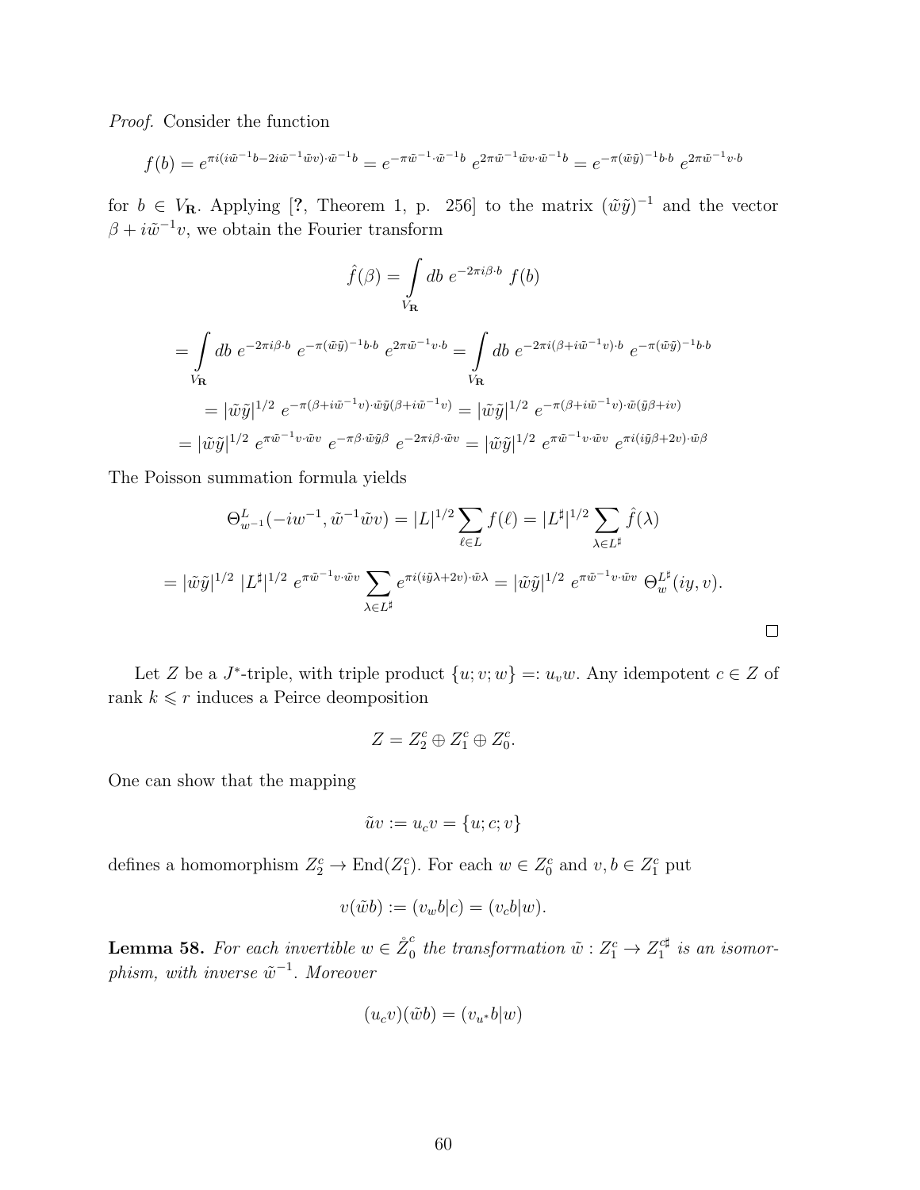*Proof.* Consider the function

$$f(b) = e^{\pi i(i\tilde{w}^{-1}b - 2i\tilde{w}^{-1}\tilde{w}v)\cdot\tilde{w}^{-1}b} = e^{-\pi\tilde{w}^{-1}\cdot\tilde{w}^{-1}b}\ e^{2\pi\tilde{w}^{-1}\tilde{w}v\cdot\tilde{w}^{-1}b} = e^{-\pi(\tilde{w}\tilde{y})^{-1}b\cdot b}\ e^{2\pi\tilde{w}^{-1}v\cdot b}$$

for $b \in V_{\mathbf{R}}$. Applying [?, Theorem 1, p. 256] to the matrix $(\tilde{w}\tilde{y})^{-1}$ and the vector $\beta + i\tilde{w}^{-1}v$, we obtain the Fourier transform

$$\hat{f}(\beta) = \int\limits_{V_{\mathbf{R}}} db\ e^{-2\pi i\beta\cdot b}\ f(b)$$

$$= \int\limits_{V_{\mathbf{R}}} db\ e^{-2\pi i\beta\cdot b}\ e^{-\pi(\tilde{w}\tilde{y})^{-1}b\cdot b}\ e^{2\pi\tilde{w}^{-1}v\cdot b} = \int\limits_{V_{\mathbf{R}}} db\ e^{-2\pi i(\beta + i\tilde{w}^{-1}v)\cdot b}\ e^{-\pi(\tilde{w}\tilde{y})^{-1}b\cdot b}$$

$$= |\tilde{w}\tilde{y}|^{1/2}\ e^{-\pi(\beta + i\tilde{w}^{-1}v)\cdot\tilde{w}\tilde{y}(\beta + i\tilde{w}^{-1}v)} = |\tilde{w}\tilde{y}|^{1/2}\ e^{-\pi(\beta + i\tilde{w}^{-1}v)\cdot\tilde{w}(\tilde{y}\beta + iv)}$$

$$= |\tilde{w}\tilde{y}|^{1/2}\ e^{\pi\tilde{w}^{-1}v\cdot\tilde{w}v}\ e^{-\pi\beta\cdot\tilde{w}\tilde{y}\beta}\ e^{-2\pi i\beta\cdot\tilde{w}v} = |\tilde{w}\tilde{y}|^{1/2}\ e^{\pi\tilde{w}^{-1}v\cdot\tilde{w}v}\ e^{\pi i(i\tilde{y}\beta + 2v)\cdot\tilde{w}\beta}$$

The Poisson summation formula yields

$$\Theta^L_{w^{-1}}(-iw^{-1}, \tilde{w}^{-1}\tilde{w}v) = |L|^{1/2}\sum_{\ell\in L} f(\ell) = |L^\sharp|^{1/2}\sum_{\lambda\in L^\sharp}\hat{f}(\lambda)$$

$$= |\tilde{w}\tilde{y}|^{1/2}\ |L^\sharp|^{1/2}\ e^{\pi\tilde{w}^{-1}v\cdot\tilde{w}v}\sum_{\lambda\in L^\sharp} e^{\pi i(i\tilde{y}\lambda + 2v)\cdot\tilde{w}\lambda} = |\tilde{w}\tilde{y}|^{1/2}\ e^{\pi\tilde{w}^{-1}v\cdot\tilde{w}v}\ \Theta^{L^\sharp}_w(iy, v).$$

□

Let $Z$ be a $J^*$-triple, with triple product $\{u; v; w\} =: u_v w$. Any idempotent $c \in Z$ of rank $k \leqslant r$ induces a Peirce deomposition

$$Z = Z^c_2 \oplus Z^c_1 \oplus Z^c_0.$$

One can show that the mapping

$$\tilde{u}v := u_c v = \{u; c; v\}$$

defines a homomorphism $Z^c_2 \to \mathrm{End}(Z^c_1)$. For each $w \in Z^c_0$ and $v, b \in Z^c_1$ put

$$v(\tilde{w}b) := (v_w b|c) = (v_c b|w).$$

**Lemma 58.** *For each invertible $w \in \mathring{Z}^c_0$ the transformation $\tilde{w} : Z^c_1 \to Z^{c\sharp}_1$ is an isomorphism, with inverse $\tilde{w}^{-1}$. Moreover*

$$(u_c v)(\tilde{w}b) = (v_{u^*}b|w)$$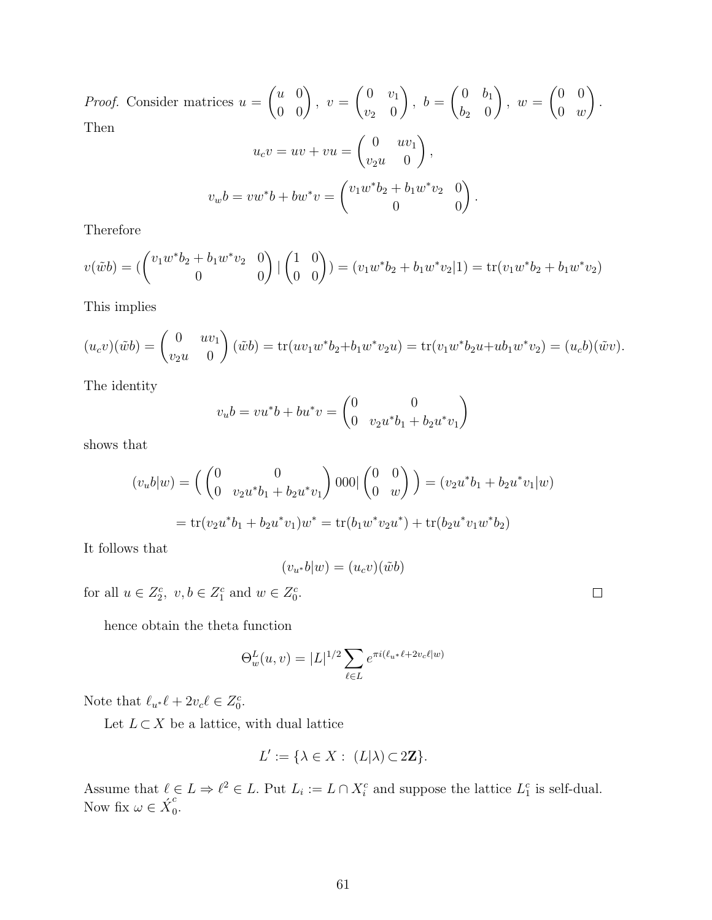*Proof.* Consider matrices $u = \begin{pmatrix} u & 0 \\ 0 & 0 \end{pmatrix},\ v = \begin{pmatrix} 0 & v_1 \\ v_2 & 0 \end{pmatrix},\ b = \begin{pmatrix} 0 & b_1 \\ b_2 & 0 \end{pmatrix},\ w = \begin{pmatrix} 0 & 0 \\ 0 & w \end{pmatrix}.$ Then

$$u_c v = uv + vu = \begin{pmatrix} 0 & uv_1 \\ v_2 u & 0 \end{pmatrix},$$

$$v_w b = vw^* b + bw^* v = \begin{pmatrix} v_1 w^* b_2 + b_1 w^* v_2 & 0 \\ 0 & 0 \end{pmatrix}.$$

Therefore

$$v(\tilde{w}b) = (\begin{pmatrix} v_1 w^* b_2 + b_1 w^* v_2 & 0 \\ 0 & 0 \end{pmatrix} | \begin{pmatrix} 1 & 0 \\ 0 & 0 \end{pmatrix}) = (v_1 w^* b_2 + b_1 w^* v_2 | 1) = \mathrm{tr}(v_1 w^* b_2 + b_1 w^* v_2)$$

This implies

$$(u_c v)(\tilde{w}b) = \begin{pmatrix} 0 & uv_1 \\ v_2 u & 0 \end{pmatrix}(\tilde{w}b) = \mathrm{tr}(uv_1 w^* b_2 + b_1 w^* v_2 u) = \mathrm{tr}(v_1 w^* b_2 u + ub_1 w^* v_2) = (u_c b)(\tilde{w}v).$$

The identity

$$v_u b = vu^* b + bu^* v = \begin{pmatrix} 0 & 0 \\ 0 & v_2 u^* b_1 + b_2 u^* v_1 \end{pmatrix}$$

shows that

$$(v_u b|w) = \Big( \begin{pmatrix} 0 & 0 \\ 0 & v_2 u^* b_1 + b_2 u^* v_1 \end{pmatrix} 000 | \begin{pmatrix} 0 & 0 \\ 0 & w \end{pmatrix} \Big) = (v_2 u^* b_1 + b_2 u^* v_1 | w)$$

$$= \mathrm{tr}(v_2 u^* b_1 + b_2 u^* v_1) w^* = \mathrm{tr}(b_1 w^* v_2 u^*) + \mathrm{tr}(b_2 u^* v_1 w^* b_2)$$

It follows that

$$(v_{u^*} b|w) = (u_c v)(\tilde{w}b)$$

for all $u \in Z_2^c,\ v, b \in Z_1^c$ and $w \in Z_0^c$. ∎

hence obtain the theta function

$$\Theta_w^L(u,v) = |L|^{1/2} \sum_{\ell \in L} e^{\pi i(\ell_{u^*}\ell + 2v_c \ell | w)}$$

Note that $\ell_{u^*}\ell + 2v_c\ell \in Z_0^c$.

Let $L \subset X$ be a lattice, with dual lattice

$$L' := \{\lambda \in X :\ (L|\lambda) \subset 2\mathbf{Z}\}.$$

Assume that $\ell \in L \Rightarrow \ell^2 \in L$. Put $L_i := L \cap X_i^c$ and suppose the lattice $L_1^c$ is self-dual. Now fix $\omega \in \acute{X}_0^c$.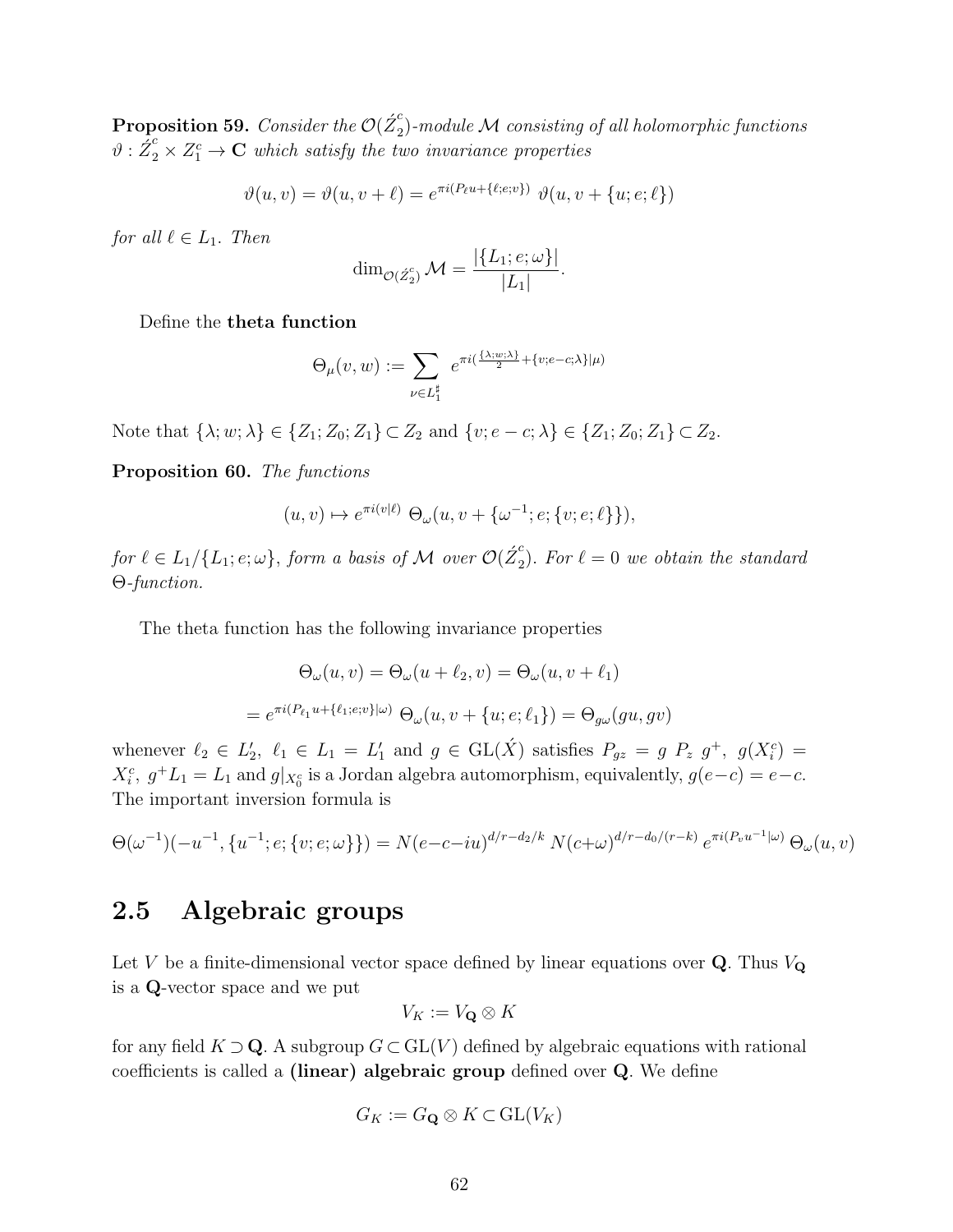**Proposition 59.** *Consider the $\mathcal{O}(\acute{Z}_2^c)$-module $\mathcal{M}$ consisting of all holomorphic functions $\vartheta : \acute{Z}_2^c \times Z_1^c \to \mathbf{C}$ which satisfy the two invariance properties*

$$\vartheta(u, v) = \vartheta(u, v + \ell) = e^{\pi i (P_\ell u + \{\ell; e; v\})} \ \vartheta(u, v + \{u; e; \ell\})$$

*for all $\ell \in L_1$. Then*

$$\dim_{\mathcal{O}(\acute{Z}_2^c)} \mathcal{M} = \frac{|\{L_1; e; \omega\}|}{|L_1|}.$$

Define the **theta function**

$$\Theta_\mu(v, w) := \sum_{\nu \in L_1^\sharp} e^{\pi i (\frac{\{\lambda; w; \lambda\}}{2} + \{v; e-c; \lambda\} | \mu)}$$

Note that $\{\lambda; w; \lambda\} \in \{Z_1; Z_0; Z_1\} \subset Z_2$ and $\{v; e-c; \lambda\} \in \{Z_1; Z_0; Z_1\} \subset Z_2$.

**Proposition 60.** *The functions*

$$(u, v) \mapsto e^{\pi i (v|\ell)} \ \Theta_\omega(u, v + \{\omega^{-1}; e; \{v; e; \ell\}\}),$$

*for $\ell \in L_1/\{L_1; e; \omega\}$, form a basis of $\mathcal{M}$ over $\mathcal{O}(\acute{Z}_2^c)$. For $\ell = 0$ we obtain the standard $\Theta$-function.*

The theta function has the following invariance properties

$$\Theta_\omega(u, v) = \Theta_\omega(u + \ell_2, v) = \Theta_\omega(u, v + \ell_1)$$

$$= e^{\pi i (P_{\ell_1} u + \{\ell_1; e; v\} | \omega)} \ \Theta_\omega(u, v + \{u; e; \ell_1\}) = \Theta_{g\omega}(gu, gv)$$

whenever $\ell_2 \in L_2',\ \ell_1 \in L_1 = L_1'$ and $g \in \mathrm{GL}(\acute{X})$ satisfies $P_{gz} = g\ P_z\ g^+,\ g(X_i^c) = X_i^c,\ g^+ L_1 = L_1$ and $g|_{X_0^c}$ is a Jordan algebra automorphism, equivalently, $g(e-c) = e-c$. The important inversion formula is

$$\Theta(\omega^{-1})(-u^{-1}, \{u^{-1}; e; \{v; e; \omega\}\}) = N(e-c-iu)^{d/r - d_2/k} \ N(c+\omega)^{d/r - d_0/(r-k)} \ e^{\pi i (P_v u^{-1} | \omega)} \ \Theta_\omega(u, v)$$

## 2.5 Algebraic groups

Let $V$ be a finite-dimensional vector space defined by linear equations over $\mathbf{Q}$. Thus $V_\mathbf{Q}$ is a $\mathbf{Q}$-vector space and we put

$$V_K := V_\mathbf{Q} \otimes K$$

for any field $K \supset \mathbf{Q}$. A subgroup $G \subset \mathrm{GL}(V)$ defined by algebraic equations with rational coefficients is called a **(linear) algebraic group** defined over $\mathbf{Q}$. We define

$$G_K := G_\mathbf{Q} \otimes K \subset \mathrm{GL}(V_K)$$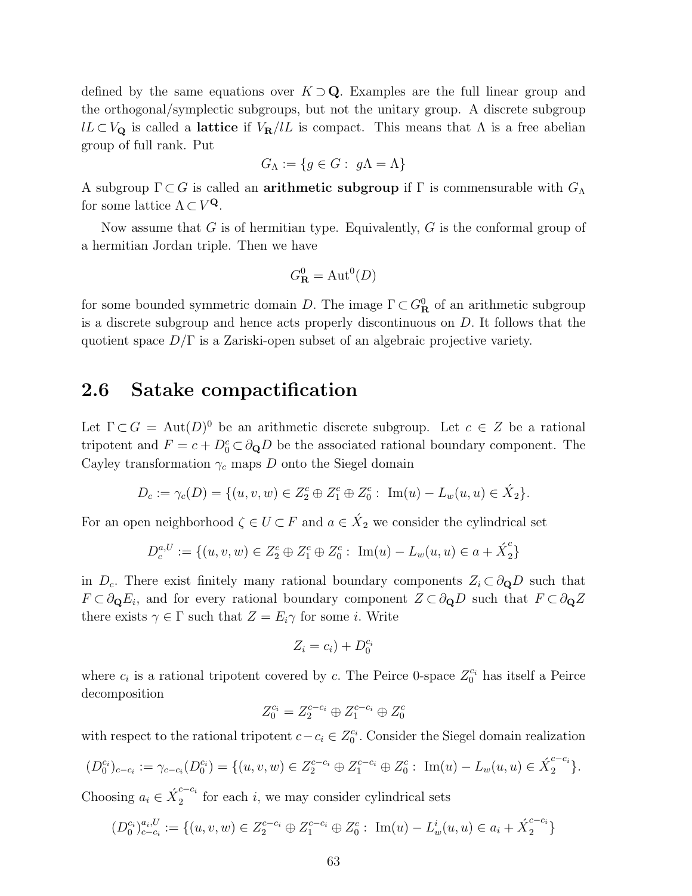defined by the same equations over $K \supset \mathbf{Q}$. Examples are the full linear group and the orthogonal/symplectic subgroups, but not the unitary group. A discrete subgroup $lL \subset V_{\mathbf{Q}}$ is called a **lattice** if $V_{\mathbf{R}}/lL$ is compact. This means that $\Lambda$ is a free abelian group of full rank. Put

$$G_\Lambda := \{g \in G : \; g\Lambda = \Lambda\}$$

A subgroup $\Gamma \subset G$ is called an **arithmetic subgroup** if $\Gamma$ is commensurable with $G_\Lambda$ for some lattice $\Lambda \subset V^{\mathbf{Q}}$.

Now assume that $G$ is of hermitian type. Equivalently, $G$ is the conformal group of a hermitian Jordan triple. Then we have

$$G^0_{\mathbf{R}} = \mathrm{Aut}^0(D)$$

for some bounded symmetric domain $D$. The image $\Gamma \subset G^0_{\mathbf{R}}$ of an arithmetic subgroup is a discrete subgroup and hence acts properly discontinuous on $D$. It follows that the quotient space $D/\Gamma$ is a Zariski-open subset of an algebraic projective variety.

## 2.6 Satake compactification

Let $\Gamma \subset G = \mathrm{Aut}(D)^0$ be an arithmetic discrete subgroup. Let $c \in Z$ be a rational tripotent and $F = c + D^c_0 \subset \partial_{\mathbf{Q}} D$ be the associated rational boundary component. The Cayley transformation $\gamma_c$ maps $D$ onto the Siegel domain

$$D_c := \gamma_c(D) = \{(u, v, w) \in Z^c_2 \oplus Z^c_1 \oplus Z^c_0 : \; \mathrm{Im}(u) - L_w(u, u) \in \acute{X}_2\}.$$

For an open neighborhood $\zeta \in U \subset F$ and $a \in \acute{X}_2$ we consider the cylindrical set

$$D^{a,U}_c := \{(u, v, w) \in Z^c_2 \oplus Z^c_1 \oplus Z^c_0 : \; \mathrm{Im}(u) - L_w(u, u) \in a + \acute{X}^c_2\}$$

in $D_c$. There exist finitely many rational boundary components $Z_i \subset \partial_{\mathbf{Q}} D$ such that $F \subset \partial_{\mathbf{Q}} E_i$, and for every rational boundary component $Z \subset \partial_{\mathbf{Q}} D$ such that $F \subset \partial_{\mathbf{Q}} Z$ there exists $\gamma \in \Gamma$ such that $Z = E_i \gamma$ for some $i$. Write

$$Z_i = c_i) + D^{c_i}_0$$

where $c_i$ is a rational tripotent covered by $c$. The Peirce 0-space $Z^{c_i}_0$ has itself a Peirce decomposition

$$Z^{c_i}_0 = Z^{c-c_i}_2 \oplus Z^{c-c_i}_1 \oplus Z^c_0$$

with respect to the rational tripotent $c - c_i \in Z^{c_i}_0$. Consider the Siegel domain realization

$$(D^{c_i}_0)_{c-c_i} := \gamma_{c-c_i}(D^{c_i}_0) = \{(u, v, w) \in Z^{c-c_i}_2 \oplus Z^{c-c_i}_1 \oplus Z^c_0 : \; \mathrm{Im}(u) - L_w(u, u) \in \acute{X}^{c-c_i}_2\}.$$

Choosing $a_i \in \acute{X}^{c-c_i}_2$ for each $i$, we may consider cylindrical sets

$$(D^{c_i}_0)^{a_i,U}_{c-c_i} := \{(u, v, w) \in Z^{c-c_i}_2 \oplus Z^{c-c_i}_1 \oplus Z^c_0 : \; \mathrm{Im}(u) - L^i_w(u, u) \in a_i + \acute{X}^{c-c_i}_2\}$$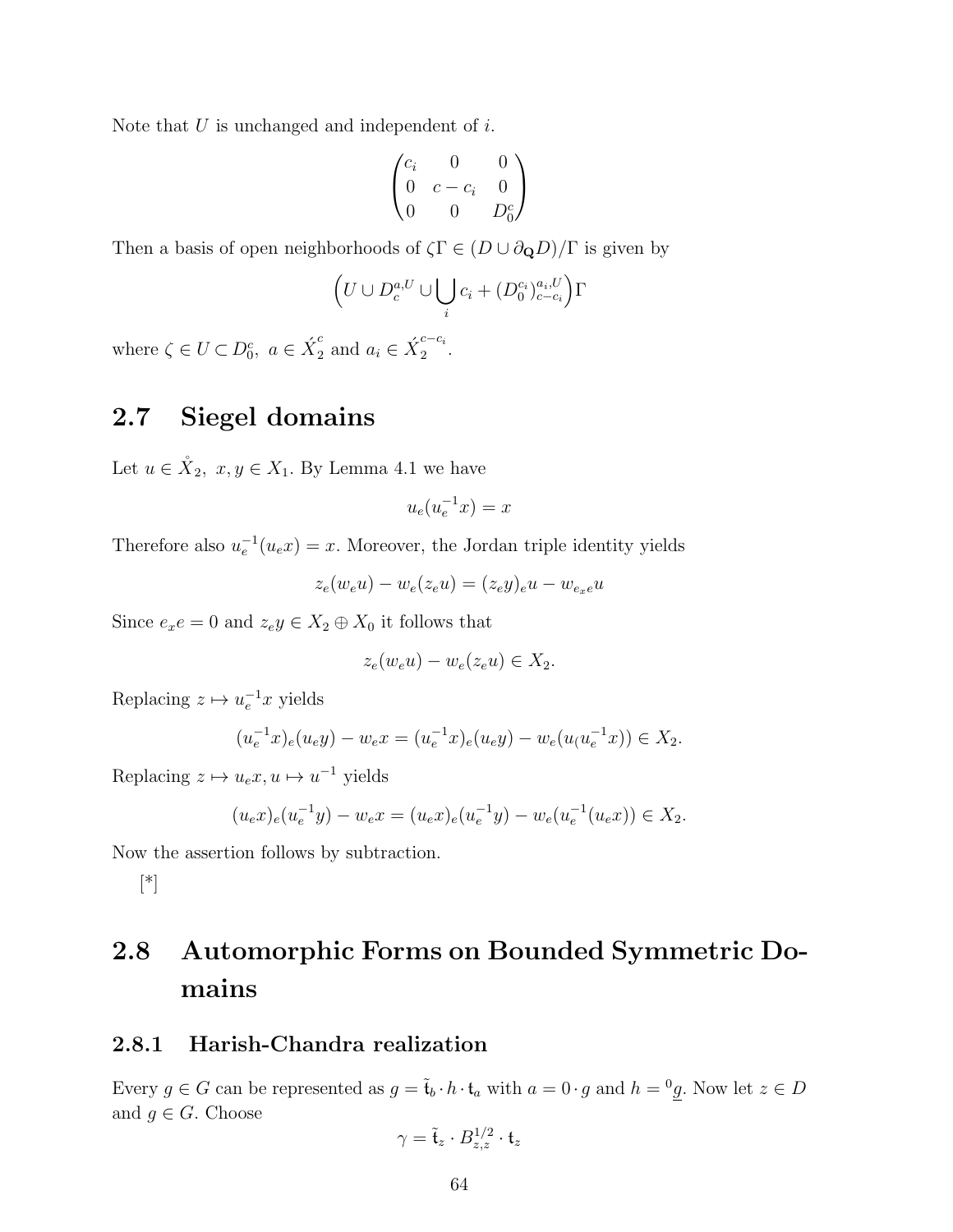Note that $U$ is unchanged and independent of $i$.

$$\begin{pmatrix} c_i & 0 & 0 \\ 0 & c - c_i & 0 \\ 0 & 0 & D_0^c \end{pmatrix}$$

Then a basis of open neighborhoods of $\zeta\Gamma \in (D \cup \partial_{\mathbf{Q}} D)/\Gamma$ is given by

$$\Big(U \cup D_c^{a,U} \cup \bigcup_i c_i + (D_0^{c_i})_{c-c_i}^{a_i,U}\Big)\Gamma$$

where $\zeta \in U \subset D_0^c,\ a \in \acute{X}_2^c$ and $a_i \in \acute{X}_2^{c-c_i}$.

## 2.7 Siegel domains

Let $u \in \mathring{X}_2,\ x, y \in X_1$. By Lemma 4.1 we have

$$u_e(u_e^{-1}x) = x$$

Therefore also $u_e^{-1}(u_e x) = x$. Moreover, the Jordan triple identity yields

$$z_e(w_e u) - w_e(z_e u) = (z_e y)_e u - w_{e_x e} u$$

Since $e_x e = 0$ and $z_e y \in X_2 \oplus X_0$ it follows that

$$z_e(w_e u) - w_e(z_e u) \in X_2.$$

Replacing $z \mapsto u_e^{-1}x$ yields

$$(u_e^{-1}x)_e(u_e y) - w_e x = (u_e^{-1}x)_e(u_e y) - w_e(u_(u_e^{-1}x)) \in X_2.$$

Replacing $z \mapsto u_e x, u \mapsto u^{-1}$ yields

$$(u_e x)_e(u_e^{-1}y) - w_e x = (u_e x)_e(u_e^{-1}y) - w_e(u_e^{-1}(u_e x)) \in X_2.$$

Now the assertion follows by subtraction.

[*]

## 2.8 Automorphic Forms on Bounded Symmetric Domains

### 2.8.1 Harish-Chandra realization

Every $g \in G$ can be represented as $g = \tilde{\mathfrak{t}}_b \cdot h \cdot \mathfrak{t}_a$ with $a = 0 \cdot g$ and $h = {}^0\underline{g}$. Now let $z \in D$ and $g \in G$. Choose

$$\gamma = \tilde{\mathfrak{t}}_z \cdot B_{z,z}^{1/2} \cdot \mathfrak{t}_z$$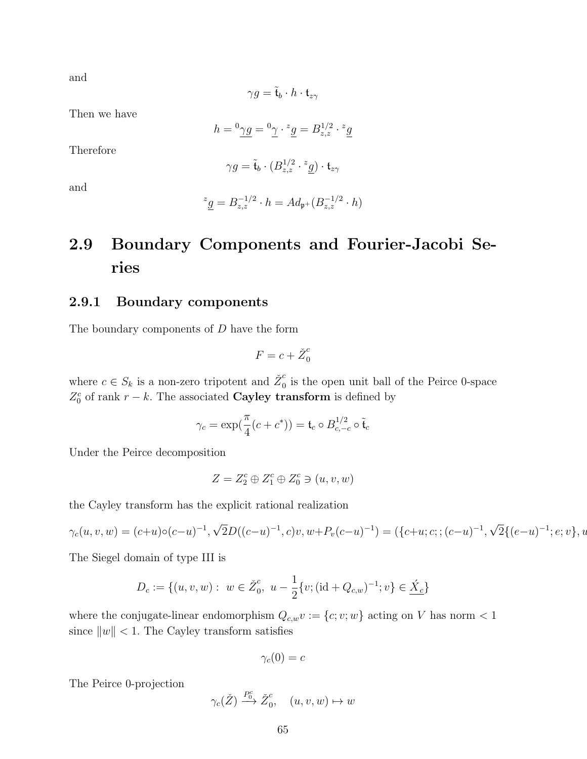and

$$\gamma g = \tilde{\mathfrak{t}}_b \cdot h \cdot \mathfrak{t}_{z\gamma}$$

Then we have

$$h = {}^0\underline{\gamma g} = {}^0\underline{\gamma} \cdot {}^z\underline{g} = B_{z,z}^{1/2} \cdot {}^z\underline{g}$$

Therefore

$$\gamma g = \tilde{\mathfrak{t}}_b \cdot (B_{z,z}^{1/2} \cdot {}^z\underline{g}) \cdot \mathfrak{t}_{z\gamma}$$

and

$${}^z\underline{g} = B_{z,z}^{-1/2} \cdot h = Ad_{\mathfrak{p}^+}(B_{z,z}^{-1/2} \cdot h)$$

## 2.9 Boundary Components and Fourier-Jacobi Series

### 2.9.1 Boundary components

The boundary components of $D$ have the form

$$F = c + \check{Z}_0^c$$

where $c \in S_k$ is a non-zero tripotent and $\check{Z}_0^c$ is the open unit ball of the Peirce 0-space $Z_0^c$ of rank $r-k$. The associated **Cayley transform** is defined by

$$\gamma_c = \exp(\frac{\pi}{4}(c + c^*)) = \mathfrak{t}_c \circ B_{c,-c}^{1/2} \circ \tilde{\mathfrak{t}}_c$$

Under the Peirce decomposition

$$Z = Z_2^c \oplus Z_1^c \oplus Z_0^c \ni (u, v, w)$$

the Cayley transform has the explicit rational realization

$$\gamma_c(u,v,w) = (c+u)\circ(c-u)^{-1}, \sqrt{2}D((c-u)^{-1},c)v, w+P_v(c-u)^{-1}) = (\{c+u;c;;(c-u)^{-1}, \sqrt{2}\{(e-u)^{-1};e;v\}, u$$

The Siegel domain of type III is

$$D_c := \{(u,v,w) : \ w \in \check{Z}_0^c,\ u - \frac{1}{2}\{v; (\mathrm{id} + Q_{c,w})^{-1}; v\} \in \underline{\acute{X}_c}\}$$

where the conjugate-linear endomorphism $Q_{c,w}v := \{c;v;w\}$ acting on $V$ has norm $< 1$ since $\|w\| < 1$. The Cayley transform satisfies

$$\gamma_c(0) = c$$

The Peirce 0-projection

$$\gamma_c(\check{Z}) \xrightarrow{P_0^c} \check{Z}_0^c, \quad (u,v,w) \mapsto w$$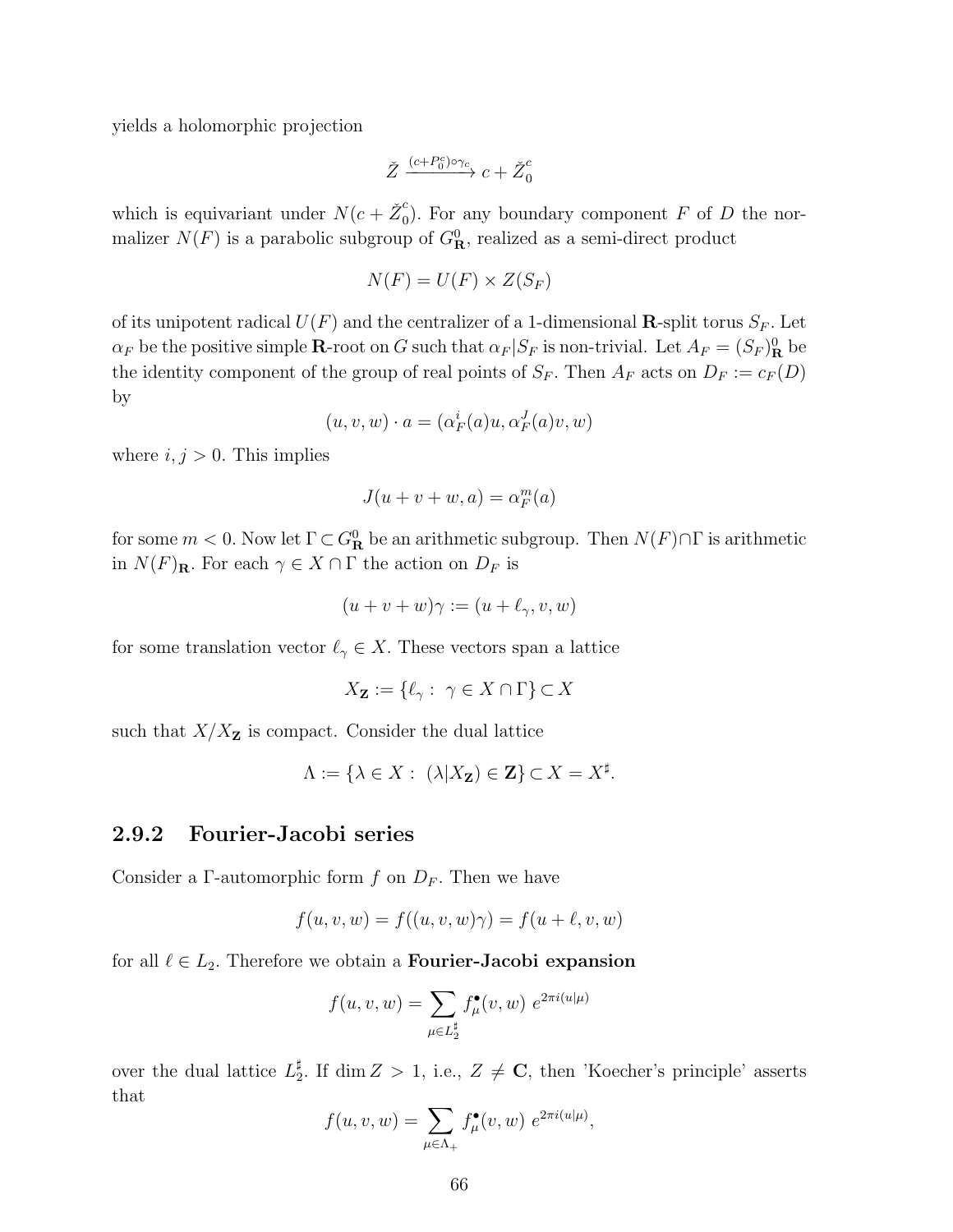yields a holomorphic projection

$$\check{Z} \xrightarrow{(c+P_0^c)\circ\gamma_c} c + \check{Z}_0^c$$

which is equivariant under $N(c + \check{Z}_0^c)$. For any boundary component $F$ of $D$ the normalizer $N(F)$ is a parabolic subgroup of $G_{\mathbf{R}}^0$, realized as a semi-direct product

$$N(F) = U(F) \times Z(S_F)$$

of its unipotent radical $U(F)$ and the centralizer of a 1-dimensional $\mathbf{R}$-split torus $S_F$. Let $\alpha_F$ be the positive simple $\mathbf{R}$-root on $G$ such that $\alpha_F|S_F$ is non-trivial. Let $A_F = (S_F)_{\mathbf{R}}^0$ be the identity component of the group of real points of $S_F$. Then $A_F$ acts on $D_F := c_F(D)$ by

$$(u, v, w) \cdot a = (\alpha_F^i(a)u, \alpha_F^J(a)v, w)$$

where $i, j > 0$. This implies

$$J(u + v + w, a) = \alpha_F^m(a)$$

for some $m < 0$. Now let $\Gamma \subset G_{\mathbf{R}}^0$ be an arithmetic subgroup. Then $N(F) \cap \Gamma$ is arithmetic in $N(F)_{\mathbf{R}}$. For each $\gamma \in X \cap \Gamma$ the action on $D_F$ is

$$(u + v + w)\gamma := (u + \ell_\gamma, v, w)$$

for some translation vector $\ell_\gamma \in X$. These vectors span a lattice

$$X_{\mathbf{Z}} := \{\ell_\gamma : \ \gamma \in X \cap \Gamma\} \subset X$$

such that $X/X_{\mathbf{Z}}$ is compact. Consider the dual lattice

$$\Lambda := \{\lambda \in X : \ (\lambda|X_{\mathbf{Z}}) \in \mathbf{Z}\} \subset X = X^\sharp.$$

### 2.9.2 Fourier-Jacobi series

Consider a $\Gamma$-automorphic form $f$ on $D_F$. Then we have

$$f(u, v, w) = f((u, v, w)\gamma) = f(u + \ell, v, w)$$

for all $\ell \in L_2$. Therefore we obtain a **Fourier-Jacobi expansion**

$$f(u, v, w) = \sum_{\mu \in L_2^\sharp} f_\mu^\bullet(v, w) \ e^{2\pi i (u|\mu)}$$

over the dual lattice $L_2^\sharp$. If $\dim Z > 1$, i.e., $Z \neq \mathbf{C}$, then 'Koecher's principle' asserts that

$$f(u, v, w) = \sum_{\mu \in \Lambda_+} f_\mu^\bullet(v, w) \ e^{2\pi i (u|\mu)},$$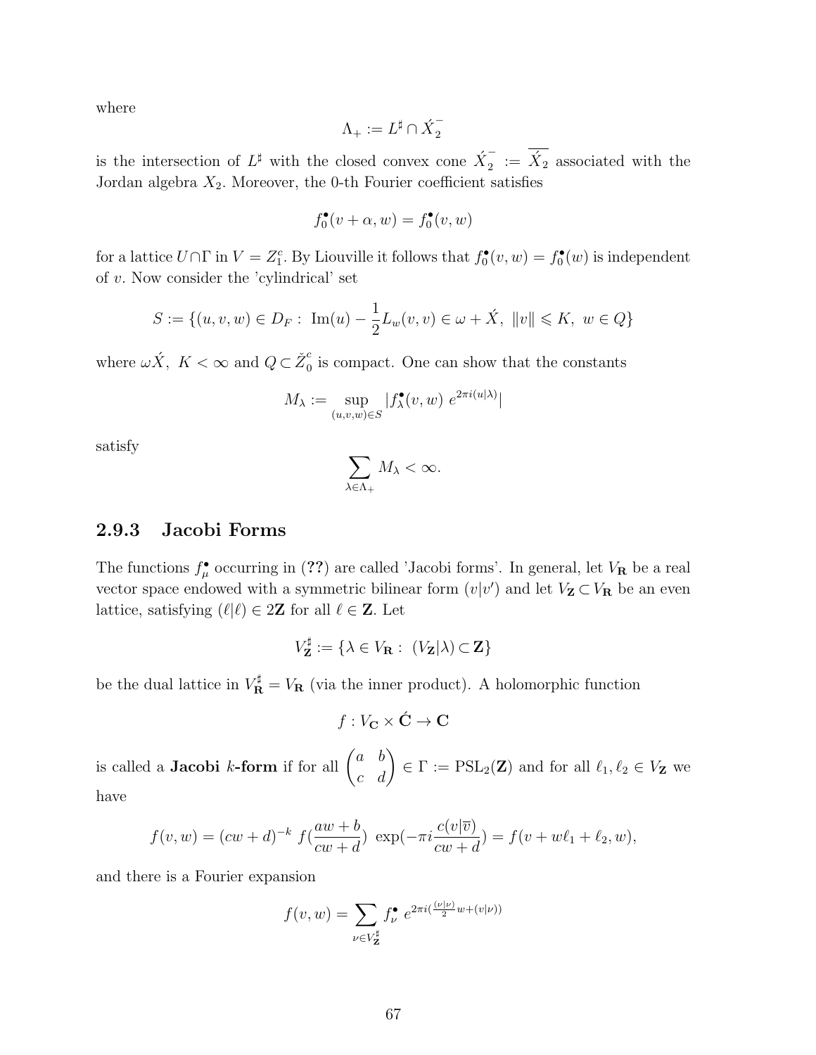where

$$\Lambda_+ := L^\sharp \cap \acute{X}_2^-$$

is the intersection of $L^\sharp$ with the closed convex cone $\acute{X}_2^- := \overline{\acute{X}_2}$ associated with the Jordan algebra $X_2$. Moreover, the 0-th Fourier coefficient satisfies

$$f_0^\bullet(v + \alpha, w) = f_0^\bullet(v, w)$$

for a lattice $U \cap \Gamma$ in $V = Z_1^c$. By Liouville it follows that $f_0^\bullet(v, w) = f_0^\bullet(w)$ is independent of $v$. Now consider the 'cylindrical' set

$$S := \{(u, v, w) \in D_F : \ \mathrm{Im}(u) - \frac{1}{2} L_w(v, v) \in \omega + \acute{X}, \ \|v\| \leqslant K, \ w \in Q\}$$

where $\omega \acute{X}$, $K < \infty$ and $Q \subset \check{Z}_0^c$ is compact. One can show that the constants

$$M_\lambda := \sup_{(u,v,w) \in S} |f_\lambda^\bullet(v, w) \ e^{2\pi i (u|\lambda)}|$$

satisfy

$$\sum_{\lambda \in \Lambda_+} M_\lambda < \infty.$$

### 2.9.3 Jacobi Forms

The functions $f_\mu^\bullet$ occurring in (**??**) are called 'Jacobi forms'. In general, let $V_{\mathbf{R}}$ be a real vector space endowed with a symmetric bilinear form $(v|v')$ and let $V_{\mathbf{Z}} \subset V_{\mathbf{R}}$ be an even lattice, satisfying $(\ell|\ell) \in 2\mathbf{Z}$ for all $\ell \in \mathbf{Z}$. Let

$$V_{\mathbf{Z}}^\sharp := \{\lambda \in V_{\mathbf{R}} : \ (V_{\mathbf{Z}}|\lambda) \subset \mathbf{Z}\}$$

be the dual lattice in $V_{\mathbf{R}}^\sharp = V_{\mathbf{R}}$ (via the inner product). A holomorphic function

$$f : V_{\mathbf{C}} \times \acute{\mathbf{C}} \to \mathbf{C}$$

is called a **Jacobi $k$-form** if for all $\begin{pmatrix} a & b \\ c & d \end{pmatrix} \in \Gamma := \mathrm{PSL}_2(\mathbf{Z})$ and for all $\ell_1, \ell_2 \in V_{\mathbf{Z}}$ we have

$$f(v, w) = (cw + d)^{-k} \ f(\frac{aw + b}{cw + d}) \ \exp(-\pi i \frac{c(v|\overline{v})}{cw + d}) = f(v + w\ell_1 + \ell_2, w),$$

and there is a Fourier expansion

$$f(v, w) = \sum_{\nu \in V_{\mathbf{Z}}^\sharp} f_\nu^\bullet \ e^{2\pi i (\frac{(\nu|\nu)}{2} w + (v|\nu))}$$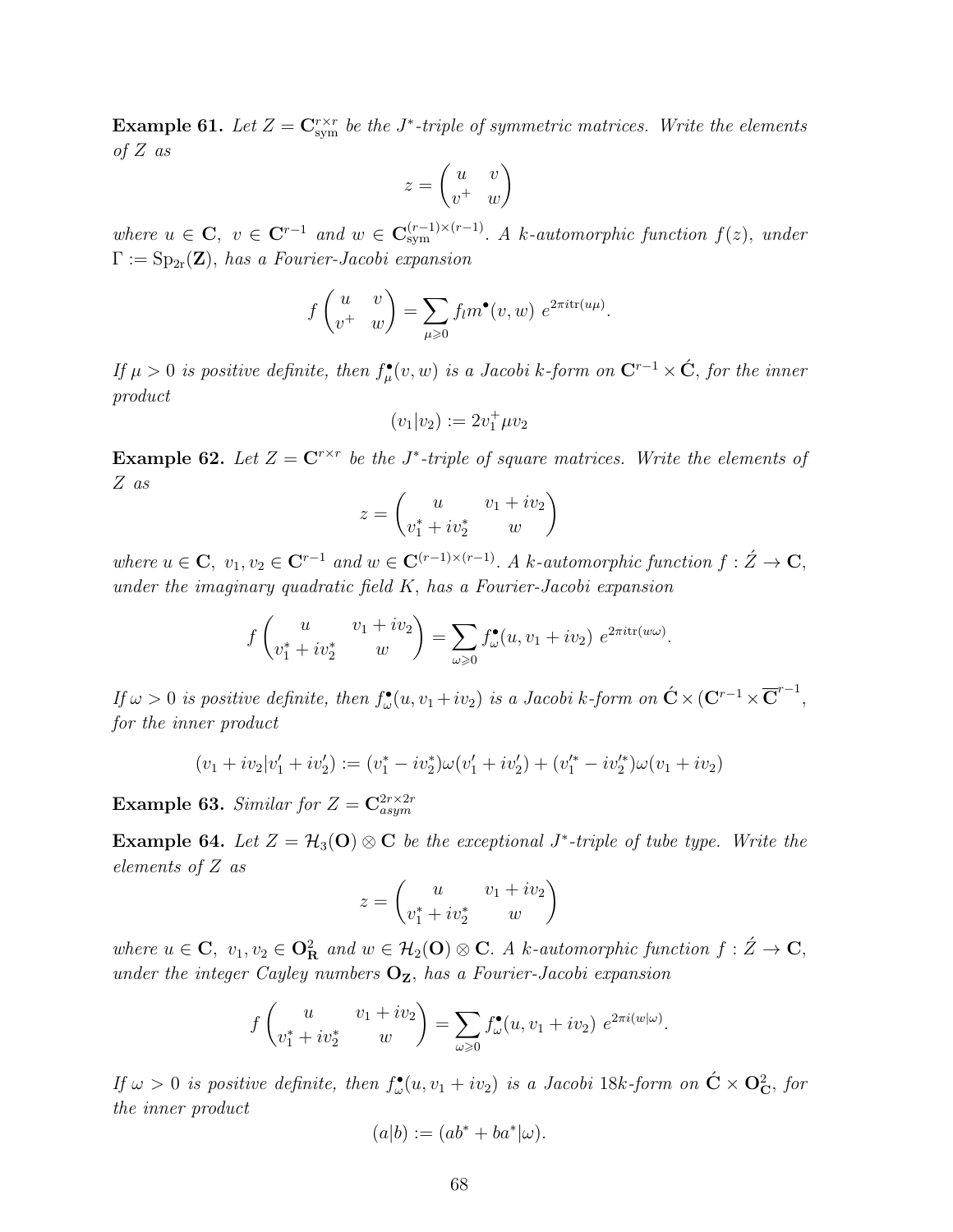**Example 61.** *Let $Z = \mathbf{C}^{r\times r}_{\rm sym}$ be the $J^*$-triple of symmetric matrices. Write the elements of $Z$ as*

$$z = \begin{pmatrix} u & v \\ v^+ & w \end{pmatrix}$$

*where $u \in \mathbf{C},\ v \in \mathbf{C}^{r-1}$ and $w \in \mathbf{C}^{(r-1)\times(r-1)}_{\rm sym}$. A $k$-automorphic function $f(z)$, under $\Gamma := \mathrm{Sp_{2r}}(\mathbf{Z})$, has a Fourier-Jacobi expansion*

$$f\begin{pmatrix} u & v \\ v^+ & w \end{pmatrix} = \sum_{\mu\geqslant 0} f_l m^\bullet(v,w)\ e^{2\pi i \mathrm{tr}(u\mu)}.$$

*If $\mu > 0$ is positive definite, then $f^\bullet_\mu(v,w)$ is a Jacobi $k$-form on $\mathbf{C}^{r-1}\times \acute{\mathbf{C}}$, for the inner product*

$$(v_1|v_2) := 2v_1^+\mu v_2$$

**Example 62.** *Let $Z = \mathbf{C}^{r\times r}$ be the $J^*$-triple of square matrices. Write the elements of $Z$ as*

$$z = \begin{pmatrix} u & v_1+iv_2 \\ v_1^*+iv_2^* & w \end{pmatrix}$$

*where $u \in \mathbf{C},\ v_1, v_2 \in \mathbf{C}^{r-1}$ and $w \in \mathbf{C}^{(r-1)\times(r-1)}$. A $k$-automorphic function $f : \acute{Z} \to \mathbf{C}$, under the imaginary quadratic field $K$, has a Fourier-Jacobi expansion*

$$f\begin{pmatrix} u & v_1+iv_2 \\ v_1^*+iv_2^* & w \end{pmatrix} = \sum_{\omega\geqslant 0} f^\bullet_\omega(u, v_1+iv_2)\ e^{2\pi i \mathrm{tr}(w\omega)}.$$

*If $\omega > 0$ is positive definite, then $f^\bullet_\omega(u, v_1+iv_2)$ is a Jacobi $k$-form on $\acute{\mathbf{C}}\times(\mathbf{C}^{r-1}\times\overline{\mathbf{C}}^{r-1}$, for the inner product*

$$(v_1+iv_2|v_1'+iv_2') := (v_1^*-iv_2^*)\omega(v_1'+iv_2') + (v_1'^*-iv_2'^*)\omega(v_1+iv_2)$$

**Example 63.** *Similar for $Z = \mathbf{C}^{2r\times 2r}_{asym}$*

**Example 64.** *Let $Z = \mathcal{H}_3(\mathbf{O})\otimes\mathbf{C}$ be the exceptional $J^*$-triple of tube type. Write the elements of $Z$ as*

$$z = \begin{pmatrix} u & v_1+iv_2 \\ v_1^*+iv_2^* & w \end{pmatrix}$$

*where $u \in \mathbf{C},\ v_1, v_2 \in \mathbf{O}^2_{\mathbf{R}}$ and $w \in \mathcal{H}_2(\mathbf{O})\otimes\mathbf{C}$. A $k$-automorphic function $f : \acute{Z} \to \mathbf{C}$, under the integer Cayley numbers $\mathbf{O}_{\mathbf{Z}}$, has a Fourier-Jacobi expansion*

$$f\begin{pmatrix} u & v_1+iv_2 \\ v_1^*+iv_2^* & w \end{pmatrix} = \sum_{\omega\geqslant 0} f^\bullet_\omega(u, v_1+iv_2)\ e^{2\pi i (w|\omega)}.$$

*If $\omega > 0$ is positive definite, then $f^\bullet_\omega(u, v_1+iv_2)$ is a Jacobi $18k$-form on $\acute{\mathbf{C}}\times\mathbf{O}^2_{\mathbf{C}}$, for the inner product*

$$(a|b) := (ab^*+ba^*|\omega).$$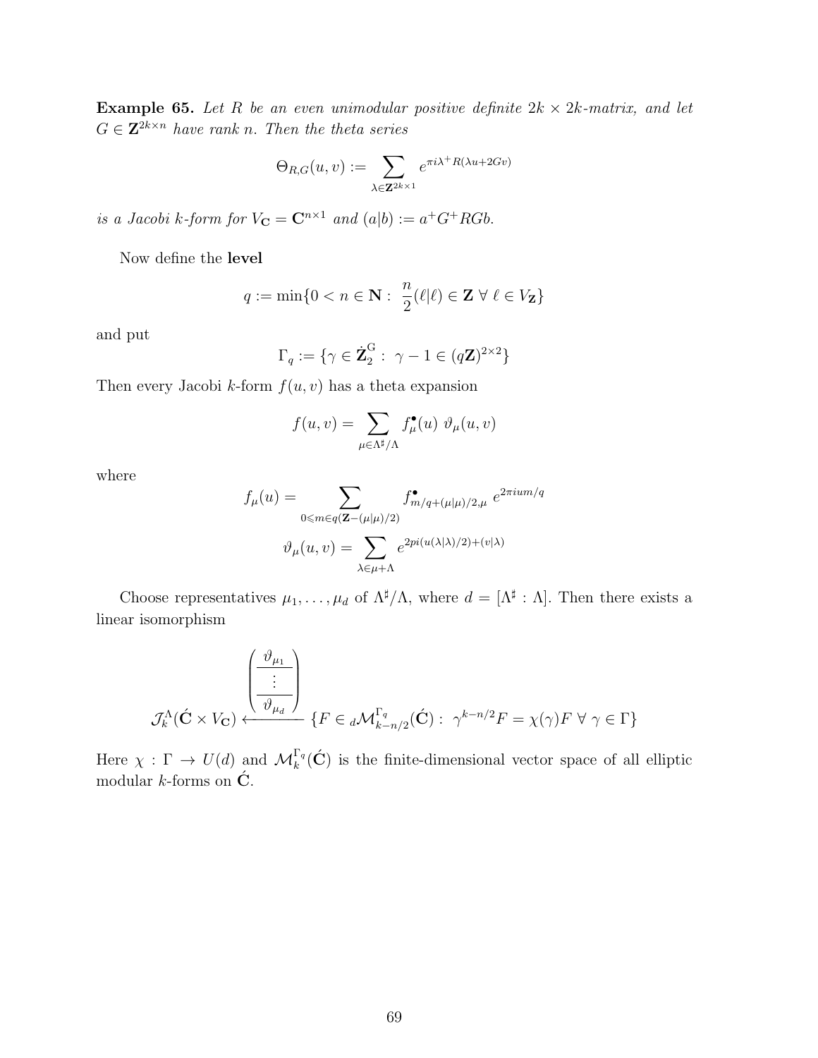**Example 65.** *Let $R$ be an even unimodular positive definite $2k \times 2k$-matrix, and let $G \in \mathbf{Z}^{2k \times n}$ have rank $n$. Then the theta series*

$$\Theta_{R,G}(u,v) := \sum_{\lambda \in \mathbf{Z}^{2k\times 1}} e^{\pi i \lambda^+ R(\lambda u + 2Gv)}$$

*is a Jacobi $k$-form for $V_{\mathbf{C}} = \mathbf{C}^{n\times 1}$ and $(a|b) := a^+ G^+ RGb$.*

Now define the **level**

$$q := \min\{0 < n \in \mathbf{N} : \ \frac{n}{2}(\ell|\ell) \in \mathbf{Z} \ \forall \ \ell \in V_{\mathbf{Z}}\}$$

and put

$$\Gamma_q := \{\gamma \in \dot{\mathbf{Z}}_2^{\mathrm{G}} : \ \gamma - 1 \in (q\mathbf{Z})^{2\times 2}\}$$

Then every Jacobi $k$-form $f(u,v)$ has a theta expansion

$$f(u,v) = \sum_{\mu \in \Lambda^\sharp/\Lambda} f^\bullet_\mu(u) \ \vartheta_\mu(u,v)$$

where

$$f_\mu(u) = \sum_{0 \leqslant m \in q(\mathbf{Z} - (\mu|\mu)/2)} f^\bullet_{m/q + (\mu|\mu)/2, \mu} \ e^{2\pi i u m/q}$$

$$\vartheta_\mu(u,v) = \sum_{\lambda \in \mu + \Lambda} e^{2pi(u(\lambda|\lambda)/2) + (v|\lambda)}$$

Choose representatives $\mu_1, \ldots, \mu_d$ of $\Lambda^\sharp/\Lambda$, where $d = [\Lambda^\sharp : \Lambda]$. Then there exists a linear isomorphism

$$\mathcal{J}^\Lambda_k(\acute{\mathbf{C}} \times V_{\mathbf{C}}) \xleftarrow{\begin{pmatrix} \frac{\vartheta_{\mu_1}}{} \\ \frac{\vdots}{} \\ \vartheta_{\mu_d} \end{pmatrix}} \{F \in {}_d\mathcal{M}^{\Gamma_q}_{k-n/2}(\acute{\mathbf{C}}) : \ \gamma^{k-n/2} F = \chi(\gamma) F \ \forall \ \gamma \in \Gamma\}$$

Here $\chi : \Gamma \to U(d)$ and $\mathcal{M}^{\Gamma_q}_k(\acute{\mathbf{C}})$ is the finite-dimensional vector space of all elliptic modular $k$-forms on $\acute{\mathbf{C}}$.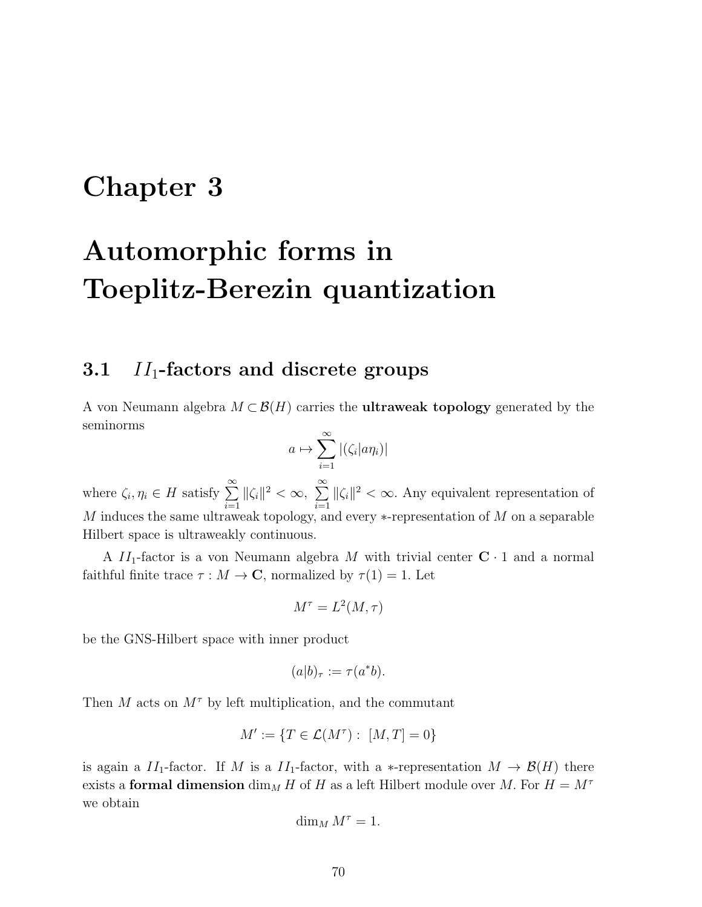# Chapter 3

# Automorphic forms in Toeplitz-Berezin quantization

## 3.1 $II_1$-factors and discrete groups

A von Neumann algebra $M \subset \mathcal{B}(H)$ carries the **ultraweak topology** generated by the seminorms

$$a \mapsto \sum_{i=1}^{\infty} |(\zeta_i|a\eta_i)|$$

where $\zeta_i, \eta_i \in H$ satisfy $\sum_{i=1}^{\infty} \|\zeta_i\|^2 < \infty, \ \sum_{i=1}^{\infty} \|\zeta_i\|^2 < \infty$. Any equivalent representation of $M$ induces the same ultraweak topology, and every $*$-representation of $M$ on a separable Hilbert space is ultraweakly continuous.

A $II_1$-factor is a von Neumann algebra $M$ with trivial center $\mathbf{C} \cdot 1$ and a normal faithful finite trace $\tau : M \to \mathbf{C}$, normalized by $\tau(1) = 1$. Let

$$M^\tau = L^2(M, \tau)$$

be the GNS-Hilbert space with inner product

$$(a|b)_\tau := \tau(a^* b).$$

Then $M$ acts on $M^\tau$ by left multiplication, and the commutant

$$M' := \{T \in \mathcal{L}(M^\tau) : \ [M, T] = 0\}$$

is again a $II_1$-factor. If $M$ is a $II_1$-factor, with a $*$-representation $M \to \mathcal{B}(H)$ there exists a **formal dimension** $\dim_M H$ of $H$ as a left Hilbert module over $M$. For $H = M^\tau$ we obtain

$$\dim_M M^\tau = 1.$$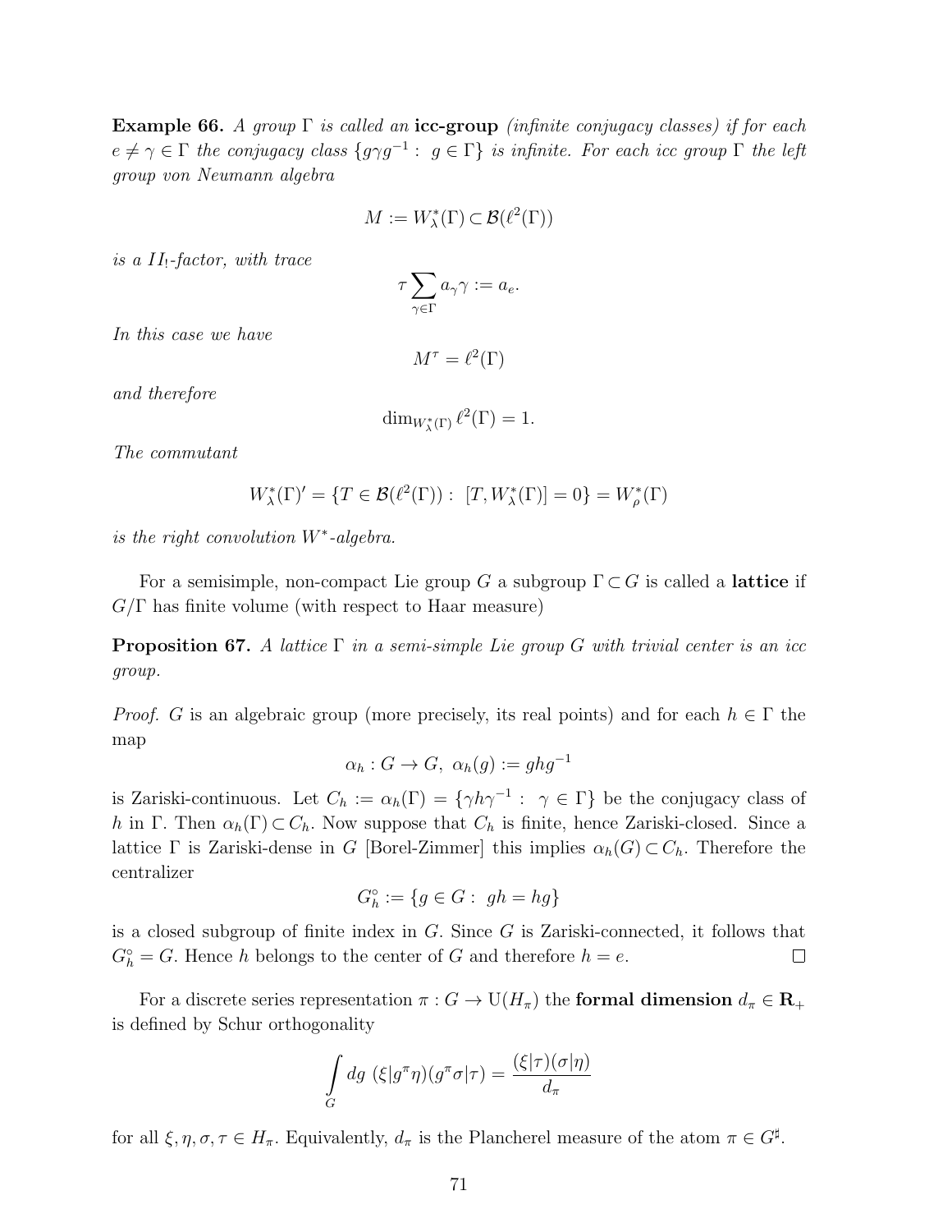**Example 66.** *A group $\Gamma$ is called an* **icc-group** *(infinite conjugacy classes) if for each $e \neq \gamma \in \Gamma$ the conjugacy class $\{g\gamma g^{-1} : g \in \Gamma\}$ is infinite. For each icc group $\Gamma$ the left group von Neumann algebra*

$$M := W_\lambda^*(\Gamma) \subset \mathcal{B}(\ell^2(\Gamma))$$

*is a $II_!$-factor, with trace*

$$\tau \sum_{\gamma \in \Gamma} a_\gamma \gamma := a_e.$$

*In this case we have*

$$M^\tau = \ell^2(\Gamma)$$

*and therefore*

$$\dim_{W_\lambda^*(\Gamma)} \ell^2(\Gamma) = 1.$$

*The commutant*

$$W_\lambda^*(\Gamma)' = \{T \in \mathcal{B}(\ell^2(\Gamma)) : [T, W_\lambda^*(\Gamma)] = 0\} = W_\rho^*(\Gamma)$$

*is the right convolution $W^*$-algebra.*

For a semisimple, non-compact Lie group $G$ a subgroup $\Gamma \subset G$ is called a **lattice** if $G/\Gamma$ has finite volume (with respect to Haar measure)

**Proposition 67.** *A lattice $\Gamma$ in a semi-simple Lie group $G$ with trivial center is an icc group.*

*Proof.* $G$ is an algebraic group (more precisely, its real points) and for each $h \in \Gamma$ the map

$$\alpha_h : G \to G, \ \alpha_h(g) := ghg^{-1}$$

is Zariski-continuous. Let $C_h := \alpha_h(\Gamma) = \{\gamma h \gamma^{-1} : \gamma \in \Gamma\}$ be the conjugacy class of $h$ in $\Gamma$. Then $\alpha_h(\Gamma) \subset C_h$. Now suppose that $C_h$ is finite, hence Zariski-closed. Since a lattice $\Gamma$ is Zariski-dense in $G$ [Borel-Zimmer] this implies $\alpha_h(G) \subset C_h$. Therefore the centralizer

$$G_h^\circ := \{g \in G : gh = hg\}$$

is a closed subgroup of finite index in $G$. Since $G$ is Zariski-connected, it follows that $G_h^\circ = G$. Hence $h$ belongs to the center of $G$ and therefore $h = e$. $\square$

For a discrete series representation $\pi : G \to \mathrm{U}(H_\pi)$ the **formal dimension** $d_\pi \in \mathbf{R}_+$ is defined by Schur orthogonality

$$\int_G dg \ (\xi | g^\pi \eta)(g^\pi \sigma | \tau) = \frac{(\xi|\tau)(\sigma|\eta)}{d_\pi}$$

for all $\xi, \eta, \sigma, \tau \in H_\pi$. Equivalently, $d_\pi$ is the Plancherel measure of the atom $\pi \in G^\sharp$.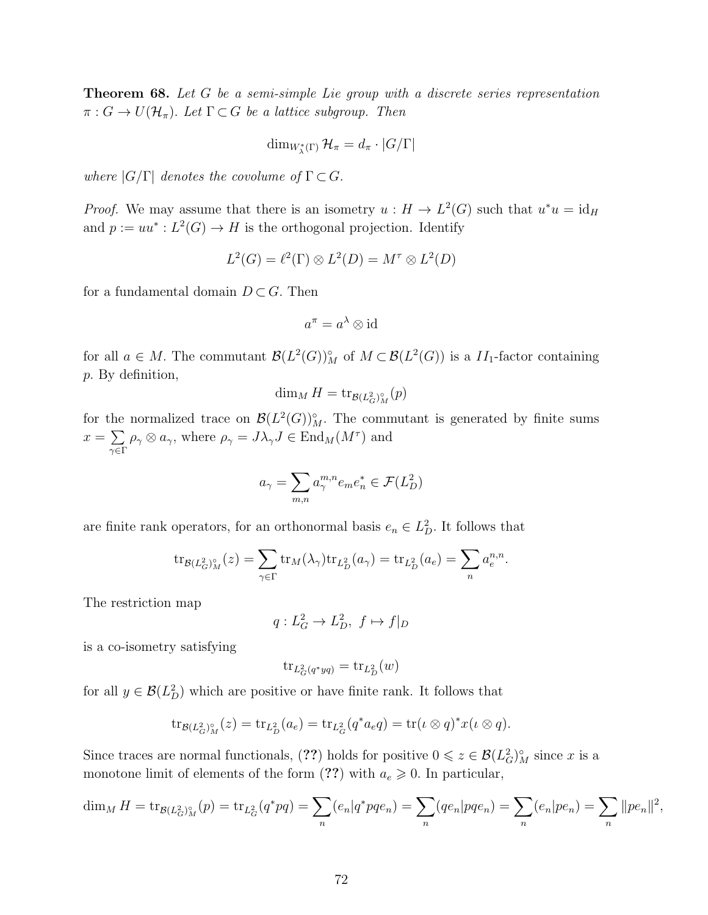**Theorem 68.** *Let $G$ be a semi-simple Lie group with a discrete series representation $\pi : G \to U(\mathcal{H}_\pi)$. Let $\Gamma \subset G$ be a lattice subgroup. Then*

$$\dim_{W^*_\lambda(\Gamma)} \mathcal{H}_\pi = d_\pi \cdot |G/\Gamma|$$

*where $|G/\Gamma|$ denotes the covolume of $\Gamma \subset G$.*

*Proof.* We may assume that there is an isometry $u : H \to L^2(G)$ such that $u^*u = \mathrm{id}_H$ and $p := uu^* : L^2(G) \to H$ is the orthogonal projection. Identify

$$L^2(G) = \ell^2(\Gamma) \otimes L^2(D) = M^\tau \otimes L^2(D)$$

for a fundamental domain $D \subset G$. Then

$$a^\pi = a^\lambda \otimes \mathrm{id}$$

for all $a \in M$. The commutant $\mathcal{B}(L^2(G))^\circ_M$ of $M \subset \mathcal{B}(L^2(G))$ is a $II_1$-factor containing $p$. By definition,

$$\dim_M H = \mathrm{tr}_{\mathcal{B}(L^2_G)^\circ_M}(p)$$

for the normalized trace on $\mathcal{B}(L^2(G))^\circ_M$. The commutant is generated by finite sums $x = \sum_{\gamma \in \Gamma} \rho_\gamma \otimes a_\gamma$, where $\rho_\gamma = J\lambda_\gamma J \in \mathrm{End}_M(M^\tau)$ and

$$a_\gamma = \sum_{m,n} a_\gamma^{m,n} e_m e_n^* \in \mathcal{F}(L^2_D)$$

are finite rank operators, for an orthonormal basis $e_n \in L^2_D$. It follows that

$$\mathrm{tr}_{\mathcal{B}(L^2_G)^\circ_M}(z) = \sum_{\gamma \in \Gamma} \mathrm{tr}_M(\lambda_\gamma) \mathrm{tr}_{L^2_D}(a_\gamma) = \mathrm{tr}_{L^2_D}(a_e) = \sum_n a_e^{n,n}.$$

The restriction map

$$q : L^2_G \to L^2_D, \ f \mapsto f|_D$$

is a co-isometry satisfying

$$\mathrm{tr}_{L^2_G(q^*yq)} = \mathrm{tr}_{L^2_D}(w)$$

for all $y \in \mathcal{B}(L^2_D)$ which are positive or have finite rank. It follows that

$$\mathrm{tr}_{\mathcal{B}(L^2_G)^\circ_M}(z) = \mathrm{tr}_{L^2_D}(a_e) = \mathrm{tr}_{L^2_G}(q^* a_e q) = \mathrm{tr}(\iota \otimes q)^* x (\iota \otimes q).$$

Since traces are normal functionals, (**??**) holds for positive $0 \leqslant z \in \mathcal{B}(L^2_G)^\circ_M$ since $x$ is a monotone limit of elements of the form (**??**) with $a_e \geqslant 0$. In particular,

$$\dim_M H = \mathrm{tr}_{\mathcal{B}(L^2_G)^\circ_M}(p) = \mathrm{tr}_{L^2_G}(q^* p q) = \sum_n (e_n | q^* p q e_n) = \sum_n (q e_n | p q e_n) = \sum_n (e_n | p e_n) = \sum_n \|p e_n\|^2,$$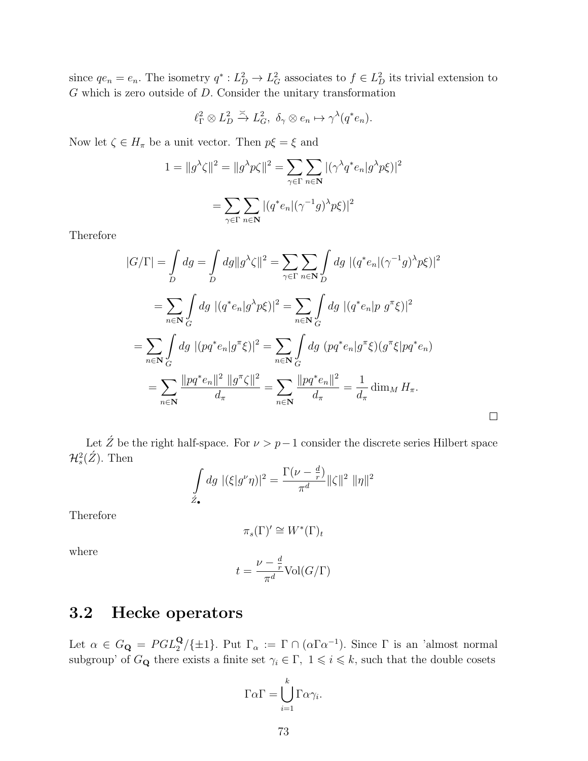since $qe_n = e_n$. The isometry $q^* : L^2_D \to L^2_G$ associates to $f \in L^2_D$ its trivial extension to $G$ which is zero outside of $D$. Consider the unitary transformation

$$\ell^2_\Gamma \otimes L^2_D \xrightarrow{\asymp} L^2_G,\ \delta_\gamma \otimes e_n \mapsto \gamma^\lambda(q^* e_n).$$

Now let $\zeta \in H_\pi$ be a unit vector. Then $p\xi = \xi$ and

$$1 = \|g^\lambda \zeta\|^2 = \|g^\lambda p\zeta\|^2 = \sum_{\gamma\in\Gamma}\sum_{n\in\mathbf{N}} |(\gamma^\lambda q^* e_n|g^\lambda p\xi)|^2$$

$$= \sum_{\gamma\in\Gamma}\sum_{n\in\mathbf{N}} |(q^* e_n|(\gamma^{-1}g)^\lambda p\xi)|^2$$

Therefore

$$|G/\Gamma| = \int\limits_D dg = \int\limits_D dg \|g^\lambda \zeta\|^2 = \sum_{\gamma\in\Gamma}\sum_{n\in\mathbf{N}} \int\limits_D dg\ |(q^* e_n|(\gamma^{-1}g)^\lambda p\xi)|^2$$

$$= \sum_{n\in\mathbf{N}} \int\limits_G dg\ |(q^* e_n|g^\lambda p\xi)|^2 = \sum_{n\in\mathbf{N}} \int\limits_G dg\ |(q^* e_n|p\ g^\pi \xi)|^2$$

$$= \sum_{n\in\mathbf{N}} \int\limits_G dg\ |(pq^* e_n|g^\pi \xi)|^2 = \sum_{n\in\mathbf{N}} \int\limits_G dg\ (pq^* e_n|g^\pi \xi)(g^\pi \xi|pq^* e_n)$$

$$= \sum_{n\in\mathbf{N}} \frac{\|pq^* e_n\|^2\ \|g^\pi \zeta\|^2}{d_\pi} = \sum_{n\in\mathbf{N}} \frac{\|pq^* e_n\|^2}{d_\pi} = \frac{1}{d_\pi}\dim_M H_\pi.$$

□

Let $\acute{Z}$ be the right half-space. For $\nu > p-1$ consider the discrete series Hilbert space $\mathcal{H}^2_s(\acute{Z})$. Then

$$\int\limits_{\acute{Z}_\bullet} dg\ |(\xi|g^\nu \eta)|^2 = \frac{\Gamma(\nu - \frac{d}{r})}{\pi^d}\|\zeta\|^2\ \|\eta\|^2$$

Therefore

$$\pi_s(\Gamma)' \cong W^*(\Gamma)_t$$

where

$$t = \frac{\nu - \frac{d}{r}}{\pi^d}\mathrm{Vol}(G/\Gamma)$$

## 3.2 Hecke operators

Let $\alpha \in G_{\mathbf{Q}} = PGL_2^{\mathbf{Q}}/\{\pm 1\}$. Put $\Gamma_\alpha := \Gamma \cap (\alpha\Gamma\alpha^{-1})$. Since $\Gamma$ is an 'almost normal subgroup' of $G_{\mathbf{Q}}$ there exists a finite set $\gamma_i \in \Gamma,\ 1 \leqslant i \leqslant k$, such that the double cosets

$$\Gamma\alpha\Gamma = \bigcup_{i=1}^k \Gamma\alpha\gamma_i.$$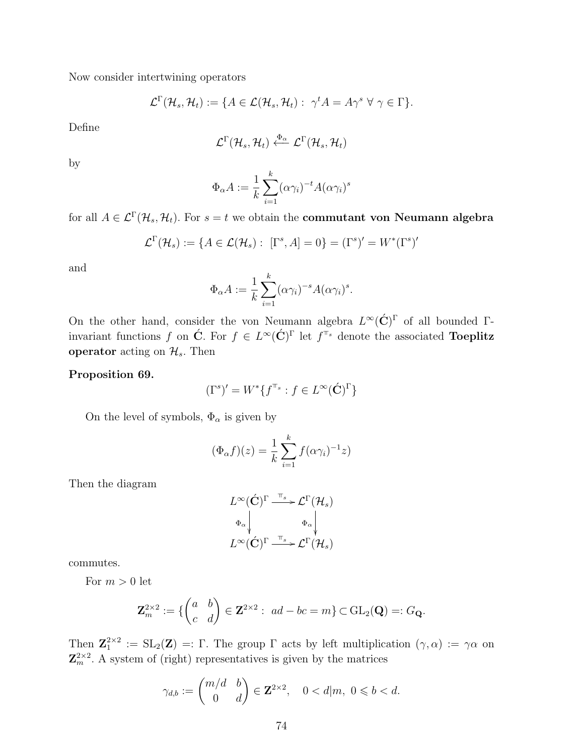Now consider intertwining operators

$$\mathcal{L}^\Gamma(\mathcal{H}_s, \mathcal{H}_t) := \{A \in \mathcal{L}(\mathcal{H}_s, \mathcal{H}_t) : \ \gamma^t A = A\gamma^s \ \forall \ \gamma \in \Gamma\}.$$

Define

$$\mathcal{L}^\Gamma(\mathcal{H}_s, \mathcal{H}_t) \xleftarrow{\Phi_\alpha} \mathcal{L}^\Gamma(\mathcal{H}_s, \mathcal{H}_t)$$

by

$$\Phi_\alpha A := \frac{1}{k} \sum_{i=1}^{k} (\alpha\gamma_i)^{-t} A (\alpha\gamma_i)^s$$

for all $A \in \mathcal{L}^\Gamma(\mathcal{H}_s, \mathcal{H}_t)$. For $s = t$ we obtain the **commutant von Neumann algebra**

$$\mathcal{L}^\Gamma(\mathcal{H}_s) := \{A \in \mathcal{L}(\mathcal{H}_s) : \ [\Gamma^s, A] = 0\} = (\Gamma^s)' = W^*(\Gamma^s)'$$

and

$$\Phi_\alpha A := \frac{1}{k} \sum_{i=1}^{k} (\alpha\gamma_i)^{-s} A (\alpha\gamma_i)^s.$$

On the other hand, consider the von Neumann algebra $L^\infty(\acute{\mathbf{C}})^\Gamma$ of all bounded $\Gamma$-invariant functions $f$ on $\acute{\mathbf{C}}$. For $f \in L^\infty(\acute{\mathbf{C}})^\Gamma$ let $f^{\mathbb{T}_s}$ denote the associated **Toeplitz operator** acting on $\mathcal{H}_s$. Then

**Proposition 69.**

$$(\Gamma^s)' = W^*\{f^{\mathbb{T}_s} : f \in L^\infty(\acute{\mathbf{C}})^\Gamma\}$$

On the level of symbols, $\Phi_\alpha$ is given by

$$(\Phi_\alpha f)(z) = \frac{1}{k} \sum_{i=1}^{k} f(\alpha\gamma_i)^{-1} z)$$

Then the diagram

$$\begin{array}{ccc} L^\infty(\acute{\mathbf{C}})^\Gamma & \xrightarrow{\mathbb{T}_s} & \mathcal{L}^\Gamma(\mathcal{H}_s) \\ \Phi_\alpha \downarrow & & \downarrow \Phi_\alpha \\ L^\infty(\acute{\mathbf{C}})^\Gamma & \xrightarrow{\mathbb{T}_s} & \mathcal{L}^\Gamma(\mathcal{H}_s) \end{array}$$

commutes.

For $m > 0$ let

$$\mathbf{Z}_m^{2\times 2} := \{\begin{pmatrix} a & b \\ c & d \end{pmatrix} \in \mathbf{Z}^{2\times 2} : \ ad - bc = m\} \subset \mathrm{GL}_2(\mathbf{Q}) =: G_{\mathbf{Q}}.$$

Then $\mathbf{Z}_1^{2\times 2} := \mathrm{SL}_2(\mathbf{Z}) =: \Gamma$. The group $\Gamma$ acts by left multiplication $(\gamma, \alpha) := \gamma\alpha$ on $\mathbf{Z}_m^{2\times 2}$. A system of (right) representatives is given by the matrices

$$\gamma_{d,b} := \begin{pmatrix} m/d & b \\ 0 & d \end{pmatrix} \in \mathbf{Z}^{2\times 2}, \quad 0 < d|m, \ 0 \leqslant b < d.$$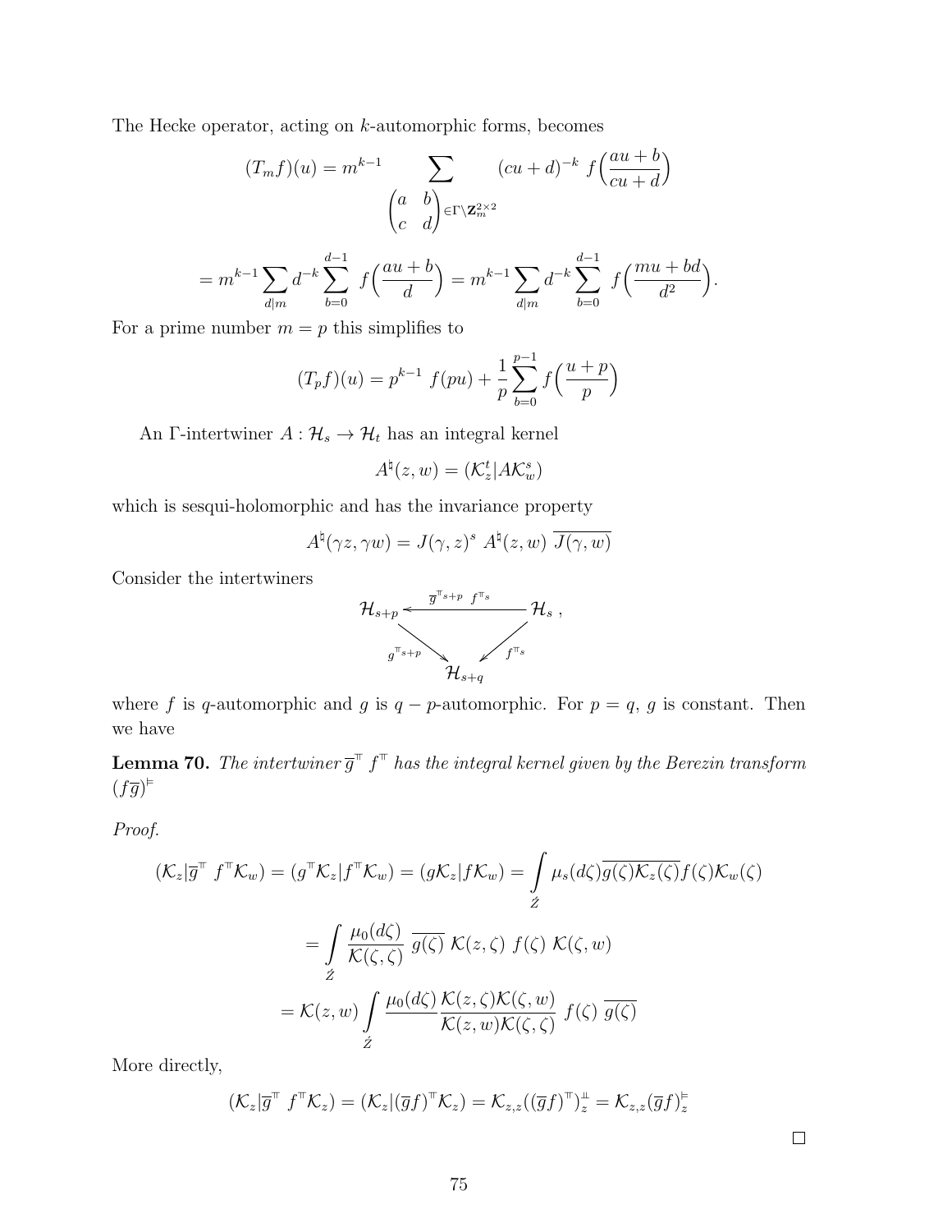The Hecke operator, acting on $k$-automorphic forms, becomes

$$(T_m f)(u) = m^{k-1} \sum_{\begin{pmatrix} a & b \\ c & d \end{pmatrix} \in \Gamma \backslash \mathbf{Z}_m^{2\times 2}} (cu+d)^{-k} \; f\Big(\frac{au+b}{cu+d}\Big)$$

$$= m^{k-1} \sum_{d|m} d^{-k} \sum_{b=0}^{d-1} \; f\Big(\frac{au+b}{d}\Big) = m^{k-1} \sum_{d|m} d^{-k} \sum_{b=0}^{d-1} \; f\Big(\frac{mu+bd}{d^2}\Big).$$

For a prime number $m = p$ this simplifies to

$$(T_p f)(u) = p^{k-1} \; f(pu) + \frac{1}{p} \sum_{b=0}^{p-1} f\Big(\frac{u+p}{p}\Big)$$

An $\Gamma$-intertwiner $A : \mathcal{H}_s \to \mathcal{H}_t$ has an integral kernel

$$A^\natural(z, w) = (\mathcal{K}_z^t | A \mathcal{K}_w^s)$$

which is sesqui-holomorphic and has the invariance property

$$A^\natural(\gamma z, \gamma w) = J(\gamma, z)^s \; A^\natural(z, w) \; \overline{J(\gamma, w)}$$

Consider the intertwiners

$$\begin{array}{ccc} \mathcal{H}_{s+p} & \xleftarrow{\;\overline{g}^{\top_{s+p}} \; f^{\top_s}\;} & \mathcal{H}_s \;, \\ & \searrow^{g^{\top_{s+p}}} \quad {}^{f^{\top_s}}\swarrow & \\ & \mathcal{H}_{s+q} & \end{array}$$

where $f$ is $q$-automorphic and $g$ is $q-p$-automorphic. For $p = q$, $g$ is constant. Then we have

**Lemma 70.** *The intertwiner $\overline{g}^{\top} \; f^{\top}$ has the integral kernel given by the Berezin transform $(f\overline{g})^{\vDash}$*

*Proof.*

$$(\mathcal{K}_z | \overline{g}^{\top} \; f^{\top} \mathcal{K}_w) = (g^{\top} \mathcal{K}_z | f^{\top} \mathcal{K}_w) = (g \mathcal{K}_z | f \mathcal{K}_w) = \int\limits_{\acute{Z}} \mu_s(d\zeta) \overline{g(\zeta) \mathcal{K}_z(\zeta)} f(\zeta) \mathcal{K}_w(\zeta)$$

$$= \int\limits_{\acute{Z}} \frac{\mu_0(d\zeta)}{\mathcal{K}(\zeta, \zeta)} \; \overline{g(\zeta)} \; \mathcal{K}(z, \zeta) \; f(\zeta) \; \mathcal{K}(\zeta, w)$$

$$= \mathcal{K}(z, w) \int\limits_{\acute{Z}} \frac{\mu_0(d\zeta)}{} \frac{\mathcal{K}(z, \zeta) \mathcal{K}(\zeta, w)}{\mathcal{K}(z, w) \mathcal{K}(\zeta, \zeta)} \; f(\zeta) \; \overline{g(\zeta)}$$

More directly,

$$(\mathcal{K}_z | \overline{g}^{\top} \; f^{\top} \mathcal{K}_z) = (\mathcal{K}_z | (\overline{g} f)^{\top} \mathcal{K}_z) = \mathcal{K}_{z,z} ((\overline{g} f)^{\top})_z^{\perp\!\!\perp} = \mathcal{K}_{z,z} (\overline{g} f)_z^{\vDash}$$

$\square$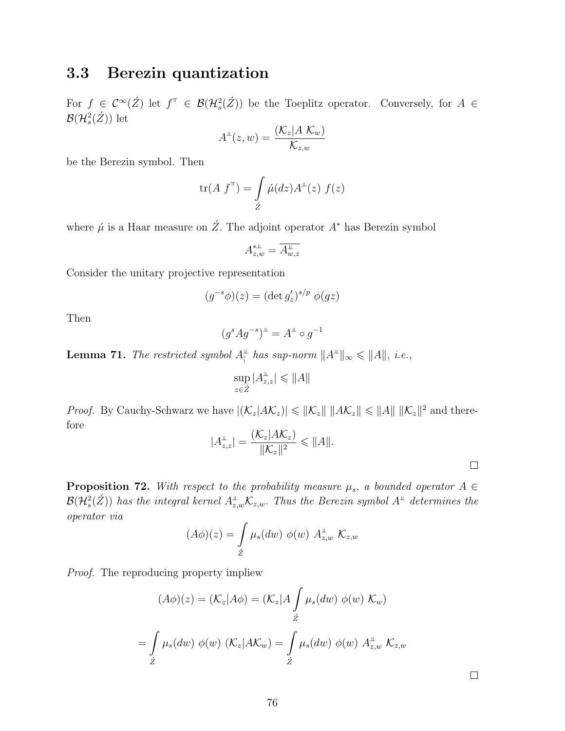## 3.3 Berezin quantization

For $f \in \mathcal{C}^\infty(\acute{Z})$ let $f^{\top} \in \mathcal{B}(\mathcal{H}^2_s(\acute{Z}))$ be the Toeplitz operator. Conversely, for $A \in \mathcal{B}(\mathcal{H}^2_s(\acute{Z}))$ let

$$A^{\perp\!\!\perp}(z,w) = \frac{(\mathcal{K}_z|A\ \mathcal{K}_w)}{\mathcal{K}_{z,w}}$$

be the Berezin symbol. Then

$$\mathrm{tr}(A\ f^{\top}) = \int\limits_{\acute{Z}} \acute{\mu}(dz) A^{\perp\!\!\perp}(z)\ f(z)$$

where $\acute{\mu}$ is a Haar measure on $\acute{Z}$. The adjoint operator $A^*$ has Berezin symbol

$$A^{*\perp\!\!\perp}_{z,w} = \overline{A^{\perp\!\!\perp}_{w,z}}$$

Consider the unitary projective representation

$$(g^{-s}\phi)(z) = (\det g'_z)^{s/p}\ \phi(gz)$$

Then

$$(g^s A g^{-s})^{\perp\!\!\perp} = A^{\perp\!\!\perp} \circ g^{-1}$$

**Lemma 71.** *The restricted symbol $A^{\perp\!\!\perp}_{|}$ has sup-norm $\|A^{\perp\!\!\perp}\|_\infty \leqslant \|A\|$, i.e.,*

$$\sup_{z \in \acute{Z}} |A^{\perp\!\!\perp}_{z,z}| \leqslant \|A\|$$

*Proof.* By Cauchy-Schwarz we have $|(\mathcal{K}_z|A\mathcal{K}_z)| \leqslant \|\mathcal{K}_z\|\ \|A\mathcal{K}_z\| \leqslant \|A\|\ \|\mathcal{K}_z\|^2$ and therefore

$$|A^{\perp\!\!\perp}_{z,z}| = \frac{(\mathcal{K}_z|A\mathcal{K}_z)}{\|\mathcal{K}_z\|^2} \leqslant \|A\|.$$

□

**Proposition 72.** *With respect to the probability measure $\mu_s$, a bounded operator $A \in \mathcal{B}(\mathcal{H}^2_s(\acute{Z}))$ has the integral kernel $A^{\perp\!\!\perp}_{z,w}\mathcal{K}_{z,w}$. Thus the Berezin symbol $A^{\perp\!\!\perp}$ determines the operator via*

$$(A\phi)(z) = \int\limits_{\acute{Z}} \mu_s(dw)\ \phi(w)\ A^{\perp\!\!\perp}_{z,w}\ \mathcal{K}_{z,w}$$

*Proof.* The reproducing property impliew

$$(A\phi)(z) = (\mathcal{K}_z|A\phi) = (\mathcal{K}_z|A \int\limits_{\acute{Z}} \mu_s(dw)\ \phi(w)\ \mathcal{K}_w)$$

$$= \int\limits_{\acute{Z}} \mu_s(dw)\ \phi(w)\ (\mathcal{K}_z|A\mathcal{K}_w) = \int\limits_{\acute{Z}} \mu_s(dw)\ \phi(w)\ A^{\perp\!\!\perp}_{z,w}\ \mathcal{K}_{z,w}$$

□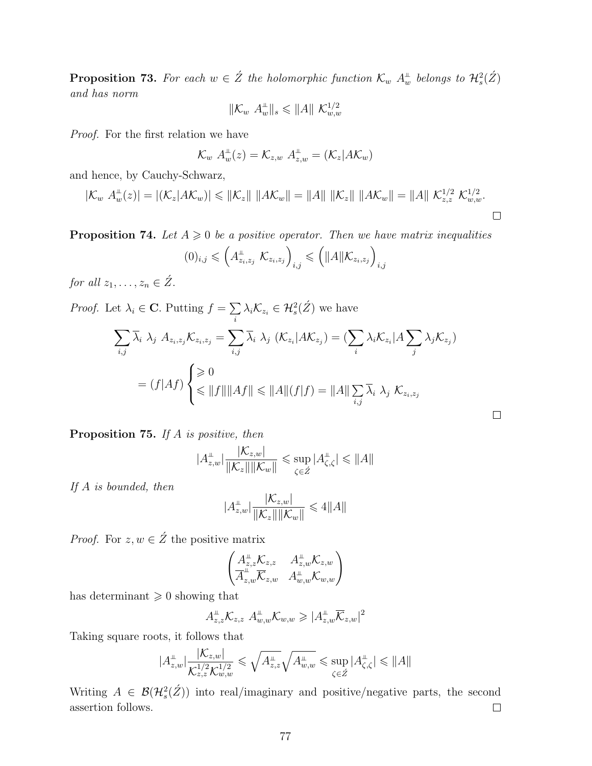**Proposition 73.** *For each $w \in \acute{Z}$ the holomorphic function $\mathcal{K}_w \ A^{\perp\!\!\perp}_w$ belongs to $\mathcal{H}^2_s(\acute{Z})$ and has norm*

$$\|\mathcal{K}_w \ A^{\perp\!\!\perp}_w\|_s \leqslant \|A\| \ \mathcal{K}^{1/2}_{w,w}$$

*Proof.* For the first relation we have

$$\mathcal{K}_w \ A^{\perp\!\!\perp}_w(z) = \mathcal{K}_{z,w} \ A^{\perp\!\!\perp}_{z,w} = (\mathcal{K}_z | A\mathcal{K}_w)$$

and hence, by Cauchy-Schwarz,

$$|\mathcal{K}_w \ A^{\perp\!\!\perp}_w(z)| = |(\mathcal{K}_z|A\mathcal{K}_w)| \leqslant \|\mathcal{K}_z\| \ \|A\mathcal{K}_w\| = \|A\| \ \|\mathcal{K}_z\| \ \|A\mathcal{K}_w\| = \|A\| \ \mathcal{K}^{1/2}_{z,z} \ \mathcal{K}^{1/2}_{w,w}.$$

□

**Proposition 74.** *Let $A \geqslant 0$ be a positive operator. Then we have matrix inequalities*

$$(0)_{i,j} \leqslant \left(A^{\perp\!\!\perp}_{z_i,z_j} \ \mathcal{K}_{z_i,z_j}\right)_{i,j} \leqslant \left(\|A\|\mathcal{K}_{z_i,z_j}\right)_{i,j}$$

*for all $z_1, \ldots, z_n \in \acute{Z}$.*

*Proof.* Let $\lambda_i \in \mathbf{C}$. Putting $f = \sum_i \lambda_i \mathcal{K}_{z_i} \in \mathcal{H}^2_s(\acute{Z})$ we have

$$\sum_{i,j} \overline{\lambda}_i \ \lambda_j \ A_{z_i,z_j}\mathcal{K}_{z_i,z_j} = \sum_{i,j} \overline{\lambda}_i \ \lambda_j \ (\mathcal{K}_{z_i}|A\mathcal{K}_{z_j}) = (\sum_i \lambda_i \mathcal{K}_{z_i}|A \sum_j \lambda_j \mathcal{K}_{z_j})$$

$$= (f|Af) \begin{cases} \geqslant 0 \\ \leqslant \|f\|\|Af\| \leqslant \|A\|(f|f) = \|A\| \sum\limits_{i,j} \overline{\lambda}_i \ \lambda_j \ \mathcal{K}_{z_i,z_j} \end{cases}$$

□

**Proposition 75.** *If $A$ is positive, then*

$$|A^{\perp\!\!\perp}_{z,w}| \frac{|\mathcal{K}_{z,w}|}{\|\mathcal{K}_z\|\|\mathcal{K}_w\|} \leqslant \sup_{\zeta \in \acute{Z}} |A^{\perp\!\!\perp}_{\zeta,\zeta}| \leqslant \|A\|$$

*If $A$ is bounded, then*

$$|A^{\perp\!\!\perp}_{z,w}| \frac{|\mathcal{K}_{z,w}|}{\|\mathcal{K}_z\|\|\mathcal{K}_w\|} \leqslant 4\|A\|$$

*Proof.* For $z, w \in \acute{Z}$ the positive matrix

$$\begin{pmatrix} A^{\perp\!\!\perp}_{z,z}\mathcal{K}_{z,z} & A^{\perp\!\!\perp}_{z,w}\mathcal{K}_{z,w} \\ \overline{A}^{\perp\!\!\perp}_{z,w}\overline{\mathcal{K}}_{z,w} & A^{\perp\!\!\perp}_{w,w}\mathcal{K}_{w,w} \end{pmatrix}$$

has determinant $\geqslant 0$ showing that

$$A^{\perp\!\!\perp}_{z,z}\mathcal{K}_{z,z} \ A^{\perp\!\!\perp}_{w,w}\mathcal{K}_{w,w} \geqslant |A^{\perp\!\!\perp}_{z,w}\overline{\mathcal{K}}_{z,w}|^2$$

Taking square roots, it follows that

$$|A^{\perp\!\!\perp}_{z,w}| \frac{|\mathcal{K}_{z,w}|}{\mathcal{K}^{1/2}_{z,z}\mathcal{K}^{1/2}_{w,w}} \leqslant \sqrt{A^{\perp\!\!\perp}_{z,z}}\sqrt{A^{\perp\!\!\perp}_{w,w}} \leqslant \sup_{\zeta \in \acute{Z}} |A^{\perp\!\!\perp}_{\zeta,\zeta}| \leqslant \|A\|$$

Writing $A \in \mathcal{B}(\mathcal{H}^2_s(\acute{Z}))$ into real/imaginary and positive/negative parts, the second assertion follows.

□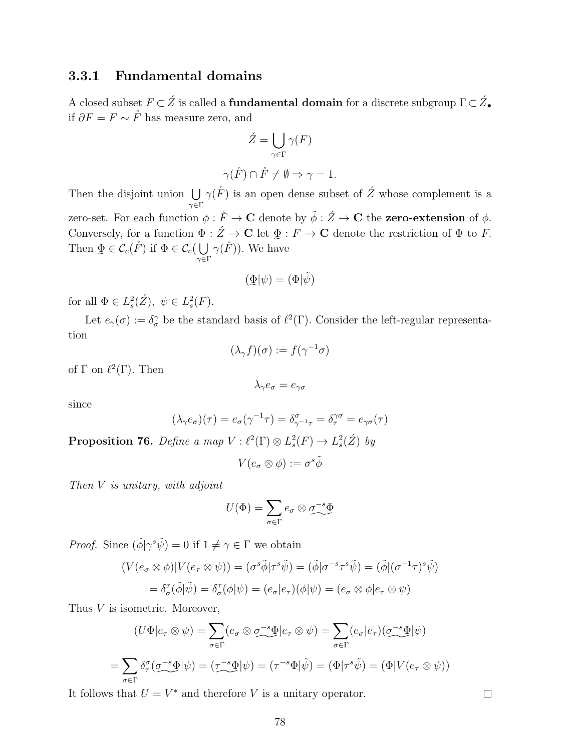### 3.3.1 Fundamental domains

A closed subset $F \subset \acute{Z}$ is called a **fundamental domain** for a discrete subgroup $\Gamma \subset \acute{Z}_\bullet$ if $\partial F = F \sim \mathring{F}$ has measure zero, and

$$\acute{Z} = \bigcup_{\gamma \in \Gamma} \gamma(F)$$

$$\gamma(\mathring{F}) \cap \mathring{F} \neq \emptyset \Rightarrow \gamma = 1.$$

Then the disjoint union $\bigcup_{\gamma \in \Gamma} \gamma(\mathring{F})$ is an open dense subset of $\acute{Z}$ whose complement is a zero-set. For each function $\phi : \mathring{F} \to \mathbf{C}$ denote by $\tilde{\phi} : \acute{Z} \to \mathbf{C}$ the **zero-extension** of $\phi$. Conversely, for a function $\Phi : \acute{Z} \to \mathbf{C}$ let $\underset{\sim}{\Phi} : F \to \mathbf{C}$ denote the restriction of $\Phi$ to $F$. Then $\underset{\sim}{\Phi} \in \mathcal{C}_c(\mathring{F})$ if $\Phi \in \mathcal{C}_c(\bigcup_{\gamma \in \Gamma} \gamma(\mathring{F}))$. We have

$$(\underset{\sim}{\Phi}|\psi) = (\Phi|\tilde{\psi})$$

for all $\Phi \in L^2_s(\acute{Z}),\ \psi \in L^2_s(F)$.

Let $e_\gamma(\sigma) := \delta^\gamma_\sigma$ be the standard basis of $\ell^2(\Gamma)$. Consider the left-regular representation

$$(\lambda_\gamma f)(\sigma) := f(\gamma^{-1}\sigma)$$

of $\Gamma$ on $\ell^2(\Gamma)$. Then

$$\lambda_\gamma e_\sigma = e_{\gamma\sigma}$$

since

$$(\lambda_\gamma e_\sigma)(\tau) = e_\sigma(\gamma^{-1}\tau) = \delta^\sigma_{\gamma^{-1}\tau} = \delta^{\gamma\sigma}_\tau = e_{\gamma\sigma}(\tau)$$

**Proposition 76.** *Define a map $V : \ell^2(\Gamma) \otimes L^2_s(F) \to L^2_s(\acute{Z})$ by*

$$V(e_\sigma \otimes \phi) := \sigma^s \tilde{\phi}$$

*Then $V$ is unitary, with adjoint*

$$U(\Phi) = \sum_{\sigma \in \Gamma} e_\sigma \otimes \underset{\sim}{\sigma^{-s}\Phi}$$

*Proof.* Since $(\tilde{\phi}|\gamma^s\tilde{\psi}) = 0$ if $1 \neq \gamma \in \Gamma$ we obtain

$$(V(e_\sigma \otimes \phi)|V(e_\tau \otimes \psi)) = (\sigma^s\tilde{\phi}|\tau^s\tilde{\psi}) = (\tilde{\phi}|\sigma^{-s}\tau^s\tilde{\psi}) = (\tilde{\phi}|(\sigma^{-1}\tau)^s\tilde{\psi})$$

$$= \delta^\tau_\sigma(\tilde{\phi}|\tilde{\psi}) = \delta^\tau_\sigma(\phi|\psi) = (e_\sigma|e_\tau)(\phi|\psi) = (e_\sigma \otimes \phi|e_\tau \otimes \psi)$$

Thus $V$ is isometric. Moreover,

$$(U\Phi|e_\tau \otimes \psi) = \sum_{\sigma \in \Gamma}(e_\sigma \otimes \underset{\sim}{\sigma^{-s}\Phi}|e_\tau \otimes \psi) = \sum_{\sigma \in \Gamma}(e_\sigma|e_\tau)(\underset{\sim}{\sigma^{-s}\Phi}|\psi)$$

$$= \sum_{\sigma \in \Gamma}\delta^\sigma_\tau(\underset{\sim}{\sigma^{-s}\Phi}|\psi) = (\underset{\sim}{\tau^{-s}\Phi}|\psi) = (\tau^{-s}\Phi|\tilde{\psi}) = (\Phi|\tau^s\tilde{\psi}) = (\Phi|V(e_\tau \otimes \psi))$$

It follows that $U = V^*$ and therefore $V$ is a unitary operator. □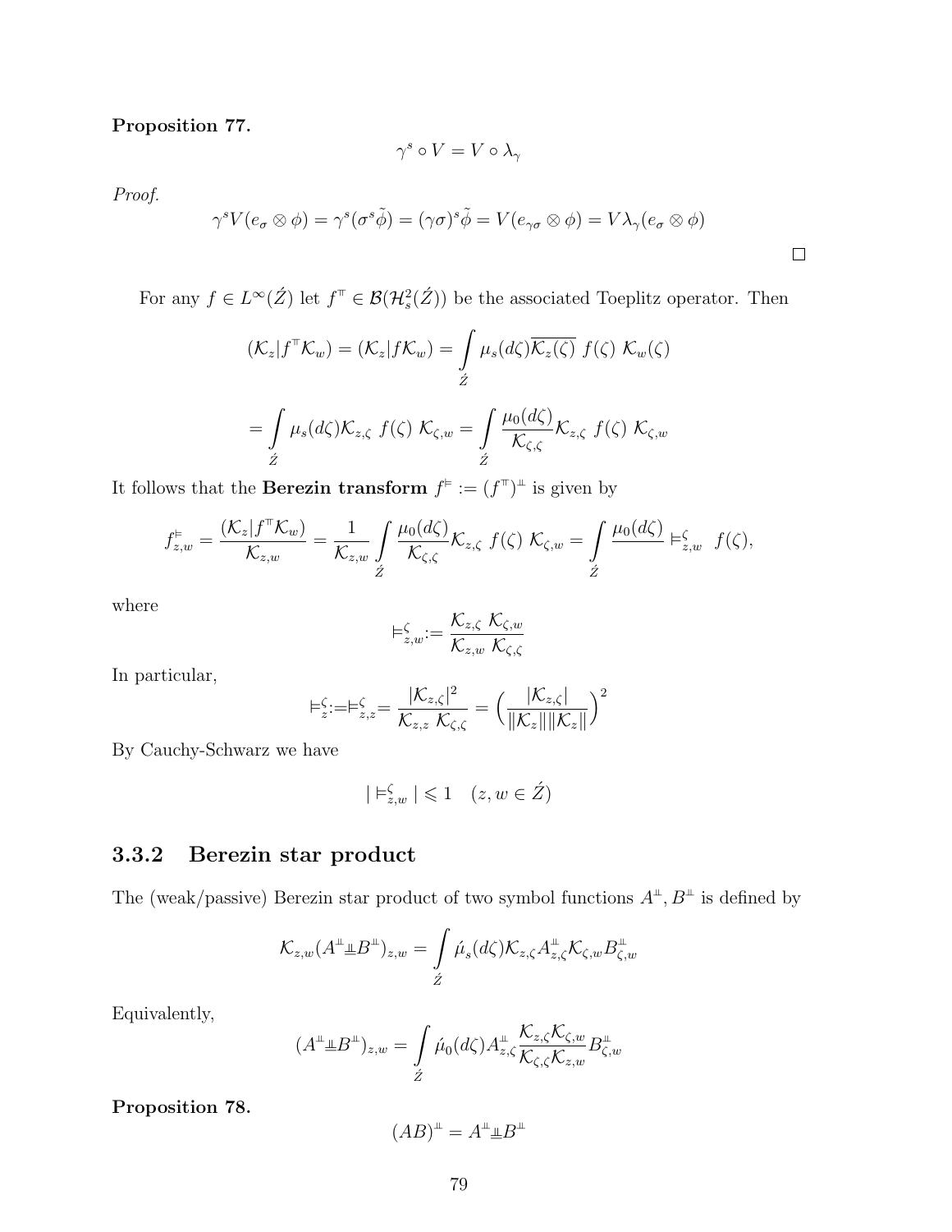**Proposition 77.**

$$\gamma^s \circ V = V \circ \lambda_\gamma$$

*Proof.*

$$\gamma^s V(e_\sigma \otimes \phi) = \gamma^s(\sigma^s \tilde{\phi}) = (\gamma\sigma)^s \tilde{\phi} = V(e_{\gamma\sigma} \otimes \phi) = V\lambda_\gamma(e_\sigma \otimes \phi)$$

□

For any $f \in L^\infty(\acute{Z})$ let $f^{\top} \in \mathcal{B}(\mathcal{H}^2_s(\acute{Z}))$ be the associated Toeplitz operator. Then

$$(\mathcal{K}_z|f^{\top}\mathcal{K}_w) = (\mathcal{K}_z|f\mathcal{K}_w) = \int_{\acute{Z}} \mu_s(d\zeta)\overline{\mathcal{K}_z(\zeta)}\ f(\zeta)\ \mathcal{K}_w(\zeta)$$

$$= \int_{\acute{Z}} \mu_s(d\zeta)\mathcal{K}_{z,\zeta}\ f(\zeta)\ \mathcal{K}_{\zeta,w} = \int_{\acute{Z}} \frac{\mu_0(d\zeta)}{\mathcal{K}_{\zeta,\zeta}}\mathcal{K}_{z,\zeta}\ f(\zeta)\ \mathcal{K}_{\zeta,w}$$

It follows that the **Berezin transform** $f^{\vDash} := (f^{\top})^{\perp\!\!\perp}$ is given by

$$f^{\vDash}_{z,w} = \frac{(\mathcal{K}_z|f^{\top}\mathcal{K}_w)}{\mathcal{K}_{z,w}} = \frac{1}{\mathcal{K}_{z,w}} \int_{\acute{Z}} \frac{\mu_0(d\zeta)}{\mathcal{K}_{\zeta,\zeta}}\mathcal{K}_{z,\zeta}\ f(\zeta)\ \mathcal{K}_{\zeta,w} = \int_{\acute{Z}} \frac{\mu_0(d\zeta)}{} \vDash^\zeta_{z,w}\ f(\zeta),$$

where

$$\vDash^\zeta_{z,w} := \frac{\mathcal{K}_{z,\zeta}\ \mathcal{K}_{\zeta,w}}{\mathcal{K}_{z,w}\ \mathcal{K}_{\zeta,\zeta}}$$

In particular,

$$\vDash^\zeta_z := \vDash^\zeta_{z,z} = \frac{|\mathcal{K}_{z,\zeta}|^2}{\mathcal{K}_{z,z}\ \mathcal{K}_{\zeta,\zeta}} = \Big(\frac{|\mathcal{K}_{z,\zeta}|}{\|\mathcal{K}_z\|\|\mathcal{K}_z\|}\Big)^2$$

By Cauchy-Schwarz we have

$$|\vDash^\zeta_{z,w}| \leqslant 1 \quad (z, w \in \acute{Z})$$

### 3.3.2 Berezin star product

The (weak/passive) Berezin star product of two symbol functions $A^{\perp\!\!\perp}, B^{\perp\!\!\perp}$ is defined by

$$\mathcal{K}_{z,w}(A^{\perp\!\!\perp} \perp\!\!\!\perp B^{\perp\!\!\perp})_{z,w} = \int_{\acute{Z}} \acute{\mu}_s(d\zeta)\mathcal{K}_{z,\zeta}A^{\perp\!\!\perp}_{z,\zeta}\mathcal{K}_{\zeta,w}B^{\perp\!\!\perp}_{\zeta,w}$$

Equivalently,

$$(A^{\perp\!\!\perp} \perp\!\!\!\perp B^{\perp\!\!\perp})_{z,w} = \int_{\acute{Z}} \acute{\mu}_0(d\zeta)A^{\perp\!\!\perp}_{z,\zeta}\frac{\mathcal{K}_{z,\zeta}\mathcal{K}_{\zeta,w}}{\mathcal{K}_{\zeta,\zeta}\mathcal{K}_{z,w}}B^{\perp\!\!\perp}_{\zeta,w}$$

**Proposition 78.**

$$(AB)^{\perp\!\!\perp} = A^{\perp\!\!\perp} \perp\!\!\!\perp B^{\perp\!\!\perp}$$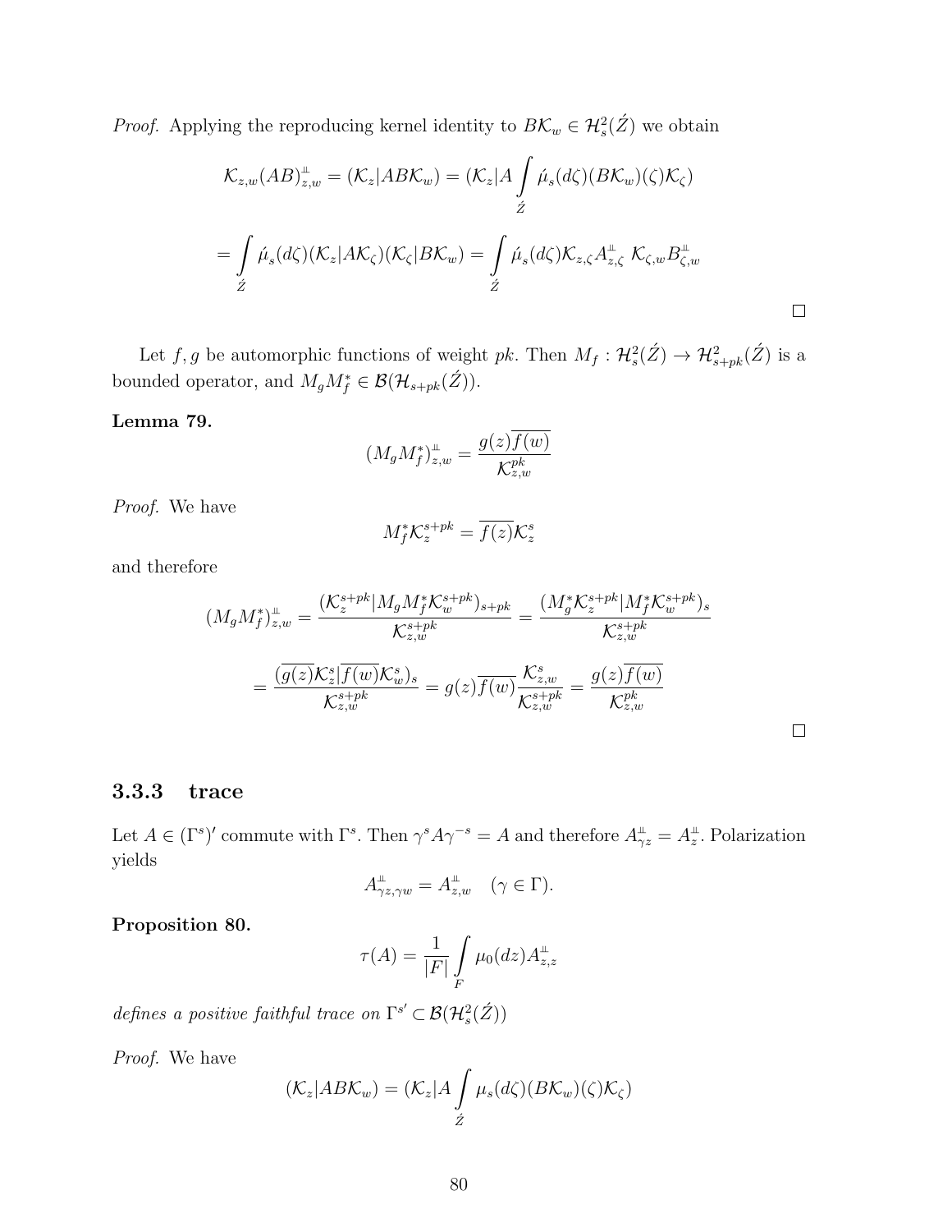*Proof.* Applying the reproducing kernel identity to $B\mathcal{K}_w \in \mathcal{H}^2_s(\acute{Z})$ we obtain

$$\mathcal{K}_{z,w}(AB)^{\perp\!\!\!\perp}_{z,w} = (\mathcal{K}_z|AB\mathcal{K}_w) = (\mathcal{K}_z|A\int\limits_{\acute{Z}} \acute{\mu}_s(d\zeta)(B\mathcal{K}_w)(\zeta)\mathcal{K}_\zeta)$$

$$= \int\limits_{\acute{Z}} \acute{\mu}_s(d\zeta)(\mathcal{K}_z|A\mathcal{K}_\zeta)(\mathcal{K}_\zeta|B\mathcal{K}_w) = \int\limits_{\acute{Z}} \acute{\mu}_s(d\zeta)\mathcal{K}_{z,\zeta}A^{\perp\!\!\!\perp}_{z,\zeta}\ \mathcal{K}_{\zeta,w}B^{\perp\!\!\!\perp}_{\zeta,w}$$

□

Let $f, g$ be automorphic functions of weight $pk$. Then $M_f : \mathcal{H}^2_s(\acute{Z}) \to \mathcal{H}^2_{s+pk}(\acute{Z})$ is a bounded operator, and $M_g M_f^* \in \mathcal{B}(\mathcal{H}_{s+pk}(\acute{Z}))$.

**Lemma 79.**

$$(M_g M_f^*)^{\perp\!\!\!\perp}_{z,w} = \frac{g(z)\overline{f(w)}}{\mathcal{K}^{pk}_{z,w}}$$

*Proof.* We have

$$M_f^* \mathcal{K}^{s+pk}_z = \overline{f(z)}\mathcal{K}^s_z$$

and therefore

$$(M_g M_f^*)^{\perp\!\!\!\perp}_{z,w} = \frac{(\mathcal{K}^{s+pk}_z|M_g M_f^* \mathcal{K}^{s+pk}_w)_{s+pk}}{\mathcal{K}^{s+pk}_{z,w}} = \frac{(M_g^* \mathcal{K}^{s+pk}_z|M_f^* \mathcal{K}^{s+pk}_w)_s}{\mathcal{K}^{s+pk}_{z,w}}$$

$$= \frac{(\overline{g(z)}\mathcal{K}^s_z|\overline{f(w)}\mathcal{K}^s_w)_s}{\mathcal{K}^{s+pk}_{z,w}} = g(z)\overline{f(w)}\frac{\mathcal{K}^s_{z,w}}{\mathcal{K}^{s+pk}_{z,w}} = \frac{g(z)\overline{f(w)}}{\mathcal{K}^{pk}_{z,w}}$$

□

### 3.3.3 trace

Let $A \in (\Gamma^s)'$ commute with $\Gamma^s$. Then $\gamma^s A \gamma^{-s} = A$ and therefore $A^{\perp\!\!\!\perp}_{\gamma z} = A^{\perp\!\!\!\perp}_z$. Polarization yields

$$A^{\perp\!\!\!\perp}_{\gamma z, \gamma w} = A^{\perp\!\!\!\perp}_{z,w} \quad (\gamma \in \Gamma).$$

**Proposition 80.**

$$\tau(A) = \frac{1}{|F|}\int\limits_F \mu_0(dz)A^{\perp\!\!\!\perp}_{z,z}$$

*defines a positive faithful trace on* $\Gamma^{s'} \subset \mathcal{B}(\mathcal{H}^2_s(\acute{Z}))$

*Proof.* We have

$$(\mathcal{K}_z|AB\mathcal{K}_w) = (\mathcal{K}_z|A\int\limits_{\acute{Z}} \mu_s(d\zeta)(B\mathcal{K}_w)(\zeta)\mathcal{K}_\zeta)$$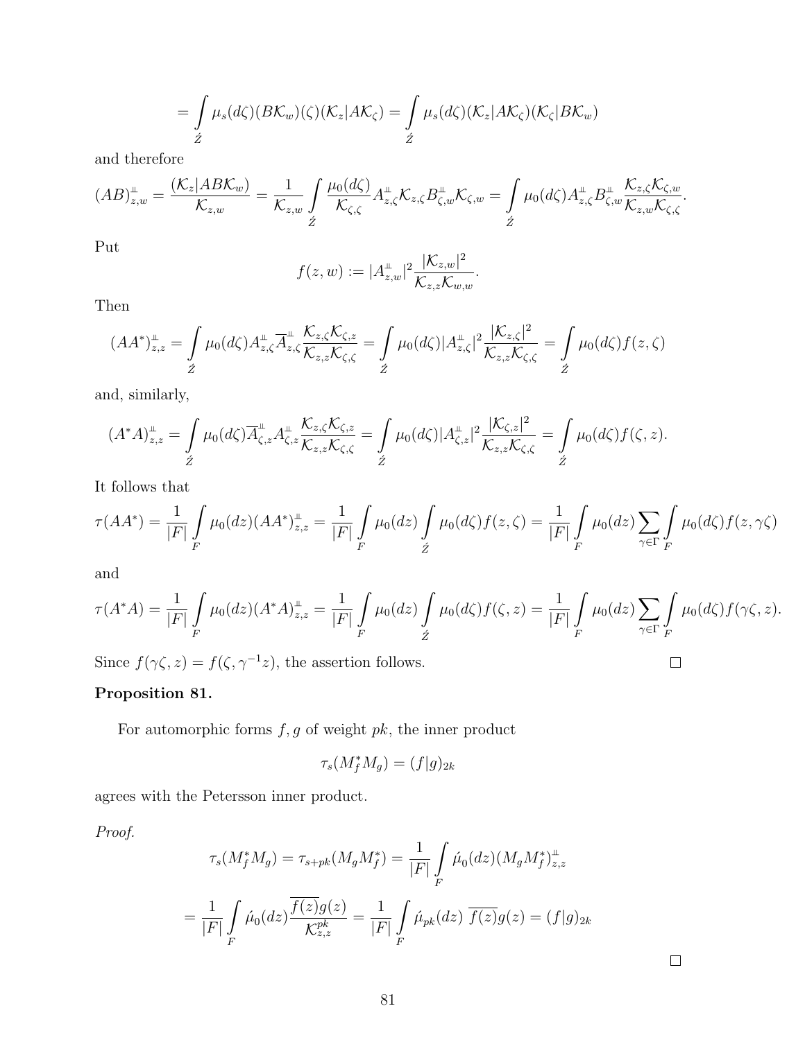$$= \int_{\acute{Z}} \mu_s(d\zeta)(B\mathcal{K}_w)(\zeta)(\mathcal{K}_z|A\mathcal{K}_\zeta) = \int_{\acute{Z}} \mu_s(d\zeta)(\mathcal{K}_z|A\mathcal{K}_\zeta)(\mathcal{K}_\zeta|B\mathcal{K}_w)$$

and therefore

$$(AB)^{\Perp}_{z,w} = \frac{(\mathcal{K}_z|AB\mathcal{K}_w)}{\mathcal{K}_{z,w}} = \frac{1}{\mathcal{K}_{z,w}} \int_{\acute{Z}} \frac{\mu_0(d\zeta)}{\mathcal{K}_{\zeta,\zeta}} A^{\Perp}_{z,\zeta}\mathcal{K}_{z,\zeta} B^{\Perp}_{\zeta,w}\mathcal{K}_{\zeta,w} = \int_{\acute{Z}} \mu_0(d\zeta) A^{\Perp}_{z,\zeta} B^{\Perp}_{\zeta,w} \frac{\mathcal{K}_{z,\zeta}\mathcal{K}_{\zeta,w}}{\mathcal{K}_{z,w}\mathcal{K}_{\zeta,\zeta}}.$$

Put

$$f(z,w) := |A^{\Perp}_{z,w}|^2 \frac{|\mathcal{K}_{z,w}|^2}{\mathcal{K}_{z,z}\mathcal{K}_{w,w}}.$$

Then

$$(AA^*)^{\Perp}_{z,z} = \int_{\acute{Z}} \mu_0(d\zeta) A^{\Perp}_{z,\zeta} \overline{A}^{\Perp}_{z,\zeta} \frac{\mathcal{K}_{z,\zeta}\mathcal{K}_{\zeta,z}}{\mathcal{K}_{z,z}\mathcal{K}_{\zeta,\zeta}} = \int_{\acute{Z}} \mu_0(d\zeta)|A^{\Perp}_{z,\zeta}|^2 \frac{|\mathcal{K}_{z,\zeta}|^2}{\mathcal{K}_{z,z}\mathcal{K}_{\zeta,\zeta}} = \int_{\acute{Z}} \mu_0(d\zeta) f(z,\zeta)$$

and, similarly,

$$(A^*A)^{\Perp}_{z,z} = \int_{\acute{Z}} \mu_0(d\zeta) \overline{A}^{\Perp}_{\zeta,z} A^{\Perp}_{\zeta,z} \frac{\mathcal{K}_{z,\zeta}\mathcal{K}_{\zeta,z}}{\mathcal{K}_{z,z}\mathcal{K}_{\zeta,\zeta}} = \int_{\acute{Z}} \mu_0(d\zeta)|A^{\Perp}_{\zeta,z}|^2 \frac{|\mathcal{K}_{\zeta,z}|^2}{\mathcal{K}_{z,z}\mathcal{K}_{\zeta,\zeta}} = \int_{\acute{Z}} \mu_0(d\zeta) f(\zeta,z).$$

It follows that

$$\tau(AA^*) = \frac{1}{|F|}\int_F \mu_0(dz)(AA^*)^{\Perp}_{z,z} = \frac{1}{|F|}\int_F \mu_0(dz)\int_{\acute{Z}} \mu_0(d\zeta) f(z,\zeta) = \frac{1}{|F|}\int_F \mu_0(dz)\sum_{\gamma\in\Gamma}\int_F \mu_0(d\zeta) f(z,\gamma\zeta)$$

and

$$\tau(A^*A) = \frac{1}{|F|}\int_F \mu_0(dz)(A^*A)^{\Perp}_{z,z} = \frac{1}{|F|}\int_F \mu_0(dz)\int_{\acute{Z}} \mu_0(d\zeta) f(\zeta,z) = \frac{1}{|F|}\int_F \mu_0(dz)\sum_{\gamma\in\Gamma}\int_F \mu_0(d\zeta) f(\gamma\zeta,z).$$

Since $f(\gamma\zeta, z) = f(\zeta, \gamma^{-1}z)$, the assertion follows. □

**Proposition 81.**

For automorphic forms $f, g$ of weight $pk$, the inner product

$$\tau_s(M_f^* M_g) = (f|g)_{2k}$$

agrees with the Petersson inner product.

*Proof.*

$$\tau_s(M_f^* M_g) = \tau_{s+pk}(M_g M_f^*) = \frac{1}{|F|}\int_F \acute{\mu}_0(dz)(M_g M_f^*)^{\Perp}_{z,z}$$

$$= \frac{1}{|F|}\int_F \acute{\mu}_0(dz)\frac{\overline{f(z)}g(z)}{\mathcal{K}^{pk}_{z,z}} = \frac{1}{|F|}\int_F \acute{\mu}_{pk}(dz)\ \overline{f(z)}g(z) = (f|g)_{2k}$$

□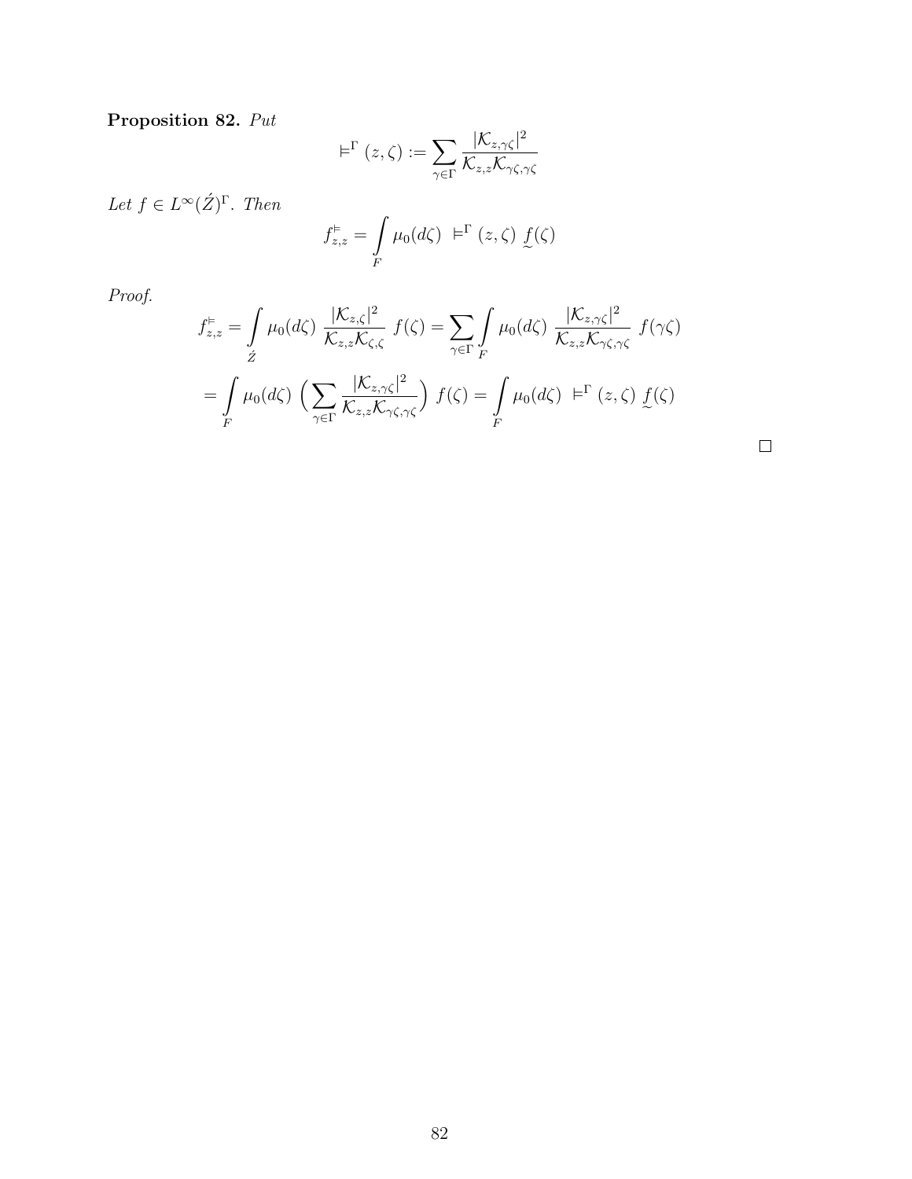**Proposition 82.** *Put*

$$\vDash^{\Gamma}(z,\zeta) := \sum_{\gamma\in\Gamma} \frac{|\mathcal{K}_{z,\gamma\zeta}|^2}{\mathcal{K}_{z,z}\mathcal{K}_{\gamma\zeta,\gamma\zeta}}$$

*Let* $f \in L^\infty(\acute{Z})^\Gamma$. *Then*

$$f^{\vDash}_{z,z} = \int\limits_F \mu_0(d\zeta)\ \vDash^{\Gamma}(z,\zeta)\ \underset{\sim}{f}(\zeta)$$

*Proof.*

$$f^{\vDash}_{z,z} = \int\limits_{\acute{Z}} \mu_0(d\zeta)\ \frac{|\mathcal{K}_{z,\zeta}|^2}{\mathcal{K}_{z,z}\mathcal{K}_{\zeta,\zeta}}\ f(\zeta) = \sum_{\gamma\in\Gamma}\int\limits_F \mu_0(d\zeta)\ \frac{|\mathcal{K}_{z,\gamma\zeta}|^2}{\mathcal{K}_{z,z}\mathcal{K}_{\gamma\zeta,\gamma\zeta}}\ f(\gamma\zeta)$$

$$= \int\limits_F \mu_0(d\zeta)\ \Big(\sum_{\gamma\in\Gamma} \frac{|\mathcal{K}_{z,\gamma\zeta}|^2}{\mathcal{K}_{z,z}\mathcal{K}_{\gamma\zeta,\gamma\zeta}}\Big)\ f(\zeta) = \int\limits_F \mu_0(d\zeta)\ \vDash^{\Gamma}(z,\zeta)\ \underset{\sim}{f}(\zeta)$$

□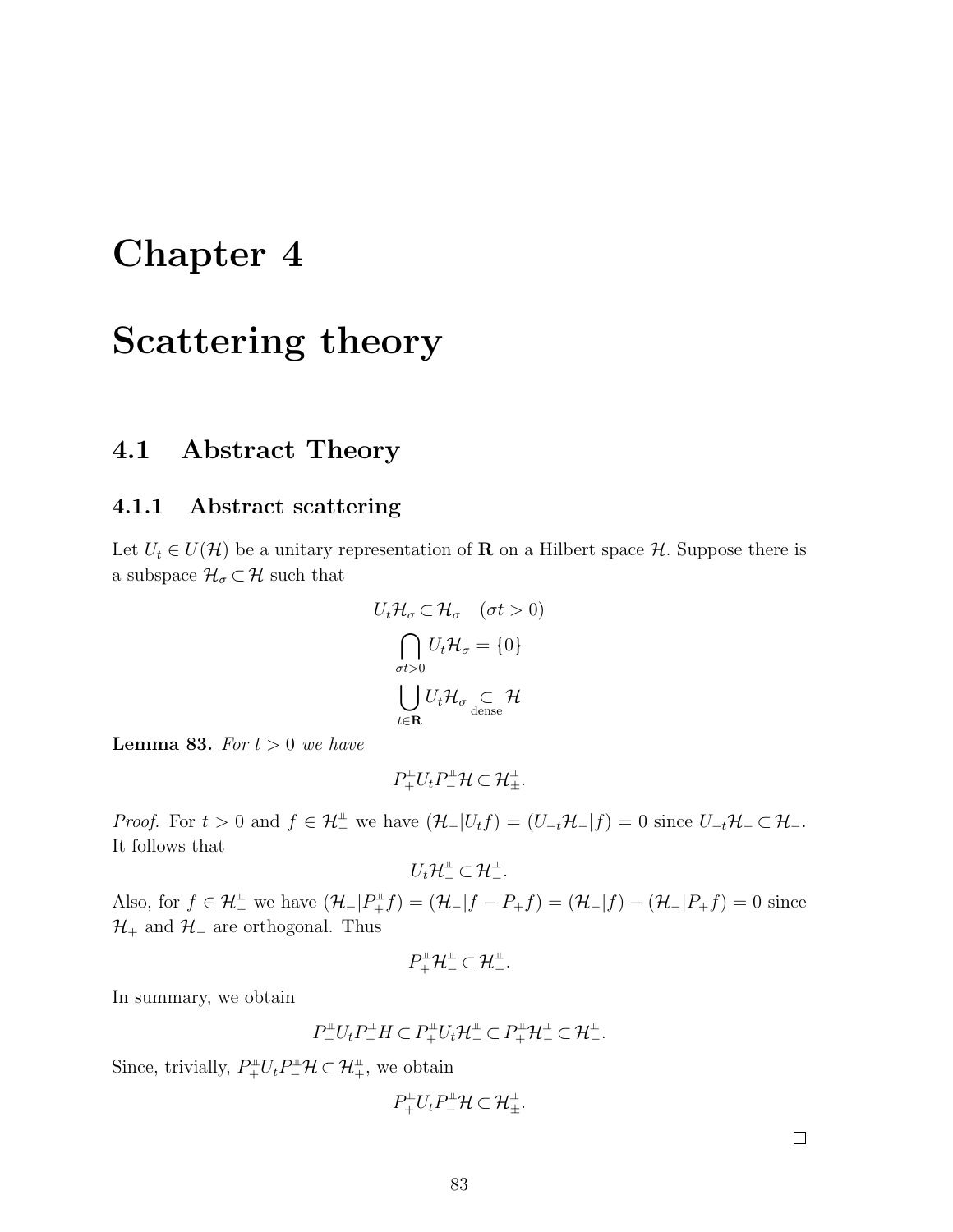# Chapter 4

# Scattering theory

## 4.1 Abstract Theory

### 4.1.1 Abstract scattering

Let $U_t \in U(\mathcal{H})$ be a unitary representation of $\mathbf{R}$ on a Hilbert space $\mathcal{H}$. Suppose there is a subspace $\mathcal{H}_\sigma \subset \mathcal{H}$ such that

$$U_t \mathcal{H}_\sigma \subset \mathcal{H}_\sigma \quad (\sigma t > 0)$$

$$\bigcap_{\sigma t > 0} U_t \mathcal{H}_\sigma = \{0\}$$

$$\bigcup_{t \in \mathbf{R}} U_t \mathcal{H}_\sigma \underset{\text{dense}}{\subset} \mathcal{H}$$

**Lemma 83.** *For $t > 0$ we have*

$$P_+^{\perp\!\!\perp} U_t P_-^{\perp\!\!\perp} \mathcal{H} \subset \mathcal{H}_\pm^{\perp\!\!\perp}.$$

*Proof.* For $t > 0$ and $f \in \mathcal{H}_-^{\perp\!\!\perp}$ we have $(\mathcal{H}_- | U_t f) = (U_{-t} \mathcal{H}_- | f) = 0$ since $U_{-t} \mathcal{H}_- \subset \mathcal{H}_-$. It follows that

$$U_t \mathcal{H}_-^{\perp\!\!\perp} \subset \mathcal{H}_-^{\perp\!\!\perp}.$$

Also, for $f \in \mathcal{H}_-^{\perp\!\!\perp}$ we have $(\mathcal{H}_- | P_+^{\perp\!\!\perp} f) = (\mathcal{H}_- | f - P_+ f) = (\mathcal{H}_- | f) - (\mathcal{H}_- | P_+ f) = 0$ since $\mathcal{H}_+$ and $\mathcal{H}_-$ are orthogonal. Thus

$$P_+^{\perp\!\!\perp} \mathcal{H}_-^{\perp\!\!\perp} \subset \mathcal{H}_-^{\perp\!\!\perp}.$$

In summary, we obtain

$$P_+^{\perp\!\!\perp} U_t P_-^{\perp\!\!\perp} H \subset P_+^{\perp\!\!\perp} U_t \mathcal{H}_-^{\perp\!\!\perp} \subset P_+^{\perp\!\!\perp} \mathcal{H}_-^{\perp\!\!\perp} \subset \mathcal{H}_-^{\perp\!\!\perp}.$$

Since, trivially, $P_+^{\perp\!\!\perp} U_t P_-^{\perp\!\!\perp} \mathcal{H} \subset \mathcal{H}_+^{\perp\!\!\perp}$, we obtain

$$P_+^{\perp\!\!\perp} U_t P_-^{\perp\!\!\perp} \mathcal{H} \subset \mathcal{H}_\pm^{\perp\!\!\perp}.$$

□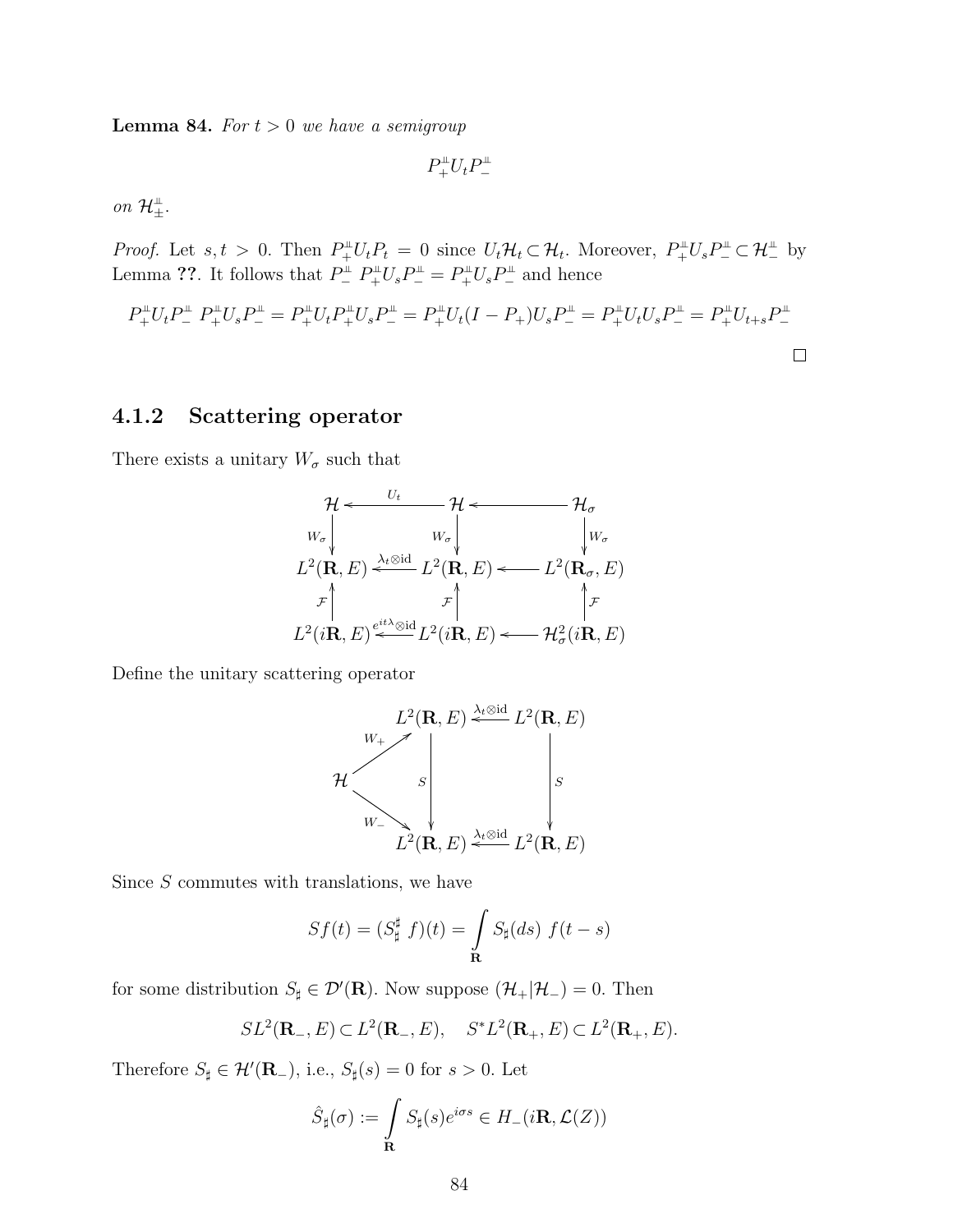**Lemma 84.** *For $t > 0$ we have a semigroup*

$$P_+^{\amalg} U_t P_-^{\amalg}$$

*on $\mathcal{H}_\pm^{\amalg}$.*

*Proof.* Let $s, t > 0$. Then $P_+^{\amalg} U_t P_t = 0$ since $U_t \mathcal{H}_t \subset \mathcal{H}_t$. Moreover, $P_+^{\amalg} U_s P_-^{\amalg} \subset \mathcal{H}_-^{\amalg}$ by Lemma **??**. It follows that $P_-^{\amalg} \, P_+^{\amalg} U_s P_-^{\amalg} = P_+^{\amalg} U_s P_-^{\amalg}$ and hence

$$P_+^{\amalg} U_t P_-^{\amalg} \, P_+^{\amalg} U_s P_-^{\amalg} = P_+^{\amalg} U_t P_+^{\amalg} U_s P_-^{\amalg} = P_+^{\amalg} U_t (I - P_+) U_s P_-^{\amalg} = P_+^{\amalg} U_t U_s P_-^{\amalg} = P_+^{\amalg} U_{t+s} P_-^{\amalg}$$

□

### 4.1.2 Scattering operator

There exists a unitary $W_\sigma$ such that

$$\begin{array}{ccccc}
\mathcal{H} & \xleftarrow{U_t} & \mathcal{H} & \longleftarrow & \mathcal{H}_\sigma \\
\downarrow W_\sigma & & \downarrow W_\sigma & & \downarrow W_\sigma \\
L^2(\mathbf{R}, E) & \xleftarrow{\lambda_t \otimes \mathrm{id}} & L^2(\mathbf{R}, E) & \longleftarrow & L^2(\mathbf{R}_\sigma, E) \\
\uparrow \mathcal{F} & & \uparrow \mathcal{F} & & \uparrow \mathcal{F} \\
L^2(i\mathbf{R}, E) & \xleftarrow{e^{it\lambda} \otimes \mathrm{id}} & L^2(i\mathbf{R}, E) & \longleftarrow & \mathcal{H}^2_\sigma(i\mathbf{R}, E)
\end{array}$$

Define the unitary scattering operator

$$\begin{array}{ccccc}
 & \nearrow^{W_+} & L^2(\mathbf{R}, E) & \xleftarrow{\lambda_t \otimes \mathrm{id}} & L^2(\mathbf{R}, E) \\
\mathcal{H} & & \downarrow S & & \downarrow S \\
 & \searrow_{W_-} & L^2(\mathbf{R}, E) & \xleftarrow{\lambda_t \otimes \mathrm{id}} & L^2(\mathbf{R}, E)
\end{array}$$

Since $S$ commutes with translations, we have

$$Sf(t) = (S_\sharp^\sharp \, f)(t) = \int_{\mathbf{R}} S_\sharp(ds) \, f(t-s)$$

for some distribution $S_\sharp \in \mathcal{D}'(\mathbf{R})$. Now suppose $(\mathcal{H}_+ | \mathcal{H}_-) = 0$. Then

$$SL^2(\mathbf{R}_-, E) \subset L^2(\mathbf{R}_-, E), \quad S^* L^2(\mathbf{R}_+, E) \subset L^2(\mathbf{R}_+, E).$$

Therefore $S_\sharp \in \mathcal{H}'(\mathbf{R}_-)$, i.e., $S_\sharp(s) = 0$ for $s > 0$. Let

$$\hat{S}_\sharp(\sigma) := \int_{\mathbf{R}} S_\sharp(s) e^{i\sigma s} \in H_-(i\mathbf{R}, \mathcal{L}(Z))$$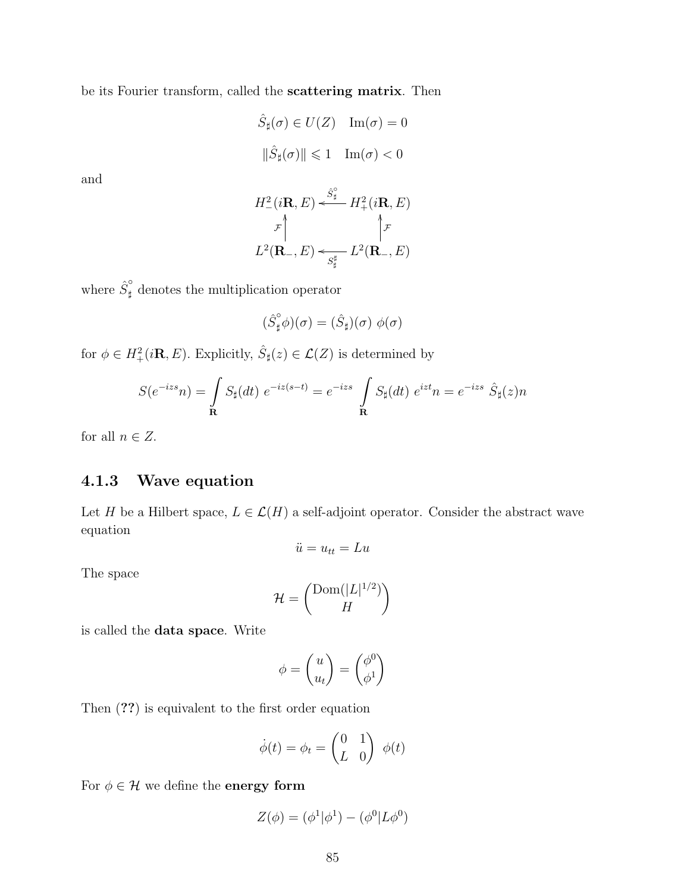be its Fourier transform, called the **scattering matrix**. Then

$$\hat{S}_\sharp(\sigma) \in U(Z) \quad \mathrm{Im}(\sigma) = 0$$

$$\|\hat{S}_\sharp(\sigma)\| \leqslant 1 \quad \mathrm{Im}(\sigma) < 0$$

and

$$\begin{array}{ccc} H^2_-(i\mathbf{R}, E) & \xleftarrow{\hat{S}^\circ_\sharp} & H^2_+(i\mathbf{R}, E) \\ \mathcal{F}\uparrow & & \uparrow\mathcal{F} \\ L^2(\mathbf{R}_-, E) & \xleftarrow[S^\sharp_\sharp]{} & L^2(\mathbf{R}_-, E) \end{array}$$

where $\hat{S}^\circ_\sharp$ denotes the multiplication operator

$$(\hat{S}^\circ_\sharp \phi)(\sigma) = (\hat{S}_\sharp)(\sigma)\ \phi(\sigma)$$

for $\phi \in H^2_+(i\mathbf{R}, E)$. Explicitly, $\hat{S}_\sharp(z) \in \mathcal{L}(Z)$ is determined by

$$S(e^{-izs}n) = \int\limits_{\mathbf{R}} S_\sharp(dt)\ e^{-iz(s-t)} = e^{-izs} \int\limits_{\mathbf{R}} S_\sharp(dt)\ e^{izt} n = e^{-izs}\ \hat{S}_\sharp(z)n$$

for all $n \in Z$.

### 4.1.3 Wave equation

Let $H$ be a Hilbert space, $L \in \mathcal{L}(H)$ a self-adjoint operator. Consider the abstract wave equation

$$\ddot{u} = u_{tt} = Lu$$

The space

$$\mathcal{H} = \begin{pmatrix} \mathrm{Dom}(|L|^{1/2}) \\ H \end{pmatrix}$$

is called the **data space**. Write

$$\phi = \begin{pmatrix} u \\ u_t \end{pmatrix} = \begin{pmatrix} \phi^0 \\ \phi^1 \end{pmatrix}$$

Then (**??**) is equivalent to the first order equation

$$\dot{\phi}(t) = \phi_t = \begin{pmatrix} 0 & 1 \\ L & 0 \end{pmatrix}\ \phi(t)$$

For $\phi \in \mathcal{H}$ we define the **energy form**

$$Z(\phi) = (\phi^1|\phi^1) - (\phi^0|L\phi^0)$$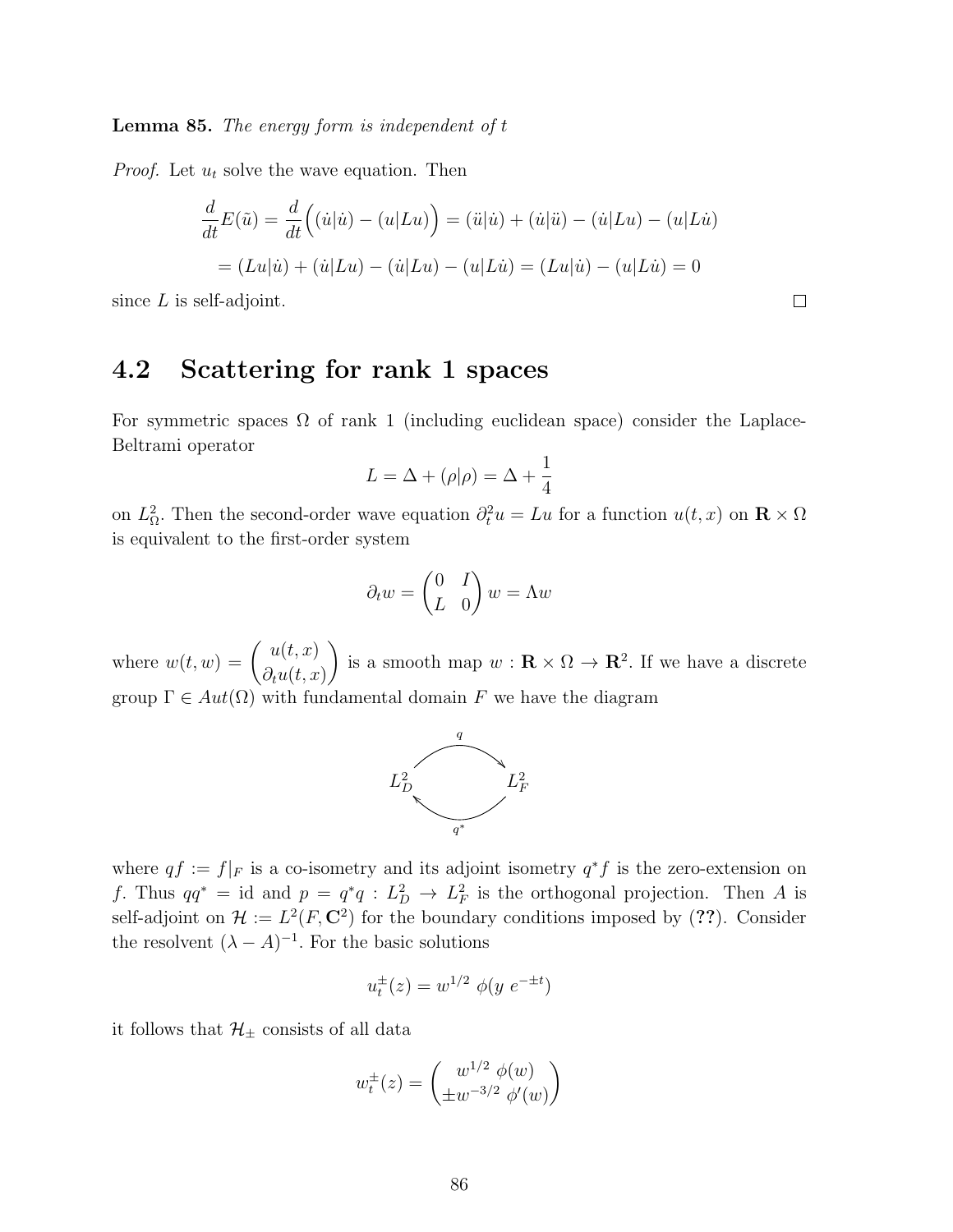**Lemma 85.** *The energy form is independent of t*

*Proof.* Let $u_t$ solve the wave equation. Then

$$\frac{d}{dt}E(\tilde{u}) = \frac{d}{dt}\Big((\dot{u}|\dot{u}) - (u|Lu)\Big) = (\ddot{u}|\dot{u}) + (\dot{u}|\ddot{u}) - (\dot{u}|Lu) - (u|L\dot{u})$$

$$= (Lu|\dot{u}) + (\dot{u}|Lu) - (\dot{u}|Lu) - (u|L\dot{u}) = (Lu|\dot{u}) - (u|L\dot{u}) = 0$$

since $L$ is self-adjoint. □

## 4.2 Scattering for rank 1 spaces

For symmetric spaces $\Omega$ of rank 1 (including euclidean space) consider the Laplace-Beltrami operator

$$L = \Delta + (\rho|\rho) = \Delta + \frac{1}{4}$$

on $L^2_\Omega$. Then the second-order wave equation $\partial_t^2 u = Lu$ for a function $u(t,x)$ on $\mathbf{R} \times \Omega$ is equivalent to the first-order system

$$\partial_t w = \begin{pmatrix} 0 & I \\ L & 0 \end{pmatrix} w = \Lambda w$$

where $w(t,w) = \begin{pmatrix} u(t,x) \\ \partial_t u(t,x) \end{pmatrix}$ is a smooth map $w : \mathbf{R} \times \Omega \to \mathbf{R}^2$. If we have a discrete group $\Gamma \in Aut(\Omega)$ with fundamental domain $F$ we have the diagram

$$L^2_D \underset{q^*}{\overset{q}{\rightleftarrows}} L^2_F$$

where $qf := f|_F$ is a co-isometry and its adjoint isometry $q^* f$ is the zero-extension on $f$. Thus $qq^* = \text{id}$ and $p = q^* q : L^2_D \to L^2_F$ is the orthogonal projection. Then $A$ is self-adjoint on $\mathcal{H} := L^2(F, \mathbf{C}^2)$ for the boundary conditions imposed by (**??**). Consider the resolvent $(\lambda - A)^{-1}$. For the basic solutions

$$u_t^\pm(z) = w^{1/2}\ \phi(y\ e^{-\pm t})$$

it follows that $\mathcal{H}_\pm$ consists of all data

$$w_t^\pm(z) = \begin{pmatrix} w^{1/2}\ \phi(w) \\ \pm w^{-3/2}\ \phi'(w) \end{pmatrix}$$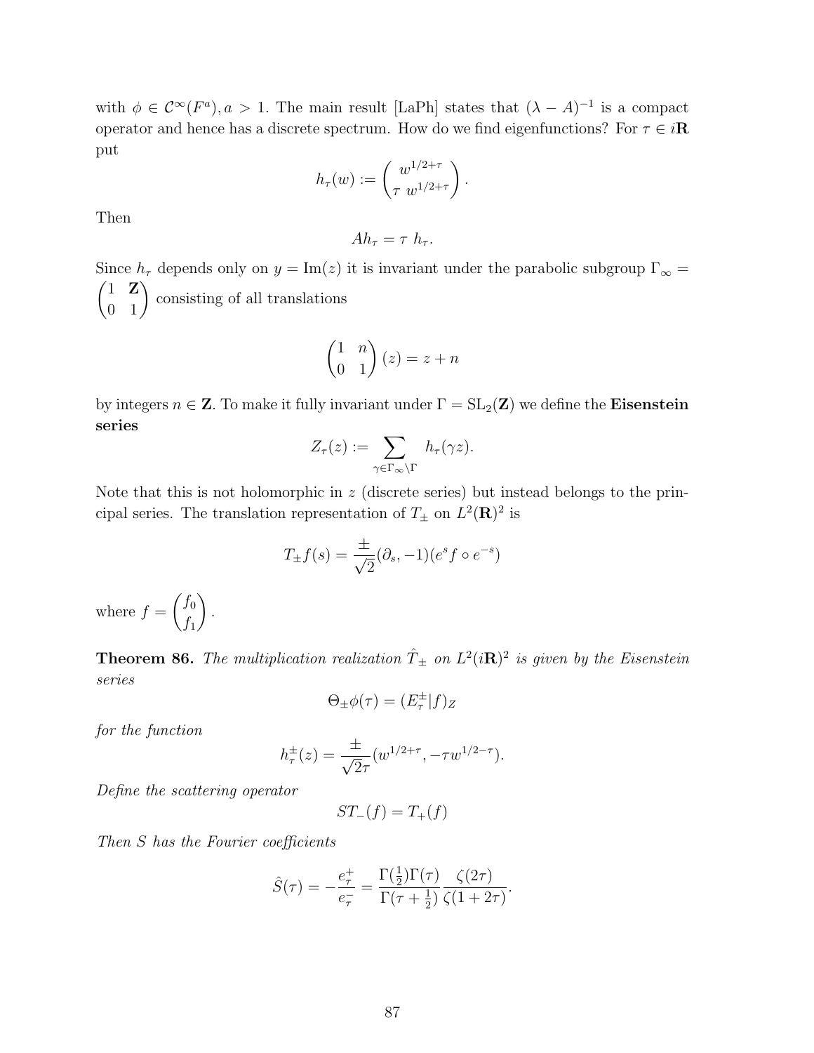with $\phi \in \mathcal{C}^\infty(F^a), a > 1$. The main result [LaPh] states that $(\lambda - A)^{-1}$ is a compact operator and hence has a discrete spectrum. How do we find eigenfunctions? For $\tau \in i\mathbf{R}$ put

$$h_\tau(w) := \begin{pmatrix} w^{1/2+\tau} \\ \tau \ w^{1/2+\tau} \end{pmatrix}.$$

Then

$$Ah_\tau = \tau \ h_\tau.$$

Since $h_\tau$ depends only on $y = \mathrm{Im}(z)$ it is invariant under the parabolic subgroup $\Gamma_\infty = \begin{pmatrix} 1 & \mathbf{Z} \\ 0 & 1 \end{pmatrix}$ consisting of all translations

$$\begin{pmatrix} 1 & n \\ 0 & 1 \end{pmatrix}(z) = z + n$$

by integers $n \in \mathbf{Z}$. To make it fully invariant under $\Gamma = \mathrm{SL}_2(\mathbf{Z})$ we define the **Eisenstein series**

$$Z_\tau(z) := \sum_{\gamma \in \Gamma_\infty \backslash \Gamma} h_\tau(\gamma z).$$

Note that this is not holomorphic in $z$ (discrete series) but instead belongs to the principal series. The translation representation of $T_\pm$ on $L^2(\mathbf{R})^2$ is

$$T_\pm f(s) = \frac{\pm}{\sqrt{2}}(\partial_s, -1)(e^s f \circ e^{-s})$$

where $f = \begin{pmatrix} f_0 \\ f_1 \end{pmatrix}$.

**Theorem 86.** *The multiplication realization $\hat{T}_\pm$ on $L^2(i\mathbf{R})^2$ is given by the Eisenstein series*

$$\Theta_\pm \phi(\tau) = (E_\tau^\pm | f)_Z$$

*for the function*

$$h_\tau^\pm(z) = \frac{\pm}{\sqrt{2}\tau}(w^{1/2+\tau}, -\tau w^{1/2-\tau}).$$

*Define the scattering operator*

$$ST_-(f) = T_+(f)$$

*Then $S$ has the Fourier coefficients*

$$\hat{S}(\tau) = -\frac{e_\tau^+}{e_\tau^-} = \frac{\Gamma(\frac{1}{2})\Gamma(\tau)}{\Gamma(\tau + \frac{1}{2})} \frac{\zeta(2\tau)}{\zeta(1 + 2\tau)}.$$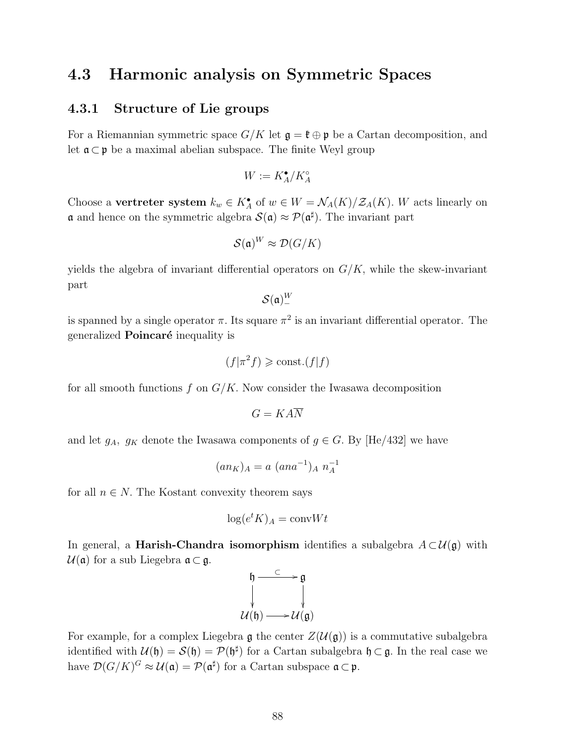## 4.3 Harmonic analysis on Symmetric Spaces

### 4.3.1 Structure of Lie groups

For a Riemannian symmetric space $G/K$ let $\mathfrak{g} = \mathfrak{k} \oplus \mathfrak{p}$ be a Cartan decomposition, and let $\mathfrak{a} \subset \mathfrak{p}$ be a maximal abelian subspace. The finite Weyl group

$$W := K_A^\bullet / K_A^\circ$$

Choose a **vertreter system** $k_w \in K_A^\bullet$ of $w \in W = \mathcal{N}_A(K)/\mathcal{Z}_A(K)$. $W$ acts linearly on $\mathfrak{a}$ and hence on the symmetric algebra $\mathcal{S}(\mathfrak{a}) \approx \mathcal{P}(\mathfrak{a}^\sharp)$. The invariant part

$$\mathcal{S}(\mathfrak{a})^W \approx \mathcal{D}(G/K)$$

yields the algebra of invariant differential operators on $G/K$, while the skew-invariant part

$$\mathcal{S}(\mathfrak{a})_-^W$$

is spanned by a single operator $\pi$. Its square $\pi^2$ is an invariant differential operator. The generalized **Poincaré** inequality is

$$(f|\pi^2 f) \geqslant \text{const.}(f|f)$$

for all smooth functions $f$ on $G/K$. Now consider the Iwasawa decomposition

$$G = KA\overline{N}$$

and let $g_A,\ g_K$ denote the Iwasawa components of $g \in G$. By [He/432] we have

$$(an_K)_A = a\ (ana^{-1})_A\ n_A^{-1}$$

for all $n \in N$. The Kostant convexity theorem says

$$\log(e^t K)_A = \text{conv} Wt$$

In general, a **Harish-Chandra isomorphism** identifies a subalgebra $A \subset \mathcal{U}(\mathfrak{g})$ with $\mathcal{U}(\mathfrak{a})$ for a sub Liegebra $\mathfrak{a} \subset \mathfrak{g}$.

$$\begin{array}{ccc} \mathfrak{h} & \xrightarrow{\subset} & \mathfrak{g} \\ \downarrow & & \downarrow \\ \mathcal{U}(\mathfrak{h}) & \longrightarrow & \mathcal{U}(\mathfrak{g}) \end{array}$$

For example, for a complex Liegebra $\mathfrak{g}$ the center $Z(\mathcal{U}(\mathfrak{g}))$ is a commutative subalgebra identified with $\mathcal{U}(\mathfrak{h}) = \mathcal{S}(\mathfrak{h}) = \mathcal{P}(\mathfrak{h}^\sharp)$ for a Cartan subalgebra $\mathfrak{h} \subset \mathfrak{g}$. In the real case we have $\mathcal{D}(G/K)^G \approx \mathcal{U}(\mathfrak{a}) = \mathcal{P}(\mathfrak{a}^\sharp)$ for a Cartan subspace $\mathfrak{a} \subset \mathfrak{p}$.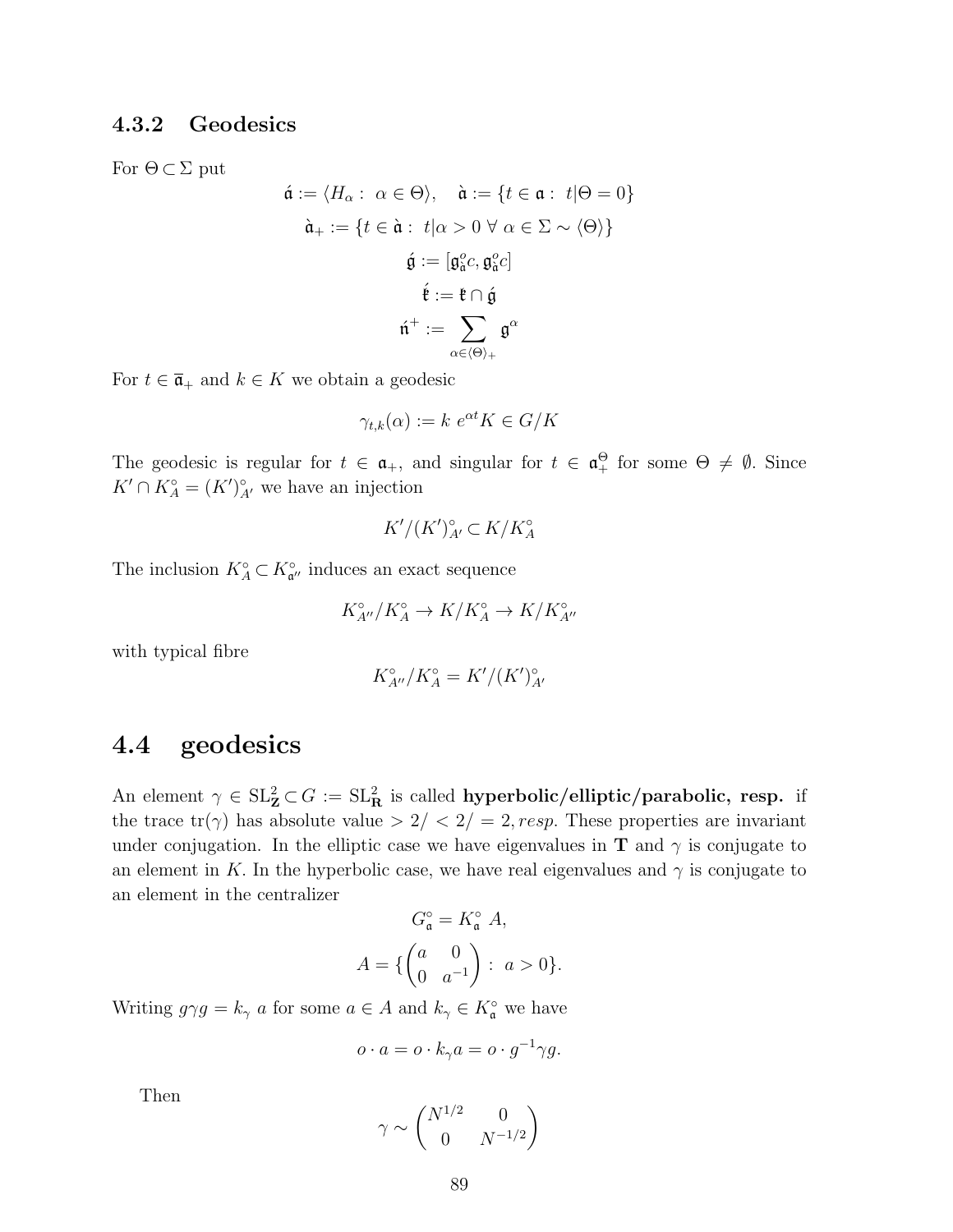### 4.3.2 Geodesics

For $\Theta \subset \Sigma$ put

$$\acute{\mathfrak{a}} := \langle H_\alpha : \ \alpha \in \Theta \rangle, \quad \grave{\mathfrak{a}} := \{t \in \mathfrak{a} : \ t|\Theta = 0\}$$

$$\grave{\mathfrak{a}}_+ := \{t \in \grave{\mathfrak{a}} : \ t|\alpha > 0 \ \forall \ \alpha \in \Sigma \sim \langle \Theta \rangle\}$$

$$\acute{\mathfrak{g}} := [\mathfrak{g}^o_{\grave{\mathfrak{a}}}c, \mathfrak{g}^o_{\grave{\mathfrak{a}}}c]$$

$$\acute{\mathfrak{k}} := \mathfrak{k} \cap \acute{\mathfrak{g}}$$

$$\acute{\mathfrak{n}}^+ := \sum_{\alpha \in \langle \Theta \rangle_+} \mathfrak{g}^\alpha$$

For $t \in \overline{\mathfrak{a}}_+$ and $k \in K$ we obtain a geodesic

$$\gamma_{t,k}(\alpha) := k \ e^{\alpha t} K \in G/K$$

The geodesic is regular for $t \in \mathfrak{a}_+$, and singular for $t \in \mathfrak{a}^\Theta_+$ for some $\Theta \neq \emptyset$. Since $K' \cap K^\circ_A = (K')^\circ_{A'}$ we have an injection

$$K'/(K')^\circ_{A'} \subset K/K^\circ_A$$

The inclusion $K^\circ_A \subset K^\circ_{\mathfrak{a}''}$ induces an exact sequence

$$K^\circ_{A''}/K^\circ_A \to K/K^\circ_A \to K/K^\circ_{A''}$$

with typical fibre

$$K^\circ_{A''}/K^\circ_A = K'/(K')^\circ_{A'}$$

## 4.4 geodesics

An element $\gamma \in \mathrm{SL}^2_{\mathbf{Z}} \subset G := \mathrm{SL}^2_{\mathbf{R}}$ is called **hyperbolic/elliptic/parabolic, resp.** if the trace $\mathrm{tr}(\gamma)$ has absolute value $> 2/ < 2/ = 2, resp.$ These properties are invariant under conjugation. In the elliptic case we have eigenvalues in $\mathbf{T}$ and $\gamma$ is conjugate to an element in $K$. In the hyperbolic case, we have real eigenvalues and $\gamma$ is conjugate to an element in the centralizer

$$G^\circ_{\mathfrak{a}} = K^\circ_{\mathfrak{a}} \ A,$$

$$A = \{\begin{pmatrix} a & 0 \\ 0 & a^{-1} \end{pmatrix} : \ a > 0\}.$$

Writing $g\gamma g = k_\gamma \ a$ for some $a \in A$ and $k_\gamma \in K^\circ_{\mathfrak{a}}$ we have

$$o \cdot a = o \cdot k_\gamma a = o \cdot g^{-1} \gamma g.$$

Then

$$\gamma \sim \begin{pmatrix} N^{1/2} & 0 \\ 0 & N^{-1/2} \end{pmatrix}$$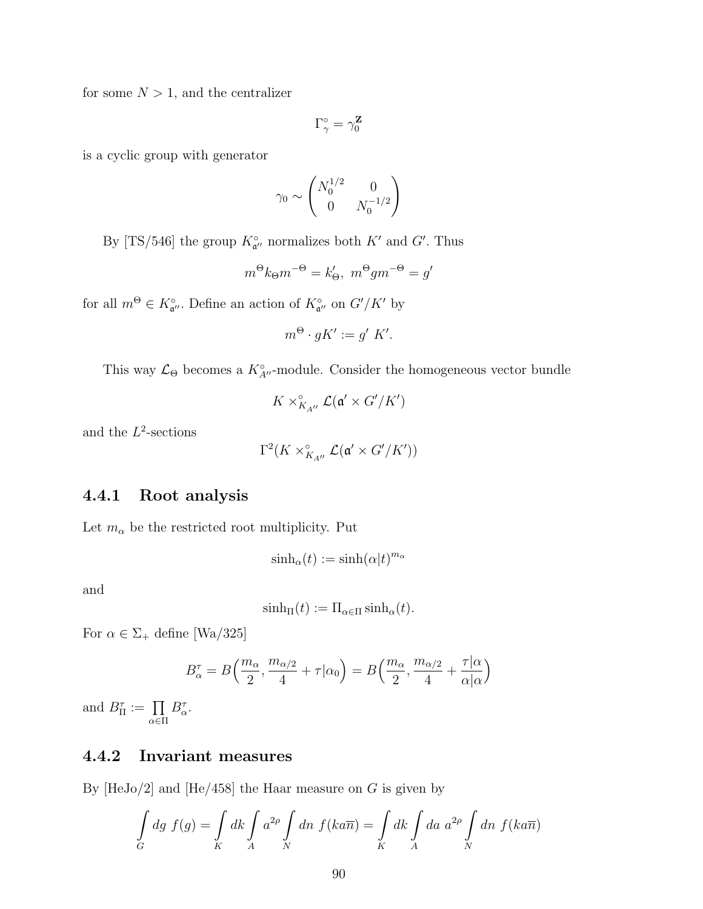for some $N > 1$, and the centralizer

$$\Gamma_\gamma^\circ = \gamma_0^{\mathbf{Z}}$$

is a cyclic group with generator

$$\gamma_0 \sim \begin{pmatrix} N_0^{1/2} & 0 \\ 0 & N_0^{-1/2} \end{pmatrix}$$

By [TS/546] the group $K_{\mathfrak{a}''}^\circ$ normalizes both $K'$ and $G'$. Thus

$$m^\Theta k_\Theta m^{-\Theta} = k'_\Theta, \ m^\Theta g m^{-\Theta} = g'$$

for all $m^\Theta \in K_{\mathfrak{a}''}^\circ$. Define an action of $K_{\mathfrak{a}''}^\circ$ on $G'/K'$ by

$$m^\Theta \cdot gK' := g' \ K'.$$

This way $\mathcal{L}_\Theta$ becomes a $K_{A''}^\circ$-module. Consider the homogeneous vector bundle

$$K \times_{K_{A''}}^\circ \mathcal{L}(\mathfrak{a}' \times G'/K')$$

and the $L^2$-sections

$$\Gamma^2(K \times_{K_{A''}}^\circ \mathcal{L}(\mathfrak{a}' \times G'/K'))$$

### 4.4.1 Root analysis

Let $m_\alpha$ be the restricted root multiplicity. Put

$$\sinh_\alpha(t) := \sinh(\alpha|t)^{m_\alpha}$$

and

$$\sinh_\Pi(t) := \Pi_{\alpha\in\Pi} \sinh_\alpha(t).$$

For $\alpha \in \Sigma_+$ define [Wa/325]

$$B_\alpha^\tau = B\Big(\frac{m_\alpha}{2}, \frac{m_{\alpha/2}}{4} + \tau|\alpha_0\Big) = B\Big(\frac{m_\alpha}{2}, \frac{m_{\alpha/2}}{4} + \frac{\tau|\alpha}{\alpha|\alpha}\Big)$$

and $B_\Pi^\tau := \prod_{\alpha\in\Pi} B_\alpha^\tau$.

### 4.4.2 Invariant measures

By [HeJo/2] and [He/458] the Haar measure on $G$ is given by

$$\int_G dg \ f(g) = \int_K dk \int_A a^{2\rho} \int_N dn \ f(ka\overline{n}) = \int_K dk \int_A da \ a^{2\rho} \int_N dn \ f(ka\overline{n})$$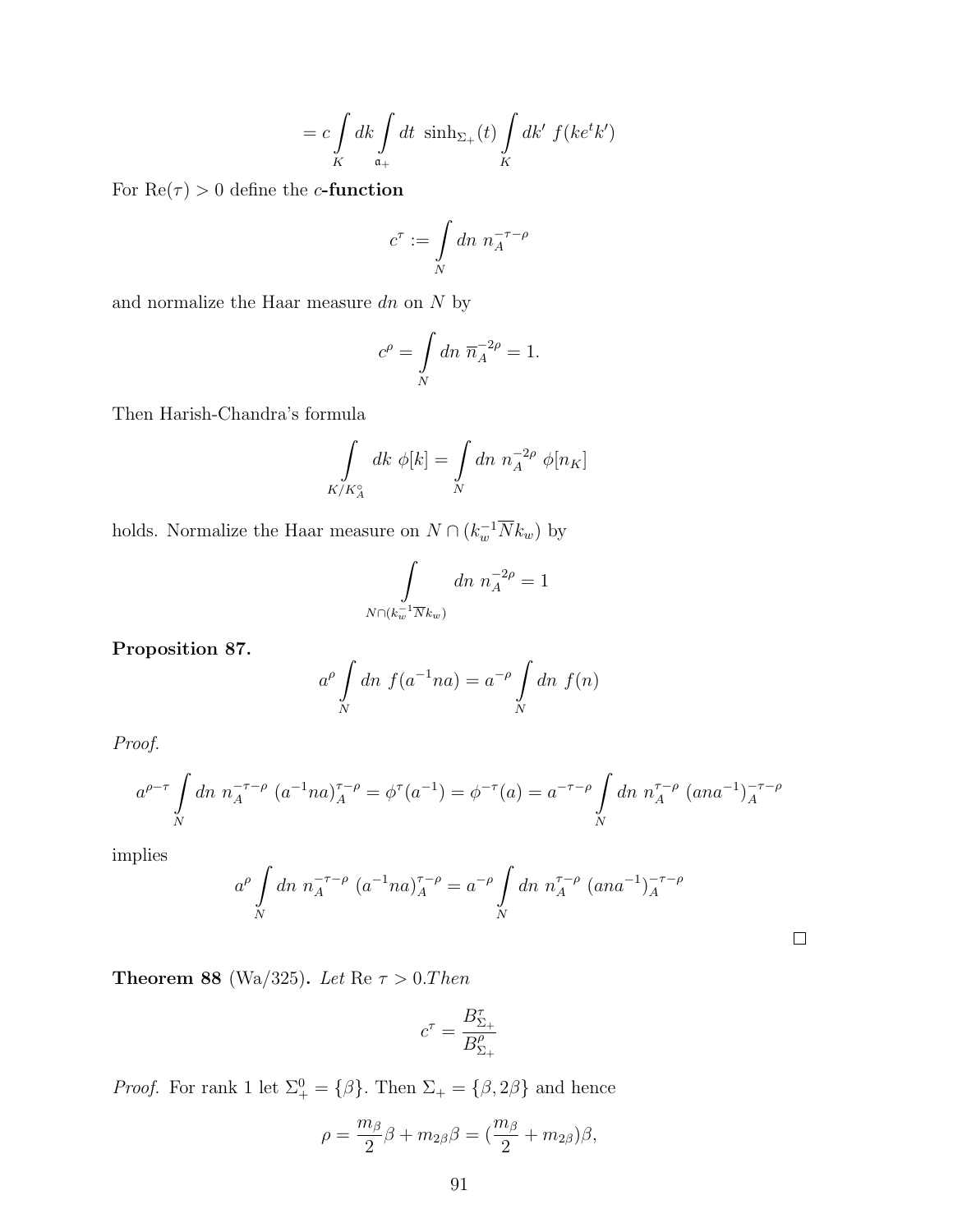$$= c \int_K dk \int_{\mathfrak{a}_+} dt \ \sinh_{\Sigma_+}(t) \int_K dk' \ f(ke^t k')$$

For $\mathrm{Re}(\tau) > 0$ define the $c$**-function**

$$c^\tau := \int_N dn \ n_A^{-\tau-\rho}$$

and normalize the Haar measure $dn$ on $N$ by

$$c^\rho = \int_N dn \ \overline{n}_A^{-2\rho} = 1.$$

Then Harish-Chandra's formula

$$\int_{K/K_A^\circ} dk \ \phi[k] = \int_N dn \ n_A^{-2\rho} \ \phi[n_K]$$

holds. Normalize the Haar measure on $N \cap (k_w^{-1}\overline{N}k_w)$ by

$$\int_{N\cap(k_w^{-1}\overline{N}k_w)} dn \ n_A^{-2\rho} = 1$$

**Proposition 87.**

$$a^\rho \int_N dn \ f(a^{-1}na) = a^{-\rho} \int_N dn \ f(n)$$

*Proof.*

$$a^{\rho-\tau} \int_N dn \ n_A^{-\tau-\rho} \ (a^{-1}na)_A^{\tau-\rho} = \phi^\tau(a^{-1}) = \phi^{-\tau}(a) = a^{-\tau-\rho} \int_N dn \ n_A^{\tau-\rho} \ (ana^{-1})_A^{-\tau-\rho}$$

implies

$$a^\rho \int_N dn \ n_A^{-\tau-\rho} \ (a^{-1}na)_A^{\tau-\rho} = a^{-\rho} \int_N dn \ n_A^{\tau-\rho} \ (ana^{-1})_A^{-\tau-\rho}$$

□

**Theorem 88** (Wa/325)**.** *Let* Re $\tau > 0$.*Then*

$$c^\tau = \frac{B_{\Sigma_+}^\tau}{B_{\Sigma_+}^\rho}$$

*Proof.* For rank 1 let $\Sigma_+^0 = \{\beta\}$. Then $\Sigma_+ = \{\beta, 2\beta\}$ and hence

$$\rho = \frac{m_\beta}{2}\beta + m_{2\beta}\beta = (\frac{m_\beta}{2} + m_{2\beta})\beta,$$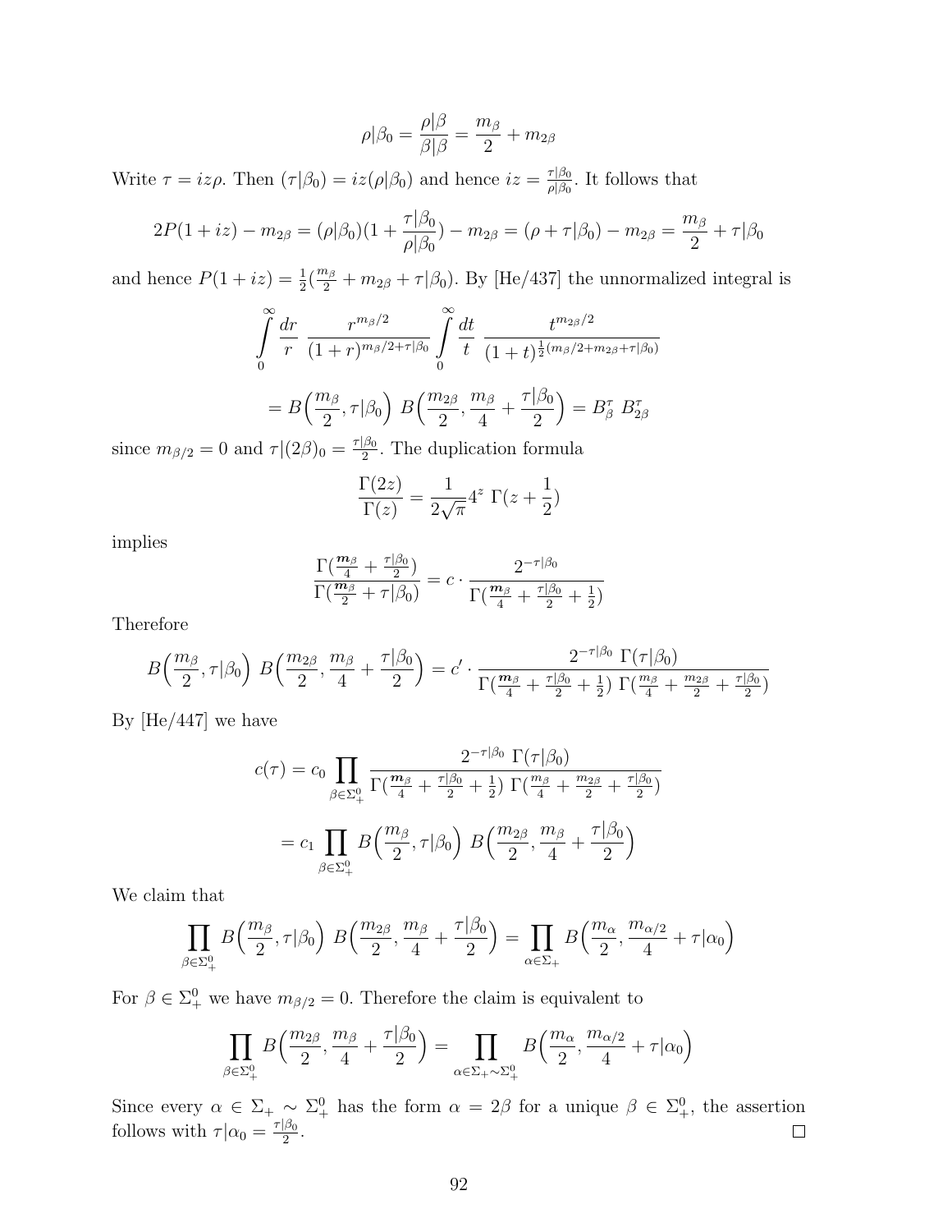$$\rho|\beta_0 = \frac{\rho|\beta}{\beta|\beta} = \frac{m_\beta}{2} + m_{2\beta}$$

Write $\tau = iz\rho$. Then $(\tau|\beta_0) = iz(\rho|\beta_0)$ and hence $iz = \frac{\tau|\beta_0}{\rho|\beta_0}$. It follows that

$$2P(1+iz) - m_{2\beta} = (\rho|\beta_0)(1 + \frac{\tau|\beta_0}{\rho|\beta_0}) - m_{2\beta} = (\rho + \tau|\beta_0) - m_{2\beta} = \frac{m_\beta}{2} + \tau|\beta_0$$

and hence $P(1+iz) = \frac{1}{2}(\frac{m_\beta}{2} + m_{2\beta} + \tau|\beta_0)$. By [He/437] the unnormalized integral is

$$\int_0^\infty \frac{dr}{r}\ \frac{r^{m_\beta/2}}{(1+r)^{m_\beta/2+\tau|\beta_0}} \int_0^\infty \frac{dt}{t}\ \frac{t^{m_{2\beta}/2}}{(1+t)^{\frac{1}{2}(m_\beta/2+m_{2\beta}+\tau|\beta_0)}}$$

$$= B\Big(\frac{m_\beta}{2}, \tau|\beta_0\Big)\ B\Big(\frac{m_{2\beta}}{2}, \frac{m_\beta}{4} + \frac{\tau|\beta_0}{2}\Big) = B_\beta^\tau\ B_{2\beta}^\tau$$

since $m_{\beta/2} = 0$ and $\tau|(2\beta)_0 = \frac{\tau|\beta_0}{2}$. The duplication formula

$$\frac{\Gamma(2z)}{\Gamma(z)} = \frac{1}{2\sqrt{\pi}} 4^z\ \Gamma(z + \frac{1}{2})$$

implies

$$\frac{\Gamma(\frac{\boldsymbol{m}_\beta}{4} + \frac{\tau|\beta_0}{2})}{\Gamma(\frac{\boldsymbol{m}_\beta}{2} + \tau|\beta_0)} = c \cdot \frac{2^{-\tau|\beta_0}}{\Gamma(\frac{\boldsymbol{m}_\beta}{4} + \frac{\tau|\beta_0}{2} + \frac{1}{2})}$$

Therefore

$$B\Big(\frac{m_\beta}{2}, \tau|\beta_0\Big)\ B\Big(\frac{m_{2\beta}}{2}, \frac{m_\beta}{4} + \frac{\tau|\beta_0}{2}\Big) = c' \cdot \frac{2^{-\tau|\beta_0}\ \Gamma(\tau|\beta_0)}{\Gamma(\frac{\boldsymbol{m}_\beta}{4} + \frac{\tau|\beta_0}{2} + \frac{1}{2})\ \Gamma(\frac{m_\beta}{4} + \frac{m_{2\beta}}{2} + \frac{\tau|\beta_0}{2})}$$

By [He/447] we have

$$c(\tau) = c_0 \prod_{\beta \in \Sigma_+^0} \frac{2^{-\tau|\beta_0}\ \Gamma(\tau|\beta_0)}{\Gamma(\frac{\boldsymbol{m}_\beta}{4} + \frac{\tau|\beta_0}{2} + \frac{1}{2})\ \Gamma(\frac{m_\beta}{4} + \frac{m_{2\beta}}{2} + \frac{\tau|\beta_0}{2})}$$

$$= c_1 \prod_{\beta \in \Sigma_+^0} B\Big(\frac{m_\beta}{2}, \tau|\beta_0\Big)\ B\Big(\frac{m_{2\beta}}{2}, \frac{m_\beta}{4} + \frac{\tau|\beta_0}{2}\Big)$$

We claim that

$$\prod_{\beta \in \Sigma_+^0} B\Big(\frac{m_\beta}{2}, \tau|\beta_0\Big)\ B\Big(\frac{m_{2\beta}}{2}, \frac{m_\beta}{4} + \frac{\tau|\beta_0}{2}\Big) = \prod_{\alpha \in \Sigma_+} B\Big(\frac{m_\alpha}{2}, \frac{m_{\alpha/2}}{4} + \tau|\alpha_0\Big)$$

For $\beta \in \Sigma_+^0$ we have $m_{\beta/2} = 0$. Therefore the claim is equivalent to

$$\prod_{\beta \in \Sigma_+^0} B\Big(\frac{m_{2\beta}}{2}, \frac{m_\beta}{4} + \frac{\tau|\beta_0}{2}\Big) = \prod_{\alpha \in \Sigma_+ \sim \Sigma_+^0} B\Big(\frac{m_\alpha}{2}, \frac{m_{\alpha/2}}{4} + \tau|\alpha_0\Big)$$

Since every $\alpha \in \Sigma_+ \sim \Sigma_+^0$ has the form $\alpha = 2\beta$ for a unique $\beta \in \Sigma_+^0$, the assertion follows with $\tau|\alpha_0 = \frac{\tau|\beta_0}{2}$. $\square$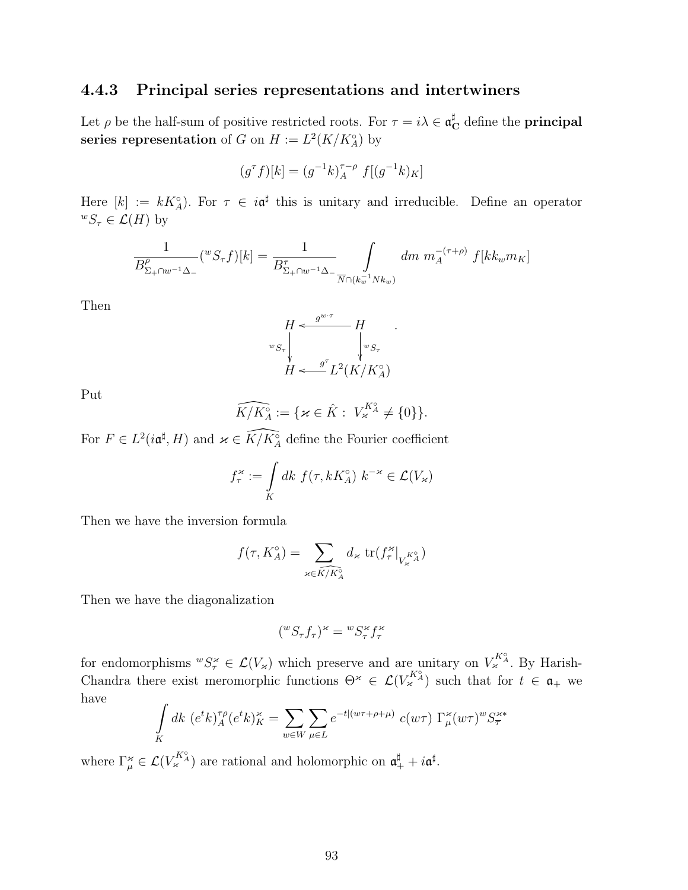### 4.4.3 Principal series representations and intertwiners

Let $\rho$ be the half-sum of positive restricted roots. For $\tau = i\lambda \in \mathfrak{a}^\sharp_{\mathbf{C}}$ define the **principal series representation** of $G$ on $H := L^2(K/K_A^\circ)$ by

$$(g^\tau f)[k] = (g^{-1}k)_A^{\tau-\rho}\ f[(g^{-1}k)_K]$$

Here $[k] := kK_A^\circ$). For $\tau \in i\mathfrak{a}^\sharp$ this is unitary and irreducible. Define an operator ${}^wS_\tau \in \mathcal{L}(H)$ by

$$\frac{1}{B^\rho_{\Sigma_+\cap w^{-1}\Delta_-}}({}^wS_\tau f)[k] = \frac{1}{B^\tau_{\Sigma_+\cap w^{-1}\Delta_-}} \int\limits_{\overline{N}\cap(k_w^{-1}Nk_w)} dm\ m_A^{-(\tau+\rho)}\ f[kk_w m_K]$$

Then

$$\begin{array}{ccc} H & \xleftarrow{\ g^{w\cdot\tau}\ } & H \\ {\scriptstyle {}^wS_\tau}\downarrow & & \downarrow{\scriptstyle {}^wS_\tau} \\ H & \xleftarrow{\ g^\tau\ } & L^2(K/K_A^\circ) \end{array}.$$

Put

$$\widehat{K/K_A^\circ} := \{\varkappa \in \hat{K} :\ V_\varkappa^{K_A^\circ} \neq \{0\}\}.$$

For $F \in L^2(i\mathfrak{a}^\sharp, H)$ and $\varkappa \in \widehat{K/K_A^\circ}$ define the Fourier coefficient

$$f_\tau^\varkappa := \int\limits_K dk\ f(\tau, kK_A^\circ)\ k^{-\varkappa} \in \mathcal{L}(V_\varkappa)$$

Then we have the inversion formula

$$f(\tau, K_A^\circ) = \sum_{\varkappa\in\widehat{K/K_A^\circ}} d_\varkappa\ \mathrm{tr}(f_\tau^\varkappa|_{V_\varkappa^{K_A^\circ}})$$

Then we have the diagonalization

$$({}^wS_\tau f_\tau)^\varkappa = {}^wS_\tau^\varkappa f_\tau^\varkappa$$

for endomorphisms ${}^wS_\tau^\varkappa \in \mathcal{L}(V_\varkappa)$ which preserve and are unitary on $V_\varkappa^{K_A^\circ}$. By Harish-Chandra there exist meromorphic functions $\Theta^\varkappa \in \mathcal{L}(V_\varkappa^{K_A^\circ})$ such that for $t \in \mathfrak{a}_+$ we have

$$\int\limits_K dk\ (e^t k)_A^{\tau\rho}(e^t k)_K^\varkappa = \sum_{w\in W}\sum_{\mu\in L} e^{-t|(w\tau+\rho+\mu)}\ c(w\tau)\ \Gamma_\mu^\varkappa(w\tau)^w S_{\overline{\tau}}^{\varkappa*}$$

where $\Gamma_\mu^\varkappa \in \mathcal{L}(V_\varkappa^{K_A^\circ})$ are rational and holomorphic on $\mathfrak{a}_+^\sharp + i\mathfrak{a}^\sharp$.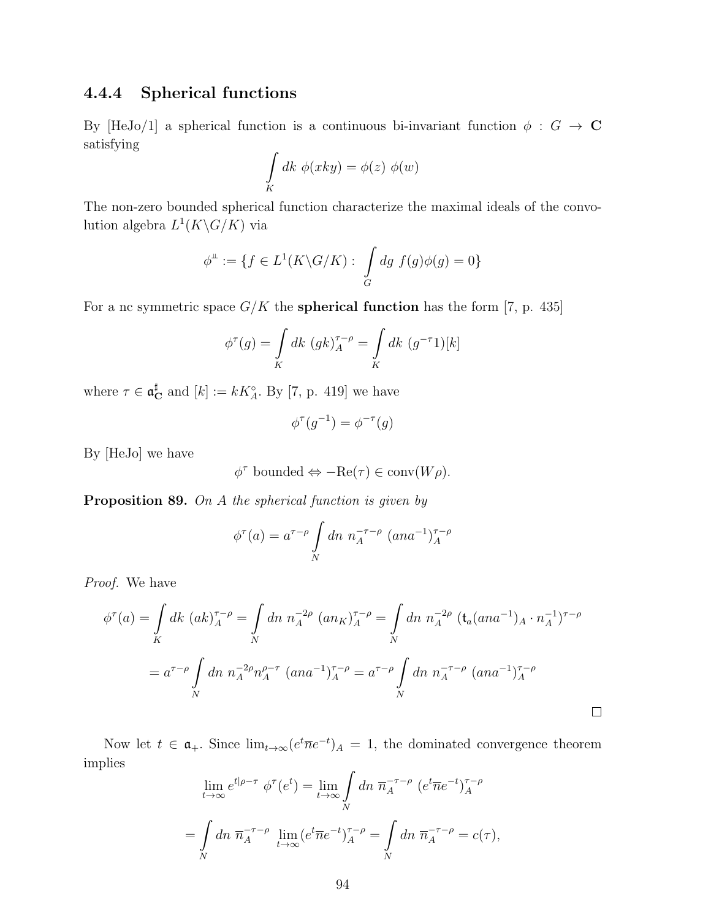### 4.4.4 Spherical functions

By [HeJo/1] a spherical function is a continuous bi-invariant function $\phi : G \to \mathbf{C}$ satisfying

$$\int_K dk\ \phi(xky) = \phi(z)\ \phi(w)$$

The non-zero bounded spherical function characterize the maximal ideals of the convolution algebra $L^1(K\backslash G/K)$ via

$$\phi^{\perp\!\!\perp} := \{f \in L^1(K\backslash G/K) : \int_G dg\ f(g)\phi(g) = 0\}$$

For a nc symmetric space $G/K$ the **spherical function** has the form [7, p. 435]

$$\phi^\tau(g) = \int_K dk\ (gk)_A^{\tau-\rho} = \int_K dk\ (g^{-\tau}1)[k]$$

where $\tau \in \mathfrak{a}^\sharp_{\mathbf{C}}$ and $[k] := kK_A^\circ$. By [7, p. 419] we have

$$\phi^\tau(g^{-1}) = \phi^{-\tau}(g)$$

By [HeJo] we have

$$\phi^\tau \text{ bounded} \Leftrightarrow -\mathrm{Re}(\tau) \in \mathrm{conv}(W\rho).$$

**Proposition 89.** *On $A$ the spherical function is given by*

$$\phi^\tau(a) = a^{\tau-\rho} \int_N dn\ n_A^{-\tau-\rho}\ (ana^{-1})_A^{\tau-\rho}$$

*Proof.* We have

$$\phi^\tau(a) = \int_K dk\ (ak)_A^{\tau-\rho} = \int_N dn\ n_A^{-2\rho}\ (an_K)_A^{\tau-\rho} = \int_N dn\ n_A^{-2\rho}\ (\mathfrak{t}_a(ana^{-1})_A \cdot n_A^{-1})^{\tau-\rho}$$

$$= a^{\tau-\rho} \int_N dn\ n_A^{-2\rho} n_A^{\rho-\tau}\ (ana^{-1})_A^{\tau-\rho} = a^{\tau-\rho} \int_N dn\ n_A^{-\tau-\rho}\ (ana^{-1})_A^{\tau-\rho}$$

□

Now let $t \in \mathfrak{a}_+$. Since $\lim_{t\to\infty}(e^t \overline{n} e^{-t})_A = 1$, the dominated convergence theorem implies

$$\lim_{t\to\infty} e^{t|\rho-\tau}\ \phi^\tau(e^t) = \lim_{t\to\infty} \int_N dn\ \overline{n}_A^{-\tau-\rho}\ (e^t\overline{n}e^{-t})_A^{\tau-\rho}$$

$$= \int_N dn\ \overline{n}_A^{-\tau-\rho}\ \lim_{t\to\infty}(e^t\overline{n}e^{-t})_A^{\tau-\rho} = \int_N dn\ \overline{n}_A^{-\tau-\rho} = c(\tau),$$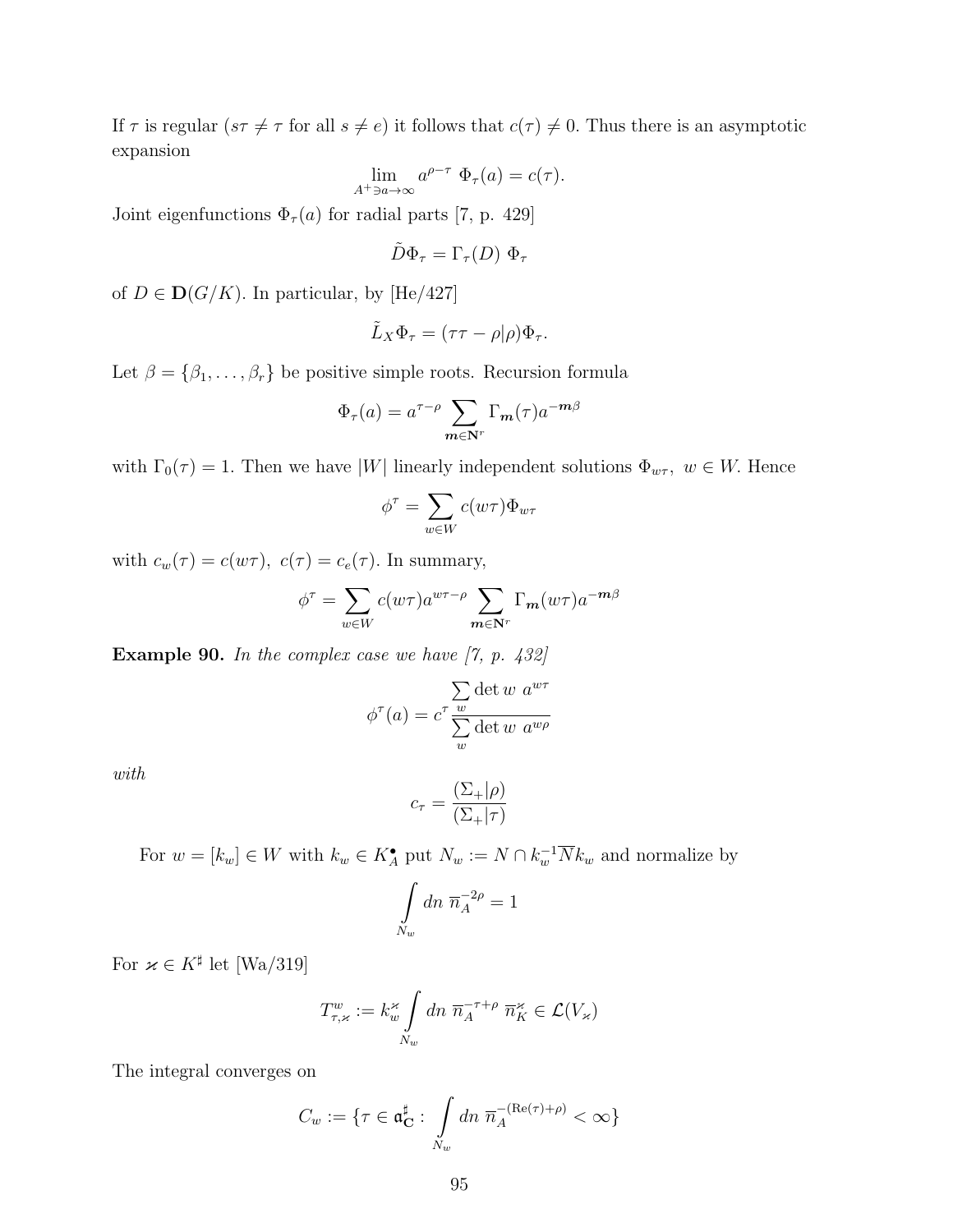If $\tau$ is regular ($s\tau \neq \tau$ for all $s \neq e$) it follows that $c(\tau) \neq 0$. Thus there is an asymptotic expansion

$$\lim_{A^+ \ni a \to \infty} a^{\rho-\tau} \ \Phi_\tau(a) = c(\tau).$$

Joint eigenfunctions $\Phi_\tau(a)$ for radial parts [7, p. 429]

$$\tilde{D}\Phi_\tau = \Gamma_\tau(D) \ \Phi_\tau$$

of $D \in \mathbf{D}(G/K)$. In particular, by [He/427]

$$\tilde{L}_X \Phi_\tau = (\tau\tau - \rho|\rho)\Phi_\tau.$$

Let $\beta = \{\beta_1, \ldots, \beta_r\}$ be positive simple roots. Recursion formula

$$\Phi_\tau(a) = a^{\tau-\rho} \sum_{\boldsymbol{m} \in \mathbf{N}^r} \Gamma_{\boldsymbol{m}}(\tau) a^{-\boldsymbol{m}\beta}$$

with $\Gamma_0(\tau) = 1$. Then we have $|W|$ linearly independent solutions $\Phi_{w\tau}, \ w \in W$. Hence

$$\phi^\tau = \sum_{w \in W} c(w\tau)\Phi_{w\tau}$$

with $c_w(\tau) = c(w\tau), \ c(\tau) = c_e(\tau)$. In summary,

$$\phi^\tau = \sum_{w \in W} c(w\tau) a^{w\tau-\rho} \sum_{\boldsymbol{m} \in \mathbf{N}^r} \Gamma_{\boldsymbol{m}}(w\tau) a^{-\boldsymbol{m}\beta}$$

**Example 90.** *In the complex case we have [7, p. 432]*

$$\phi^\tau(a) = c^\tau \frac{\sum_w \det w \ a^{w\tau}}{\sum_w \det w \ a^{w\rho}}$$

*with*

$$c_\tau = \frac{(\Sigma_+|\rho)}{(\Sigma_+|\tau)}$$

For $w = [k_w] \in W$ with $k_w \in K_A^\bullet$ put $N_w := N \cap k_w^{-1}\overline{N}k_w$ and normalize by

$$\int_{N_w} dn \ \overline{n}_A^{-2\rho} = 1$$

For $\varkappa \in K^\sharp$ let [Wa/319]

$$T^w_{\tau,\varkappa} := k_w^\varkappa \int_{N_w} dn \ \overline{n}_A^{-\tau+\rho} \ \overline{n}_K^\varkappa \in \mathcal{L}(V_\varkappa)$$

The integral converges on

$$C_w := \{\tau \in \mathfrak{a}^\sharp_{\mathbf{C}} : \int_{N_w} dn \ \overline{n}_A^{-(\mathrm{Re}(\tau)+\rho)} < \infty\}$$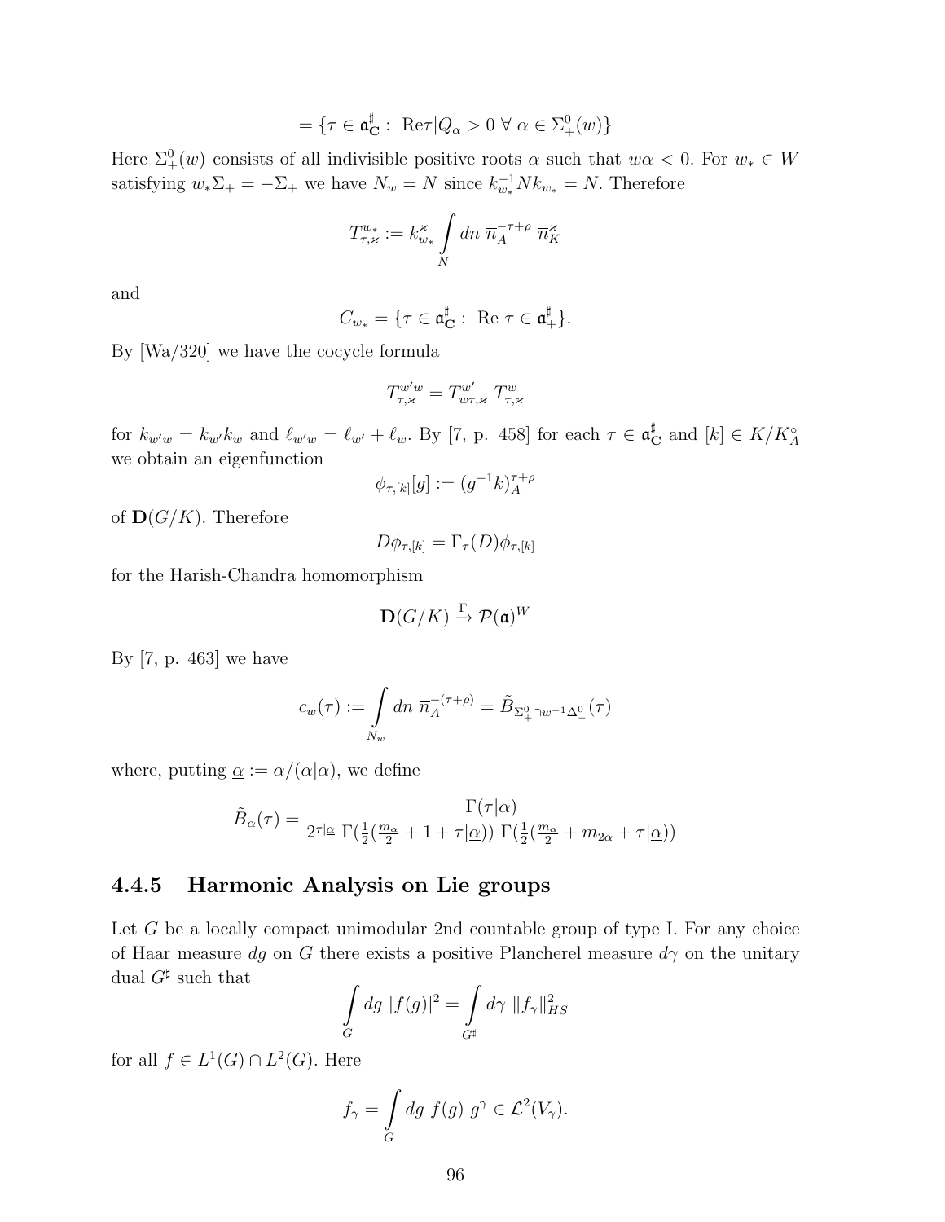$$= \{\tau \in \mathfrak{a}^\sharp_{\mathbf{C}} : \ \mathrm{Re}\tau|Q_\alpha > 0 \ \forall \ \alpha \in \Sigma^0_+(w)\}$$

Here $\Sigma^0_+(w)$ consists of all indivisible positive roots $\alpha$ such that $w\alpha < 0$. For $w_* \in W$ satisfying $w_*\Sigma_+ = -\Sigma_+$ we have $N_w = N$ since $k_{w_*}^{-1}\overline{N}k_{w_*} = N$. Therefore

$$T^{w_*}_{\tau,\varkappa} := k^{\varkappa}_{w_*} \int\limits_N dn \ \overline{n}_A^{-\tau+\rho} \ \overline{n}_K^{\varkappa}$$

and

$$C_{w_*} = \{\tau \in \mathfrak{a}^\sharp_{\mathbf{C}} : \ \mathrm{Re} \ \tau \in \mathfrak{a}^\sharp_+\}.$$

By [Wa/320] we have the cocycle formula

$$T^{w'w}_{\tau,\varkappa} = T^{w'}_{w\tau,\varkappa} \ T^{w}_{\tau,\varkappa}$$

for $k_{w'w} = k_{w'}k_w$ and $\ell_{w'w} = \ell_{w'} + \ell_w$. By [7, p. 458] for each $\tau \in \mathfrak{a}^\sharp_{\mathbf{C}}$ and $[k] \in K/K_A^\circ$ we obtain an eigenfunction

$$\phi_{\tau,[k]}[g] := (g^{-1}k)_A^{\tau+\rho}$$

of $\mathbf{D}(G/K)$. Therefore

$$D\phi_{\tau,[k]} = \Gamma_\tau(D)\phi_{\tau,[k]}$$

for the Harish-Chandra homomorphism

$$\mathbf{D}(G/K) \xrightarrow{\Gamma} \mathcal{P}(\mathfrak{a})^W$$

By [7, p. 463] we have

$$c_w(\tau) := \int\limits_{N_w} dn \ \overline{n}_A^{-(\tau+\rho)} = \tilde{B}_{\Sigma^0_+ \cap w^{-1}\Delta^0_-}(\tau)$$

where, putting $\underline{\alpha} := \alpha/(\alpha|\alpha)$, we define

$$\tilde{B}_\alpha(\tau) = \frac{\Gamma(\tau|\underline{\alpha})}{2^{\tau|\underline{\alpha}} \ \Gamma(\frac{1}{2}(\frac{m_\alpha}{2} + 1 + \tau|\underline{\alpha})) \ \Gamma(\frac{1}{2}(\frac{m_\alpha}{2} + m_{2\alpha} + \tau|\underline{\alpha}))}$$

### 4.4.5 Harmonic Analysis on Lie groups

Let $G$ be a locally compact unimodular 2nd countable group of type I. For any choice of Haar measure $dg$ on $G$ there exists a positive Plancherel measure $d\gamma$ on the unitary dual $G^\sharp$ such that

$$\int\limits_G dg \ |f(g)|^2 = \int\limits_{G^\sharp} d\gamma \ \|f_\gamma\|^2_{HS}$$

for all $f \in L^1(G) \cap L^2(G)$. Here

$$f_\gamma = \int\limits_G dg \ f(g) \ g^\gamma \in \mathcal{L}^2(V_\gamma).$$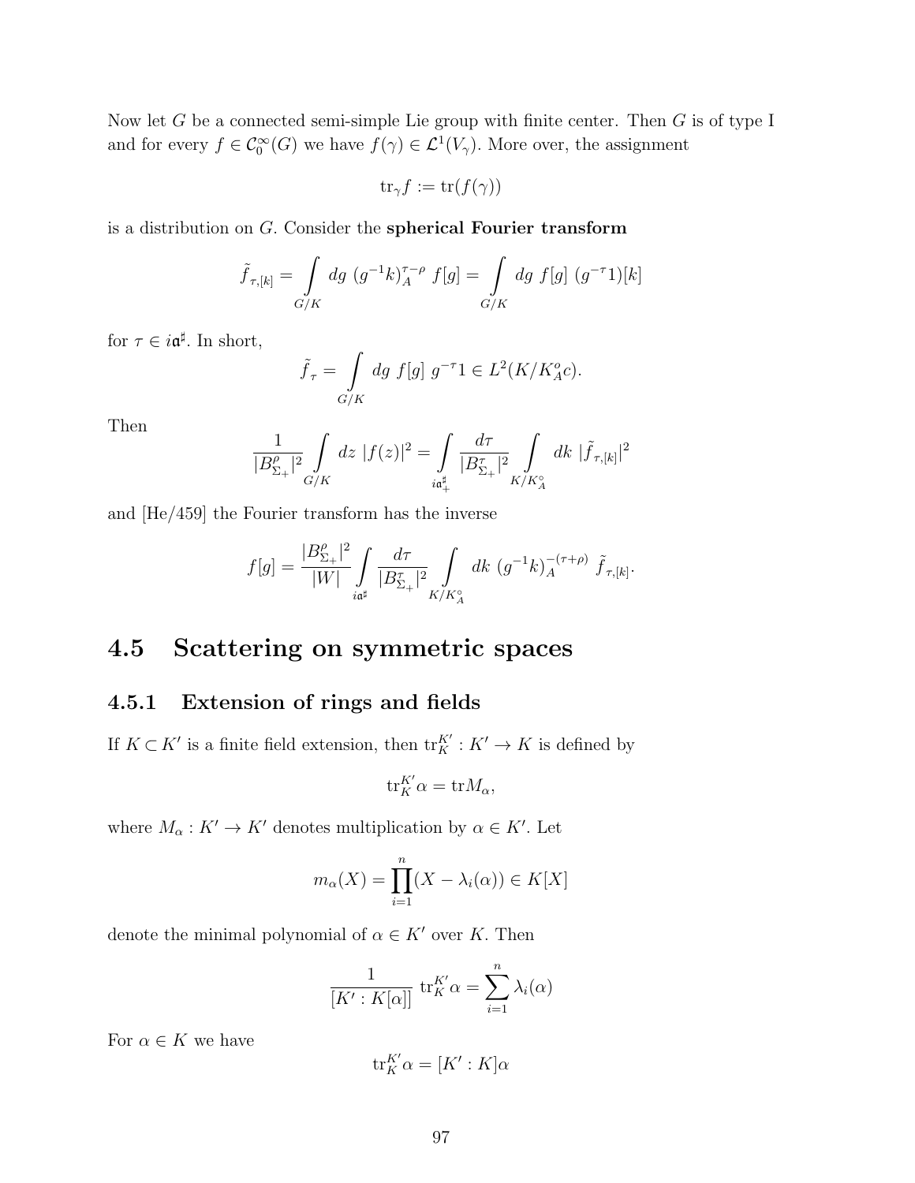Now let $G$ be a connected semi-simple Lie group with finite center. Then $G$ is of type I and for every $f \in \mathcal{C}_0^\infty(G)$ we have $f(\gamma) \in \mathcal{L}^1(V_\gamma)$. More over, the assignment

$$\mathrm{tr}_\gamma f := \mathrm{tr}(f(\gamma))$$

is a distribution on $G$. Consider the **spherical Fourier transform**

$$\tilde{f}_{\tau,[k]} = \int\limits_{G/K} dg\ (g^{-1}k)_A^{\tau-\rho}\ f[g] = \int\limits_{G/K} dg\ f[g]\ (g^{-\tau}1)[k]$$

for $\tau \in i\mathfrak{a}^\sharp$. In short,

$$\tilde{f}_\tau = \int\limits_{G/K} dg\ f[g]\ g^{-\tau}1 \in L^2(K/K_A^o c).$$

Then

$$\frac{1}{|B_{\Sigma_+}^\rho|^2} \int\limits_{G/K} dz\ |f(z)|^2 = \int\limits_{i\mathfrak{a}_+^\sharp} \frac{d\tau}{|B_{\Sigma_+}^\tau|^2} \int\limits_{K/K_A^\circ} dk\ |\tilde{f}_{\tau,[k]}|^2$$

and [He/459] the Fourier transform has the inverse

$$f[g] = \frac{|B_{\Sigma_+}^\rho|^2}{|W|} \int\limits_{i\mathfrak{a}^\sharp} \frac{d\tau}{|B_{\Sigma_+}^\tau|^2} \int\limits_{K/K_A^\circ} dk\ (g^{-1}k)_A^{-(\tau+\rho)}\ \tilde{f}_{\tau,[k]}.$$

## 4.5 Scattering on symmetric spaces

### 4.5.1 Extension of rings and fields

If $K \subset K'$ is a finite field extension, then $\mathrm{tr}_K^{K'} : K' \to K$ is defined by

$$\mathrm{tr}_K^{K'}\alpha = \mathrm{tr}M_\alpha,$$

where $M_\alpha : K' \to K'$ denotes multiplication by $\alpha \in K'$. Let

$$m_\alpha(X) = \prod_{i=1}^n (X - \lambda_i(\alpha)) \in K[X]$$

denote the minimal polynomial of $\alpha \in K'$ over $K$. Then

$$\frac{1}{[K' : K[\alpha]]}\ \mathrm{tr}_K^{K'}\alpha = \sum_{i=1}^n \lambda_i(\alpha)$$

For $\alpha \in K$ we have

$$\mathrm{tr}_K^{K'}\alpha = [K' : K]\alpha$$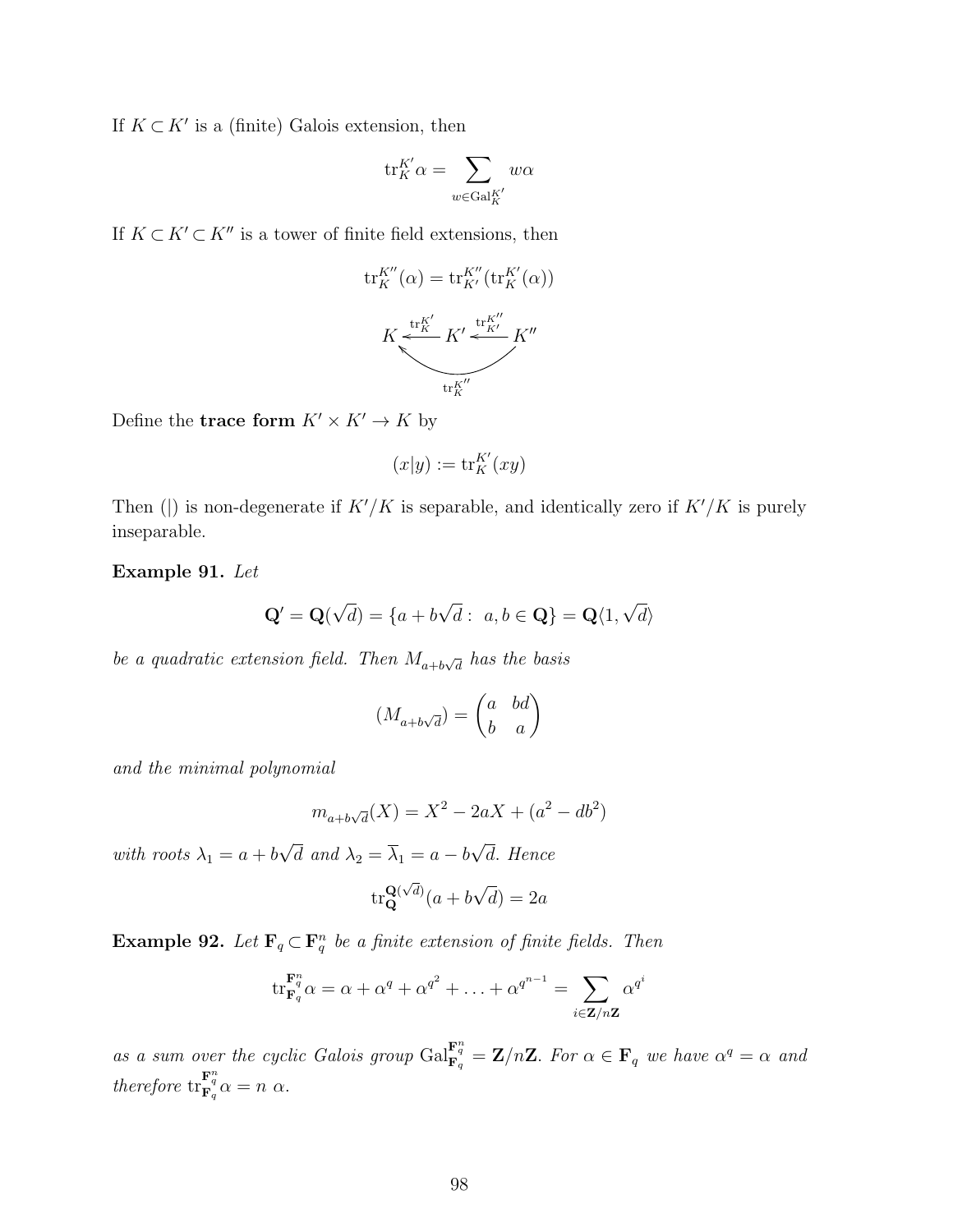If $K \subset K'$ is a (finite) Galois extension, then

$$\operatorname{tr}_K^{K'} \alpha = \sum_{w \in \operatorname{Gal}_K^{K'}} w\alpha$$

If $K \subset K' \subset K''$ is a tower of finite field extensions, then

$$\operatorname{tr}_K^{K''}(\alpha) = \operatorname{tr}_{K'}^{K''}(\operatorname{tr}_K^{K'}(\alpha))$$

$$\begin{array}{ccccc} K & \xleftarrow{\operatorname{tr}_K^{K'}} & K' & \xleftarrow{\operatorname{tr}_{K'}^{K''}} & K'' \\ & & \underset{\operatorname{tr}_K^{K''}}{\curvearrowleft} & & \end{array}$$

Define the **trace form** $K' \times K' \to K$ by

$$(x|y) := \operatorname{tr}_K^{K'}(xy)$$

Then $(|)$ is non-degenerate if $K'/K$ is separable, and identically zero if $K'/K$ is purely inseparable.

**Example 91.** *Let*

$$\mathbf{Q}' = \mathbf{Q}(\sqrt{d}) = \{a + b\sqrt{d} : \ a, b \in \mathbf{Q}\} = \mathbf{Q}\langle 1, \sqrt{d}\rangle$$

*be a quadratic extension field. Then $M_{a+b\sqrt{d}}$ has the basis*

$$(M_{a+b\sqrt{d}}) = \begin{pmatrix} a & bd \\ b & a \end{pmatrix}$$

*and the minimal polynomial*

$$m_{a+b\sqrt{d}}(X) = X^2 - 2aX + (a^2 - db^2)$$

*with roots $\lambda_1 = a + b\sqrt{d}$ and $\lambda_2 = \overline{\lambda}_1 = a - b\sqrt{d}$. Hence*

$$\operatorname{tr}_{\mathbf{Q}}^{\mathbf{Q}(\sqrt{d})}(a + b\sqrt{d}) = 2a$$

**Example 92.** *Let $\mathbf{F}_q \subset \mathbf{F}_q^n$ be a finite extension of finite fields. Then*

$$\operatorname{tr}_{\mathbf{F}_q}^{\mathbf{F}_q^n} \alpha = \alpha + \alpha^q + \alpha^{q^2} + \ldots + \alpha^{q^{n-1}} = \sum_{i \in \mathbf{Z}/n\mathbf{Z}} \alpha^{q^i}$$

*as a sum over the cyclic Galois group $\operatorname{Gal}_{\mathbf{F}_q}^{\mathbf{F}_q^n} = \mathbf{Z}/n\mathbf{Z}$. For $\alpha \in \mathbf{F}_q$ we have $\alpha^q = \alpha$ and therefore $\operatorname{tr}_{\mathbf{F}_q}^{\mathbf{F}_q^n} \alpha = n\ \alpha$.*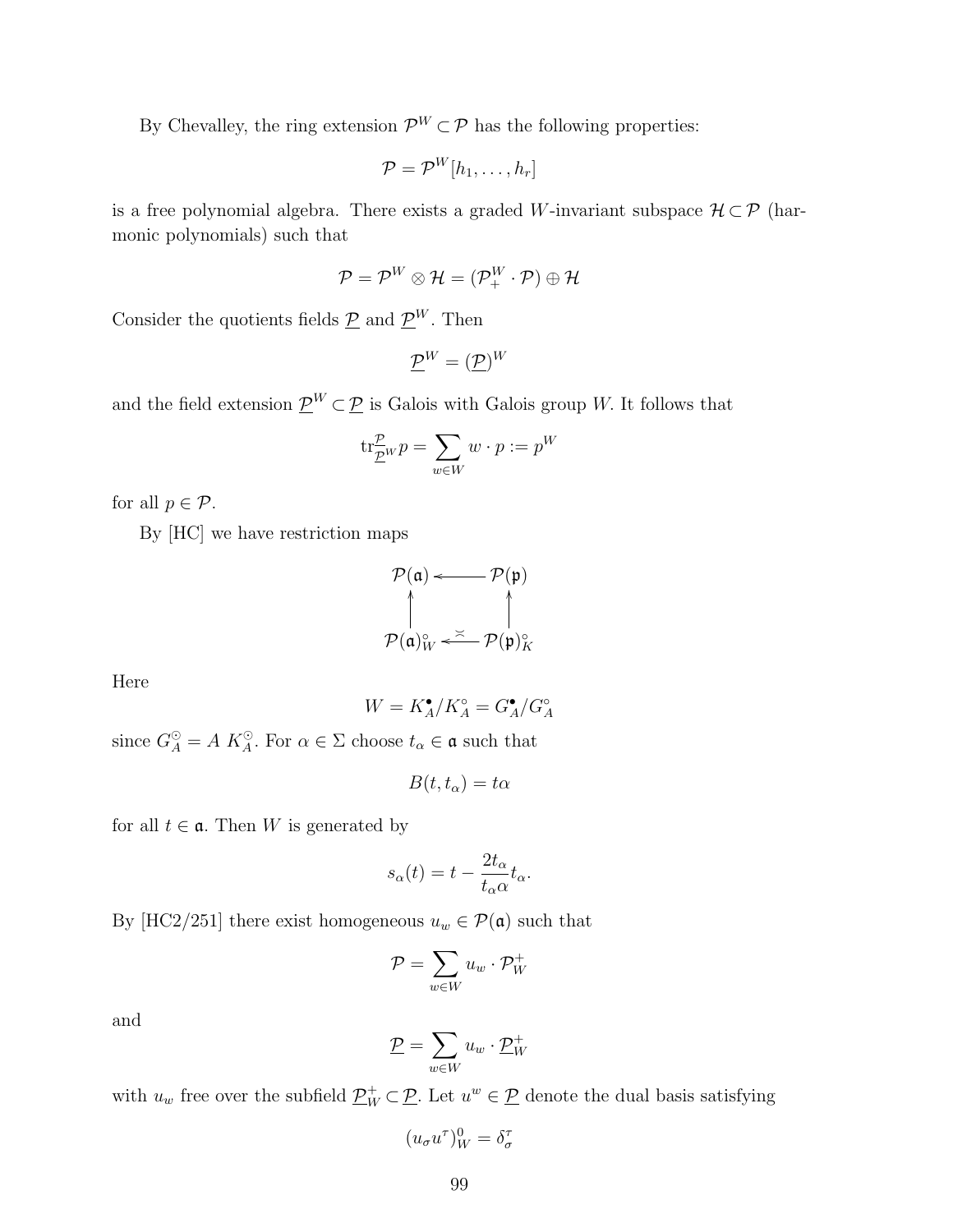By Chevalley, the ring extension $\mathcal{P}^W \subset \mathcal{P}$ has the following properties:

$$\mathcal{P} = \mathcal{P}^W[h_1, \ldots, h_r]$$

is a free polynomial algebra. There exists a graded $W$-invariant subspace $\mathcal{H} \subset \mathcal{P}$ (harmonic polynomials) such that

$$\mathcal{P} = \mathcal{P}^W \otimes \mathcal{H} = (\mathcal{P}^W_+ \cdot \mathcal{P}) \oplus \mathcal{H}$$

Consider the quotients fields $\underline{\mathcal{P}}$ and $\underline{\mathcal{P}}^W$. Then

$$\underline{\mathcal{P}}^W = (\underline{\mathcal{P}})^W$$

and the field extension $\underline{\mathcal{P}}^W \subset \underline{\mathcal{P}}$ is Galois with Galois group $W$. It follows that

$$\mathrm{tr}^{\underline{\mathcal{P}}}_{\underline{\mathcal{P}}^W} p = \sum_{w \in W} w \cdot p := p^W$$

for all $p \in \mathcal{P}$.

By [HC] we have restriction maps

$$\begin{array}{ccc} \mathcal{P}(\mathfrak{a}) & \longleftarrow & \mathcal{P}(\mathfrak{p}) \\ \uparrow & & \uparrow \\ \mathcal{P}(\mathfrak{a})^\circ_W & \xleftarrow{\asymp} & \mathcal{P}(\mathfrak{p})^\circ_K \end{array}$$

Here

$$W = K^\bullet_A / K^\circ_A = G^\bullet_A / G^\circ_A$$

since $G^\odot_A = A\ K^\odot_A$. For $\alpha \in \Sigma$ choose $t_\alpha \in \mathfrak{a}$ such that

$$B(t, t_\alpha) = t\alpha$$

for all $t \in \mathfrak{a}$. Then $W$ is generated by

$$s_\alpha(t) = t - \frac{2t_\alpha}{t_\alpha \alpha} t_\alpha.$$

By [HC2/251] there exist homogeneous $u_w \in \mathcal{P}(\mathfrak{a})$ such that

$$\mathcal{P} = \sum_{w \in W} u_w \cdot \mathcal{P}^+_W$$

and

$$\underline{\mathcal{P}} = \sum_{w \in W} u_w \cdot \underline{\mathcal{P}}^+_W$$

with $u_w$ free over the subfield $\underline{\mathcal{P}}^+_W \subset \underline{\mathcal{P}}$. Let $u^w \in \underline{\mathcal{P}}$ denote the dual basis satisfying

$$(u_\sigma u^\tau)^0_W = \delta^\tau_\sigma$$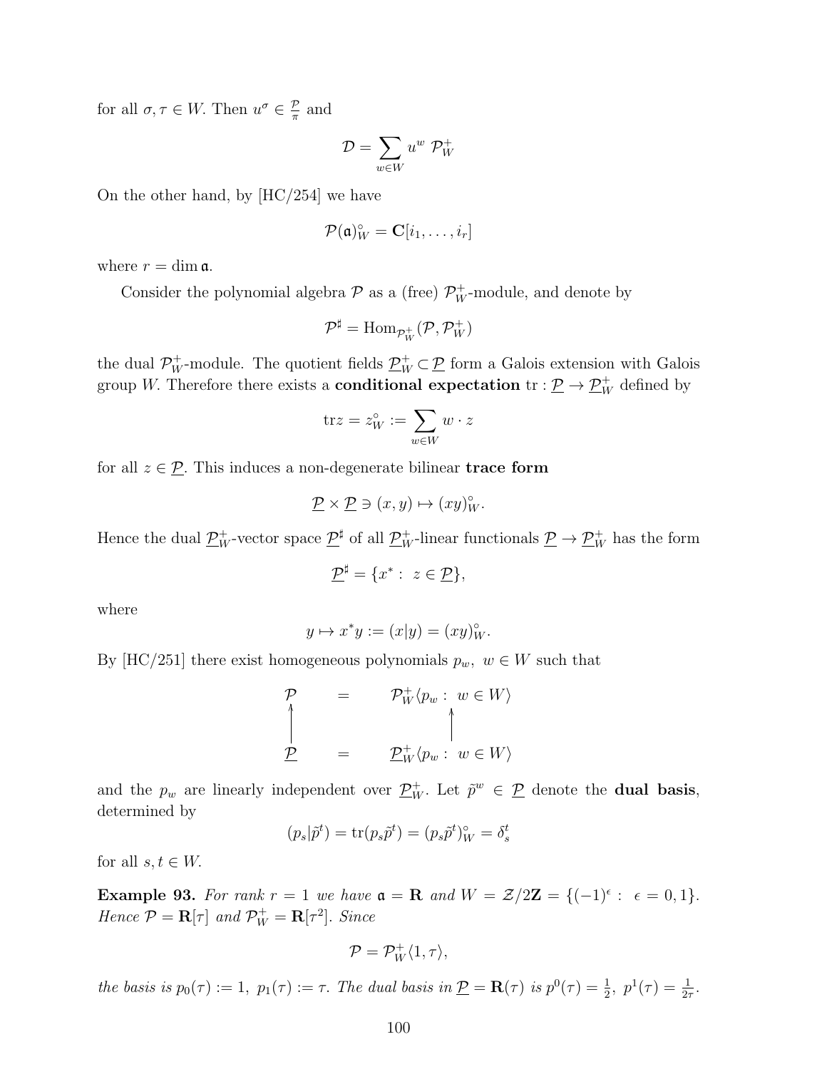for all $\sigma, \tau \in W$. Then $u^\sigma \in \frac{\mathcal{P}}{\pi}$ and

$$\mathcal{D} = \sum_{w \in W} u^w \ \mathcal{P}_W^+$$

On the other hand, by [HC/254] we have

$$\mathcal{P}(\mathfrak{a})_W^\circ = \mathbf{C}[i_1, \ldots, i_r]$$

where $r = \dim \mathfrak{a}$.

Consider the polynomial algebra $\mathcal{P}$ as a (free) $\mathcal{P}_W^+$-module, and denote by

$$\mathcal{P}^\sharp = \mathrm{Hom}_{\mathcal{P}_W^+}(\mathcal{P}, \mathcal{P}_W^+)$$

the dual $\mathcal{P}_W^+$-module. The quotient fields $\underline{\mathcal{P}}_W^+ \subset \underline{\mathcal{P}}$ form a Galois extension with Galois group $W$. Therefore there exists a **conditional expectation** $\mathrm{tr} : \underline{\mathcal{P}} \to \underline{\mathcal{P}}_W^+$ defined by

$$\mathrm{tr} z = z_W^\circ := \sum_{w \in W} w \cdot z$$

for all $z \in \underline{\mathcal{P}}$. This induces a non-degenerate bilinear **trace form**

$$\underline{\mathcal{P}} \times \underline{\mathcal{P}} \ni (x, y) \mapsto (xy)_W^\circ.$$

Hence the dual $\underline{\mathcal{P}}_W^+$-vector space $\underline{\mathcal{P}}^\sharp$ of all $\underline{\mathcal{P}}_W^+$-linear functionals $\underline{\mathcal{P}} \to \underline{\mathcal{P}}_W^+$ has the form

$$\underline{\mathcal{P}}^\sharp = \{x^* : \ z \in \underline{\mathcal{P}}\},$$

where

$$y \mapsto x^* y := (x|y) = (xy)_W^\circ.$$

By [HC/251] there exist homogeneous polynomials $p_w, \ w \in W$ such that

$$\begin{array}{ccc} \mathcal{P} & = & \mathcal{P}_W^+\langle p_w : \ w \in W\rangle \\ \uparrow & & \uparrow \\ \underline{\mathcal{P}} & = & \underline{\mathcal{P}}_W^+\langle p_w : \ w \in W\rangle \end{array}$$

and the $p_w$ are linearly independent over $\underline{\mathcal{P}}_W^+$. Let $\tilde{p}^w \in \underline{\mathcal{P}}$ denote the **dual basis**, determined by

$$(p_s|\tilde{p}^t) = \mathrm{tr}(p_s \tilde{p}^t) = (p_s \tilde{p}^t)_W^\circ = \delta_s^t$$

for all $s, t \in W$.

**Example 93.** *For rank $r = 1$ we have $\mathfrak{a} = \mathbf{R}$ and $W = \mathcal{Z}/2\mathbf{Z} = \{(-1)^\epsilon : \ \epsilon = 0, 1\}$. Hence $\mathcal{P} = \mathbf{R}[\tau]$ and $\mathcal{P}_W^+ = \mathbf{R}[\tau^2]$. Since*

$$\mathcal{P} = \mathcal{P}_W^+\langle 1, \tau\rangle,$$

*the basis is $p_0(\tau) := 1, \ p_1(\tau) := \tau$. The dual basis in $\underline{\mathcal{P}} = \mathbf{R}(\tau)$ is $p^0(\tau) = \frac{1}{2}, \ p^1(\tau) = \frac{1}{2\tau}$.*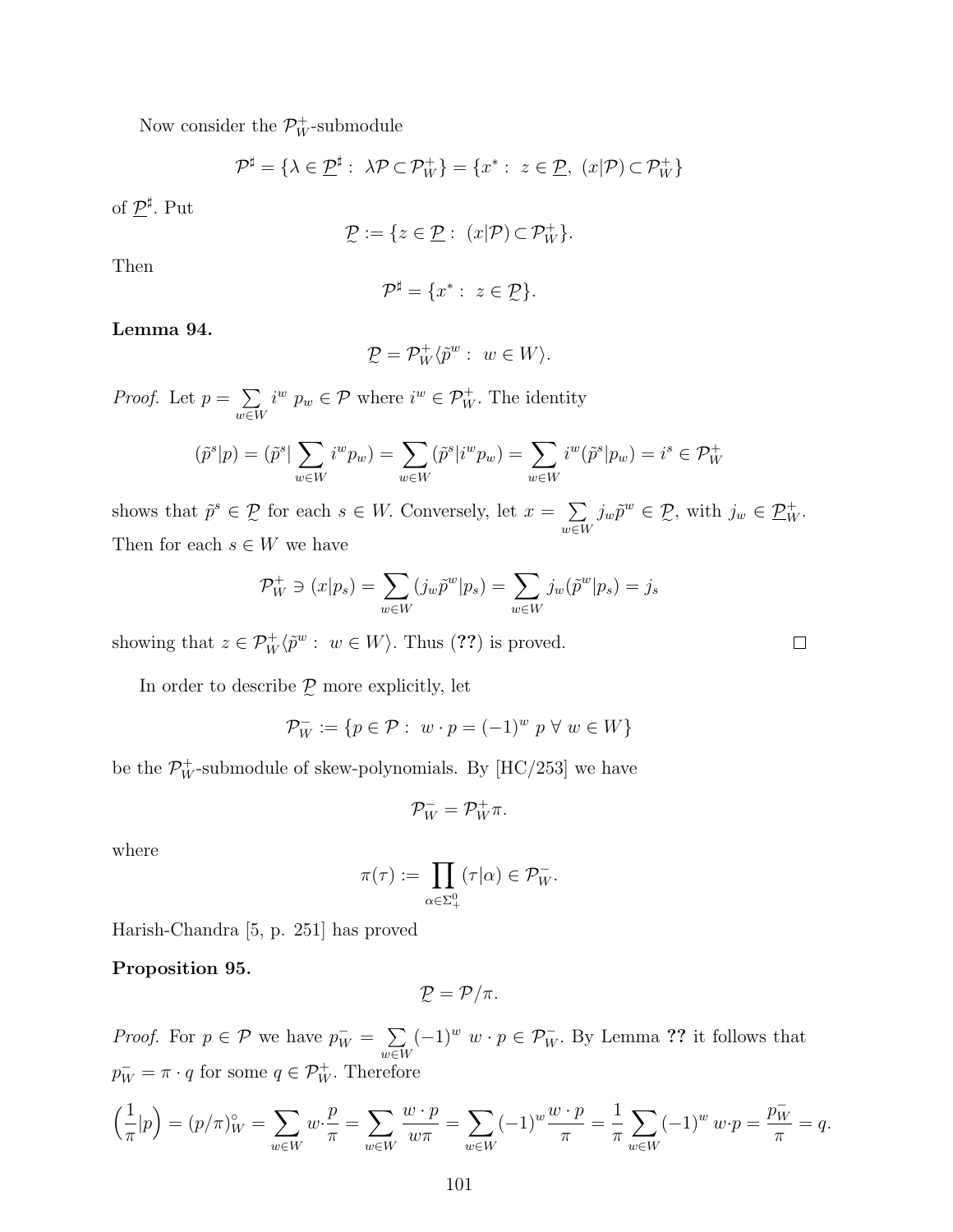Now consider the $\mathcal{P}_W^+$-submodule

$$\mathcal{P}^\sharp = \{\lambda \in \underline{\mathcal{P}}^\sharp : \ \lambda \mathcal{P} \subset \mathcal{P}_W^+\} = \{x^* : \ z \in \underline{\mathcal{P}}, \ (x|\mathcal{P}) \subset \mathcal{P}_W^+\}$$

of $\underline{\mathcal{P}}^\sharp$. Put

$$\underset{\sim}{\mathcal{P}} := \{z \in \underline{\mathcal{P}} : \ (x|\mathcal{P}) \subset \mathcal{P}_W^+\}.$$

Then

$$\mathcal{P}^\sharp = \{x^* : \ z \in \underset{\sim}{\mathcal{P}}\}.$$

**Lemma 94.**

$$\underset{\sim}{\mathcal{P}} = \mathcal{P}_W^+ \langle \tilde{p}^w : \ w \in W \rangle.$$

*Proof.* Let $p = \sum\limits_{w \in W} i^w \ p_w \in \mathcal{P}$ where $i^w \in \mathcal{P}_W^+$. The identity

$$(\tilde{p}^s|p) = (\tilde{p}^s|\sum_{w \in W} i^w p_w) = \sum_{w \in W} (\tilde{p}^s|i^w p_w) = \sum_{w \in W} i^w (\tilde{p}^s|p_w) = i^s \in \mathcal{P}_W^+$$

shows that $\tilde{p}^s \in \underset{\sim}{\mathcal{P}}$ for each $s \in W$. Conversely, let $x = \sum\limits_{w \in W} j_w \tilde{p}^w \in \underset{\sim}{\mathcal{P}}$, with $j_w \in \underline{\mathcal{P}}_W^+$. Then for each $s \in W$ we have

$$\mathcal{P}_W^+ \ni (x|p_s) = \sum_{w \in W} (j_w \tilde{p}^w|p_s) = \sum_{w \in W} j_w (\tilde{p}^w|p_s) = j_s$$

showing that $z \in \mathcal{P}_W^+ \langle \tilde{p}^w : \ w \in W \rangle$. Thus (**??**) is proved. $\square$

In order to describe $\underset{\sim}{\mathcal{P}}$ more explicitly, let

$$\mathcal{P}_W^- := \{p \in \mathcal{P} : \ w \cdot p = (-1)^w \ p \ \forall \ w \in W\}$$

be the $\mathcal{P}_W^+$-submodule of skew-polynomials. By [HC/253] we have

$$\mathcal{P}_W^- = \mathcal{P}_W^+ \pi.$$

where

$$\pi(\tau) := \prod_{\alpha \in \Sigma_+^0} (\tau|\alpha) \in \mathcal{P}_W^-.$$

Harish-Chandra [5, p. 251] has proved

**Proposition 95.**

$$\underset{\sim}{\mathcal{P}} = \mathcal{P}/\pi.$$

*Proof.* For $p \in \mathcal{P}$ we have $p_W^- = \sum\limits_{w \in W} (-1)^w \ w \cdot p \in \mathcal{P}_W^-$. By Lemma **??** it follows that $p_W^- = \pi \cdot q$ for some $q \in \mathcal{P}_W^+$. Therefore

$$\left(\frac{1}{\pi}\Big|p\right) = (p/\pi)_W^\circ = \sum_{w \in W} w \cdot \frac{p}{\pi} = \sum_{w \in W} \frac{w \cdot p}{w\pi} = \sum_{w \in W} (-1)^w \frac{w \cdot p}{\pi} = \frac{1}{\pi} \sum_{w \in W} (-1)^w \ w \cdot p = \frac{p_W^-}{\pi} = q.$$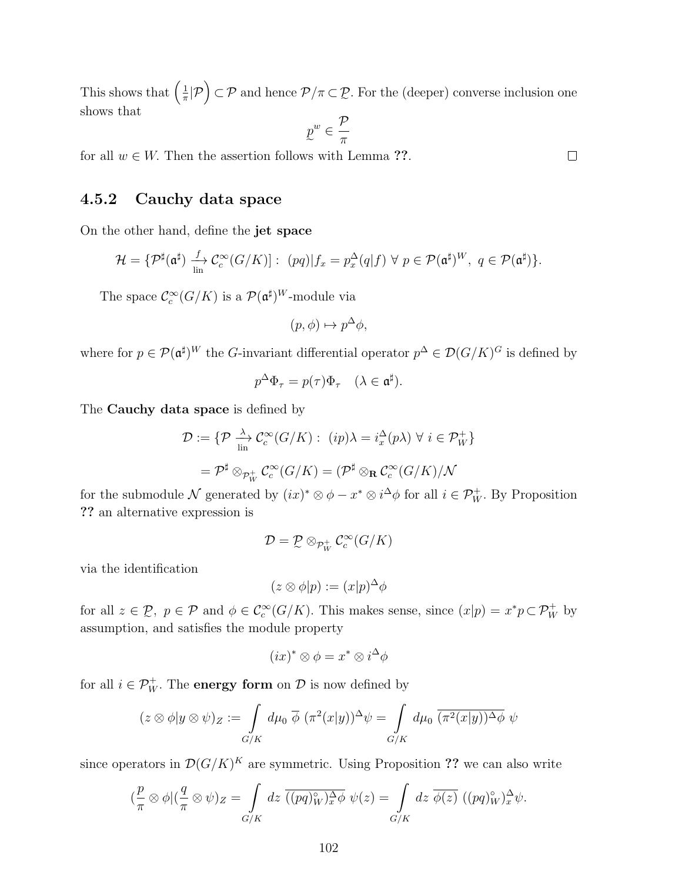This shows that $\left(\frac{1}{\pi}|\mathcal{P}\right) \subset \mathcal{P}$ and hence $\mathcal{P}/\pi \subset \underset{\sim}{\mathcal{P}}$. For the (deeper) converse inclusion one shows that

$$\underset{\sim}{p}^w \in \frac{\mathcal{P}}{\pi}$$

for all $w \in W$. Then the assertion follows with Lemma **??**. $\square$

### 4.5.2 Cauchy data space

On the other hand, define the **jet space**

$$\mathcal{H} = \{\mathcal{P}^\sharp(\mathfrak{a}^\sharp) \xrightarrow[\text{lin}]{f} \mathcal{C}_c^\infty(G/K)] : \ (pq)|f_x = p_x^\Delta(q|f) \ \forall \ p \in \mathcal{P}(\mathfrak{a}^\sharp)^W, \ q \in \mathcal{P}(\mathfrak{a}^\sharp)\}.$$

The space $\mathcal{C}_c^\infty(G/K)$ is a $\mathcal{P}(\mathfrak{a}^\sharp)^W$-module via

$$(p, \phi) \mapsto p^\Delta \phi,$$

where for $p \in \mathcal{P}(\mathfrak{a}^\sharp)^W$ the $G$-invariant differential operator $p^\Delta \in \mathcal{D}(G/K)^G$ is defined by

$$p^\Delta \Phi_\tau = p(\tau)\Phi_\tau \quad (\lambda \in \mathfrak{a}^\sharp).$$

The **Cauchy data space** is defined by

$$\mathcal{D} := \{\mathcal{P} \xrightarrow[\text{lin}]{\lambda} \mathcal{C}_c^\infty(G/K) : \ (ip)\lambda = i_x^\Delta(p\lambda) \ \forall \ i \in \mathcal{P}_W^+\}$$

$$= \mathcal{P}^\sharp \otimes_{\mathcal{P}_W^+} \mathcal{C}_c^\infty(G/K) = (\mathcal{P}^\sharp \otimes_{\mathbf{R}} \mathcal{C}_c^\infty(G/K)/\mathcal{N}$$

for the submodule $\mathcal{N}$ generated by $(ix)^* \otimes \phi - x^* \otimes i^\Delta \phi$ for all $i \in \mathcal{P}_W^+$. By Proposition **??** an alternative expression is

$$\mathcal{D} = \underset{\sim}{\mathcal{P}} \otimes_{\mathcal{P}_W^+} \mathcal{C}_c^\infty(G/K)$$

via the identification

$$(z \otimes \phi|p) := (x|p)^\Delta \phi$$

for all $z \in \underset{\sim}{\mathcal{P}}, \ p \in \mathcal{P}$ and $\phi \in \mathcal{C}_c^\infty(G/K)$. This makes sense, since $(x|p) = x^* p \subset \mathcal{P}_W^+$ by assumption, and satisfies the module property

$$(ix)^* \otimes \phi = x^* \otimes i^\Delta \phi$$

for all $i \in \mathcal{P}_W^+$. The **energy form** on $\mathcal{D}$ is now defined by

$$(z \otimes \phi|y \otimes \psi)_Z := \int_{G/K} d\mu_0 \ \overline{\phi} \ (\pi^2(x|y))^\Delta \psi = \int_{G/K} d\mu_0 \ \overline{(\pi^2(x|y))^\Delta \phi} \ \psi$$

since operators in $\mathcal{D}(G/K)^K$ are symmetric. Using Proposition **??** we can also write

$$(\frac{p}{\pi} \otimes \phi|(\frac{q}{\pi} \otimes \psi)_Z = \int_{G/K} dz \ \overline{((pq)_W^\circ)_x^\Delta \phi} \ \psi(z) = \int_{G/K} dz \ \overline{\phi(z)} \ ((pq)_W^\circ)_x^\Delta \psi.$$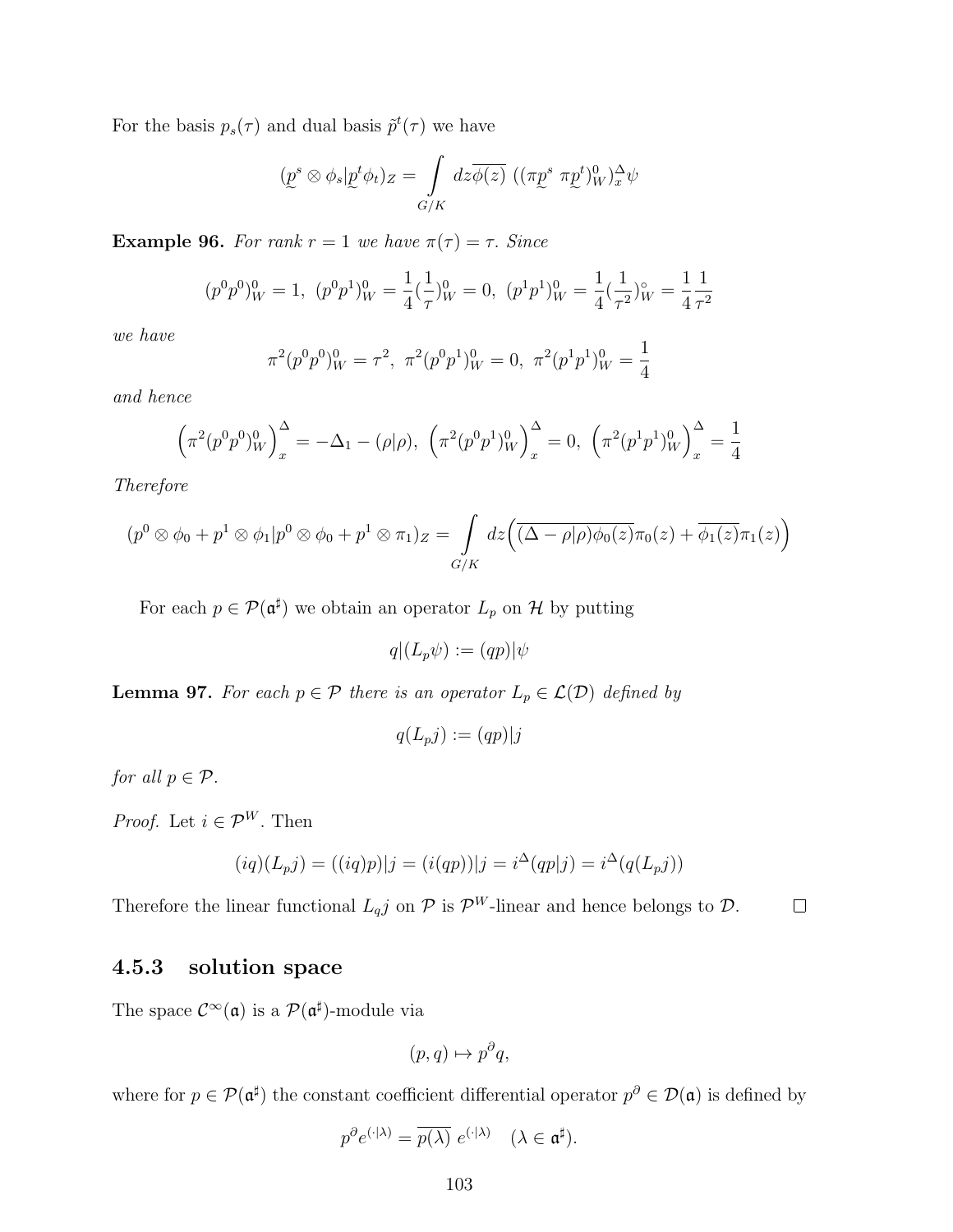For the basis $p_s(\tau)$ and dual basis $\tilde{p}^t(\tau)$ we have

$$(\underset{\sim}{p}^s \otimes \phi_s | \underset{\sim}{p}^t \phi_t)_Z = \int\limits_{G/K} dz \overline{\phi(z)} \; ((\pi \underset{\sim}{p}^s \; \pi \underset{\sim}{p}^t)^0_W)^\Delta_x \psi$$

**Example 96.** *For rank $r = 1$ we have $\pi(\tau) = \tau$. Since*

$$(p^0 p^0)^0_W = 1, \; (p^0 p^1)^0_W = \frac{1}{4}(\frac{1}{\tau})^0_W = 0, \; (p^1 p^1)^0_W = \frac{1}{4}(\frac{1}{\tau^2})^\circ_W = \frac{1}{4}\frac{1}{\tau^2}$$

*we have*

$$\pi^2 (p^0 p^0)^0_W = \tau^2, \; \pi^2 (p^0 p^1)^0_W = 0, \; \pi^2 (p^1 p^1)^0_W = \frac{1}{4}$$

*and hence*

$$\Big(\pi^2 (p^0 p^0)^0_W\Big)^\Delta_x = -\Delta_1 - (\rho|\rho), \; \Big(\pi^2 (p^0 p^1)^0_W\Big)^\Delta_x = 0, \; \Big(\pi^2 (p^1 p^1)^0_W\Big)^\Delta_x = \frac{1}{4}$$

*Therefore*

$$(p^0 \otimes \phi_0 + p^1 \otimes \phi_1 | p^0 \otimes \phi_0 + p^1 \otimes \pi_1)_Z = \int\limits_{G/K} dz \Big( \overline{(\Delta - \rho|\rho)\phi_0(z)} \pi_0(z) + \overline{\phi_1(z)} \pi_1(z) \Big)$$

For each $p \in \mathcal{P}(\mathfrak{a}^\sharp)$ we obtain an operator $L_p$ on $\mathcal{H}$ by putting

$$q|(L_p \psi) := (qp)|\psi$$

**Lemma 97.** *For each $p \in \mathcal{P}$ there is an operator $L_p \in \mathcal{L}(\mathcal{D})$ defined by*

$$q(L_p j) := (qp)|j$$

*for all $p \in \mathcal{P}$.*

*Proof.* Let $i \in \mathcal{P}^W$. Then

$$(iq)(L_p j) = ((iq)p)|j = (i(qp))|j = i^\Delta (qp|j) = i^\Delta (q(L_p j))$$

Therefore the linear functional $L_q j$ on $\mathcal{P}$ is $\mathcal{P}^W$-linear and hence belongs to $\mathcal{D}$. ☐

### 4.5.3 solution space

The space $\mathcal{C}^\infty(\mathfrak{a})$ is a $\mathcal{P}(\mathfrak{a}^\sharp)$-module via

$$(p, q) \mapsto p^\partial q,$$

where for $p \in \mathcal{P}(\mathfrak{a}^\sharp)$ the constant coefficient differential operator $p^\partial \in \mathcal{D}(\mathfrak{a})$ is defined by

$$p^\partial e^{(\cdot|\lambda)} = \overline{p(\lambda)} \; e^{(\cdot|\lambda)} \quad (\lambda \in \mathfrak{a}^\sharp).$$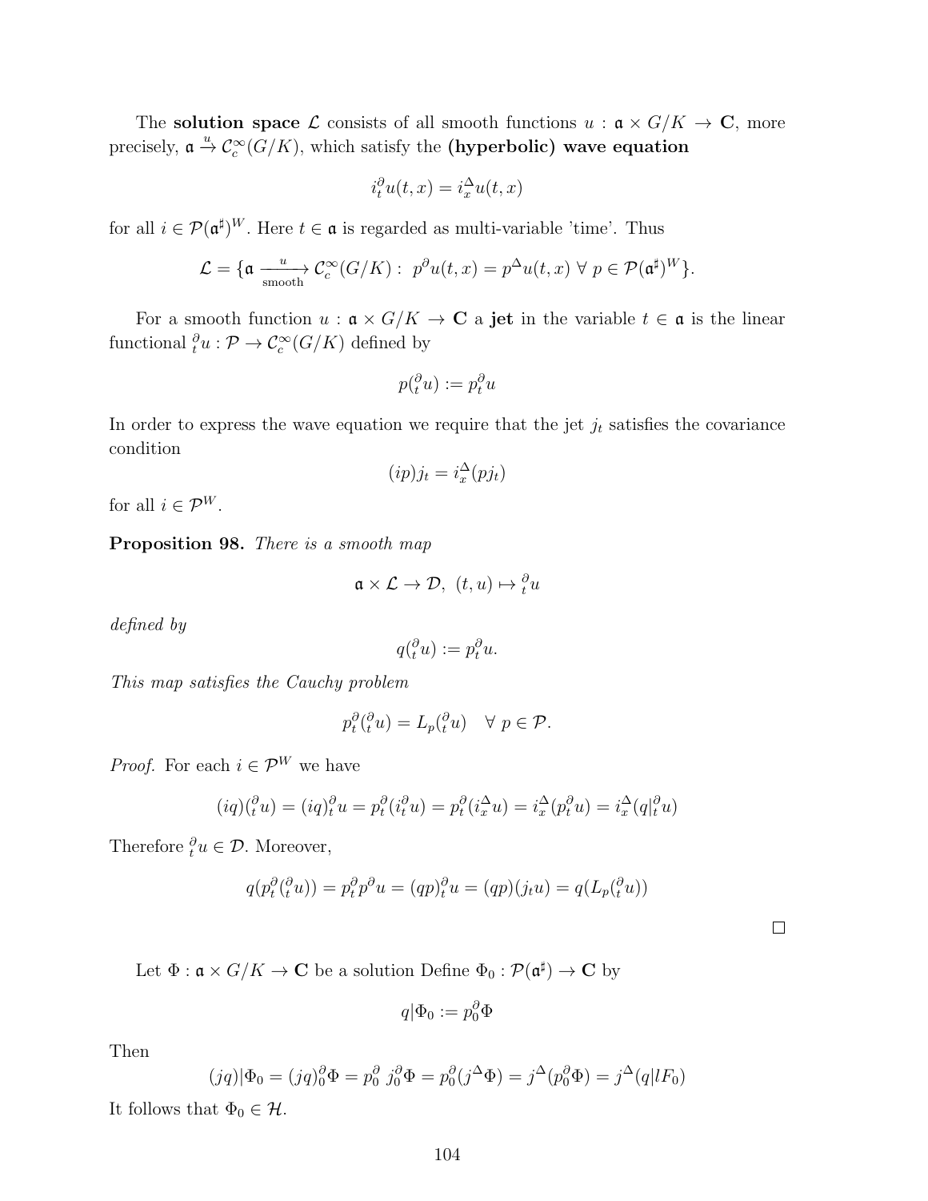The **solution space** $\mathcal{L}$ consists of all smooth functions $u : \mathfrak{a} \times G/K \to \mathbf{C}$, more precisely, $\mathfrak{a} \xrightarrow{u} \mathcal{C}_c^\infty(G/K)$, which satisfy the **(hyperbolic) wave equation**

$$i_t^\partial u(t,x) = i_x^\Delta u(t,x)$$

for all $i \in \mathcal{P}(\mathfrak{a}^\sharp)^W$. Here $t \in \mathfrak{a}$ is regarded as multi-variable 'time'. Thus

$$\mathcal{L} = \{\mathfrak{a} \xrightarrow[\text{smooth}]{u} \mathcal{C}_c^\infty(G/K) : \ p^\partial u(t,x) = p^\Delta u(t,x) \ \forall \ p \in \mathcal{P}(\mathfrak{a}^\sharp)^W\}.$$

For a smooth function $u : \mathfrak{a} \times G/K \to \mathbf{C}$ a **jet** in the variable $t \in \mathfrak{a}$ is the linear functional ${}_t^\partial u : \mathcal{P} \to \mathcal{C}_c^\infty(G/K)$ defined by

$$p({}_t^\partial u) := p_t^\partial u$$

In order to express the wave equation we require that the jet $j_t$ satisfies the covariance condition

$$(ip)j_t = i_x^\Delta(pj_t)$$

for all $i \in \mathcal{P}^W$.

**Proposition 98.** *There is a smooth map*

$$\mathfrak{a} \times \mathcal{L} \to \mathcal{D}, \ (t,u) \mapsto {}_t^\partial u$$

*defined by*

$$q({}_t^\partial u) := p_t^\partial u.$$

*This map satisfies the Cauchy problem*

$$p_t^\partial({}_t^\partial u) = L_p({}_t^\partial u) \quad \forall \ p \in \mathcal{P}.$$

*Proof.* For each $i \in \mathcal{P}^W$ we have

$$(iq)({}_t^\partial u) = (iq)_t^\partial u = p_t^\partial(i_t^\partial u) = p_t^\partial(i_x^\Delta u) = i_x^\Delta(p_t^\partial u) = i_x^\Delta(q|{}_t^\partial u)$$

Therefore ${}_t^\partial u \in \mathcal{D}$. Moreover,

$$q(p_t^\partial({}_t^\partial u)) = p_t^\partial p^\partial u = (qp)_t^\partial u = (qp)(j_t u) = q(L_p({}_t^\partial u))$$

$\square$

Let $\Phi : \mathfrak{a} \times G/K \to \mathbf{C}$ be a solution Define $\Phi_0 : \mathcal{P}(\mathfrak{a}^\sharp) \to \mathbf{C}$ by

$$q|\Phi_0 := p_0^\partial \Phi$$

Then

$$(jq)|\Phi_0 = (jq)_0^\partial \Phi = p_0^\partial \ j_0^\partial \Phi = p_0^\partial(j^\Delta \Phi) = j^\Delta(p_0^\partial \Phi) = j^\Delta(q|lF_0)$$

It follows that $\Phi_0 \in \mathcal{H}$.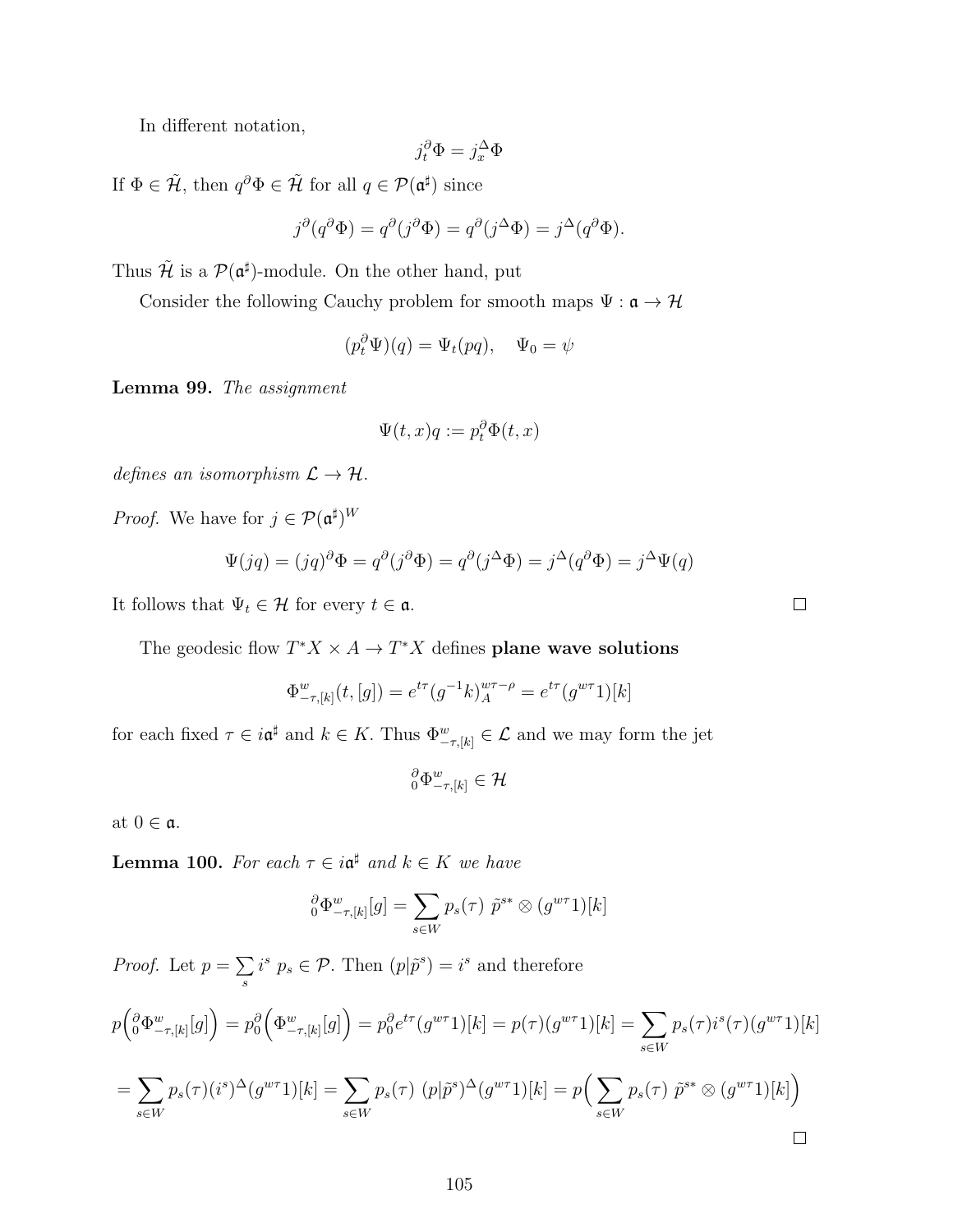In different notation,

$$j_t^\partial \Phi = j_x^\Delta \Phi$$

If $\Phi \in \tilde{\mathcal{H}}$, then $q^\partial \Phi \in \tilde{\mathcal{H}}$ for all $q \in \mathcal{P}(\mathfrak{a}^\sharp)$ since

$$j^\partial(q^\partial \Phi) = q^\partial(j^\partial \Phi) = q^\partial(j^\Delta \Phi) = j^\Delta(q^\partial \Phi).$$

Thus $\tilde{\mathcal{H}}$ is a $\mathcal{P}(\mathfrak{a}^\sharp)$-module. On the other hand, put

Consider the following Cauchy problem for smooth maps $\Psi : \mathfrak{a} \to \mathcal{H}$

$$(p_t^\partial \Psi)(q) = \Psi_t(pq), \quad \Psi_0 = \psi$$

**Lemma 99.** *The assignment*

$$\Psi(t,x)q := p_t^\partial \Phi(t,x)$$

*defines an isomorphism* $\mathcal{L} \to \mathcal{H}$.

*Proof.* We have for $j \in \mathcal{P}(\mathfrak{a}^\sharp)^W$

$$\Psi(jq) = (jq)^\partial \Phi = q^\partial(j^\partial \Phi) = q^\partial(j^\Delta \Phi) = j^\Delta(q^\partial \Phi) = j^\Delta \Psi(q)$$

It follows that $\Psi_t \in \mathcal{H}$ for every $t \in \mathfrak{a}$. □

The geodesic flow $T^*X \times A \to T^*X$ defines **plane wave solutions**

$$\Phi^w_{-\tau,[k]}(t,[g]) = e^{t\tau}(g^{-1}k)_A^{w\tau-\rho} = e^{t\tau}(g^{w\tau}1)[k]$$

for each fixed $\tau \in i\mathfrak{a}^\sharp$ and $k \in K$. Thus $\Phi^w_{-\tau,[k]} \in \mathcal{L}$ and we may form the jet

$${}^\partial_0\Phi^w_{-\tau,[k]} \in \mathcal{H}$$

at $0 \in \mathfrak{a}$.

**Lemma 100.** *For each* $\tau \in i\mathfrak{a}^\sharp$ *and* $k \in K$ *we have*

$${}^\partial_0\Phi^w_{-\tau,[k]}[g] = \sum_{s \in W} p_s(\tau)\ \tilde{p}^{s*} \otimes (g^{w\tau}1)[k]$$

*Proof.* Let $p = \sum_s i^s\ p_s \in \mathcal{P}$. Then $(p|\tilde{p}^s) = i^s$ and therefore

$$p\Big({}^\partial_0\Phi^w_{-\tau,[k]}[g]\Big) = p_0^\partial\Big(\Phi^w_{-\tau,[k]}[g]\Big) = p_0^\partial e^{t\tau}(g^{w\tau}1)[k] = p(\tau)(g^{w\tau}1)[k] = \sum_{s\in W} p_s(\tau)i^s(\tau)(g^{w\tau}1)[k]$$

$$= \sum_{s\in W} p_s(\tau)(i^s)^\Delta(g^{w\tau}1)[k] = \sum_{s\in W} p_s(\tau)\ (p|\tilde{p}^s)^\Delta(g^{w\tau}1)[k] = p\Big(\sum_{s\in W} p_s(\tau)\ \tilde{p}^{s*} \otimes (g^{w\tau}1)[k]\Big)$$

□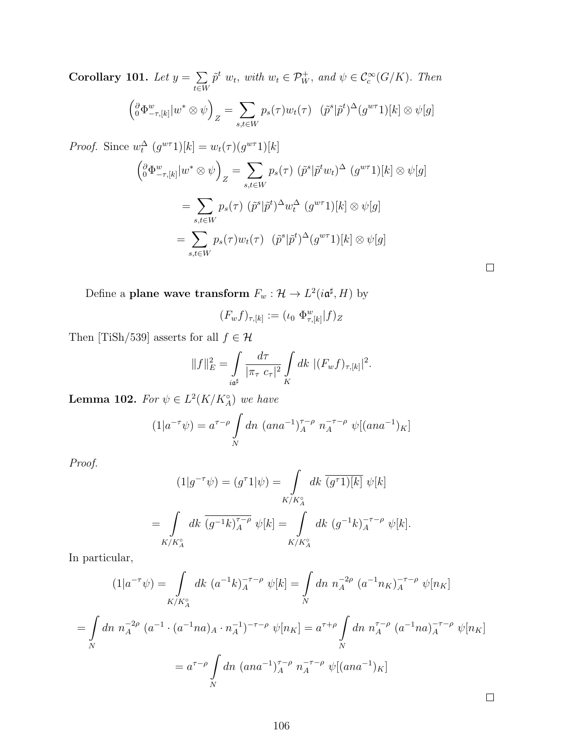**Corollary 101.** *Let* $y = \sum_{t \in W} \tilde{p}^t \; w_t$*, with* $w_t \in \mathcal{P}_W^+$*, and* $\psi \in \mathcal{C}_c^\infty(G/K)$*. Then*

$$\left( {}_0^\partial \Phi^w_{-\tau,[k]} | w^* \otimes \psi \right)_Z = \sum_{s,t \in W} p_s(\tau) w_t(\tau) \;\; (\tilde{p}^s | \tilde{p}^t)^\Delta (g^{w\tau} 1)[k] \otimes \psi[g]$$

*Proof.* Since $w_t^\Delta \; (g^{w\tau}1)[k] = w_t(\tau)(g^{w\tau}1)[k]$

$$\left( {}_0^\partial \Phi^w_{-\tau,[k]} | w^* \otimes \psi \right)_Z = \sum_{s,t \in W} p_s(\tau) \; (\tilde{p}^s | \tilde{p}^t w_t)^\Delta \; (g^{w\tau} 1)[k] \otimes \psi[g]$$

$$= \sum_{s,t \in W} p_s(\tau) \; (\tilde{p}^s | \tilde{p}^t)^\Delta w_t^\Delta \; (g^{w\tau} 1)[k] \otimes \psi[g]$$

$$= \sum_{s,t \in W} p_s(\tau) w_t(\tau) \;\; (\tilde{p}^s | \tilde{p}^t)^\Delta (g^{w\tau} 1)[k] \otimes \psi[g]$$

□

Define a **plane wave transform** $F_w : \mathcal{H} \to L^2(i\mathfrak{a}^\sharp, H)$ by

$$(F_w f)_{\tau,[k]} := (\iota_0 \; \Phi^w_{\tau,[k]} | f)_Z$$

Then [TiSh/539] asserts for all $f \in \mathcal{H}$

$$\|f\|_E^2 = \int_{i\mathfrak{a}^\sharp} \frac{d\tau}{|\pi_\tau \; c_\tau|^2} \int_K dk \; |(F_w f)_{\tau,[k]}|^2.$$

**Lemma 102.** *For* $\psi \in L^2(K/K_A^\circ)$ *we have*

$$(1 | a^{-\tau} \psi) = a^{\tau - \rho} \int_N dn \; (ana^{-1})_A^{\tau-\rho} \; n_A^{-\tau-\rho} \; \psi[(ana^{-1})_K]$$

*Proof.*

$$(1 | g^{-\tau} \psi) = (g^\tau 1 | \psi) = \int_{K/K_A^\circ} dk \; \overline{(g^\tau 1)[k]} \; \psi[k]$$

$$= \int_{K/K_A^\circ} dk \; \overline{(g^{-1}k)_A^{\tau-\rho}} \; \psi[k] = \int_{K/K_A^\circ} dk \; (g^{-1}k)_A^{-\tau-\rho} \; \psi[k].$$

In particular,

$$(1 | a^{-\tau} \psi) = \int_{K/K_A^\circ} dk \; (a^{-1}k)_A^{-\tau-\rho} \; \psi[k] = \int_N dn \; n_A^{-2\rho} \; (a^{-1}n_K)_A^{-\tau-\rho} \; \psi[n_K]$$

$$= \int_N dn \; n_A^{-2\rho} \; (a^{-1} \cdot (a^{-1}na)_A \cdot n_A^{-1})^{-\tau-\rho} \; \psi[n_K] = a^{\tau+\rho} \int_N dn \; n_A^{\tau-\rho} \; (a^{-1}na)_A^{-\tau-\rho} \; \psi[n_K]$$

$$= a^{\tau-\rho} \int_N dn \; (ana^{-1})_A^{\tau-\rho} \; n_A^{-\tau-\rho} \; \psi[(ana^{-1})_K]$$

□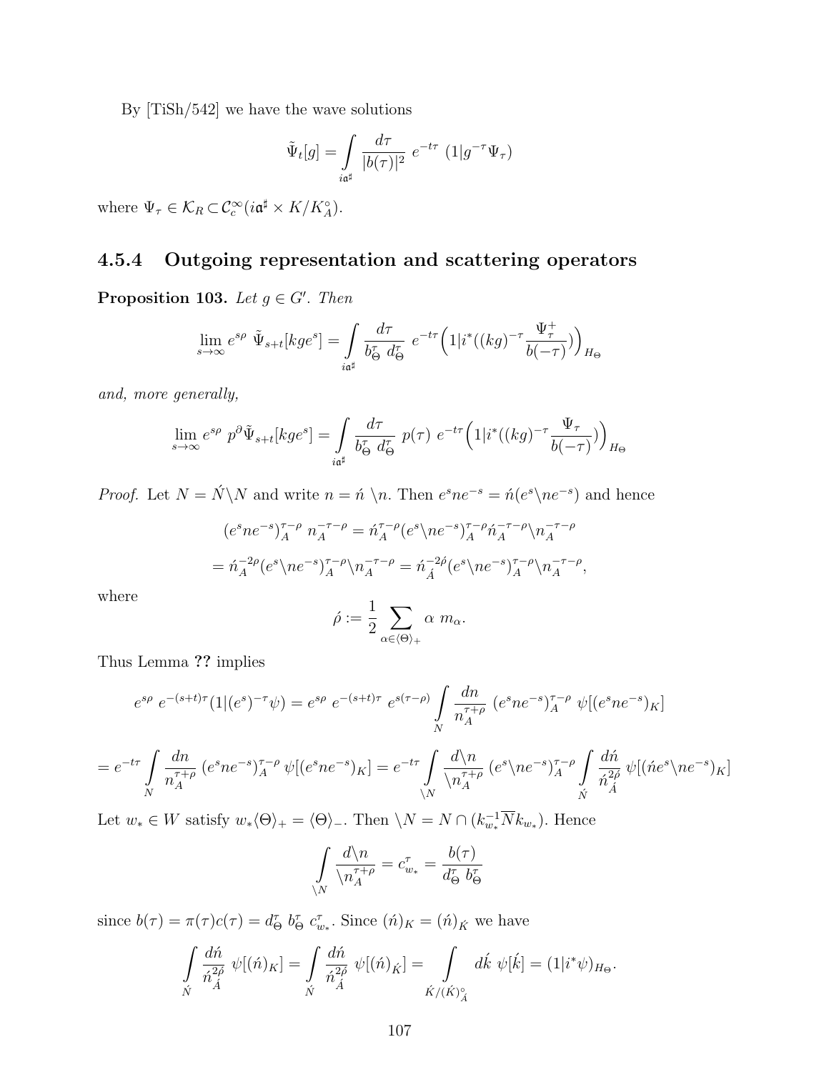By [TiSh/542] we have the wave solutions

$$\tilde{\Psi}_t[g] = \int\limits_{i\mathfrak{a}^\sharp} \frac{d\tau}{|b(\tau)|^2}\ e^{-t\tau}\ (1|g^{-\tau}\Psi_\tau)$$

where $\Psi_\tau \in \mathcal{K}_R \subset \mathcal{C}_c^\infty(i\mathfrak{a}^\sharp \times K/K_A^\circ)$.

### 4.5.4 Outgoing representation and scattering operators

**Proposition 103.** *Let $g \in G'$. Then*

$$\lim_{s\to\infty} e^{s\rho}\ \tilde{\Psi}_{s+t}[kge^s] = \int\limits_{i\mathfrak{a}^\sharp} \frac{d\tau}{b_\Theta^\tau\ d_\Theta^\tau}\ e^{-t\tau}\Big(1|i^*((kg)^{-\tau}\frac{\Psi_\tau^+}{b(-\tau)})\Big)_{H_\Theta}$$

*and, more generally,*

$$\lim_{s\to\infty} e^{s\rho}\ p^\partial\tilde{\Psi}_{s+t}[kge^s] = \int\limits_{i\mathfrak{a}^\sharp} \frac{d\tau}{b_\Theta^\tau\ d_\Theta^\tau}\ p(\tau)\ e^{-t\tau}\Big(1|i^*((kg)^{-\tau}\frac{\Psi_\tau}{b(-\tau)})\Big)_{H_\Theta}$$

*Proof.* Let $N = \acute{N}\backslash N$ and write $n = \acute{n}\ \backslash n$. Then $e^s n e^{-s} = \acute{n}(e^s\backslash ne^{-s})$ and hence

$$(e^s ne^{-s})_A^{\tau-\rho}\ n_A^{-\tau-\rho} = \acute{n}_A^{\tau-\rho}(e^s\backslash ne^{-s})_A^{\tau-\rho}\acute{n}_A^{-\tau-\rho}\backslash n_A^{-\tau-\rho}$$

$$= \acute{n}_A^{-2\rho}(e^s\backslash ne^{-s})_A^{\tau-\rho}\backslash n_A^{-\tau-\rho} = \acute{n}_{\acute{A}}^{-2\acute{\rho}}(e^s\backslash ne^{-s})_A^{\tau-\rho}\backslash n_A^{-\tau-\rho},$$

where

$$\acute{\rho} := \frac{1}{2}\sum_{\alpha\in\langle\Theta\rangle_+} \alpha\ m_\alpha.$$

Thus Lemma **??** implies

$$e^{s\rho}\ e^{-(s+t)\tau}(1|(e^s)^{-\tau}\psi) = e^{s\rho}\ e^{-(s+t)\tau}\ e^{s(\tau-\rho)}\int\limits_N \frac{dn}{n_A^{\tau+\rho}}\ (e^s ne^{-s})_A^{\tau-\rho}\ \psi[(e^s ne^{-s})_K]$$

$$= e^{-t\tau}\int\limits_N \frac{dn}{n_A^{\tau+\rho}}\ (e^s ne^{-s})_A^{\tau-\rho}\ \psi[(e^s ne^{-s})_K] = e^{-t\tau}\int\limits_{\backslash N}\frac{d\backslash n}{\backslash n_A^{\tau+\rho}}\ (e^s\backslash ne^{-s})_A^{\tau-\rho}\int\limits_{\acute{N}}\frac{d\acute{n}}{\acute{n}_{\acute{A}}^{2\acute{\rho}}}\ \psi[(\acute{n}e^s\backslash ne^{-s})_K]$$

Let $w_* \in W$ satisfy $w_*\langle\Theta\rangle_+ = \langle\Theta\rangle_-$. Then $\backslash N = N \cap (k_{w_*}^{-1}\overline{N}k_{w_*})$. Hence

$$\int\limits_{\backslash N}\frac{d\backslash n}{\backslash n_A^{\tau+\rho}} = c_{w_*}^\tau = \frac{b(\tau)}{d_\Theta^\tau\ b_\Theta^\tau}$$

since $b(\tau) = \pi(\tau)c(\tau) = d_\Theta^\tau\ b_\Theta^\tau\ c_{w_*}^\tau$. Since $(\acute{n})_K = (\acute{n})_{\acute{K}}$ we have

$$\int\limits_{\acute{N}}\frac{d\acute{n}}{\acute{n}_{\acute{A}}^{2\acute{\rho}}}\ \psi[(\acute{n})_K] = \int\limits_{\acute{N}}\frac{d\acute{n}}{\acute{n}_{\acute{A}}^{2\acute{\rho}}}\ \psi[(\acute{n})_{\acute{K}}] = \int\limits_{\acute{K}/(\acute{K})_{\acute{A}}^\circ} d\acute{k}\ \psi[\acute{k}] = (1|i^*\psi)_{H_\Theta}.$$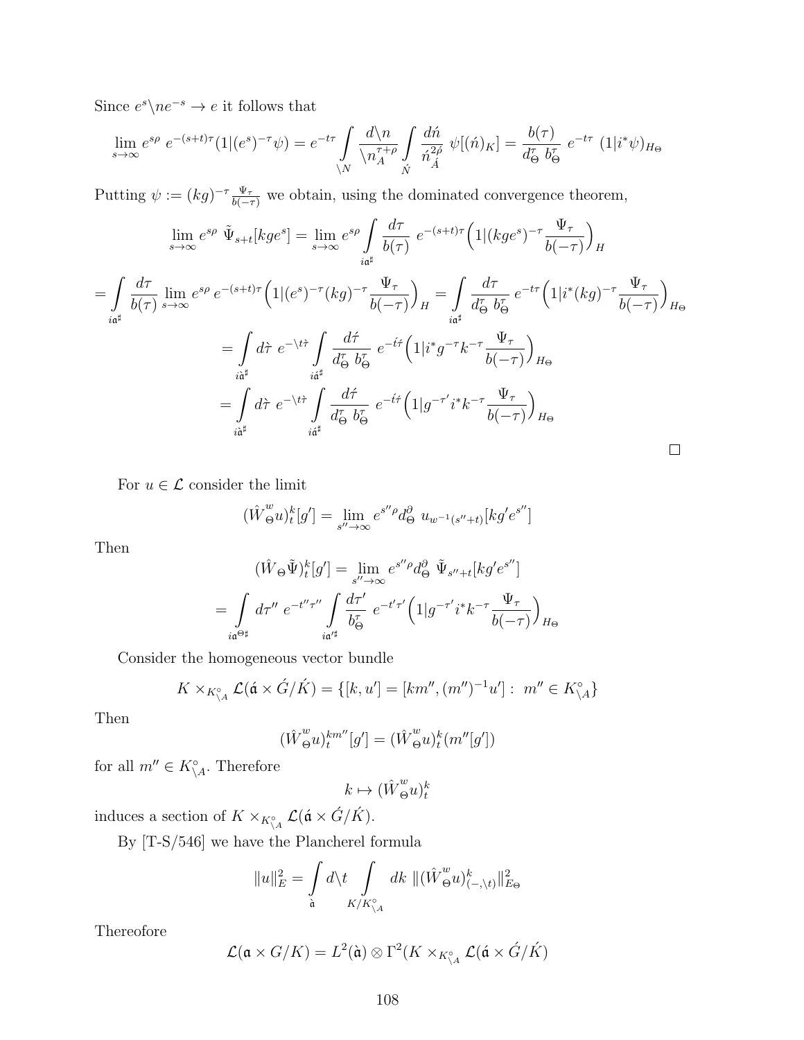Since $e^s \backslash n e^{-s} \to e$ it follows that

$$\lim_{s\to\infty} e^{s\rho}\, e^{-(s+t)\tau}(1|(e^s)^{-\tau}\psi) = e^{-t\tau}\int\limits_{\backslash N} \frac{d\backslash n}{\backslash n_A^{\tau+\rho}} \int\limits_{\acute N} \frac{d\acute n}{\acute n_{\acute A}^{2\acute\rho}}\; \psi[(\acute n)_K] = \frac{b(\tau)}{d_\Theta^\tau\; b_\Theta^\tau}\; e^{-t\tau}\; (1|i^*\psi)_{H_\Theta}$$

Putting $\psi := (kg)^{-\tau}\frac{\Psi_\tau}{b(-\tau)}$ we obtain, using the dominated convergence theorem,

$$\lim_{s\to\infty} e^{s\rho}\; \tilde\Psi_{s+t}[kge^s] = \lim_{s\to\infty} e^{s\rho}\int\limits_{i\mathfrak a^\sharp} \frac{d\tau}{b(\tau)}\; e^{-(s+t)\tau}\Big(1|(kge^s)^{-\tau}\frac{\Psi_\tau}{b(-\tau)}\Big)_H$$

$$= \int\limits_{i\mathfrak a^\sharp} \frac{d\tau}{b(\tau)} \lim_{s\to\infty} e^{s\rho}\; e^{-(s+t)\tau}\Big(1|(e^s)^{-\tau}(kg)^{-\tau}\frac{\Psi_\tau}{b(-\tau)}\Big)_H = \int\limits_{i\mathfrak a^\sharp} \frac{d\tau}{d_\Theta^\tau\; b_\Theta^\tau}\, e^{-t\tau}\Big(1|i^*(kg)^{-\tau}\frac{\Psi_\tau}{b(-\tau)}\Big)_{H_\Theta}$$

$$= \int\limits_{i\grave{\mathfrak a}^\sharp} d\grave\tau\; e^{-\backslash t\grave\tau}\int\limits_{i\acute{\mathfrak a}^\sharp} \frac{d\acute\tau}{d_\Theta^\tau\; b_\Theta^\tau}\; e^{-\acute t\acute\tau}\Big(1|i^* g^{-\tau}k^{-\tau}\frac{\Psi_\tau}{b(-\tau)}\Big)_{H_\Theta}$$

$$= \int\limits_{i\grave{\mathfrak a}^\sharp} d\grave\tau\; e^{-\backslash t\grave\tau}\int\limits_{i\acute{\mathfrak a}^\sharp} \frac{d\acute\tau}{d_\Theta^\tau\; b_\Theta^\tau}\; e^{-\acute t\acute\tau}\Big(1|g^{-\tau'} i^* k^{-\tau}\frac{\Psi_\tau}{b(-\tau)}\Big)_{H_\Theta}$$

□

For $u \in \mathcal L$ consider the limit

$$(\hat W_\Theta^w u)_t^k[g'] = \lim_{s''\to\infty} e^{s''\rho} d_\Theta^\partial\; u_{w^{-1}(s''+t)}[kg'e^{s''}]$$

Then

$$(\hat W_\Theta\tilde\Psi)_t^k[g'] = \lim_{s''\to\infty} e^{s''\rho} d_\Theta^\partial\; \tilde\Psi_{s''+t}[kg'e^{s''}]$$

$$= \int\limits_{i\mathfrak a^{\Theta\sharp}} d\tau''\; e^{-t''\tau''}\int\limits_{i\mathfrak a'^\sharp} \frac{d\tau'}{b_\Theta^\tau}\; e^{-t'\tau'}\Big(1|g^{-\tau'} i^* k^{-\tau}\frac{\Psi_\tau}{b(-\tau)}\Big)_{H_\Theta}$$

Consider the homogeneous vector bundle

$$K\times_{K_{\backslash A}^\circ} \mathcal L(\acute{\mathfrak a}\times \acute G/\acute K) = \{[k,u'] = [km'', (m'')^{-1}u'] :\; m'' \in K_{\backslash A}^\circ\}$$

Then

$$(\hat W_\Theta^w u)_t^{km''}[g'] = (\hat W_\Theta^w u)_t^k(m''[g'])$$

for all $m'' \in K_{\backslash A}^\circ$. Therefore

$$k \mapsto (\hat W_\Theta^w u)_t^k$$

induces a section of $K\times_{K_{\backslash A}^\circ}\mathcal L(\acute{\mathfrak a}\times\acute G/\acute K)$.

By [T-S/546] we have the Plancherel formula

$$\|u\|_E^2 = \int\limits_{\grave{\mathfrak a}} d\backslash t \int\limits_{K/K_{\backslash A}^\circ} dk\; \|(\hat W_\Theta^w u)_{(-,\backslash t)}^k\|_{E_\Theta}^2$$

Thereofore

$$\mathcal L(\mathfrak a\times G/K) = L^2(\grave{\mathfrak a})\otimes\Gamma^2(K\times_{K_{\backslash A}^\circ}\mathcal L(\acute{\mathfrak a}\times\acute G/\acute K)$$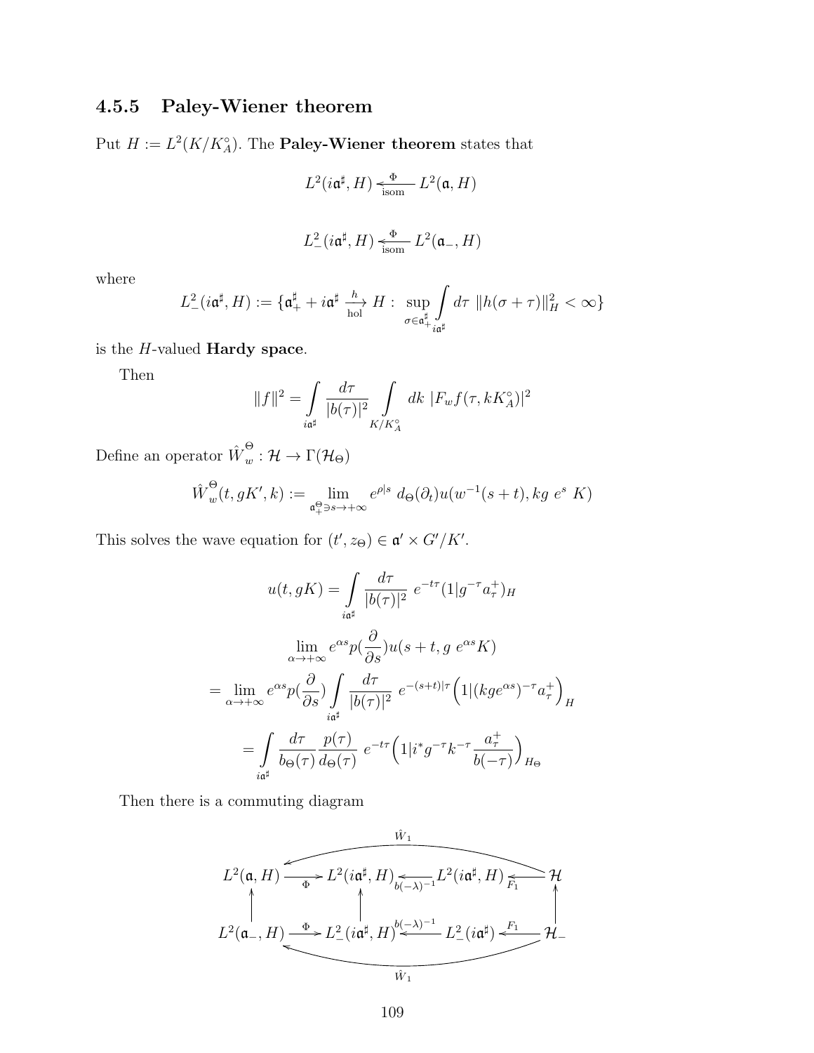### 4.5.5 Paley-Wiener theorem

Put $H := L^2(K/K_A^\circ)$. The **Paley-Wiener theorem** states that

$$L^2(i\mathfrak{a}^\sharp, H) \xleftarrow[\text{isom}]{\Phi} L^2(\mathfrak{a}, H)$$

$$L^2_-(i\mathfrak{a}^\sharp, H) \xleftarrow[\text{isom}]{\Phi} L^2(\mathfrak{a}_-, H)$$

where

$$L^2_-(i\mathfrak{a}^\sharp, H) := \{\mathfrak{a}^\sharp_+ + i\mathfrak{a}^\sharp \xrightarrow[\text{hol}]{h} H : \sup_{\sigma\in\mathfrak{a}^\sharp_+} \int_{i\mathfrak{a}^\sharp} d\tau \ \|h(\sigma+\tau)\|^2_H < \infty\}$$

is the $H$-valued **Hardy space**.

Then

$$\|f\|^2 = \int_{i\mathfrak{a}^\sharp} \frac{d\tau}{|b(\tau)|^2} \int_{K/K_A^\circ} dk \ |F_w f(\tau, kK_A^\circ)|^2$$

Define an operator $\hat{W}^\Theta_w : \mathcal{H} \to \Gamma(\mathcal{H}_\Theta)$

$$\hat{W}^\Theta_w(t, gK', k) := \lim_{\mathfrak{a}^\Theta_+ \ni s\to+\infty} e^{\rho|s} \ d_\Theta(\partial_t) u(w^{-1}(s+t), kg \ e^s \ K)$$

This solves the wave equation for $(t', z_\Theta) \in \mathfrak{a}' \times G'/K'$.

$$u(t, gK) = \int_{i\mathfrak{a}^\sharp} \frac{d\tau}{|b(\tau)|^2} \ e^{-t\tau}(1|g^{-\tau}a^+_\tau)_H$$

$$\lim_{\alpha\to+\infty} e^{\alpha s} p(\frac{\partial}{\partial s}) u(s+t, g \ e^{\alpha s}K)$$

$$= \lim_{\alpha\to+\infty} e^{\alpha s} p(\frac{\partial}{\partial s}) \int_{i\mathfrak{a}^\sharp} \frac{d\tau}{|b(\tau)|^2} \ e^{-(s+t)|\tau} \Big(1|(kge^{\alpha s})^{-\tau} a^+_\tau\Big)_H$$

$$= \int_{i\mathfrak{a}^\sharp} \frac{d\tau}{b_\Theta(\tau)} \frac{p(\tau)}{d_\Theta(\tau)} \ e^{-t\tau} \Big(1|i^* g^{-\tau} k^{-\tau} \frac{a^+_\tau}{b(-\tau)}\Big)_{H_\Theta}$$

Then there is a commuting diagram

$$\begin{array}{ccccccc}
L^2(\mathfrak{a}, H) & \xrightarrow{\Phi} & L^2(i\mathfrak{a}^\sharp, H) & \xleftarrow{b(-\lambda)^{-1}} & L^2(i\mathfrak{a}^\sharp, H) & \xleftarrow{F_1} & \mathcal{H} \\
\uparrow & & \uparrow & & & & \uparrow \\
L^2(\mathfrak{a}_-, H) & \xrightarrow{\Phi} & L^2_-(i\mathfrak{a}^\sharp, H) & \xleftarrow{b(-\lambda)^{-1}} & L^2_-(i\mathfrak{a}^\sharp) & \xleftarrow{F_1} & \mathcal{H}_-
\end{array}$$

with curved arrows $\hat{W}_1 : \mathcal{H} \to L^2(\mathfrak{a}, H)$ (top) and $\hat{W}_1 : \mathcal{H}_- \to L^2(\mathfrak{a}_-, H)$ (bottom).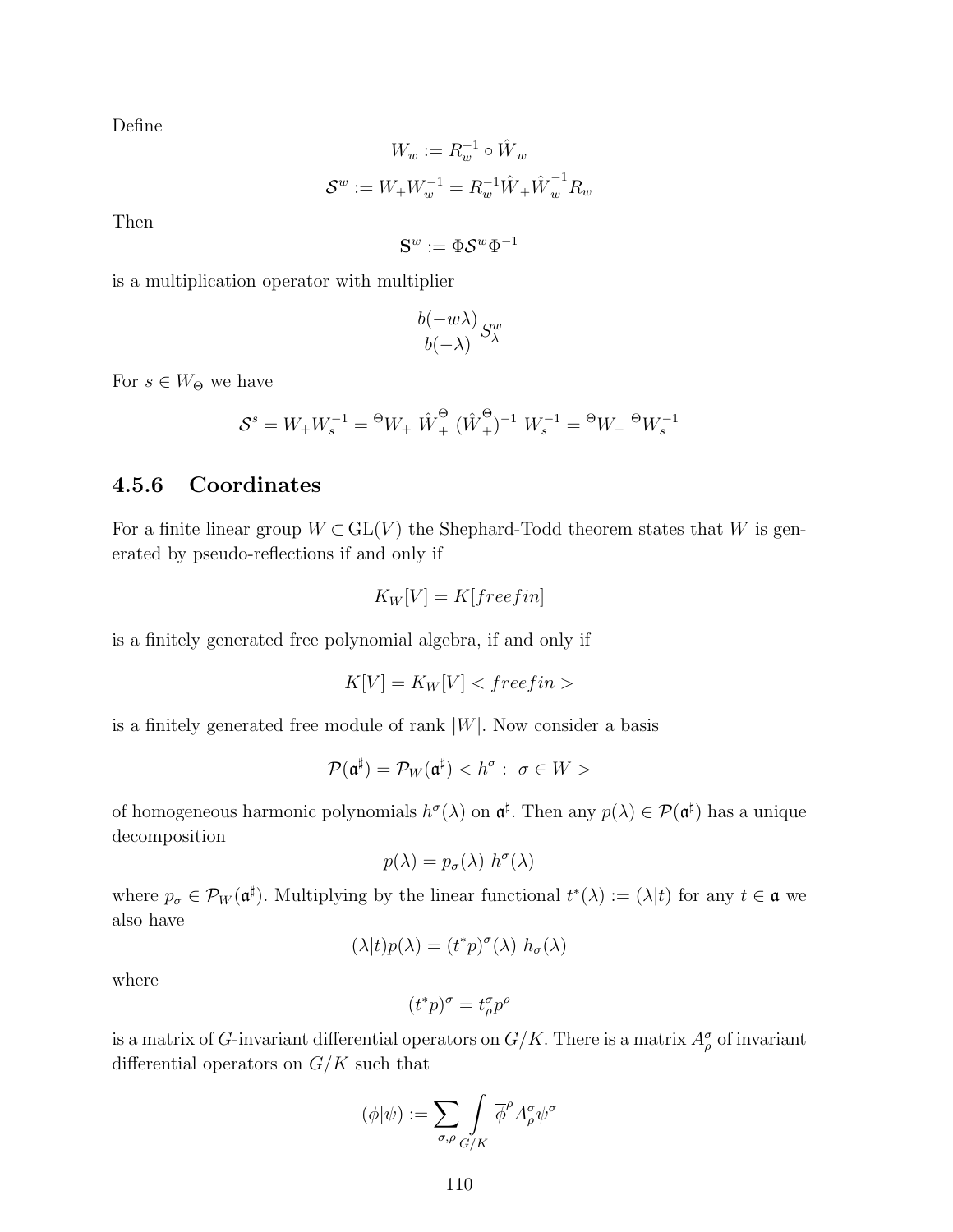Define

$$W_w := R_w^{-1} \circ \hat{W}_w$$

$$\mathcal{S}^w := W_+ W_w^{-1} = R_w^{-1} \hat{W}_+ \hat{W}_w^{-1} R_w$$

Then

$$\mathbf{S}^w := \Phi \mathcal{S}^w \Phi^{-1}$$

is a multiplication operator with multiplier

$$\frac{b(-w\lambda)}{b(-\lambda)} S_\lambda^w$$

For $s \in W_\Theta$ we have

$$\mathcal{S}^s = W_+ W_s^{-1} = {}^\Theta W_+ \ \hat{W}_+^\Theta \ (\hat{W}_+^\Theta)^{-1} \ W_s^{-1} = {}^\Theta W_+ \ {}^\Theta W_s^{-1}$$

### 4.5.6 Coordinates

For a finite linear group $W \subset \mathrm{GL}(V)$ the Shephard-Todd theorem states that $W$ is generated by pseudo-reflections if and only if

$$K_W[V] = K[freefin]$$

is a finitely generated free polynomial algebra, if and only if

$$K[V] = K_W[V] < freefin >$$

is a finitely generated free module of rank $|W|$. Now consider a basis

$$\mathcal{P}(\mathfrak{a}^\sharp) = \mathcal{P}_W(\mathfrak{a}^\sharp) < h^\sigma : \ \sigma \in W >$$

of homogeneous harmonic polynomials $h^\sigma(\lambda)$ on $\mathfrak{a}^\sharp$. Then any $p(\lambda) \in \mathcal{P}(\mathfrak{a}^\sharp)$ has a unique decomposition

$$p(\lambda) = p_\sigma(\lambda) \ h^\sigma(\lambda)$$

where $p_\sigma \in \mathcal{P}_W(\mathfrak{a}^\sharp)$. Multiplying by the linear functional $t^*(\lambda) := (\lambda|t)$ for any $t \in \mathfrak{a}$ we also have

$$(\lambda|t) p(\lambda) = (t^* p)^\sigma(\lambda) \ h_\sigma(\lambda)$$

where

$$(t^* p)^\sigma = t_\rho^\sigma p^\rho$$

is a matrix of $G$-invariant differential operators on $G/K$. There is a matrix $A_\rho^\sigma$ of invariant differential operators on $G/K$ such that

$$(\phi|\psi) := \sum_{\sigma,\rho} \int_{G/K} \overline{\phi}^\rho A_\rho^\sigma \psi^\sigma$$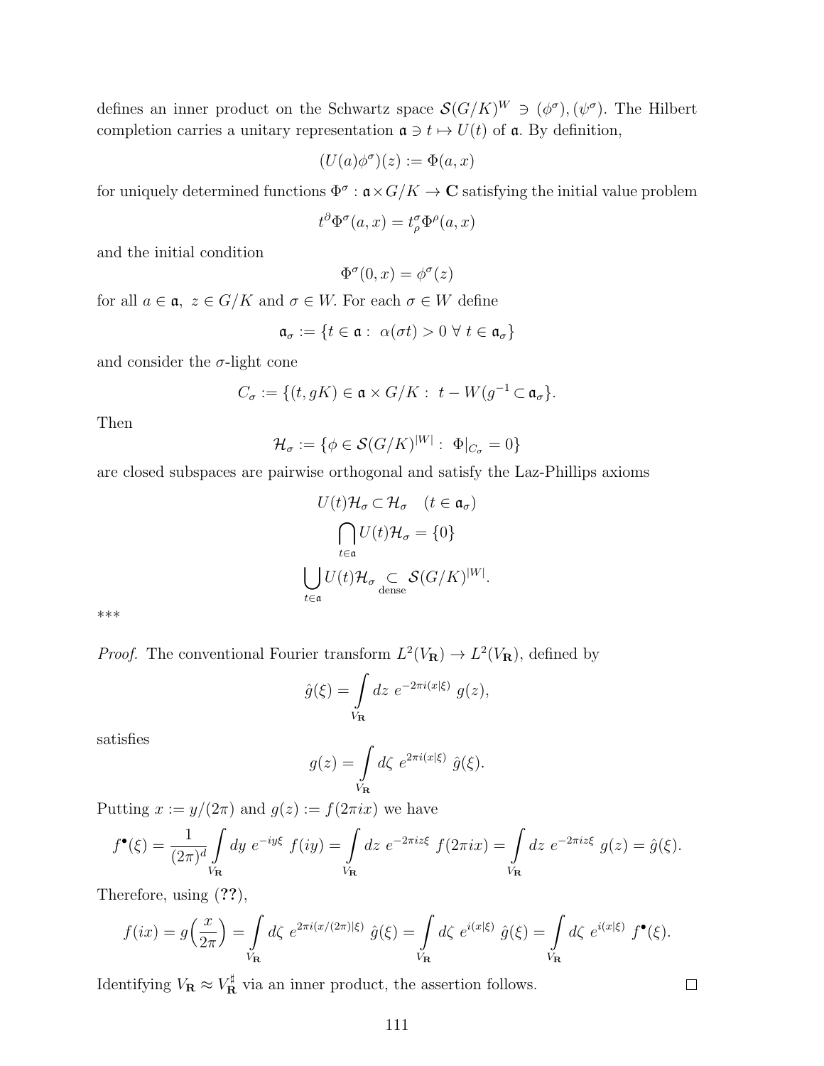defines an inner product on the Schwartz space $\mathcal{S}(G/K)^W \ni (\phi^\sigma), (\psi^\sigma)$. The Hilbert completion carries a unitary representation $\mathfrak{a} \ni t \mapsto U(t)$ of $\mathfrak{a}$. By definition,

$$(U(a)\phi^\sigma)(z) := \Phi(a, x)$$

for uniquely determined functions $\Phi^\sigma : \mathfrak{a} \times G/K \to \mathbf{C}$ satisfying the initial value problem

$$t^\partial \Phi^\sigma(a, x) = t^\sigma_\rho \Phi^\rho(a, x)$$

and the initial condition

$$\Phi^\sigma(0, x) = \phi^\sigma(z)$$

for all $a \in \mathfrak{a},\ z \in G/K$ and $\sigma \in W$. For each $\sigma \in W$ define

$$\mathfrak{a}_\sigma := \{t \in \mathfrak{a} :\ \alpha(\sigma t) > 0\ \forall\ t \in \mathfrak{a}_\sigma\}$$

and consider the $\sigma$-light cone

$$C_\sigma := \{(t, gK) \in \mathfrak{a} \times G/K :\ t - W(g^{-1} \subset \mathfrak{a}_\sigma\}.$$

Then

$$\mathcal{H}_\sigma := \{\phi \in \mathcal{S}(G/K)^{|W|} :\ \Phi|_{C_\sigma} = 0\}$$

are closed subspaces are pairwise orthogonal and satisfy the Laz-Phillips axioms

$$U(t)\mathcal{H}_\sigma \subset \mathcal{H}_\sigma \quad (t \in \mathfrak{a}_\sigma)$$

$$\bigcap_{t \in \mathfrak{a}} U(t)\mathcal{H}_\sigma = \{0\}$$

$$\bigcup_{t \in \mathfrak{a}} U(t)\mathcal{H}_\sigma \underset{\text{dense}}{\subset} \mathcal{S}(G/K)^{|W|}.$$

***

*Proof.* The conventional Fourier transform $L^2(V_\mathbf{R}) \to L^2(V_\mathbf{R})$, defined by

$$\hat{g}(\xi) = \int\limits_{V_\mathbf{R}} dz\ e^{-2\pi i (x|\xi)}\ g(z),$$

satisfies

$$g(z) = \int\limits_{V_\mathbf{R}} d\zeta\ e^{2\pi i (x|\xi)}\ \hat{g}(\xi).$$

Putting $x := y/(2\pi)$ and $g(z) := f(2\pi i x)$ we have

$$f^\bullet(\xi) = \frac{1}{(2\pi)^d} \int\limits_{V_\mathbf{R}} dy\ e^{-iy\xi}\ f(iy) = \int\limits_{V_\mathbf{R}} dz\ e^{-2\pi i z\xi}\ f(2\pi i x) = \int\limits_{V_\mathbf{R}} dz\ e^{-2\pi i z\xi}\ g(z) = \hat{g}(\xi).$$

Therefore, using (**??**),

$$f(ix) = g\Big(\frac{x}{2\pi}\Big) = \int\limits_{V_\mathbf{R}} d\zeta\ e^{2\pi i (x/(2\pi)|\xi)}\ \hat{g}(\xi) = \int\limits_{V_\mathbf{R}} d\zeta\ e^{i(x|\xi)}\ \hat{g}(\xi) = \int\limits_{V_\mathbf{R}} d\zeta\ e^{i(x|\xi)}\ f^\bullet(\xi).$$

Identifying $V_\mathbf{R} \approx V_\mathbf{R}^\sharp$ via an inner product, the assertion follows. $\square$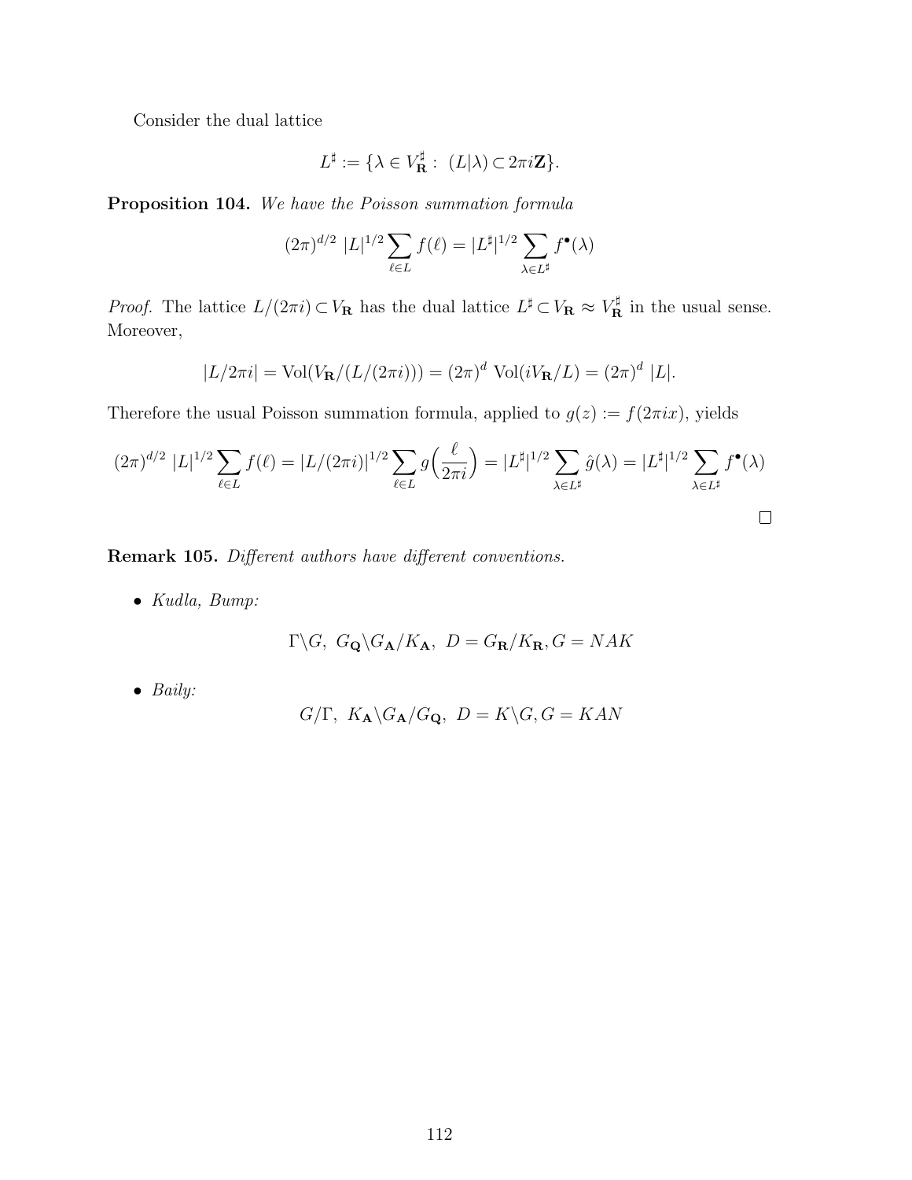Consider the dual lattice

$$L^\sharp := \{\lambda \in V_{\mathbf{R}}^\sharp : \ (L|\lambda) \subset 2\pi i \mathbf{Z}\}.$$

**Proposition 104.** *We have the Poisson summation formula*

$$(2\pi)^{d/2} \ |L|^{1/2} \sum_{\ell \in L} f(\ell) = |L^\sharp|^{1/2} \sum_{\lambda \in L^\sharp} f^\bullet(\lambda)$$

*Proof.* The lattice $L/(2\pi i) \subset V_{\mathbf{R}}$ has the dual lattice $L^\sharp \subset V_{\mathbf{R}} \approx V_{\mathbf{R}}^\sharp$ in the usual sense. Moreover,

$$|L/2\pi i| = \mathrm{Vol}(V_{\mathbf{R}}/(L/(2\pi i))) = (2\pi)^d \ \mathrm{Vol}(iV_{\mathbf{R}}/L) = (2\pi)^d \ |L|.$$

Therefore the usual Poisson summation formula, applied to $g(z) := f(2\pi i x)$, yields

$$(2\pi)^{d/2} \ |L|^{1/2} \sum_{\ell \in L} f(\ell) = |L/(2\pi i)|^{1/2} \sum_{\ell \in L} g\Big(\frac{\ell}{2\pi i}\Big) = |L^\sharp|^{1/2} \sum_{\lambda \in L^\sharp} \hat{g}(\lambda) = |L^\sharp|^{1/2} \sum_{\lambda \in L^\sharp} f^\bullet(\lambda)$$

□

**Remark 105.** *Different authors have different conventions.*

- *Kudla, Bump:*

$$\Gamma \backslash G, \ G_{\mathbf{Q}} \backslash G_{\mathbf{A}} / K_{\mathbf{A}}, \ D = G_{\mathbf{R}}/K_{\mathbf{R}}, G = NAK$$

- *Baily:*

$$G/\Gamma, \ K_{\mathbf{A}} \backslash G_{\mathbf{A}} / G_{\mathbf{Q}}, \ D = K \backslash G, G = KAN$$